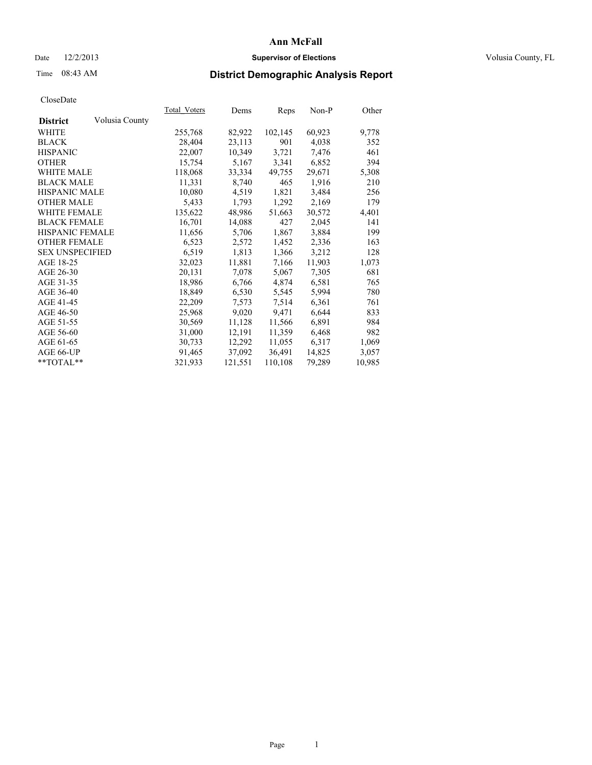# Ann McFall

Date 12/2/2013 **Supervisor of Elections** Volusia County, FL

Time 08:43 AM

## District Demographic Analysis Report

CloseDate

| **District** Volusia County | Total_Voters | Dems | Reps | Non-P | Other |
|---|---|---|---|---|---|
| WHITE | 255,768 | 82,922 | 102,145 | 60,923 | 9,778 |
| BLACK | 28,404 | 23,113 | 901 | 4,038 | 352 |
| HISPANIC | 22,007 | 10,349 | 3,721 | 7,476 | 461 |
| OTHER | 15,754 | 5,167 | 3,341 | 6,852 | 394 |
| WHITE MALE | 118,068 | 33,334 | 49,755 | 29,671 | 5,308 |
| BLACK MALE | 11,331 | 8,740 | 465 | 1,916 | 210 |
| HISPANIC MALE | 10,080 | 4,519 | 1,821 | 3,484 | 256 |
| OTHER MALE | 5,433 | 1,793 | 1,292 | 2,169 | 179 |
| WHITE FEMALE | 135,622 | 48,986 | 51,663 | 30,572 | 4,401 |
| BLACK FEMALE | 16,701 | 14,088 | 427 | 2,045 | 141 |
| HISPANIC FEMALE | 11,656 | 5,706 | 1,867 | 3,884 | 199 |
| OTHER FEMALE | 6,523 | 2,572 | 1,452 | 2,336 | 163 |
| SEX UNSPECIFIED | 6,519 | 1,813 | 1,366 | 3,212 | 128 |
| AGE 18-25 | 32,023 | 11,881 | 7,166 | 11,903 | 1,073 |
| AGE 26-30 | 20,131 | 7,078 | 5,067 | 7,305 | 681 |
| AGE 31-35 | 18,986 | 6,766 | 4,874 | 6,581 | 765 |
| AGE 36-40 | 18,849 | 6,530 | 5,545 | 5,994 | 780 |
| AGE 41-45 | 22,209 | 7,573 | 7,514 | 6,361 | 761 |
| AGE 46-50 | 25,968 | 9,020 | 9,471 | 6,644 | 833 |
| AGE 51-55 | 30,569 | 11,128 | 11,566 | 6,891 | 984 |
| AGE 56-60 | 31,000 | 12,191 | 11,359 | 6,468 | 982 |
| AGE 61-65 | 30,733 | 12,292 | 11,055 | 6,317 | 1,069 |
| AGE 66-UP | 91,465 | 37,092 | 36,491 | 14,825 | 3,057 |
| **TOTAL** | 321,933 | 121,551 | 110,108 | 79,289 | 10,985 |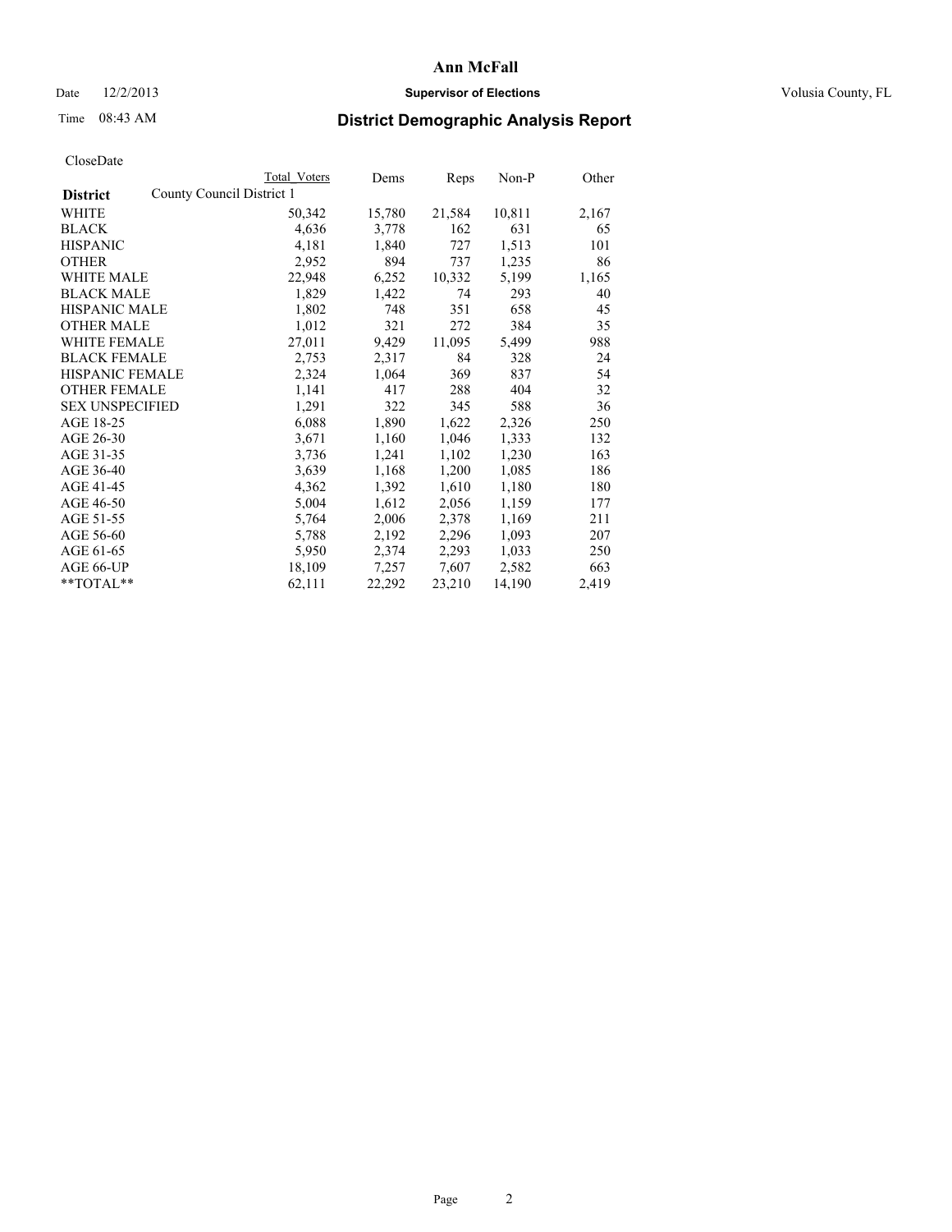# Ann McFall

Date 12/2/2013 **Supervisor of Elections** Volusia County, FL

Time 08:43 AM

## District Demographic Analysis Report

CloseDate

| **District** County Council District 1 | Total Voters | Dems | Reps | Non-P | Other |
|---|---|---|---|---|---|
| WHITE | 50,342 | 15,780 | 21,584 | 10,811 | 2,167 |
| BLACK | 4,636 | 3,778 | 162 | 631 | 65 |
| HISPANIC | 4,181 | 1,840 | 727 | 1,513 | 101 |
| OTHER | 2,952 | 894 | 737 | 1,235 | 86 |
| WHITE MALE | 22,948 | 6,252 | 10,332 | 5,199 | 1,165 |
| BLACK MALE | 1,829 | 1,422 | 74 | 293 | 40 |
| HISPANIC MALE | 1,802 | 748 | 351 | 658 | 45 |
| OTHER MALE | 1,012 | 321 | 272 | 384 | 35 |
| WHITE FEMALE | 27,011 | 9,429 | 11,095 | 5,499 | 988 |
| BLACK FEMALE | 2,753 | 2,317 | 84 | 328 | 24 |
| HISPANIC FEMALE | 2,324 | 1,064 | 369 | 837 | 54 |
| OTHER FEMALE | 1,141 | 417 | 288 | 404 | 32 |
| SEX UNSPECIFIED | 1,291 | 322 | 345 | 588 | 36 |
| AGE 18-25 | 6,088 | 1,890 | 1,622 | 2,326 | 250 |
| AGE 26-30 | 3,671 | 1,160 | 1,046 | 1,333 | 132 |
| AGE 31-35 | 3,736 | 1,241 | 1,102 | 1,230 | 163 |
| AGE 36-40 | 3,639 | 1,168 | 1,200 | 1,085 | 186 |
| AGE 41-45 | 4,362 | 1,392 | 1,610 | 1,180 | 180 |
| AGE 46-50 | 5,004 | 1,612 | 2,056 | 1,159 | 177 |
| AGE 51-55 | 5,764 | 2,006 | 2,378 | 1,169 | 211 |
| AGE 56-60 | 5,788 | 2,192 | 2,296 | 1,093 | 207 |
| AGE 61-65 | 5,950 | 2,374 | 2,293 | 1,033 | 250 |
| AGE 66-UP | 18,109 | 7,257 | 7,607 | 2,582 | 663 |
| **TOTAL** | 62,111 | 22,292 | 23,210 | 14,190 | 2,419 |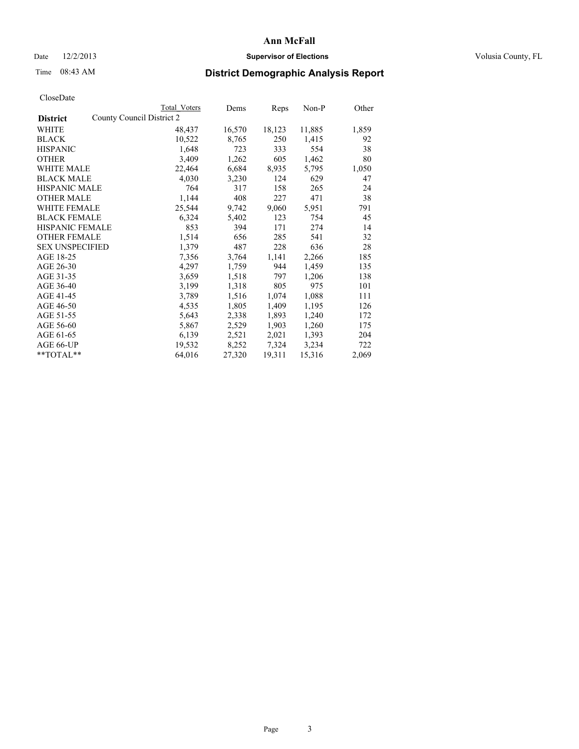# Ann McFall

Date 12/2/2013 **Supervisor of Elections** Volusia County, FL

Time 08:43 AM **District Demographic Analysis Report**

CloseDate

| **District** | County Council District 2 | Total Voters | Dems | Reps | Non-P | Other |
|---|---|---|---|---|---|---|
| WHITE | | 48,437 | 16,570 | 18,123 | 11,885 | 1,859 |
| BLACK | | 10,522 | 8,765 | 250 | 1,415 | 92 |
| HISPANIC | | 1,648 | 723 | 333 | 554 | 38 |
| OTHER | | 3,409 | 1,262 | 605 | 1,462 | 80 |
| WHITE MALE | | 22,464 | 6,684 | 8,935 | 5,795 | 1,050 |
| BLACK MALE | | 4,030 | 3,230 | 124 | 629 | 47 |
| HISPANIC MALE | | 764 | 317 | 158 | 265 | 24 |
| OTHER MALE | | 1,144 | 408 | 227 | 471 | 38 |
| WHITE FEMALE | | 25,544 | 9,742 | 9,060 | 5,951 | 791 |
| BLACK FEMALE | | 6,324 | 5,402 | 123 | 754 | 45 |
| HISPANIC FEMALE | | 853 | 394 | 171 | 274 | 14 |
| OTHER FEMALE | | 1,514 | 656 | 285 | 541 | 32 |
| SEX UNSPECIFIED | | 1,379 | 487 | 228 | 636 | 28 |
| AGE 18-25 | | 7,356 | 3,764 | 1,141 | 2,266 | 185 |
| AGE 26-30 | | 4,297 | 1,759 | 944 | 1,459 | 135 |
| AGE 31-35 | | 3,659 | 1,518 | 797 | 1,206 | 138 |
| AGE 36-40 | | 3,199 | 1,318 | 805 | 975 | 101 |
| AGE 41-45 | | 3,789 | 1,516 | 1,074 | 1,088 | 111 |
| AGE 46-50 | | 4,535 | 1,805 | 1,409 | 1,195 | 126 |
| AGE 51-55 | | 5,643 | 2,338 | 1,893 | 1,240 | 172 |
| AGE 56-60 | | 5,867 | 2,529 | 1,903 | 1,260 | 175 |
| AGE 61-65 | | 6,139 | 2,521 | 2,021 | 1,393 | 204 |
| AGE 66-UP | | 19,532 | 8,252 | 7,324 | 3,234 | 722 |
| **TOTAL** | | 64,016 | 27,320 | 19,311 | 15,316 | 2,069 |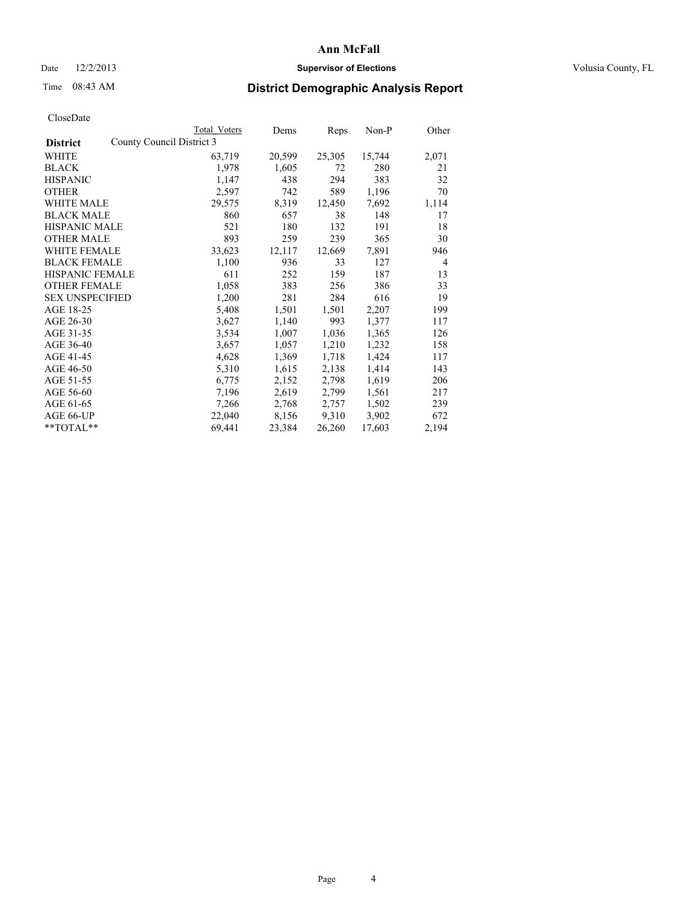# Ann McFall

Date 12/2/2013 **Supervisor of Elections** Volusia County, FL

Time 08:43 AM

## District Demographic Analysis Report

CloseDate

| **District** | Total Voters | Dems | Reps | Non-P | Other |
|---|---|---|---|---|---|
| County Council District 3 | | | | | |
| WHITE | 63,719 | 20,599 | 25,305 | 15,744 | 2,071 |
| BLACK | 1,978 | 1,605 | 72 | 280 | 21 |
| HISPANIC | 1,147 | 438 | 294 | 383 | 32 |
| OTHER | 2,597 | 742 | 589 | 1,196 | 70 |
| WHITE MALE | 29,575 | 8,319 | 12,450 | 7,692 | 1,114 |
| BLACK MALE | 860 | 657 | 38 | 148 | 17 |
| HISPANIC MALE | 521 | 180 | 132 | 191 | 18 |
| OTHER MALE | 893 | 259 | 239 | 365 | 30 |
| WHITE FEMALE | 33,623 | 12,117 | 12,669 | 7,891 | 946 |
| BLACK FEMALE | 1,100 | 936 | 33 | 127 | 4 |
| HISPANIC FEMALE | 611 | 252 | 159 | 187 | 13 |
| OTHER FEMALE | 1,058 | 383 | 256 | 386 | 33 |
| SEX UNSPECIFIED | 1,200 | 281 | 284 | 616 | 19 |
| AGE 18-25 | 5,408 | 1,501 | 1,501 | 2,207 | 199 |
| AGE 26-30 | 3,627 | 1,140 | 993 | 1,377 | 117 |
| AGE 31-35 | 3,534 | 1,007 | 1,036 | 1,365 | 126 |
| AGE 36-40 | 3,657 | 1,057 | 1,210 | 1,232 | 158 |
| AGE 41-45 | 4,628 | 1,369 | 1,718 | 1,424 | 117 |
| AGE 46-50 | 5,310 | 1,615 | 2,138 | 1,414 | 143 |
| AGE 51-55 | 6,775 | 2,152 | 2,798 | 1,619 | 206 |
| AGE 56-60 | 7,196 | 2,619 | 2,799 | 1,561 | 217 |
| AGE 61-65 | 7,266 | 2,768 | 2,757 | 1,502 | 239 |
| AGE 66-UP | 22,040 | 8,156 | 9,310 | 3,902 | 672 |
| **TOTAL** | 69,441 | 23,384 | 26,260 | 17,603 | 2,194 |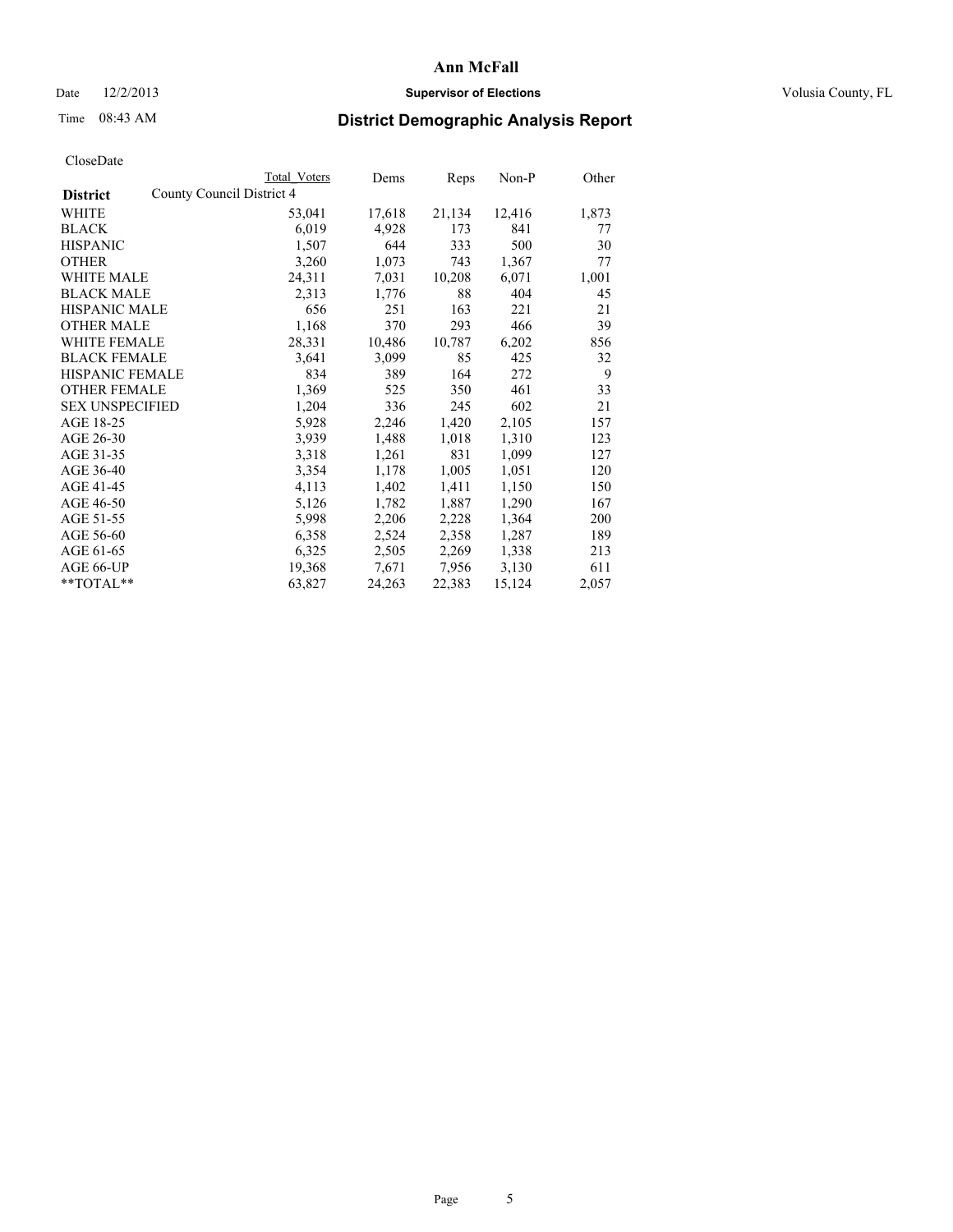# District Demographic Analysis Report

CloseDate

| District | County Council District 4<br>Total Voters | Dems | Reps | Non-P | Other |
|---|---|---|---|---|---|
| WHITE | 53,041 | 17,618 | 21,134 | 12,416 | 1,873 |
| BLACK | 6,019 | 4,928 | 173 | 841 | 77 |
| HISPANIC | 1,507 | 644 | 333 | 500 | 30 |
| OTHER | 3,260 | 1,073 | 743 | 1,367 | 77 |
| WHITE MALE | 24,311 | 7,031 | 10,208 | 6,071 | 1,001 |
| BLACK MALE | 2,313 | 1,776 | 88 | 404 | 45 |
| HISPANIC MALE | 656 | 251 | 163 | 221 | 21 |
| OTHER MALE | 1,168 | 370 | 293 | 466 | 39 |
| WHITE FEMALE | 28,331 | 10,486 | 10,787 | 6,202 | 856 |
| BLACK FEMALE | 3,641 | 3,099 | 85 | 425 | 32 |
| HISPANIC FEMALE | 834 | 389 | 164 | 272 | 9 |
| OTHER FEMALE | 1,369 | 525 | 350 | 461 | 33 |
| SEX UNSPECIFIED | 1,204 | 336 | 245 | 602 | 21 |
| AGE 18-25 | 5,928 | 2,246 | 1,420 | 2,105 | 157 |
| AGE 26-30 | 3,939 | 1,488 | 1,018 | 1,310 | 123 |
| AGE 31-35 | 3,318 | 1,261 | 831 | 1,099 | 127 |
| AGE 36-40 | 3,354 | 1,178 | 1,005 | 1,051 | 120 |
| AGE 41-45 | 4,113 | 1,402 | 1,411 | 1,150 | 150 |
| AGE 46-50 | 5,126 | 1,782 | 1,887 | 1,290 | 167 |
| AGE 51-55 | 5,998 | 2,206 | 2,228 | 1,364 | 200 |
| AGE 56-60 | 6,358 | 2,524 | 2,358 | 1,287 | 189 |
| AGE 61-65 | 6,325 | 2,505 | 2,269 | 1,338 | 213 |
| AGE 66-UP | 19,368 | 7,671 | 7,956 | 3,130 | 611 |
| **TOTAL** | 63,827 | 24,263 | 22,383 | 15,124 | 2,057 |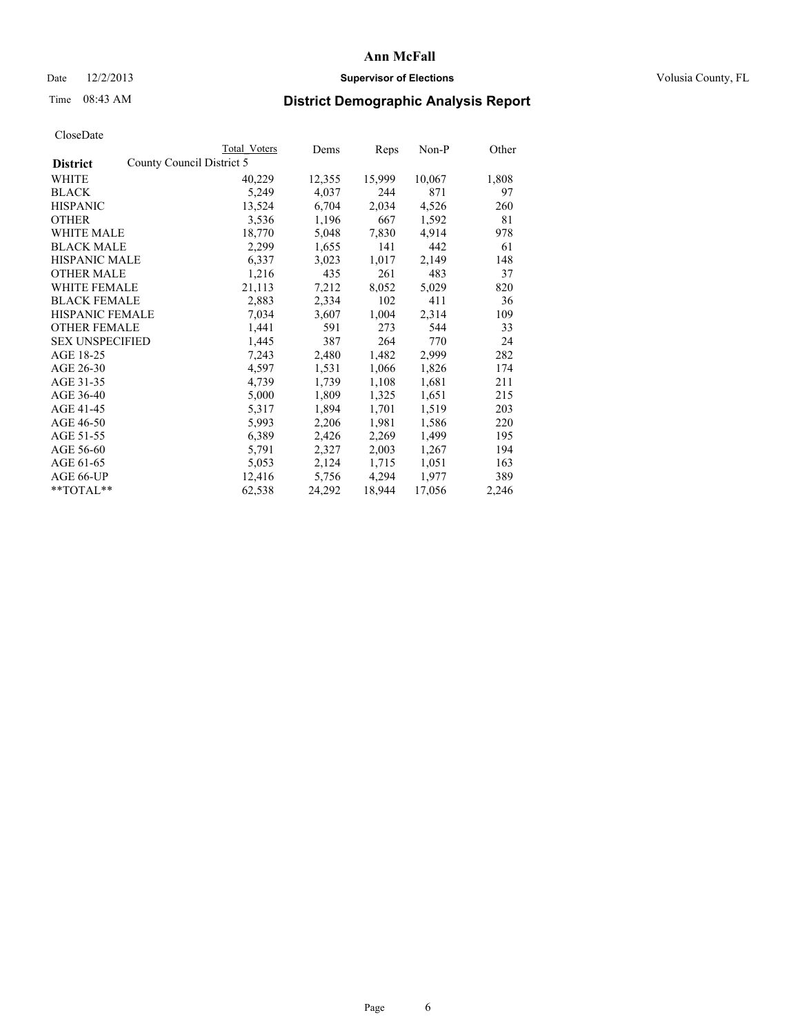Ann McFall

Date 12/2/2013 **Supervisor of Elections** Volusia County, FL

Time 08:43 AM

## District Demographic Analysis Report

CloseDate

| | Total Voters | Dems | Reps | Non-P | Other |
|---|---|---|---|---|---|
| **District** County Council District 5 | | | | | |
| WHITE | 40,229 | 12,355 | 15,999 | 10,067 | 1,808 |
| BLACK | 5,249 | 4,037 | 244 | 871 | 97 |
| HISPANIC | 13,524 | 6,704 | 2,034 | 4,526 | 260 |
| OTHER | 3,536 | 1,196 | 667 | 1,592 | 81 |
| WHITE MALE | 18,770 | 5,048 | 7,830 | 4,914 | 978 |
| BLACK MALE | 2,299 | 1,655 | 141 | 442 | 61 |
| HISPANIC MALE | 6,337 | 3,023 | 1,017 | 2,149 | 148 |
| OTHER MALE | 1,216 | 435 | 261 | 483 | 37 |
| WHITE FEMALE | 21,113 | 7,212 | 8,052 | 5,029 | 820 |
| BLACK FEMALE | 2,883 | 2,334 | 102 | 411 | 36 |
| HISPANIC FEMALE | 7,034 | 3,607 | 1,004 | 2,314 | 109 |
| OTHER FEMALE | 1,441 | 591 | 273 | 544 | 33 |
| SEX UNSPECIFIED | 1,445 | 387 | 264 | 770 | 24 |
| AGE 18-25 | 7,243 | 2,480 | 1,482 | 2,999 | 282 |
| AGE 26-30 | 4,597 | 1,531 | 1,066 | 1,826 | 174 |
| AGE 31-35 | 4,739 | 1,739 | 1,108 | 1,681 | 211 |
| AGE 36-40 | 5,000 | 1,809 | 1,325 | 1,651 | 215 |
| AGE 41-45 | 5,317 | 1,894 | 1,701 | 1,519 | 203 |
| AGE 46-50 | 5,993 | 2,206 | 1,981 | 1,586 | 220 |
| AGE 51-55 | 6,389 | 2,426 | 2,269 | 1,499 | 195 |
| AGE 56-60 | 5,791 | 2,327 | 2,003 | 1,267 | 194 |
| AGE 61-65 | 5,053 | 2,124 | 1,715 | 1,051 | 163 |
| AGE 66-UP | 12,416 | 5,756 | 4,294 | 1,977 | 389 |
| **TOTAL** | 62,538 | 24,292 | 18,944 | 17,056 | 2,246 |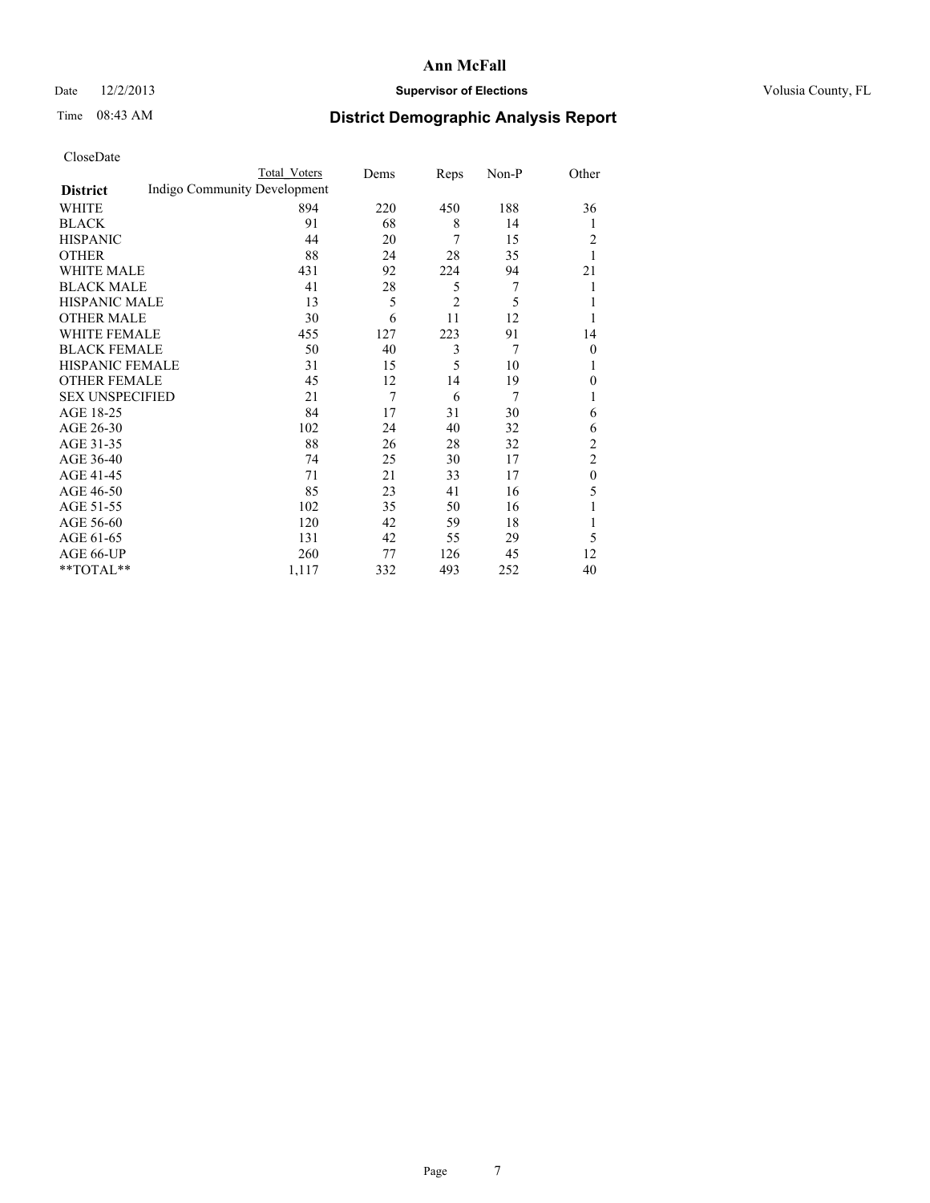**Ann McFall**

Date 12/2/2013 **Supervisor of Elections** Volusia County, FL

Time 08:43 AM

# District Demographic Analysis Report

CloseDate

| District | Total Voters | Dems | Reps | Non-P | Other |
|---|---|---|---|---|---|
| Indigo Community Development | | | | | |
| WHITE | 894 | 220 | 450 | 188 | 36 |
| BLACK | 91 | 68 | 8 | 14 | 1 |
| HISPANIC | 44 | 20 | 7 | 15 | 2 |
| OTHER | 88 | 24 | 28 | 35 | 1 |
| WHITE MALE | 431 | 92 | 224 | 94 | 21 |
| BLACK MALE | 41 | 28 | 5 | 7 | 1 |
| HISPANIC MALE | 13 | 5 | 2 | 5 | 1 |
| OTHER MALE | 30 | 6 | 11 | 12 | 1 |
| WHITE FEMALE | 455 | 127 | 223 | 91 | 14 |
| BLACK FEMALE | 50 | 40 | 3 | 7 | 0 |
| HISPANIC FEMALE | 31 | 15 | 5 | 10 | 1 |
| OTHER FEMALE | 45 | 12 | 14 | 19 | 0 |
| SEX UNSPECIFIED | 21 | 7 | 6 | 7 | 1 |
| AGE 18-25 | 84 | 17 | 31 | 30 | 6 |
| AGE 26-30 | 102 | 24 | 40 | 32 | 6 |
| AGE 31-35 | 88 | 26 | 28 | 32 | 2 |
| AGE 36-40 | 74 | 25 | 30 | 17 | 2 |
| AGE 41-45 | 71 | 21 | 33 | 17 | 0 |
| AGE 46-50 | 85 | 23 | 41 | 16 | 5 |
| AGE 51-55 | 102 | 35 | 50 | 16 | 1 |
| AGE 56-60 | 120 | 42 | 59 | 18 | 1 |
| AGE 61-65 | 131 | 42 | 55 | 29 | 5 |
| AGE 66-UP | 260 | 77 | 126 | 45 | 12 |
| **TOTAL** | 1,117 | 332 | 493 | 252 | 40 |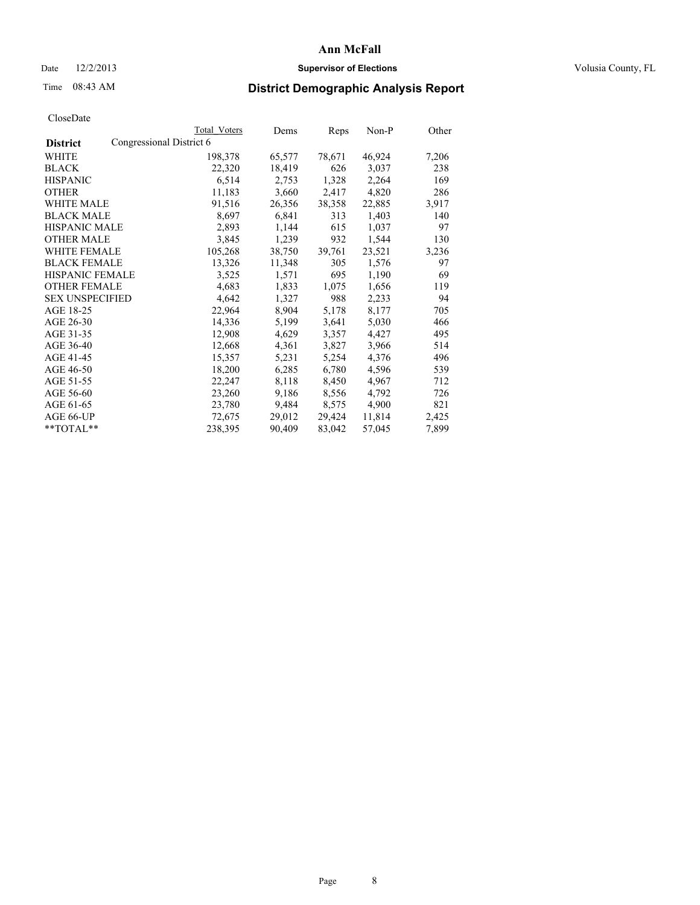# Ann McFall

Date 12/2/2013 **Supervisor of Elections** Volusia County, FL

Time 08:43 AM

## District Demographic Analysis Report

CloseDate

| District | Total Voters | Dems | Reps | Non-P | Other |
|---|---|---|---|---|---|
| Congressional District 6 | | | | | |
| WHITE | 198,378 | 65,577 | 78,671 | 46,924 | 7,206 |
| BLACK | 22,320 | 18,419 | 626 | 3,037 | 238 |
| HISPANIC | 6,514 | 2,753 | 1,328 | 2,264 | 169 |
| OTHER | 11,183 | 3,660 | 2,417 | 4,820 | 286 |
| WHITE MALE | 91,516 | 26,356 | 38,358 | 22,885 | 3,917 |
| BLACK MALE | 8,697 | 6,841 | 313 | 1,403 | 140 |
| HISPANIC MALE | 2,893 | 1,144 | 615 | 1,037 | 97 |
| OTHER MALE | 3,845 | 1,239 | 932 | 1,544 | 130 |
| WHITE FEMALE | 105,268 | 38,750 | 39,761 | 23,521 | 3,236 |
| BLACK FEMALE | 13,326 | 11,348 | 305 | 1,576 | 97 |
| HISPANIC FEMALE | 3,525 | 1,571 | 695 | 1,190 | 69 |
| OTHER FEMALE | 4,683 | 1,833 | 1,075 | 1,656 | 119 |
| SEX UNSPECIFIED | 4,642 | 1,327 | 988 | 2,233 | 94 |
| AGE 18-25 | 22,964 | 8,904 | 5,178 | 8,177 | 705 |
| AGE 26-30 | 14,336 | 5,199 | 3,641 | 5,030 | 466 |
| AGE 31-35 | 12,908 | 4,629 | 3,357 | 4,427 | 495 |
| AGE 36-40 | 12,668 | 4,361 | 3,827 | 3,966 | 514 |
| AGE 41-45 | 15,357 | 5,231 | 5,254 | 4,376 | 496 |
| AGE 46-50 | 18,200 | 6,285 | 6,780 | 4,596 | 539 |
| AGE 51-55 | 22,247 | 8,118 | 8,450 | 4,967 | 712 |
| AGE 56-60 | 23,260 | 9,186 | 8,556 | 4,792 | 726 |
| AGE 61-65 | 23,780 | 9,484 | 8,575 | 4,900 | 821 |
| AGE 66-UP | 72,675 | 29,012 | 29,424 | 11,814 | 2,425 |
| **TOTAL** | 238,395 | 90,409 | 83,042 | 57,045 | 7,899 |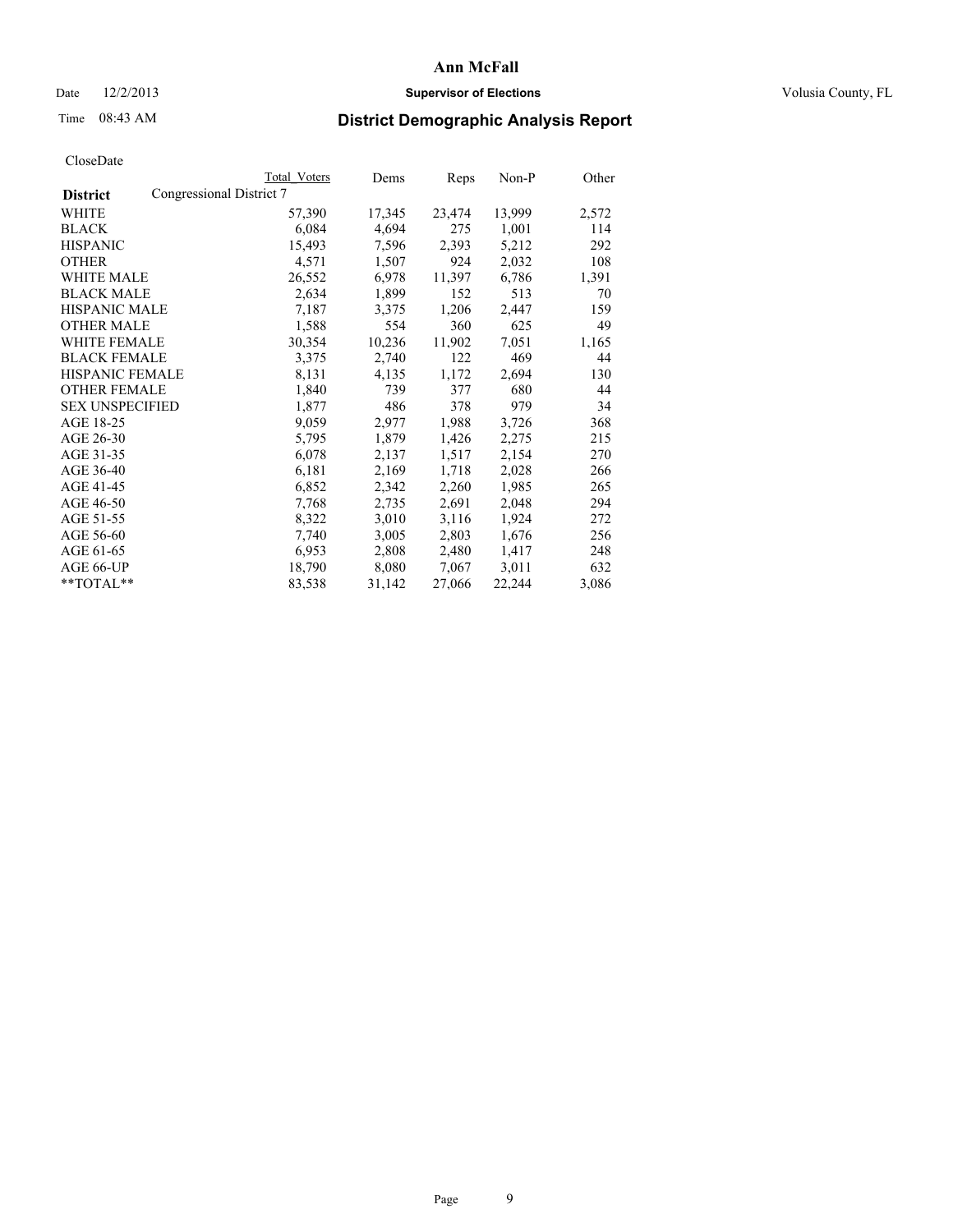# Ann McFall

Date 12/2/2013 **Supervisor of Elections** Volusia County, FL

Time 08:43 AM

## District Demographic Analysis Report

CloseDate

| **District** | Congressional District 7 | Total Voters | Dems | Reps | Non-P | Other |
|---|---|---|---|---|---|---|
| WHITE | | 57,390 | 17,345 | 23,474 | 13,999 | 2,572 |
| BLACK | | 6,084 | 4,694 | 275 | 1,001 | 114 |
| HISPANIC | | 15,493 | 7,596 | 2,393 | 5,212 | 292 |
| OTHER | | 4,571 | 1,507 | 924 | 2,032 | 108 |
| WHITE MALE | | 26,552 | 6,978 | 11,397 | 6,786 | 1,391 |
| BLACK MALE | | 2,634 | 1,899 | 152 | 513 | 70 |
| HISPANIC MALE | | 7,187 | 3,375 | 1,206 | 2,447 | 159 |
| OTHER MALE | | 1,588 | 554 | 360 | 625 | 49 |
| WHITE FEMALE | | 30,354 | 10,236 | 11,902 | 7,051 | 1,165 |
| BLACK FEMALE | | 3,375 | 2,740 | 122 | 469 | 44 |
| HISPANIC FEMALE | | 8,131 | 4,135 | 1,172 | 2,694 | 130 |
| OTHER FEMALE | | 1,840 | 739 | 377 | 680 | 44 |
| SEX UNSPECIFIED | | 1,877 | 486 | 378 | 979 | 34 |
| AGE 18-25 | | 9,059 | 2,977 | 1,988 | 3,726 | 368 |
| AGE 26-30 | | 5,795 | 1,879 | 1,426 | 2,275 | 215 |
| AGE 31-35 | | 6,078 | 2,137 | 1,517 | 2,154 | 270 |
| AGE 36-40 | | 6,181 | 2,169 | 1,718 | 2,028 | 266 |
| AGE 41-45 | | 6,852 | 2,342 | 2,260 | 1,985 | 265 |
| AGE 46-50 | | 7,768 | 2,735 | 2,691 | 2,048 | 294 |
| AGE 51-55 | | 8,322 | 3,010 | 3,116 | 1,924 | 272 |
| AGE 56-60 | | 7,740 | 3,005 | 2,803 | 1,676 | 256 |
| AGE 61-65 | | 6,953 | 2,808 | 2,480 | 1,417 | 248 |
| AGE 66-UP | | 18,790 | 8,080 | 7,067 | 3,011 | 632 |
| **TOTAL** | | 83,538 | 31,142 | 27,066 | 22,244 | 3,086 |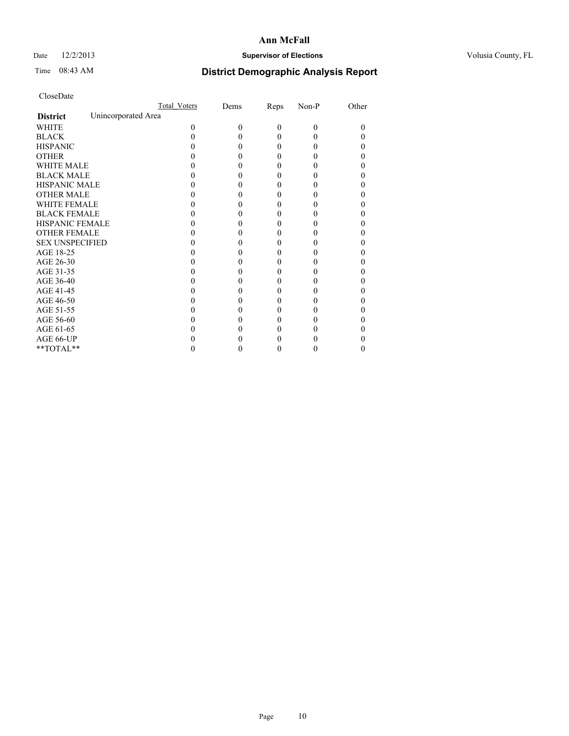**Ann McFall**

Date 12/2/2013 **Supervisor of Elections** Volusia County, FL

Time 08:43 AM

## District Demographic Analysis Report

CloseDate

| | Total_Voters | Dems | Reps | Non-P | Other |
|---|---|---|---|---|---|
| **District** Unincorporated Area | | | | | |
| WHITE | 0 | 0 | 0 | 0 | 0 |
| BLACK | 0 | 0 | 0 | 0 | 0 |
| HISPANIC | 0 | 0 | 0 | 0 | 0 |
| OTHER | 0 | 0 | 0 | 0 | 0 |
| WHITE MALE | 0 | 0 | 0 | 0 | 0 |
| BLACK MALE | 0 | 0 | 0 | 0 | 0 |
| HISPANIC MALE | 0 | 0 | 0 | 0 | 0 |
| OTHER MALE | 0 | 0 | 0 | 0 | 0 |
| WHITE FEMALE | 0 | 0 | 0 | 0 | 0 |
| BLACK FEMALE | 0 | 0 | 0 | 0 | 0 |
| HISPANIC FEMALE | 0 | 0 | 0 | 0 | 0 |
| OTHER FEMALE | 0 | 0 | 0 | 0 | 0 |
| SEX UNSPECIFIED | 0 | 0 | 0 | 0 | 0 |
| AGE 18-25 | 0 | 0 | 0 | 0 | 0 |
| AGE 26-30 | 0 | 0 | 0 | 0 | 0 |
| AGE 31-35 | 0 | 0 | 0 | 0 | 0 |
| AGE 36-40 | 0 | 0 | 0 | 0 | 0 |
| AGE 41-45 | 0 | 0 | 0 | 0 | 0 |
| AGE 46-50 | 0 | 0 | 0 | 0 | 0 |
| AGE 51-55 | 0 | 0 | 0 | 0 | 0 |
| AGE 56-60 | 0 | 0 | 0 | 0 | 0 |
| AGE 61-65 | 0 | 0 | 0 | 0 | 0 |
| AGE 66-UP | 0 | 0 | 0 | 0 | 0 |
| **TOTAL** | 0 | 0 | 0 | 0 | 0 |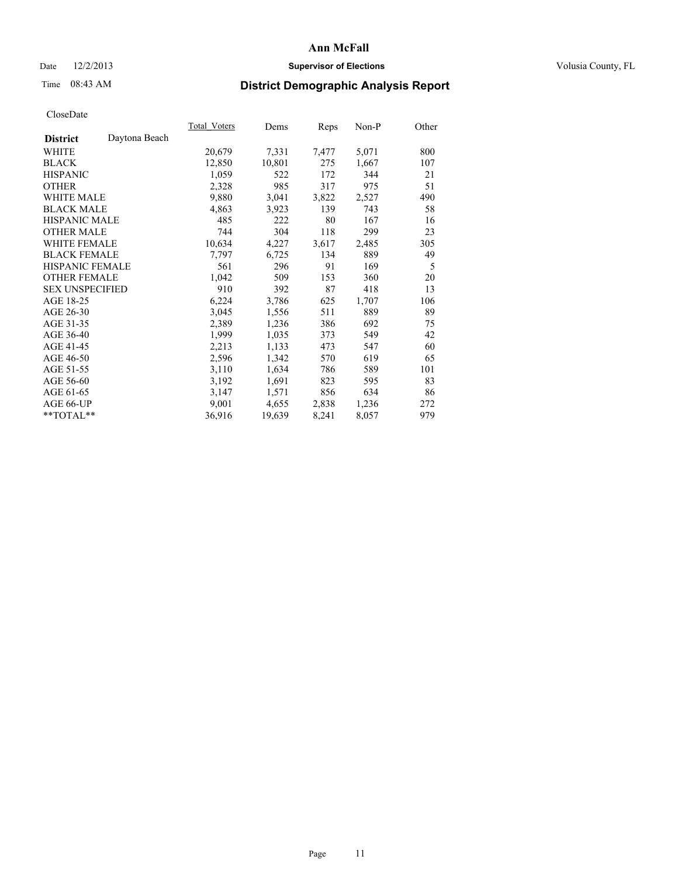# Ann McFall

Date 12/2/2013 **Supervisor of Elections** Volusia County, FL

Time 08:43 AM **District Demographic Analysis Report**

CloseDate

| **District** Daytona Beach | Total_Voters | Dems | Reps | Non-P | Other |
|---|---|---|---|---|---|
| WHITE | 20,679 | 7,331 | 7,477 | 5,071 | 800 |
| BLACK | 12,850 | 10,801 | 275 | 1,667 | 107 |
| HISPANIC | 1,059 | 522 | 172 | 344 | 21 |
| OTHER | 2,328 | 985 | 317 | 975 | 51 |
| WHITE MALE | 9,880 | 3,041 | 3,822 | 2,527 | 490 |
| BLACK MALE | 4,863 | 3,923 | 139 | 743 | 58 |
| HISPANIC MALE | 485 | 222 | 80 | 167 | 16 |
| OTHER MALE | 744 | 304 | 118 | 299 | 23 |
| WHITE FEMALE | 10,634 | 4,227 | 3,617 | 2,485 | 305 |
| BLACK FEMALE | 7,797 | 6,725 | 134 | 889 | 49 |
| HISPANIC FEMALE | 561 | 296 | 91 | 169 | 5 |
| OTHER FEMALE | 1,042 | 509 | 153 | 360 | 20 |
| SEX UNSPECIFIED | 910 | 392 | 87 | 418 | 13 |
| AGE 18-25 | 6,224 | 3,786 | 625 | 1,707 | 106 |
| AGE 26-30 | 3,045 | 1,556 | 511 | 889 | 89 |
| AGE 31-35 | 2,389 | 1,236 | 386 | 692 | 75 |
| AGE 36-40 | 1,999 | 1,035 | 373 | 549 | 42 |
| AGE 41-45 | 2,213 | 1,133 | 473 | 547 | 60 |
| AGE 46-50 | 2,596 | 1,342 | 570 | 619 | 65 |
| AGE 51-55 | 3,110 | 1,634 | 786 | 589 | 101 |
| AGE 56-60 | 3,192 | 1,691 | 823 | 595 | 83 |
| AGE 61-65 | 3,147 | 1,571 | 856 | 634 | 86 |
| AGE 66-UP | 9,001 | 4,655 | 2,838 | 1,236 | 272 |
| **TOTAL** | 36,916 | 19,639 | 8,241 | 8,057 | 979 |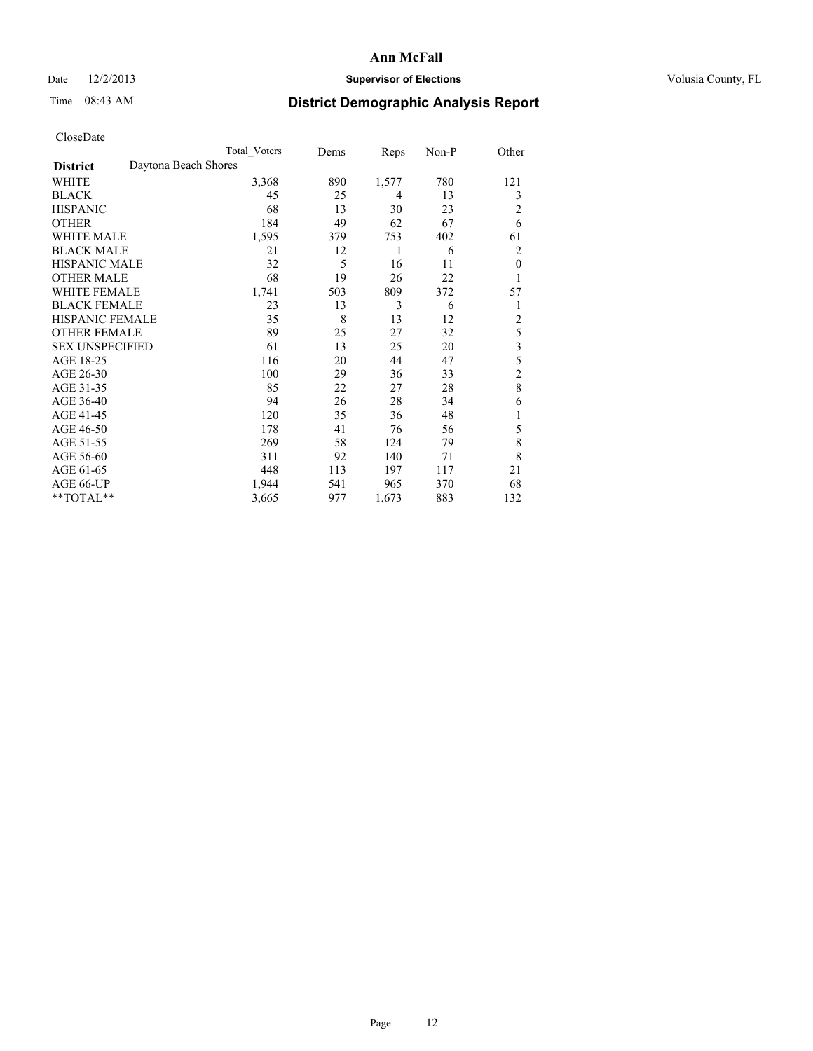# Ann McFall

Date 12/2/2013 **Supervisor of Elections** Volusia County, FL

Time 08:43 AM

## District Demographic Analysis Report

CloseDate

| | Total Voters | Dems | Reps | Non-P | Other |
|---|---|---|---|---|---|
| **District** Daytona Beach Shores | | | | | |
| WHITE | 3,368 | 890 | 1,577 | 780 | 121 |
| BLACK | 45 | 25 | 4 | 13 | 3 |
| HISPANIC | 68 | 13 | 30 | 23 | 2 |
| OTHER | 184 | 49 | 62 | 67 | 6 |
| WHITE MALE | 1,595 | 379 | 753 | 402 | 61 |
| BLACK MALE | 21 | 12 | 1 | 6 | 2 |
| HISPANIC MALE | 32 | 5 | 16 | 11 | 0 |
| OTHER MALE | 68 | 19 | 26 | 22 | 1 |
| WHITE FEMALE | 1,741 | 503 | 809 | 372 | 57 |
| BLACK FEMALE | 23 | 13 | 3 | 6 | 1 |
| HISPANIC FEMALE | 35 | 8 | 13 | 12 | 2 |
| OTHER FEMALE | 89 | 25 | 27 | 32 | 5 |
| SEX UNSPECIFIED | 61 | 13 | 25 | 20 | 3 |
| AGE 18-25 | 116 | 20 | 44 | 47 | 5 |
| AGE 26-30 | 100 | 29 | 36 | 33 | 2 |
| AGE 31-35 | 85 | 22 | 27 | 28 | 8 |
| AGE 36-40 | 94 | 26 | 28 | 34 | 6 |
| AGE 41-45 | 120 | 35 | 36 | 48 | 1 |
| AGE 46-50 | 178 | 41 | 76 | 56 | 5 |
| AGE 51-55 | 269 | 58 | 124 | 79 | 8 |
| AGE 56-60 | 311 | 92 | 140 | 71 | 8 |
| AGE 61-65 | 448 | 113 | 197 | 117 | 21 |
| AGE 66-UP | 1,944 | 541 | 965 | 370 | 68 |
| **TOTAL** | 3,665 | 977 | 1,673 | 883 | 132 |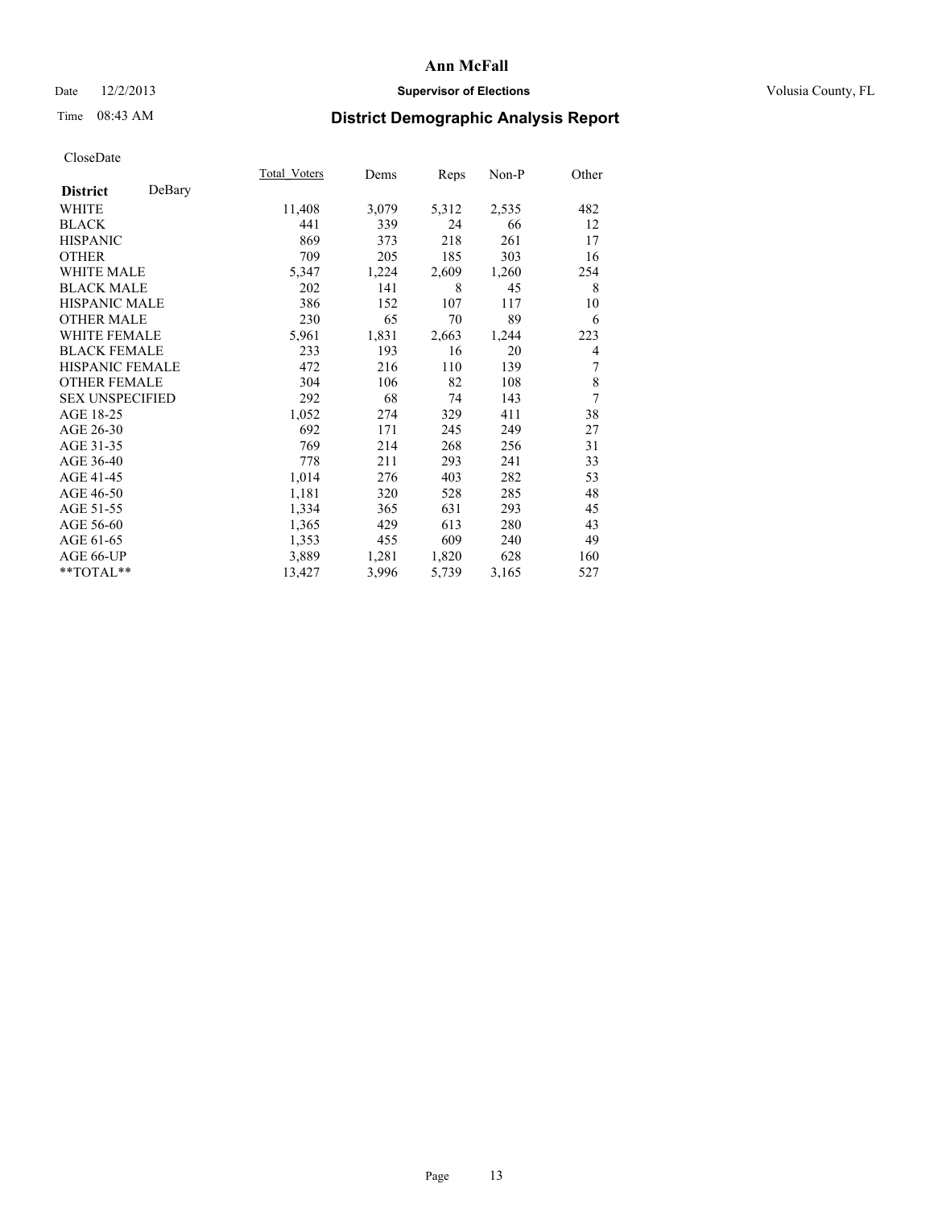# Ann McFall

Date 12/2/2013 **Supervisor of Elections** Volusia County, FL

Time 08:43 AM **District Demographic Analysis Report**

CloseDate

| **District** DeBary | Total_Voters | Dems | Reps | Non-P | Other |
|---|---|---|---|---|---|
| WHITE | 11,408 | 3,079 | 5,312 | 2,535 | 482 |
| BLACK | 441 | 339 | 24 | 66 | 12 |
| HISPANIC | 869 | 373 | 218 | 261 | 17 |
| OTHER | 709 | 205 | 185 | 303 | 16 |
| WHITE MALE | 5,347 | 1,224 | 2,609 | 1,260 | 254 |
| BLACK MALE | 202 | 141 | 8 | 45 | 8 |
| HISPANIC MALE | 386 | 152 | 107 | 117 | 10 |
| OTHER MALE | 230 | 65 | 70 | 89 | 6 |
| WHITE FEMALE | 5,961 | 1,831 | 2,663 | 1,244 | 223 |
| BLACK FEMALE | 233 | 193 | 16 | 20 | 4 |
| HISPANIC FEMALE | 472 | 216 | 110 | 139 | 7 |
| OTHER FEMALE | 304 | 106 | 82 | 108 | 8 |
| SEX UNSPECIFIED | 292 | 68 | 74 | 143 | 7 |
| AGE 18-25 | 1,052 | 274 | 329 | 411 | 38 |
| AGE 26-30 | 692 | 171 | 245 | 249 | 27 |
| AGE 31-35 | 769 | 214 | 268 | 256 | 31 |
| AGE 36-40 | 778 | 211 | 293 | 241 | 33 |
| AGE 41-45 | 1,014 | 276 | 403 | 282 | 53 |
| AGE 46-50 | 1,181 | 320 | 528 | 285 | 48 |
| AGE 51-55 | 1,334 | 365 | 631 | 293 | 45 |
| AGE 56-60 | 1,365 | 429 | 613 | 280 | 43 |
| AGE 61-65 | 1,353 | 455 | 609 | 240 | 49 |
| AGE 66-UP | 3,889 | 1,281 | 1,820 | 628 | 160 |
| **TOTAL** | 13,427 | 3,996 | 5,739 | 3,165 | 527 |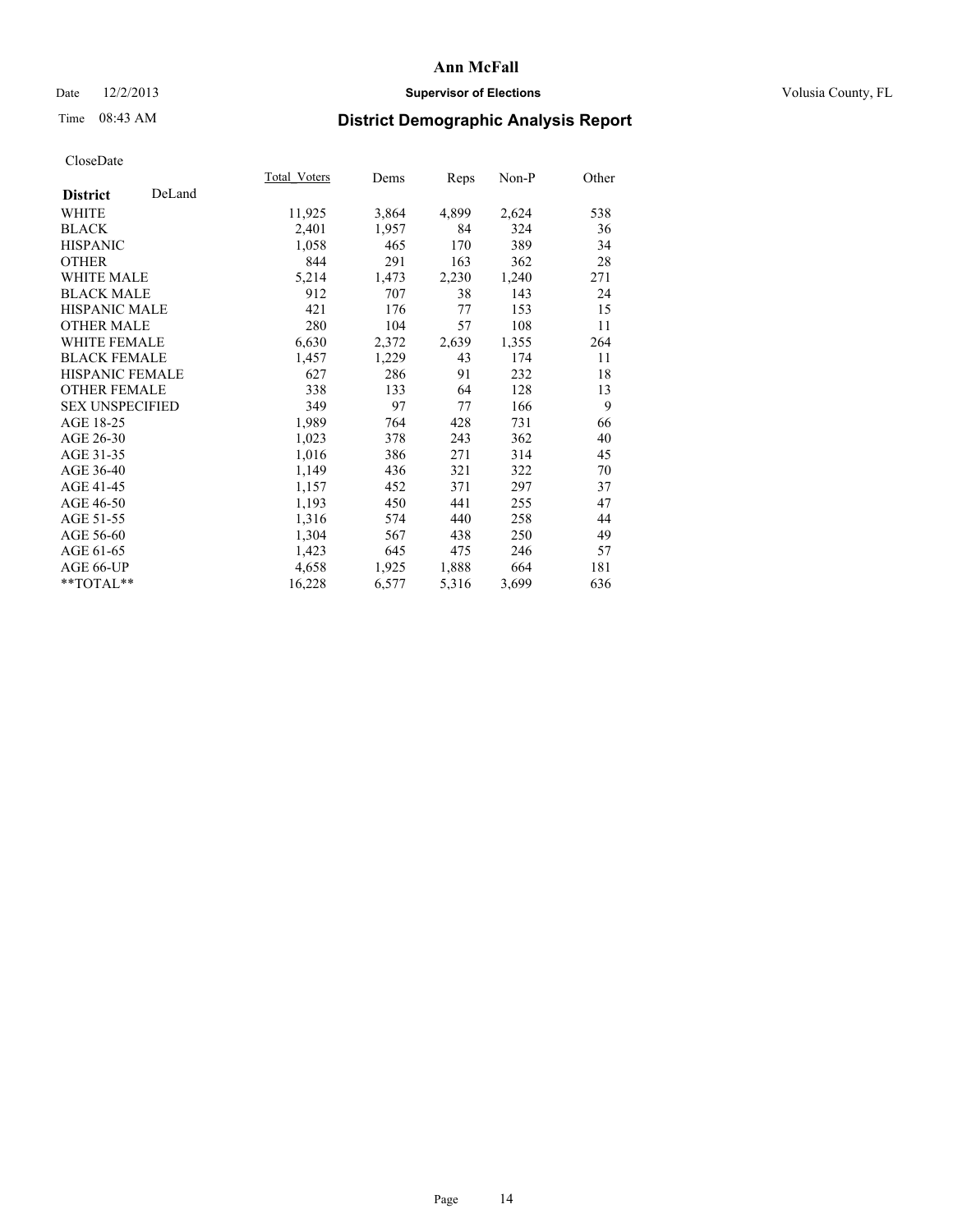# Ann McFall

Date 12/2/2013 **Supervisor of Elections** Volusia County, FL

Time 08:43 AM

## District Demographic Analysis Report

CloseDate

| **District** DeLand | Total_Voters | Dems | Reps | Non-P | Other |
|---|---|---|---|---|---|
| WHITE | 11,925 | 3,864 | 4,899 | 2,624 | 538 |
| BLACK | 2,401 | 1,957 | 84 | 324 | 36 |
| HISPANIC | 1,058 | 465 | 170 | 389 | 34 |
| OTHER | 844 | 291 | 163 | 362 | 28 |
| WHITE MALE | 5,214 | 1,473 | 2,230 | 1,240 | 271 |
| BLACK MALE | 912 | 707 | 38 | 143 | 24 |
| HISPANIC MALE | 421 | 176 | 77 | 153 | 15 |
| OTHER MALE | 280 | 104 | 57 | 108 | 11 |
| WHITE FEMALE | 6,630 | 2,372 | 2,639 | 1,355 | 264 |
| BLACK FEMALE | 1,457 | 1,229 | 43 | 174 | 11 |
| HISPANIC FEMALE | 627 | 286 | 91 | 232 | 18 |
| OTHER FEMALE | 338 | 133 | 64 | 128 | 13 |
| SEX UNSPECIFIED | 349 | 97 | 77 | 166 | 9 |
| AGE 18-25 | 1,989 | 764 | 428 | 731 | 66 |
| AGE 26-30 | 1,023 | 378 | 243 | 362 | 40 |
| AGE 31-35 | 1,016 | 386 | 271 | 314 | 45 |
| AGE 36-40 | 1,149 | 436 | 321 | 322 | 70 |
| AGE 41-45 | 1,157 | 452 | 371 | 297 | 37 |
| AGE 46-50 | 1,193 | 450 | 441 | 255 | 47 |
| AGE 51-55 | 1,316 | 574 | 440 | 258 | 44 |
| AGE 56-60 | 1,304 | 567 | 438 | 250 | 49 |
| AGE 61-65 | 1,423 | 645 | 475 | 246 | 57 |
| AGE 66-UP | 4,658 | 1,925 | 1,888 | 664 | 181 |
| **TOTAL** | 16,228 | 6,577 | 5,316 | 3,699 | 636 |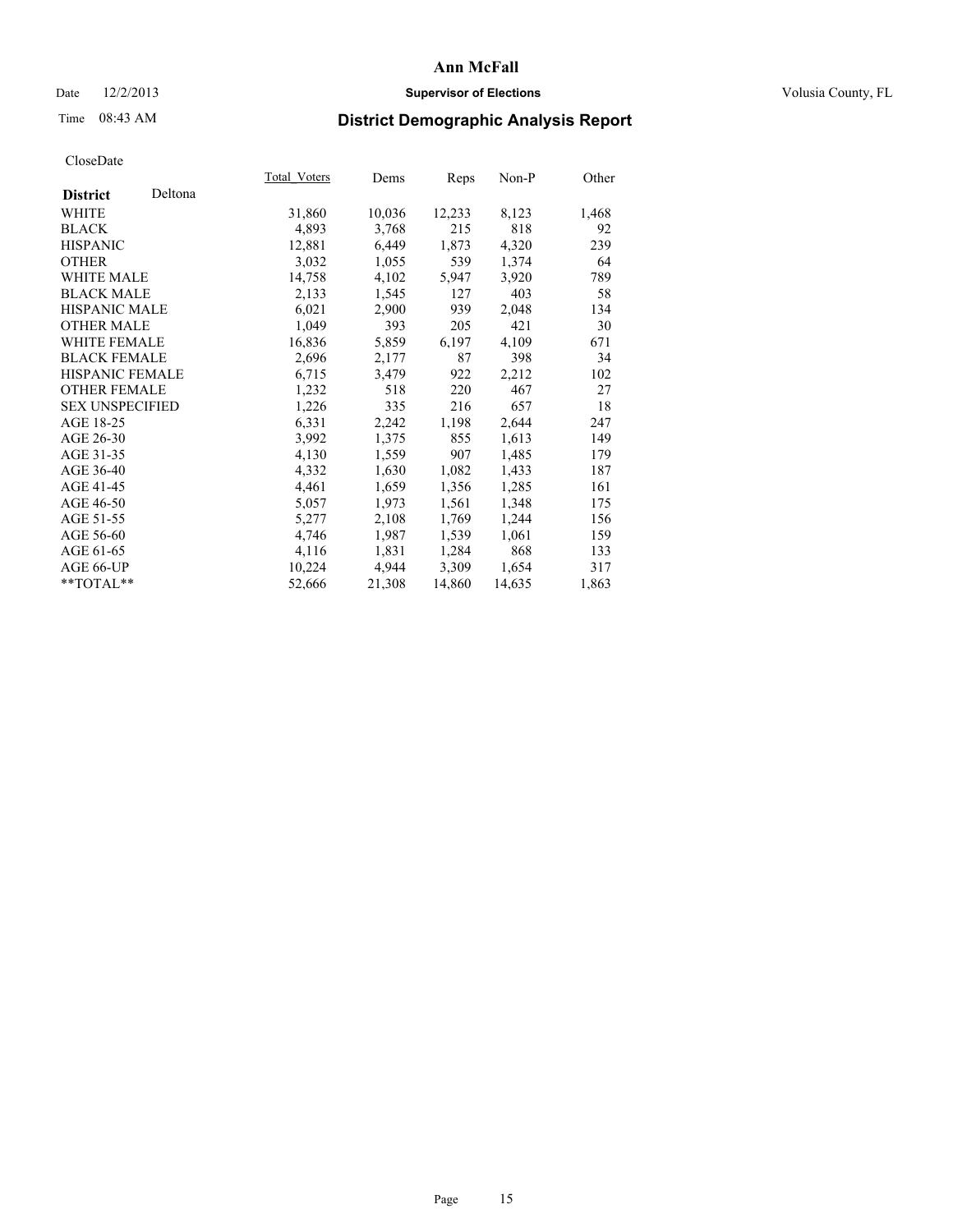# District Demographic Analysis Report

CloseDate

| District Deltona | Total_Voters | Dems | Reps | Non-P | Other |
|---|---|---|---|---|---|
| WHITE | 31,860 | 10,036 | 12,233 | 8,123 | 1,468 |
| BLACK | 4,893 | 3,768 | 215 | 818 | 92 |
| HISPANIC | 12,881 | 6,449 | 1,873 | 4,320 | 239 |
| OTHER | 3,032 | 1,055 | 539 | 1,374 | 64 |
| WHITE MALE | 14,758 | 4,102 | 5,947 | 3,920 | 789 |
| BLACK MALE | 2,133 | 1,545 | 127 | 403 | 58 |
| HISPANIC MALE | 6,021 | 2,900 | 939 | 2,048 | 134 |
| OTHER MALE | 1,049 | 393 | 205 | 421 | 30 |
| WHITE FEMALE | 16,836 | 5,859 | 6,197 | 4,109 | 671 |
| BLACK FEMALE | 2,696 | 2,177 | 87 | 398 | 34 |
| HISPANIC FEMALE | 6,715 | 3,479 | 922 | 2,212 | 102 |
| OTHER FEMALE | 1,232 | 518 | 220 | 467 | 27 |
| SEX UNSPECIFIED | 1,226 | 335 | 216 | 657 | 18 |
| AGE 18-25 | 6,331 | 2,242 | 1,198 | 2,644 | 247 |
| AGE 26-30 | 3,992 | 1,375 | 855 | 1,613 | 149 |
| AGE 31-35 | 4,130 | 1,559 | 907 | 1,485 | 179 |
| AGE 36-40 | 4,332 | 1,630 | 1,082 | 1,433 | 187 |
| AGE 41-45 | 4,461 | 1,659 | 1,356 | 1,285 | 161 |
| AGE 46-50 | 5,057 | 1,973 | 1,561 | 1,348 | 175 |
| AGE 51-55 | 5,277 | 2,108 | 1,769 | 1,244 | 156 |
| AGE 56-60 | 4,746 | 1,987 | 1,539 | 1,061 | 159 |
| AGE 61-65 | 4,116 | 1,831 | 1,284 | 868 | 133 |
| AGE 66-UP | 10,224 | 4,944 | 3,309 | 1,654 | 317 |
| **TOTAL** | 52,666 | 21,308 | 14,860 | 14,635 | 1,863 |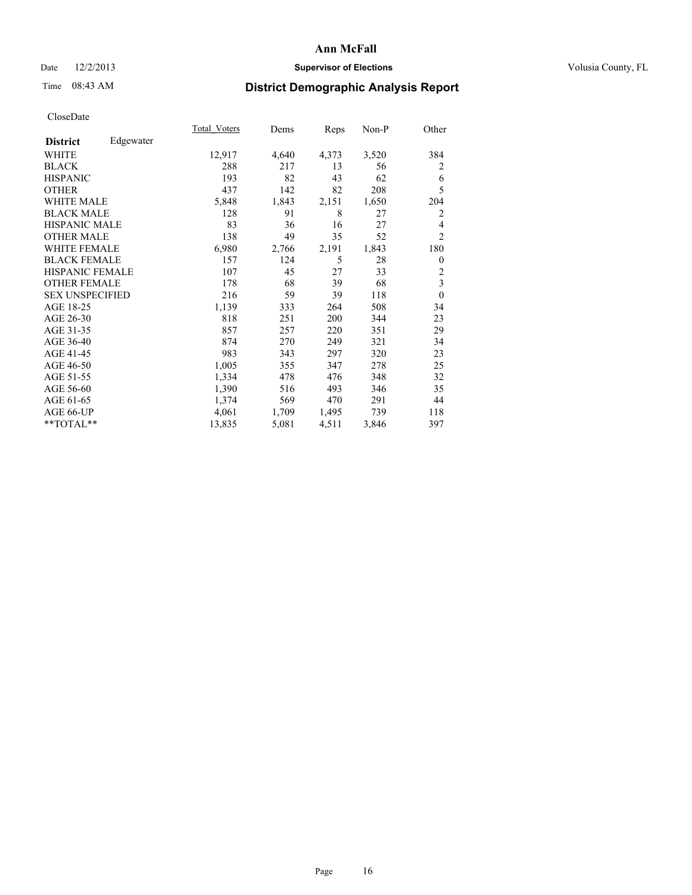# Ann McFall

Date 12/2/2013 **Supervisor of Elections** Volusia County, FL

Time 08:43 AM **District Demographic Analysis Report**

CloseDate

| **District** Edgewater | Total_Voters | Dems | Reps | Non-P | Other |
|---|---|---|---|---|---|
| WHITE | 12,917 | 4,640 | 4,373 | 3,520 | 384 |
| BLACK | 288 | 217 | 13 | 56 | 2 |
| HISPANIC | 193 | 82 | 43 | 62 | 6 |
| OTHER | 437 | 142 | 82 | 208 | 5 |
| WHITE MALE | 5,848 | 1,843 | 2,151 | 1,650 | 204 |
| BLACK MALE | 128 | 91 | 8 | 27 | 2 |
| HISPANIC MALE | 83 | 36 | 16 | 27 | 4 |
| OTHER MALE | 138 | 49 | 35 | 52 | 2 |
| WHITE FEMALE | 6,980 | 2,766 | 2,191 | 1,843 | 180 |
| BLACK FEMALE | 157 | 124 | 5 | 28 | 0 |
| HISPANIC FEMALE | 107 | 45 | 27 | 33 | 2 |
| OTHER FEMALE | 178 | 68 | 39 | 68 | 3 |
| SEX UNSPECIFIED | 216 | 59 | 39 | 118 | 0 |
| AGE 18-25 | 1,139 | 333 | 264 | 508 | 34 |
| AGE 26-30 | 818 | 251 | 200 | 344 | 23 |
| AGE 31-35 | 857 | 257 | 220 | 351 | 29 |
| AGE 36-40 | 874 | 270 | 249 | 321 | 34 |
| AGE 41-45 | 983 | 343 | 297 | 320 | 23 |
| AGE 46-50 | 1,005 | 355 | 347 | 278 | 25 |
| AGE 51-55 | 1,334 | 478 | 476 | 348 | 32 |
| AGE 56-60 | 1,390 | 516 | 493 | 346 | 35 |
| AGE 61-65 | 1,374 | 569 | 470 | 291 | 44 |
| AGE 66-UP | 4,061 | 1,709 | 1,495 | 739 | 118 |
| **TOTAL** | 13,835 | 5,081 | 4,511 | 3,846 | 397 |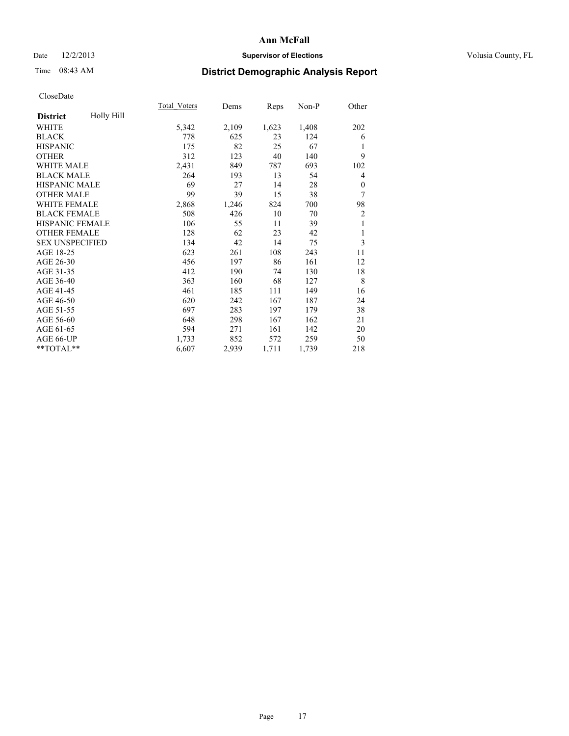**Ann McFall**

Date 12/2/2013 **Supervisor of Elections** Volusia County, FL

Time 08:43 AM

## District Demographic Analysis Report

CloseDate

| **District** Holly Hill | Total_Voters | Dems | Reps | Non-P | Other |
|---|---|---|---|---|---|
| WHITE | 5,342 | 2,109 | 1,623 | 1,408 | 202 |
| BLACK | 778 | 625 | 23 | 124 | 6 |
| HISPANIC | 175 | 82 | 25 | 67 | 1 |
| OTHER | 312 | 123 | 40 | 140 | 9 |
| WHITE MALE | 2,431 | 849 | 787 | 693 | 102 |
| BLACK MALE | 264 | 193 | 13 | 54 | 4 |
| HISPANIC MALE | 69 | 27 | 14 | 28 | 0 |
| OTHER MALE | 99 | 39 | 15 | 38 | 7 |
| WHITE FEMALE | 2,868 | 1,246 | 824 | 700 | 98 |
| BLACK FEMALE | 508 | 426 | 10 | 70 | 2 |
| HISPANIC FEMALE | 106 | 55 | 11 | 39 | 1 |
| OTHER FEMALE | 128 | 62 | 23 | 42 | 1 |
| SEX UNSPECIFIED | 134 | 42 | 14 | 75 | 3 |
| AGE 18-25 | 623 | 261 | 108 | 243 | 11 |
| AGE 26-30 | 456 | 197 | 86 | 161 | 12 |
| AGE 31-35 | 412 | 190 | 74 | 130 | 18 |
| AGE 36-40 | 363 | 160 | 68 | 127 | 8 |
| AGE 41-45 | 461 | 185 | 111 | 149 | 16 |
| AGE 46-50 | 620 | 242 | 167 | 187 | 24 |
| AGE 51-55 | 697 | 283 | 197 | 179 | 38 |
| AGE 56-60 | 648 | 298 | 167 | 162 | 21 |
| AGE 61-65 | 594 | 271 | 161 | 142 | 20 |
| AGE 66-UP | 1,733 | 852 | 572 | 259 | 50 |
| **TOTAL** | 6,607 | 2,939 | 1,711 | 1,739 | 218 |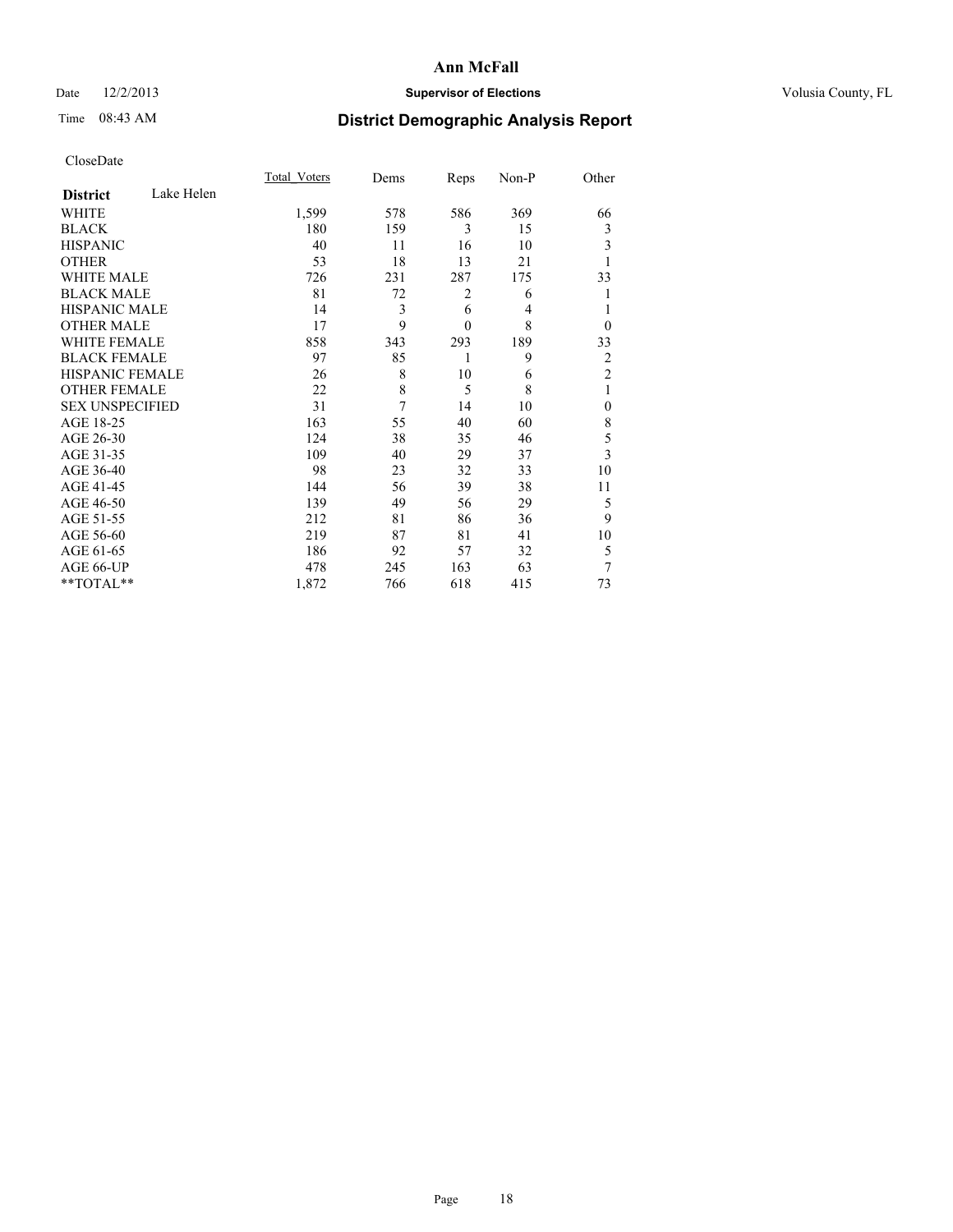# Ann McFall

Date 12/2/2013 **Supervisor of Elections** Volusia County, FL

Time 08:43 AM **District Demographic Analysis Report**

CloseDate

| **District** Lake Helen | Total_Voters | Dems | Reps | Non-P | Other |
|---|---|---|---|---|---|
| WHITE | 1,599 | 578 | 586 | 369 | 66 |
| BLACK | 180 | 159 | 3 | 15 | 3 |
| HISPANIC | 40 | 11 | 16 | 10 | 3 |
| OTHER | 53 | 18 | 13 | 21 | 1 |
| WHITE MALE | 726 | 231 | 287 | 175 | 33 |
| BLACK MALE | 81 | 72 | 2 | 6 | 1 |
| HISPANIC MALE | 14 | 3 | 6 | 4 | 1 |
| OTHER MALE | 17 | 9 | 0 | 8 | 0 |
| WHITE FEMALE | 858 | 343 | 293 | 189 | 33 |
| BLACK FEMALE | 97 | 85 | 1 | 9 | 2 |
| HISPANIC FEMALE | 26 | 8 | 10 | 6 | 2 |
| OTHER FEMALE | 22 | 8 | 5 | 8 | 1 |
| SEX UNSPECIFIED | 31 | 7 | 14 | 10 | 0 |
| AGE 18-25 | 163 | 55 | 40 | 60 | 8 |
| AGE 26-30 | 124 | 38 | 35 | 46 | 5 |
| AGE 31-35 | 109 | 40 | 29 | 37 | 3 |
| AGE 36-40 | 98 | 23 | 32 | 33 | 10 |
| AGE 41-45 | 144 | 56 | 39 | 38 | 11 |
| AGE 46-50 | 139 | 49 | 56 | 29 | 5 |
| AGE 51-55 | 212 | 81 | 86 | 36 | 9 |
| AGE 56-60 | 219 | 87 | 81 | 41 | 10 |
| AGE 61-65 | 186 | 92 | 57 | 32 | 5 |
| AGE 66-UP | 478 | 245 | 163 | 63 | 7 |
| **TOTAL** | 1,872 | 766 | 618 | 415 | 73 |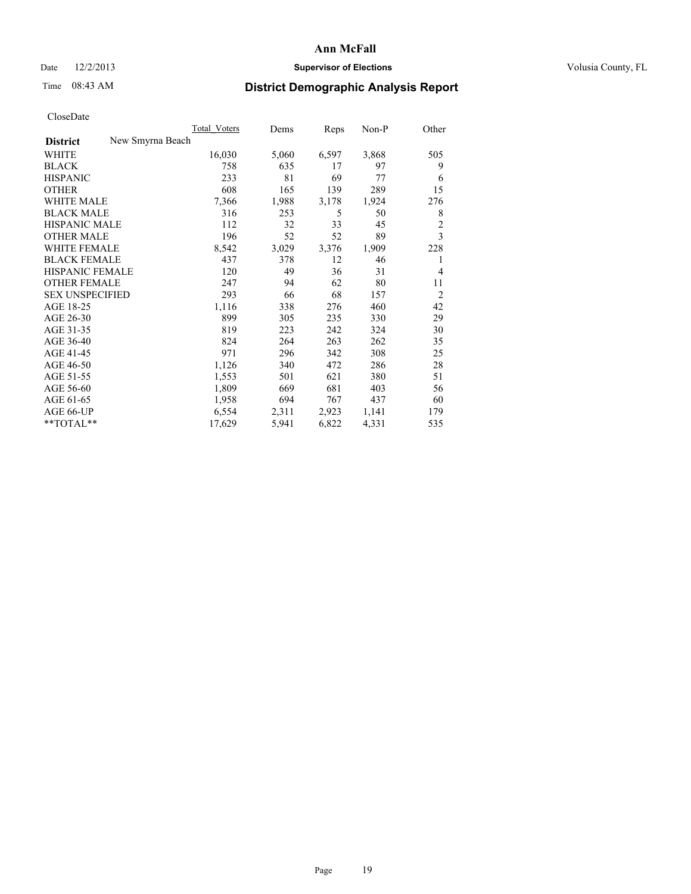# Ann McFall

Date 12/2/2013 **Supervisor of Elections** Volusia County, FL

Time 08:43 AM **District Demographic Analysis Report**

CloseDate

| | Total_Voters | Dems | Reps | Non-P | Other |
|---|---|---|---|---|---|
| **District** New Smyrna Beach | | | | | |
| WHITE | 16,030 | 5,060 | 6,597 | 3,868 | 505 |
| BLACK | 758 | 635 | 17 | 97 | 9 |
| HISPANIC | 233 | 81 | 69 | 77 | 6 |
| OTHER | 608 | 165 | 139 | 289 | 15 |
| WHITE MALE | 7,366 | 1,988 | 3,178 | 1,924 | 276 |
| BLACK MALE | 316 | 253 | 5 | 50 | 8 |
| HISPANIC MALE | 112 | 32 | 33 | 45 | 2 |
| OTHER MALE | 196 | 52 | 52 | 89 | 3 |
| WHITE FEMALE | 8,542 | 3,029 | 3,376 | 1,909 | 228 |
| BLACK FEMALE | 437 | 378 | 12 | 46 | 1 |
| HISPANIC FEMALE | 120 | 49 | 36 | 31 | 4 |
| OTHER FEMALE | 247 | 94 | 62 | 80 | 11 |
| SEX UNSPECIFIED | 293 | 66 | 68 | 157 | 2 |
| AGE 18-25 | 1,116 | 338 | 276 | 460 | 42 |
| AGE 26-30 | 899 | 305 | 235 | 330 | 29 |
| AGE 31-35 | 819 | 223 | 242 | 324 | 30 |
| AGE 36-40 | 824 | 264 | 263 | 262 | 35 |
| AGE 41-45 | 971 | 296 | 342 | 308 | 25 |
| AGE 46-50 | 1,126 | 340 | 472 | 286 | 28 |
| AGE 51-55 | 1,553 | 501 | 621 | 380 | 51 |
| AGE 56-60 | 1,809 | 669 | 681 | 403 | 56 |
| AGE 61-65 | 1,958 | 694 | 767 | 437 | 60 |
| AGE 66-UP | 6,554 | 2,311 | 2,923 | 1,141 | 179 |
| **TOTAL** | 17,629 | 5,941 | 6,822 | 4,331 | 535 |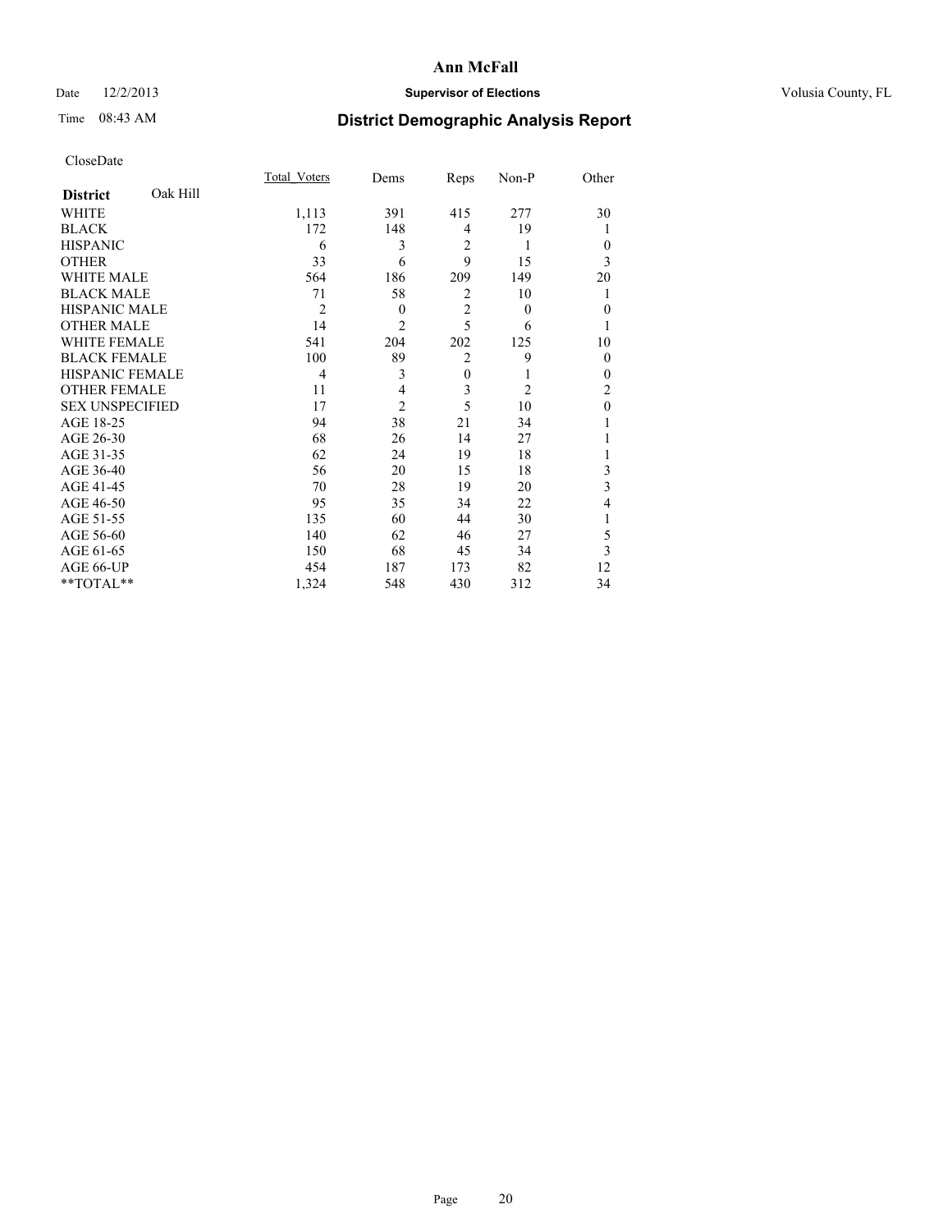# Ann McFall

Date 12/2/2013 **Supervisor of Elections** Volusia County, FL

Time 08:43 AM

## District Demographic Analysis Report

CloseDate

| **District** Oak Hill | Total_Voters | Dems | Reps | Non-P | Other |
|---|---|---|---|---|---|
| WHITE | 1,113 | 391 | 415 | 277 | 30 |
| BLACK | 172 | 148 | 4 | 19 | 1 |
| HISPANIC | 6 | 3 | 2 | 1 | 0 |
| OTHER | 33 | 6 | 9 | 15 | 3 |
| WHITE MALE | 564 | 186 | 209 | 149 | 20 |
| BLACK MALE | 71 | 58 | 2 | 10 | 1 |
| HISPANIC MALE | 2 | 0 | 2 | 0 | 0 |
| OTHER MALE | 14 | 2 | 5 | 6 | 1 |
| WHITE FEMALE | 541 | 204 | 202 | 125 | 10 |
| BLACK FEMALE | 100 | 89 | 2 | 9 | 0 |
| HISPANIC FEMALE | 4 | 3 | 0 | 1 | 0 |
| OTHER FEMALE | 11 | 4 | 3 | 2 | 2 |
| SEX UNSPECIFIED | 17 | 2 | 5 | 10 | 0 |
| AGE 18-25 | 94 | 38 | 21 | 34 | 1 |
| AGE 26-30 | 68 | 26 | 14 | 27 | 1 |
| AGE 31-35 | 62 | 24 | 19 | 18 | 1 |
| AGE 36-40 | 56 | 20 | 15 | 18 | 3 |
| AGE 41-45 | 70 | 28 | 19 | 20 | 3 |
| AGE 46-50 | 95 | 35 | 34 | 22 | 4 |
| AGE 51-55 | 135 | 60 | 44 | 30 | 1 |
| AGE 56-60 | 140 | 62 | 46 | 27 | 5 |
| AGE 61-65 | 150 | 68 | 45 | 34 | 3 |
| AGE 66-UP | 454 | 187 | 173 | 82 | 12 |
| **TOTAL** | 1,324 | 548 | 430 | 312 | 34 |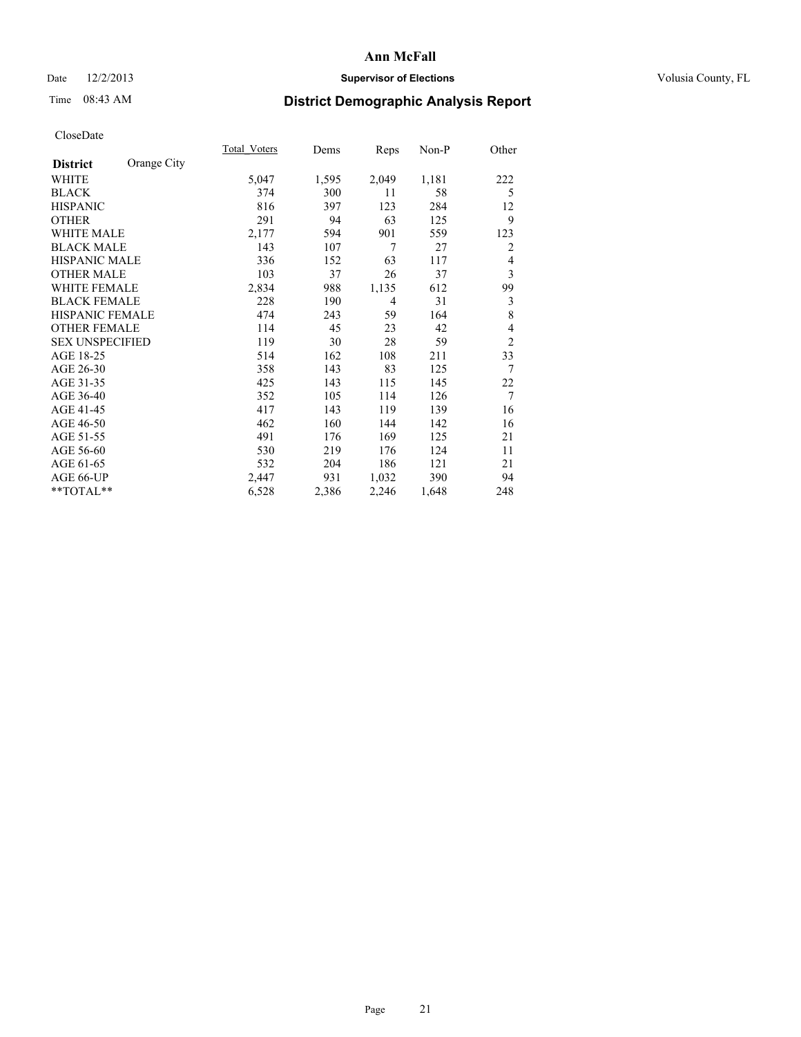# Ann McFall

Date 12/2/2013 **Supervisor of Elections** Volusia County, FL

Time 08:43 AM **District Demographic Analysis Report**

CloseDate

| **District** Orange City | Total_Voters | Dems | Reps | Non-P | Other |
|---|---|---|---|---|---|
| WHITE | 5,047 | 1,595 | 2,049 | 1,181 | 222 |
| BLACK | 374 | 300 | 11 | 58 | 5 |
| HISPANIC | 816 | 397 | 123 | 284 | 12 |
| OTHER | 291 | 94 | 63 | 125 | 9 |
| WHITE MALE | 2,177 | 594 | 901 | 559 | 123 |
| BLACK MALE | 143 | 107 | 7 | 27 | 2 |
| HISPANIC MALE | 336 | 152 | 63 | 117 | 4 |
| OTHER MALE | 103 | 37 | 26 | 37 | 3 |
| WHITE FEMALE | 2,834 | 988 | 1,135 | 612 | 99 |
| BLACK FEMALE | 228 | 190 | 4 | 31 | 3 |
| HISPANIC FEMALE | 474 | 243 | 59 | 164 | 8 |
| OTHER FEMALE | 114 | 45 | 23 | 42 | 4 |
| SEX UNSPECIFIED | 119 | 30 | 28 | 59 | 2 |
| AGE 18-25 | 514 | 162 | 108 | 211 | 33 |
| AGE 26-30 | 358 | 143 | 83 | 125 | 7 |
| AGE 31-35 | 425 | 143 | 115 | 145 | 22 |
| AGE 36-40 | 352 | 105 | 114 | 126 | 7 |
| AGE 41-45 | 417 | 143 | 119 | 139 | 16 |
| AGE 46-50 | 462 | 160 | 144 | 142 | 16 |
| AGE 51-55 | 491 | 176 | 169 | 125 | 21 |
| AGE 56-60 | 530 | 219 | 176 | 124 | 11 |
| AGE 61-65 | 532 | 204 | 186 | 121 | 21 |
| AGE 66-UP | 2,447 | 931 | 1,032 | 390 | 94 |
| **TOTAL** | 6,528 | 2,386 | 2,246 | 1,648 | 248 |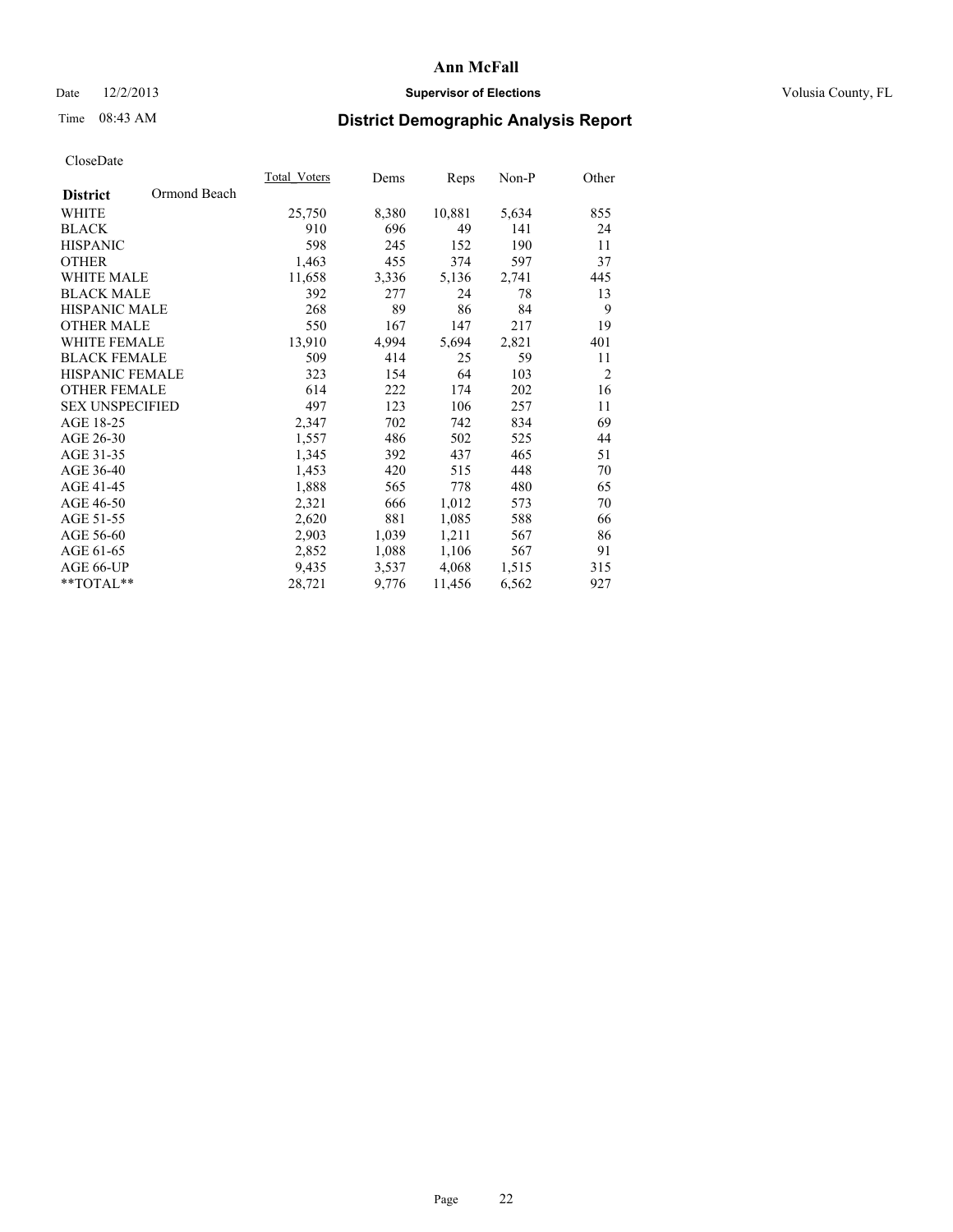# Ann McFall

Date 12/2/2013 **Supervisor of Elections** Volusia County, FL

Time 08:43 AM

## District Demographic Analysis Report

CloseDate

| **District** Ormond Beach | Total_Voters | Dems | Reps | Non-P | Other |
|---|---|---|---|---|---|
| WHITE | 25,750 | 8,380 | 10,881 | 5,634 | 855 |
| BLACK | 910 | 696 | 49 | 141 | 24 |
| HISPANIC | 598 | 245 | 152 | 190 | 11 |
| OTHER | 1,463 | 455 | 374 | 597 | 37 |
| WHITE MALE | 11,658 | 3,336 | 5,136 | 2,741 | 445 |
| BLACK MALE | 392 | 277 | 24 | 78 | 13 |
| HISPANIC MALE | 268 | 89 | 86 | 84 | 9 |
| OTHER MALE | 550 | 167 | 147 | 217 | 19 |
| WHITE FEMALE | 13,910 | 4,994 | 5,694 | 2,821 | 401 |
| BLACK FEMALE | 509 | 414 | 25 | 59 | 11 |
| HISPANIC FEMALE | 323 | 154 | 64 | 103 | 2 |
| OTHER FEMALE | 614 | 222 | 174 | 202 | 16 |
| SEX UNSPECIFIED | 497 | 123 | 106 | 257 | 11 |
| AGE 18-25 | 2,347 | 702 | 742 | 834 | 69 |
| AGE 26-30 | 1,557 | 486 | 502 | 525 | 44 |
| AGE 31-35 | 1,345 | 392 | 437 | 465 | 51 |
| AGE 36-40 | 1,453 | 420 | 515 | 448 | 70 |
| AGE 41-45 | 1,888 | 565 | 778 | 480 | 65 |
| AGE 46-50 | 2,321 | 666 | 1,012 | 573 | 70 |
| AGE 51-55 | 2,620 | 881 | 1,085 | 588 | 66 |
| AGE 56-60 | 2,903 | 1,039 | 1,211 | 567 | 86 |
| AGE 61-65 | 2,852 | 1,088 | 1,106 | 567 | 91 |
| AGE 66-UP | 9,435 | 3,537 | 4,068 | 1,515 | 315 |
| **TOTAL** | 28,721 | 9,776 | 11,456 | 6,562 | 927 |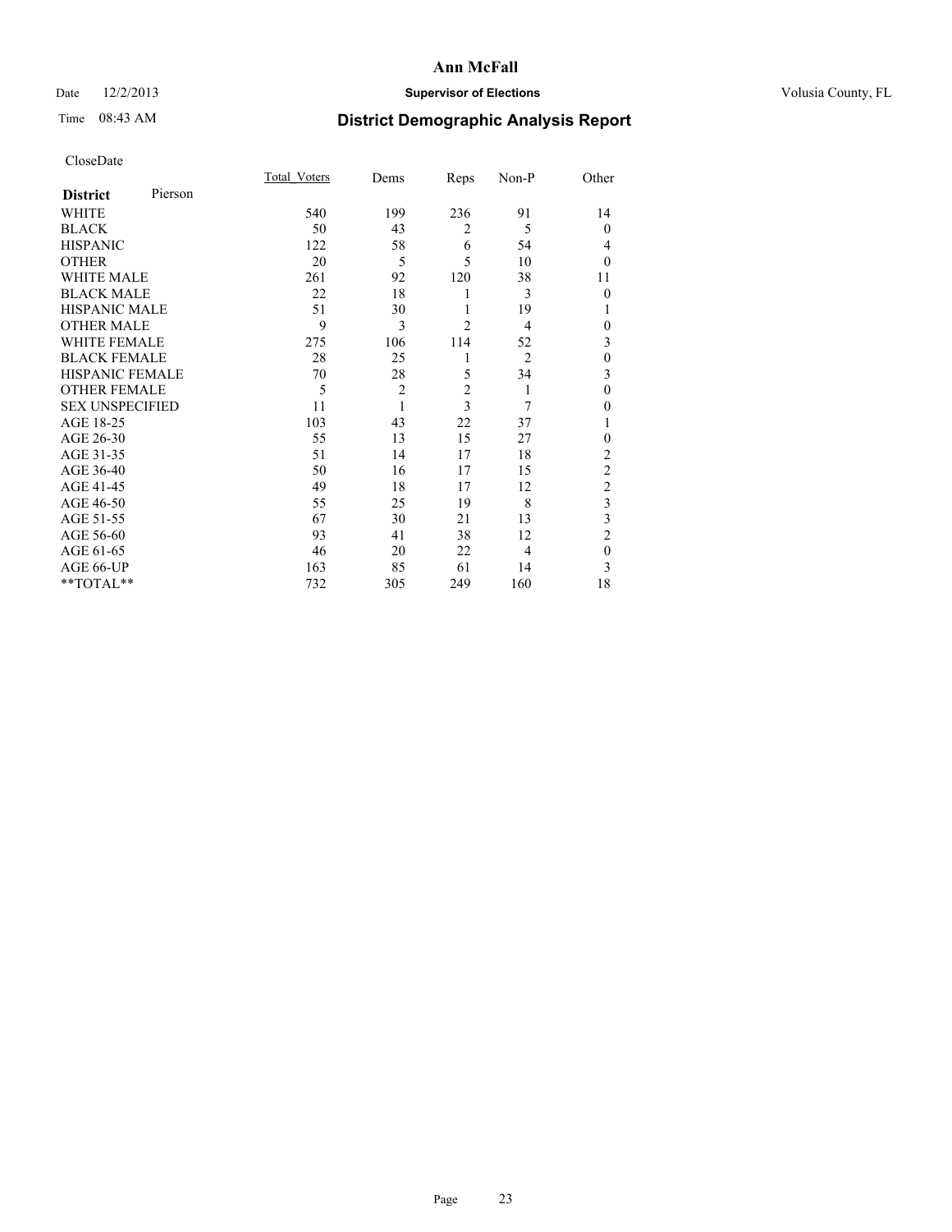# Ann McFall

Date 12/2/2013 **Supervisor of Elections** Volusia County, FL

Time 08:43 AM

## District Demographic Analysis Report

CloseDate

| **District** Pierson | Total_Voters | Dems | Reps | Non-P | Other |
|---|---|---|---|---|---|
| WHITE | 540 | 199 | 236 | 91 | 14 |
| BLACK | 50 | 43 | 2 | 5 | 0 |
| HISPANIC | 122 | 58 | 6 | 54 | 4 |
| OTHER | 20 | 5 | 5 | 10 | 0 |
| WHITE MALE | 261 | 92 | 120 | 38 | 11 |
| BLACK MALE | 22 | 18 | 1 | 3 | 0 |
| HISPANIC MALE | 51 | 30 | 1 | 19 | 1 |
| OTHER MALE | 9 | 3 | 2 | 4 | 0 |
| WHITE FEMALE | 275 | 106 | 114 | 52 | 3 |
| BLACK FEMALE | 28 | 25 | 1 | 2 | 0 |
| HISPANIC FEMALE | 70 | 28 | 5 | 34 | 3 |
| OTHER FEMALE | 5 | 2 | 2 | 1 | 0 |
| SEX UNSPECIFIED | 11 | 1 | 3 | 7 | 0 |
| AGE 18-25 | 103 | 43 | 22 | 37 | 1 |
| AGE 26-30 | 55 | 13 | 15 | 27 | 0 |
| AGE 31-35 | 51 | 14 | 17 | 18 | 2 |
| AGE 36-40 | 50 | 16 | 17 | 15 | 2 |
| AGE 41-45 | 49 | 18 | 17 | 12 | 2 |
| AGE 46-50 | 55 | 25 | 19 | 8 | 3 |
| AGE 51-55 | 67 | 30 | 21 | 13 | 3 |
| AGE 56-60 | 93 | 41 | 38 | 12 | 2 |
| AGE 61-65 | 46 | 20 | 22 | 4 | 0 |
| AGE 66-UP | 163 | 85 | 61 | 14 | 3 |
| **TOTAL** | 732 | 305 | 249 | 160 | 18 |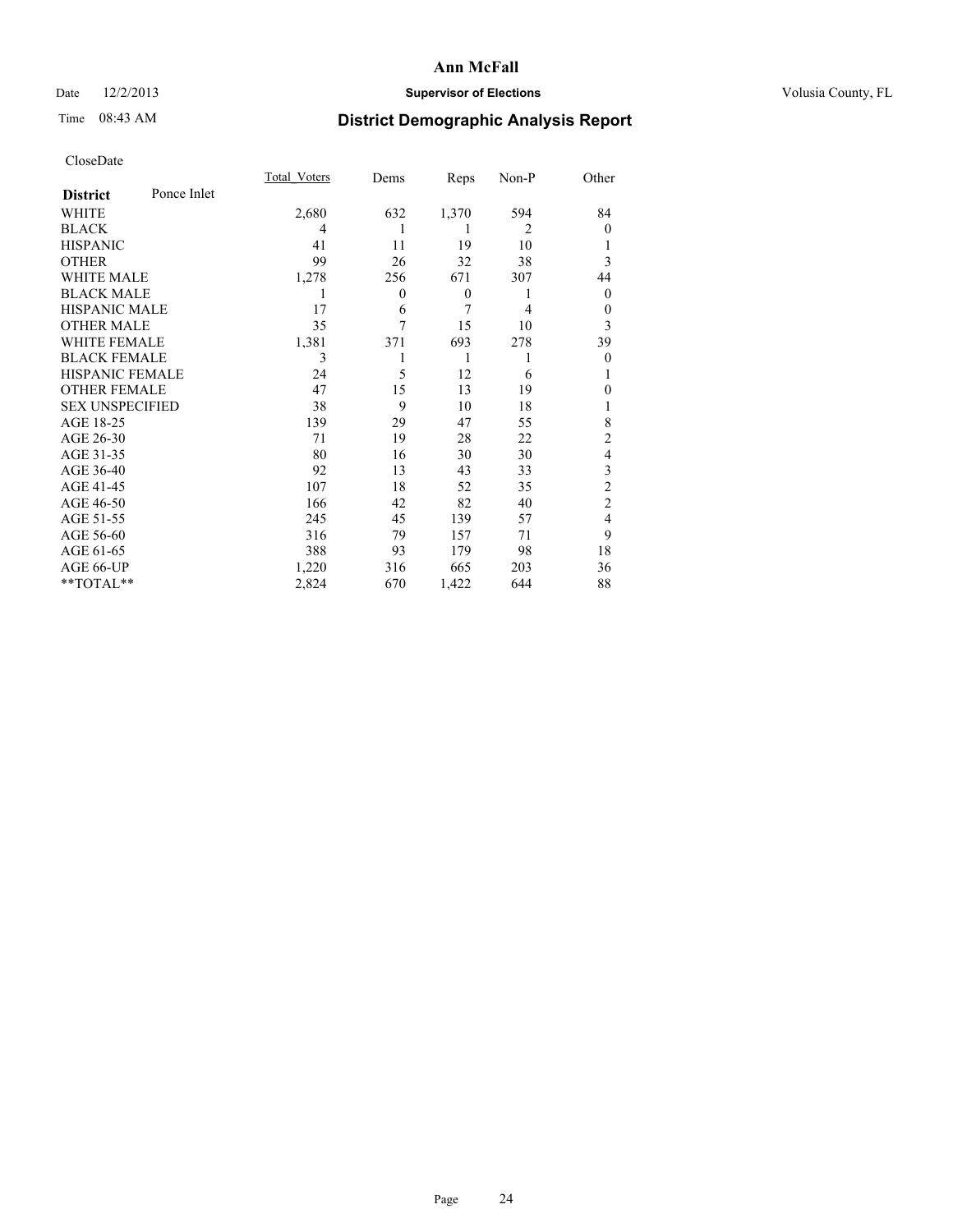# Ann McFall

Date 12/2/2013 **Supervisor of Elections** Volusia County, FL

Time 08:43 AM

## District Demographic Analysis Report

CloseDate

| **District** Ponce Inlet | Total_Voters | Dems | Reps | Non-P | Other |
|---|---|---|---|---|---|
| WHITE | 2,680 | 632 | 1,370 | 594 | 84 |
| BLACK | 4 | 1 | 1 | 2 | 0 |
| HISPANIC | 41 | 11 | 19 | 10 | 1 |
| OTHER | 99 | 26 | 32 | 38 | 3 |
| WHITE MALE | 1,278 | 256 | 671 | 307 | 44 |
| BLACK MALE | 1 | 0 | 0 | 1 | 0 |
| HISPANIC MALE | 17 | 6 | 7 | 4 | 0 |
| OTHER MALE | 35 | 7 | 15 | 10 | 3 |
| WHITE FEMALE | 1,381 | 371 | 693 | 278 | 39 |
| BLACK FEMALE | 3 | 1 | 1 | 1 | 0 |
| HISPANIC FEMALE | 24 | 5 | 12 | 6 | 1 |
| OTHER FEMALE | 47 | 15 | 13 | 19 | 0 |
| SEX UNSPECIFIED | 38 | 9 | 10 | 18 | 1 |
| AGE 18-25 | 139 | 29 | 47 | 55 | 8 |
| AGE 26-30 | 71 | 19 | 28 | 22 | 2 |
| AGE 31-35 | 80 | 16 | 30 | 30 | 4 |
| AGE 36-40 | 92 | 13 | 43 | 33 | 3 |
| AGE 41-45 | 107 | 18 | 52 | 35 | 2 |
| AGE 46-50 | 166 | 42 | 82 | 40 | 2 |
| AGE 51-55 | 245 | 45 | 139 | 57 | 4 |
| AGE 56-60 | 316 | 79 | 157 | 71 | 9 |
| AGE 61-65 | 388 | 93 | 179 | 98 | 18 |
| AGE 66-UP | 1,220 | 316 | 665 | 203 | 36 |
| **TOTAL** | 2,824 | 670 | 1,422 | 644 | 88 |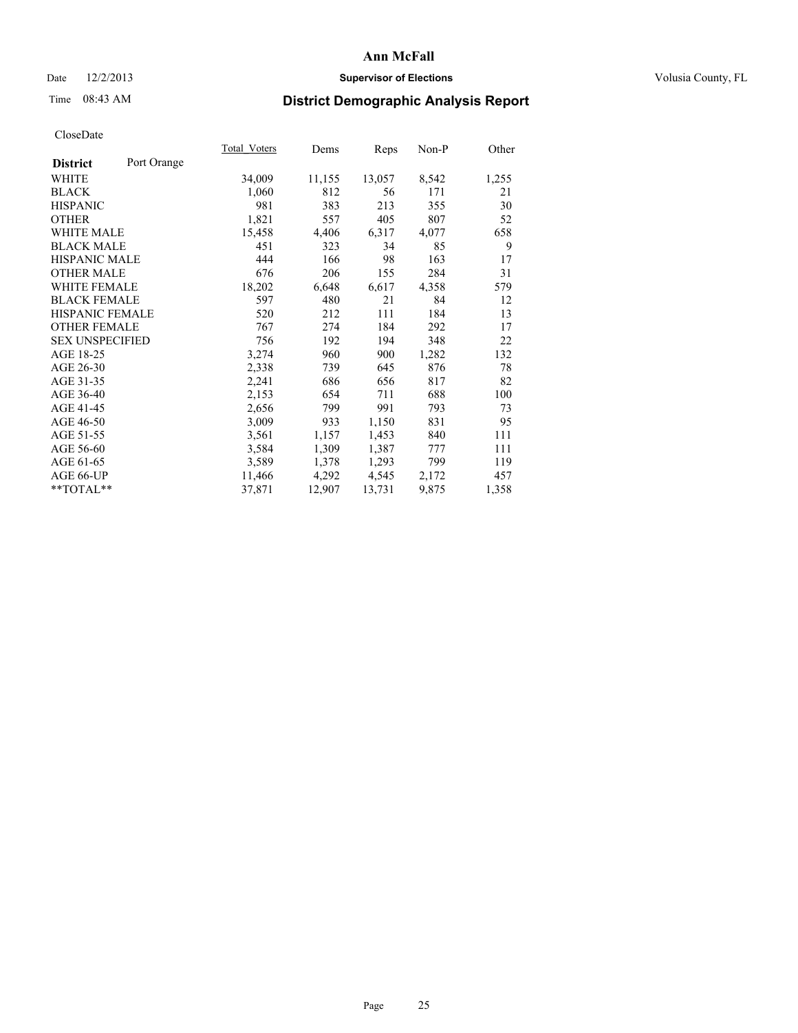# Ann McFall

Date 12/2/2013 **Supervisor of Elections** Volusia County, FL

Time 08:43 AM

## District Demographic Analysis Report

CloseDate

| **District** Port Orange | Total_Voters | Dems | Reps | Non-P | Other |
|---|---|---|---|---|---|
| WHITE | 34,009 | 11,155 | 13,057 | 8,542 | 1,255 |
| BLACK | 1,060 | 812 | 56 | 171 | 21 |
| HISPANIC | 981 | 383 | 213 | 355 | 30 |
| OTHER | 1,821 | 557 | 405 | 807 | 52 |
| WHITE MALE | 15,458 | 4,406 | 6,317 | 4,077 | 658 |
| BLACK MALE | 451 | 323 | 34 | 85 | 9 |
| HISPANIC MALE | 444 | 166 | 98 | 163 | 17 |
| OTHER MALE | 676 | 206 | 155 | 284 | 31 |
| WHITE FEMALE | 18,202 | 6,648 | 6,617 | 4,358 | 579 |
| BLACK FEMALE | 597 | 480 | 21 | 84 | 12 |
| HISPANIC FEMALE | 520 | 212 | 111 | 184 | 13 |
| OTHER FEMALE | 767 | 274 | 184 | 292 | 17 |
| SEX UNSPECIFIED | 756 | 192 | 194 | 348 | 22 |
| AGE 18-25 | 3,274 | 960 | 900 | 1,282 | 132 |
| AGE 26-30 | 2,338 | 739 | 645 | 876 | 78 |
| AGE 31-35 | 2,241 | 686 | 656 | 817 | 82 |
| AGE 36-40 | 2,153 | 654 | 711 | 688 | 100 |
| AGE 41-45 | 2,656 | 799 | 991 | 793 | 73 |
| AGE 46-50 | 3,009 | 933 | 1,150 | 831 | 95 |
| AGE 51-55 | 3,561 | 1,157 | 1,453 | 840 | 111 |
| AGE 56-60 | 3,584 | 1,309 | 1,387 | 777 | 111 |
| AGE 61-65 | 3,589 | 1,378 | 1,293 | 799 | 119 |
| AGE 66-UP | 11,466 | 4,292 | 4,545 | 2,172 | 457 |
| **TOTAL** | 37,871 | 12,907 | 13,731 | 9,875 | 1,358 |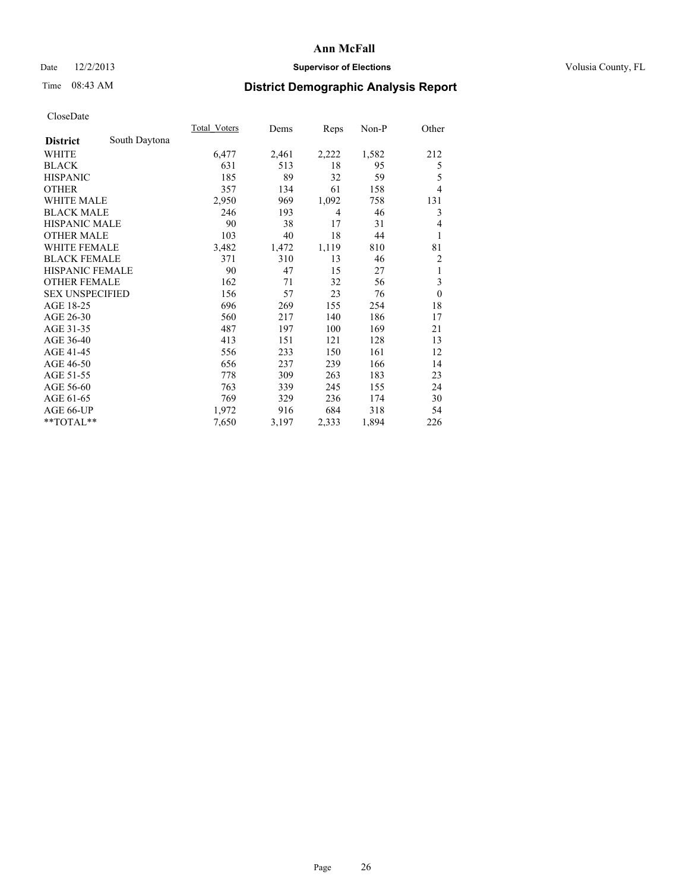Ann McFall

Date 12/2/2013

**Supervisor of Elections**

Volusia County, FL

Time 08:43 AM

## District Demographic Analysis Report

CloseDate

| **District** South Daytona | Total_Voters | Dems | Reps | Non-P | Other |
|---|---|---|---|---|---|
| WHITE | 6,477 | 2,461 | 2,222 | 1,582 | 212 |
| BLACK | 631 | 513 | 18 | 95 | 5 |
| HISPANIC | 185 | 89 | 32 | 59 | 5 |
| OTHER | 357 | 134 | 61 | 158 | 4 |
| WHITE MALE | 2,950 | 969 | 1,092 | 758 | 131 |
| BLACK MALE | 246 | 193 | 4 | 46 | 3 |
| HISPANIC MALE | 90 | 38 | 17 | 31 | 4 |
| OTHER MALE | 103 | 40 | 18 | 44 | 1 |
| WHITE FEMALE | 3,482 | 1,472 | 1,119 | 810 | 81 |
| BLACK FEMALE | 371 | 310 | 13 | 46 | 2 |
| HISPANIC FEMALE | 90 | 47 | 15 | 27 | 1 |
| OTHER FEMALE | 162 | 71 | 32 | 56 | 3 |
| SEX UNSPECIFIED | 156 | 57 | 23 | 76 | 0 |
| AGE 18-25 | 696 | 269 | 155 | 254 | 18 |
| AGE 26-30 | 560 | 217 | 140 | 186 | 17 |
| AGE 31-35 | 487 | 197 | 100 | 169 | 21 |
| AGE 36-40 | 413 | 151 | 121 | 128 | 13 |
| AGE 41-45 | 556 | 233 | 150 | 161 | 12 |
| AGE 46-50 | 656 | 237 | 239 | 166 | 14 |
| AGE 51-55 | 778 | 309 | 263 | 183 | 23 |
| AGE 56-60 | 763 | 339 | 245 | 155 | 24 |
| AGE 61-65 | 769 | 329 | 236 | 174 | 30 |
| AGE 66-UP | 1,972 | 916 | 684 | 318 | 54 |
| **TOTAL** | 7,650 | 3,197 | 2,333 | 1,894 | 226 |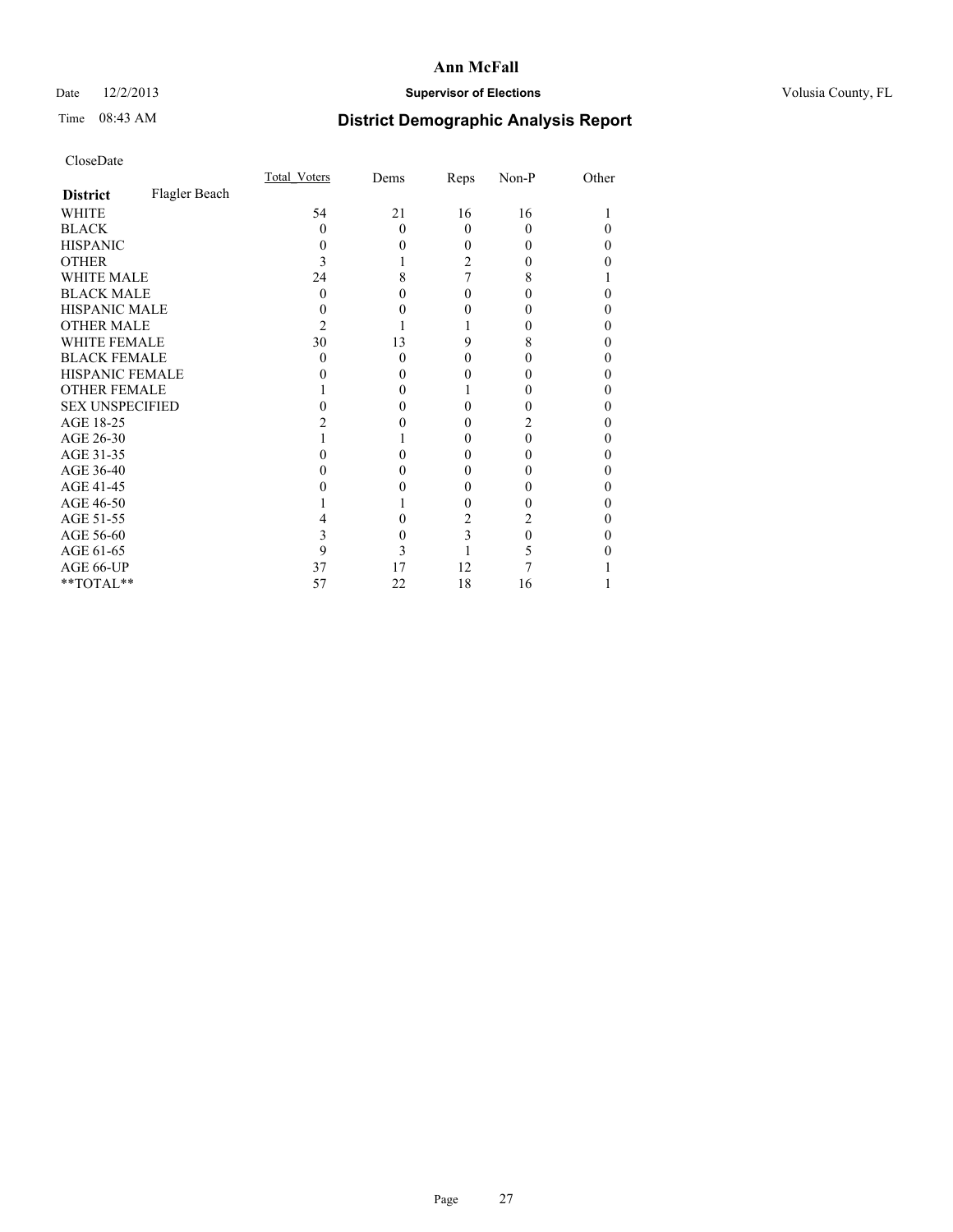# Ann McFall

Date 12/2/2013 **Supervisor of Elections** Volusia County, FL

Time 08:43 AM **District Demographic Analysis Report**

CloseDate

| **District** Flagler Beach | Total_Voters | Dems | Reps | Non-P | Other |
|---|---|---|---|---|---|
| WHITE | 54 | 21 | 16 | 16 | 1 |
| BLACK | 0 | 0 | 0 | 0 | 0 |
| HISPANIC | 0 | 0 | 0 | 0 | 0 |
| OTHER | 3 | 1 | 2 | 0 | 0 |
| WHITE MALE | 24 | 8 | 7 | 8 | 1 |
| BLACK MALE | 0 | 0 | 0 | 0 | 0 |
| HISPANIC MALE | 0 | 0 | 0 | 0 | 0 |
| OTHER MALE | 2 | 1 | 1 | 0 | 0 |
| WHITE FEMALE | 30 | 13 | 9 | 8 | 0 |
| BLACK FEMALE | 0 | 0 | 0 | 0 | 0 |
| HISPANIC FEMALE | 0 | 0 | 0 | 0 | 0 |
| OTHER FEMALE | 1 | 0 | 1 | 0 | 0 |
| SEX UNSPECIFIED | 0 | 0 | 0 | 0 | 0 |
| AGE 18-25 | 2 | 0 | 0 | 2 | 0 |
| AGE 26-30 | 1 | 1 | 0 | 0 | 0 |
| AGE 31-35 | 0 | 0 | 0 | 0 | 0 |
| AGE 36-40 | 0 | 0 | 0 | 0 | 0 |
| AGE 41-45 | 0 | 0 | 0 | 0 | 0 |
| AGE 46-50 | 1 | 1 | 0 | 0 | 0 |
| AGE 51-55 | 4 | 0 | 2 | 2 | 0 |
| AGE 56-60 | 3 | 0 | 3 | 0 | 0 |
| AGE 61-65 | 9 | 3 | 1 | 5 | 0 |
| AGE 66-UP | 37 | 17 | 12 | 7 | 1 |
| **TOTAL** | 57 | 22 | 18 | 16 | 1 |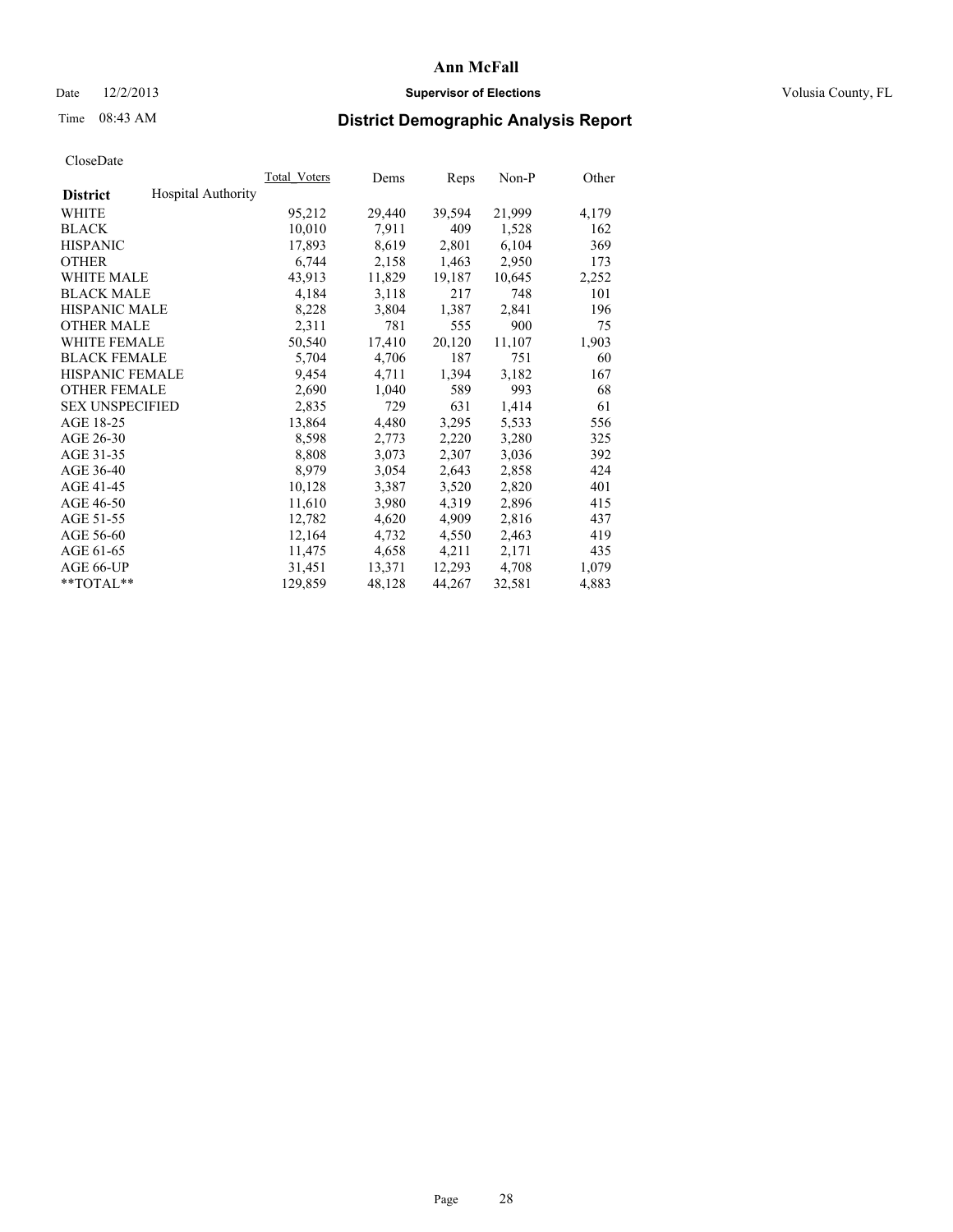# Ann McFall

Date 12/2/2013 **Supervisor of Elections** Volusia County, FL

Time 08:43 AM **District Demographic Analysis Report**

CloseDate

| **District** Hospital Authority | Total_Voters | Dems | Reps | Non-P | Other |
|---|---|---|---|---|---|
| WHITE | 95,212 | 29,440 | 39,594 | 21,999 | 4,179 |
| BLACK | 10,010 | 7,911 | 409 | 1,528 | 162 |
| HISPANIC | 17,893 | 8,619 | 2,801 | 6,104 | 369 |
| OTHER | 6,744 | 2,158 | 1,463 | 2,950 | 173 |
| WHITE MALE | 43,913 | 11,829 | 19,187 | 10,645 | 2,252 |
| BLACK MALE | 4,184 | 3,118 | 217 | 748 | 101 |
| HISPANIC MALE | 8,228 | 3,804 | 1,387 | 2,841 | 196 |
| OTHER MALE | 2,311 | 781 | 555 | 900 | 75 |
| WHITE FEMALE | 50,540 | 17,410 | 20,120 | 11,107 | 1,903 |
| BLACK FEMALE | 5,704 | 4,706 | 187 | 751 | 60 |
| HISPANIC FEMALE | 9,454 | 4,711 | 1,394 | 3,182 | 167 |
| OTHER FEMALE | 2,690 | 1,040 | 589 | 993 | 68 |
| SEX UNSPECIFIED | 2,835 | 729 | 631 | 1,414 | 61 |
| AGE 18-25 | 13,864 | 4,480 | 3,295 | 5,533 | 556 |
| AGE 26-30 | 8,598 | 2,773 | 2,220 | 3,280 | 325 |
| AGE 31-35 | 8,808 | 3,073 | 2,307 | 3,036 | 392 |
| AGE 36-40 | 8,979 | 3,054 | 2,643 | 2,858 | 424 |
| AGE 41-45 | 10,128 | 3,387 | 3,520 | 2,820 | 401 |
| AGE 46-50 | 11,610 | 3,980 | 4,319 | 2,896 | 415 |
| AGE 51-55 | 12,782 | 4,620 | 4,909 | 2,816 | 437 |
| AGE 56-60 | 12,164 | 4,732 | 4,550 | 2,463 | 419 |
| AGE 61-65 | 11,475 | 4,658 | 4,211 | 2,171 | 435 |
| AGE 66-UP | 31,451 | 13,371 | 12,293 | 4,708 | 1,079 |
| **TOTAL** | 129,859 | 48,128 | 44,267 | 32,581 | 4,883 |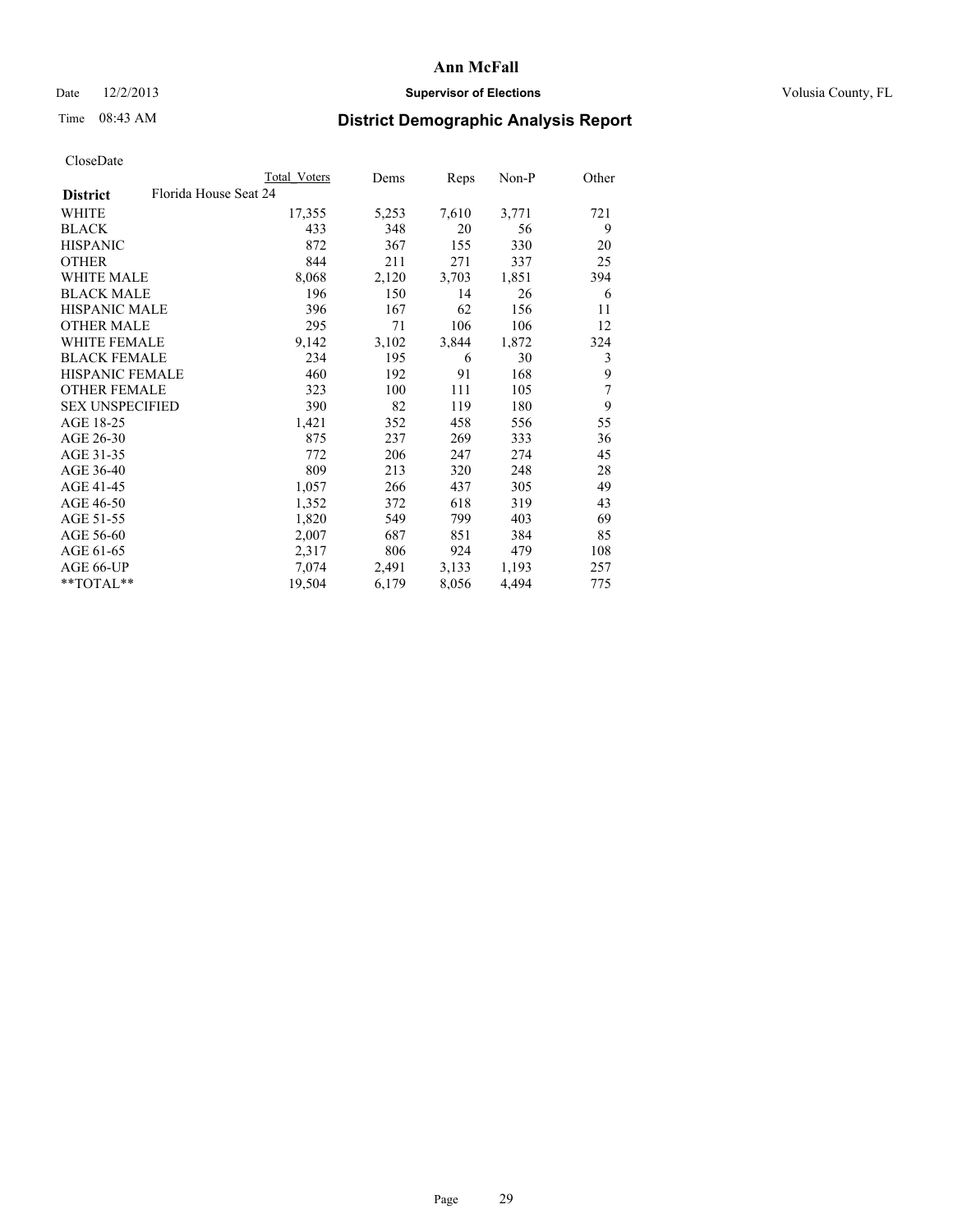# Ann McFall

Date 12/2/2013 **Supervisor of Elections** Volusia County, FL

Time 08:43 AM **District Demographic Analysis Report**

CloseDate

| **District** | Florida House Seat 24 | Total Voters | Dems | Reps | Non-P | Other |
|---|---|---|---|---|---|---|
| WHITE | | 17,355 | 5,253 | 7,610 | 3,771 | 721 |
| BLACK | | 433 | 348 | 20 | 56 | 9 |
| HISPANIC | | 872 | 367 | 155 | 330 | 20 |
| OTHER | | 844 | 211 | 271 | 337 | 25 |
| WHITE MALE | | 8,068 | 2,120 | 3,703 | 1,851 | 394 |
| BLACK MALE | | 196 | 150 | 14 | 26 | 6 |
| HISPANIC MALE | | 396 | 167 | 62 | 156 | 11 |
| OTHER MALE | | 295 | 71 | 106 | 106 | 12 |
| WHITE FEMALE | | 9,142 | 3,102 | 3,844 | 1,872 | 324 |
| BLACK FEMALE | | 234 | 195 | 6 | 30 | 3 |
| HISPANIC FEMALE | | 460 | 192 | 91 | 168 | 9 |
| OTHER FEMALE | | 323 | 100 | 111 | 105 | 7 |
| SEX UNSPECIFIED | | 390 | 82 | 119 | 180 | 9 |
| AGE 18-25 | | 1,421 | 352 | 458 | 556 | 55 |
| AGE 26-30 | | 875 | 237 | 269 | 333 | 36 |
| AGE 31-35 | | 772 | 206 | 247 | 274 | 45 |
| AGE 36-40 | | 809 | 213 | 320 | 248 | 28 |
| AGE 41-45 | | 1,057 | 266 | 437 | 305 | 49 |
| AGE 46-50 | | 1,352 | 372 | 618 | 319 | 43 |
| AGE 51-55 | | 1,820 | 549 | 799 | 403 | 69 |
| AGE 56-60 | | 2,007 | 687 | 851 | 384 | 85 |
| AGE 61-65 | | 2,317 | 806 | 924 | 479 | 108 |
| AGE 66-UP | | 7,074 | 2,491 | 3,133 | 1,193 | 257 |
| **TOTAL** | | 19,504 | 6,179 | 8,056 | 4,494 | 775 |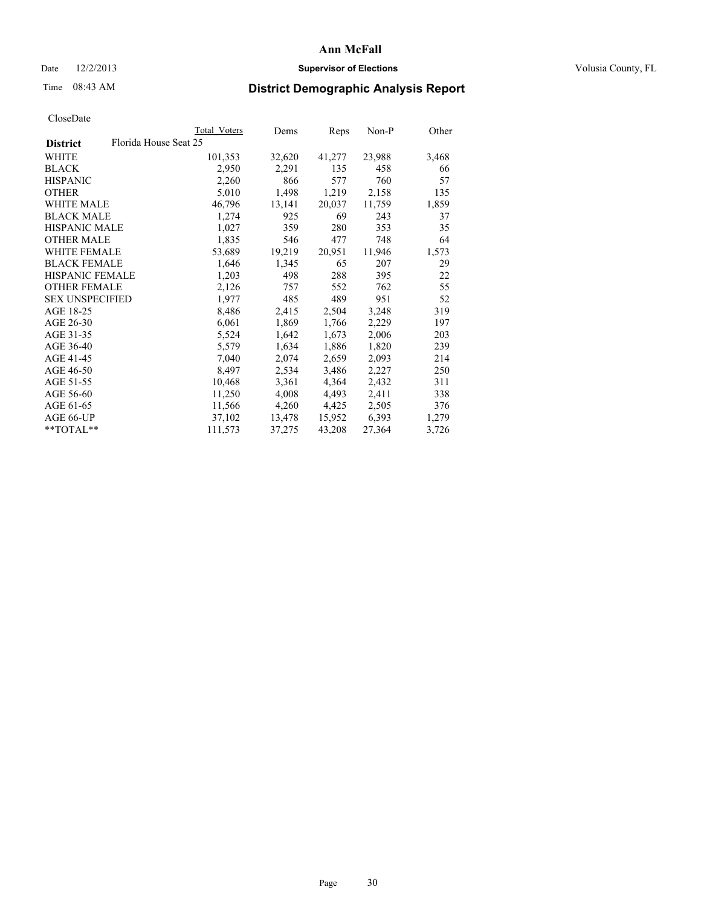# District Demographic Analysis Report

CloseDate

| District | Florida House Seat 25 | Total Voters | Dems | Reps | Non-P | Other |
|---|---|---|---|---|---|---|
| WHITE | | 101,353 | 32,620 | 41,277 | 23,988 | 3,468 |
| BLACK | | 2,950 | 2,291 | 135 | 458 | 66 |
| HISPANIC | | 2,260 | 866 | 577 | 760 | 57 |
| OTHER | | 5,010 | 1,498 | 1,219 | 2,158 | 135 |
| WHITE MALE | | 46,796 | 13,141 | 20,037 | 11,759 | 1,859 |
| BLACK MALE | | 1,274 | 925 | 69 | 243 | 37 |
| HISPANIC MALE | | 1,027 | 359 | 280 | 353 | 35 |
| OTHER MALE | | 1,835 | 546 | 477 | 748 | 64 |
| WHITE FEMALE | | 53,689 | 19,219 | 20,951 | 11,946 | 1,573 |
| BLACK FEMALE | | 1,646 | 1,345 | 65 | 207 | 29 |
| HISPANIC FEMALE | | 1,203 | 498 | 288 | 395 | 22 |
| OTHER FEMALE | | 2,126 | 757 | 552 | 762 | 55 |
| SEX UNSPECIFIED | | 1,977 | 485 | 489 | 951 | 52 |
| AGE 18-25 | | 8,486 | 2,415 | 2,504 | 3,248 | 319 |
| AGE 26-30 | | 6,061 | 1,869 | 1,766 | 2,229 | 197 |
| AGE 31-35 | | 5,524 | 1,642 | 1,673 | 2,006 | 203 |
| AGE 36-40 | | 5,579 | 1,634 | 1,886 | 1,820 | 239 |
| AGE 41-45 | | 7,040 | 2,074 | 2,659 | 2,093 | 214 |
| AGE 46-50 | | 8,497 | 2,534 | 3,486 | 2,227 | 250 |
| AGE 51-55 | | 10,468 | 3,361 | 4,364 | 2,432 | 311 |
| AGE 56-60 | | 11,250 | 4,008 | 4,493 | 2,411 | 338 |
| AGE 61-65 | | 11,566 | 4,260 | 4,425 | 2,505 | 376 |
| AGE 66-UP | | 37,102 | 13,478 | 15,952 | 6,393 | 1,279 |
| **TOTAL** | | 111,573 | 37,275 | 43,208 | 27,364 | 3,726 |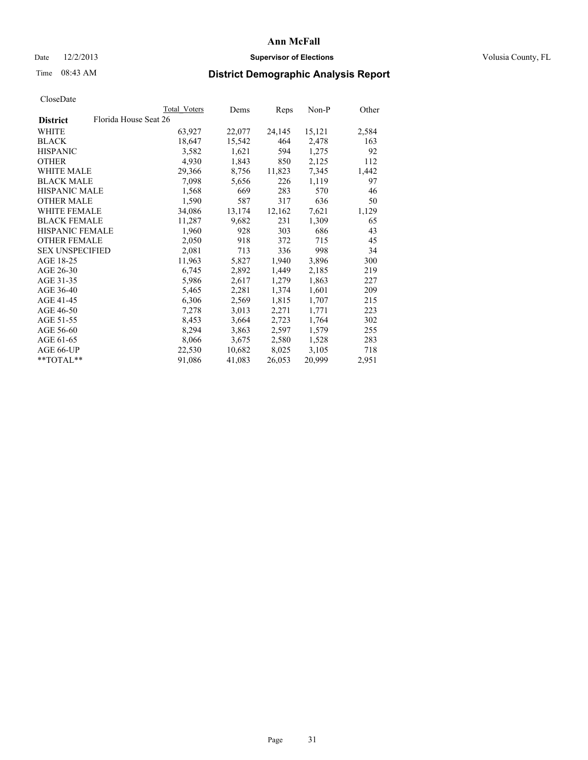# Ann McFall

Date 12/2/2013 **Supervisor of Elections** Volusia County, FL

Time 08:43 AM **District Demographic Analysis Report**

CloseDate

| **District** Florida House Seat 26 | Total Voters | Dems | Reps | Non-P | Other |
|---|---|---|---|---|---|
| WHITE | 63,927 | 22,077 | 24,145 | 15,121 | 2,584 |
| BLACK | 18,647 | 15,542 | 464 | 2,478 | 163 |
| HISPANIC | 3,582 | 1,621 | 594 | 1,275 | 92 |
| OTHER | 4,930 | 1,843 | 850 | 2,125 | 112 |
| WHITE MALE | 29,366 | 8,756 | 11,823 | 7,345 | 1,442 |
| BLACK MALE | 7,098 | 5,656 | 226 | 1,119 | 97 |
| HISPANIC MALE | 1,568 | 669 | 283 | 570 | 46 |
| OTHER MALE | 1,590 | 587 | 317 | 636 | 50 |
| WHITE FEMALE | 34,086 | 13,174 | 12,162 | 7,621 | 1,129 |
| BLACK FEMALE | 11,287 | 9,682 | 231 | 1,309 | 65 |
| HISPANIC FEMALE | 1,960 | 928 | 303 | 686 | 43 |
| OTHER FEMALE | 2,050 | 918 | 372 | 715 | 45 |
| SEX UNSPECIFIED | 2,081 | 713 | 336 | 998 | 34 |
| AGE 18-25 | 11,963 | 5,827 | 1,940 | 3,896 | 300 |
| AGE 26-30 | 6,745 | 2,892 | 1,449 | 2,185 | 219 |
| AGE 31-35 | 5,986 | 2,617 | 1,279 | 1,863 | 227 |
| AGE 36-40 | 5,465 | 2,281 | 1,374 | 1,601 | 209 |
| AGE 41-45 | 6,306 | 2,569 | 1,815 | 1,707 | 215 |
| AGE 46-50 | 7,278 | 3,013 | 2,271 | 1,771 | 223 |
| AGE 51-55 | 8,453 | 3,664 | 2,723 | 1,764 | 302 |
| AGE 56-60 | 8,294 | 3,863 | 2,597 | 1,579 | 255 |
| AGE 61-65 | 8,066 | 3,675 | 2,580 | 1,528 | 283 |
| AGE 66-UP | 22,530 | 10,682 | 8,025 | 3,105 | 718 |
| **TOTAL** | 91,086 | 41,083 | 26,053 | 20,999 | 2,951 |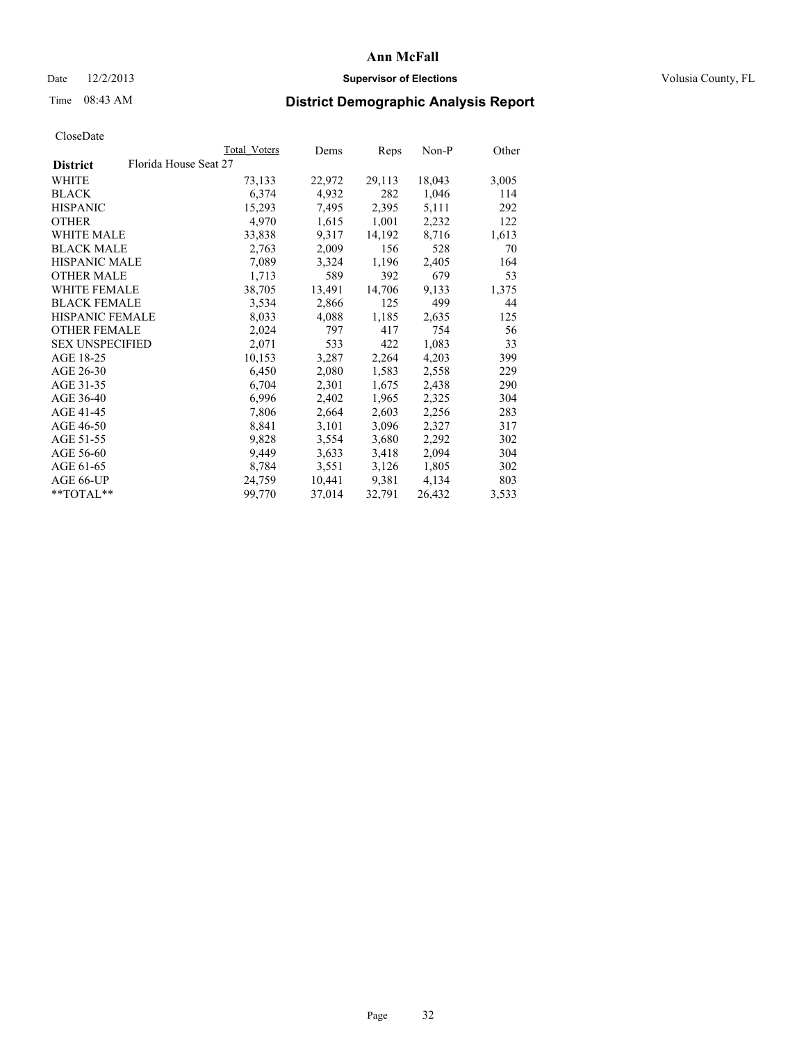Ann McFall

Date 12/2/2013 **Supervisor of Elections** Volusia County, FL

Time 08:43 AM

## District Demographic Analysis Report

CloseDate

| | Total Voters | Dems | Reps | Non-P | Other |
|---|---|---|---|---|---|
| **District** Florida House Seat 27 | | | | | |
| WHITE | 73,133 | 22,972 | 29,113 | 18,043 | 3,005 |
| BLACK | 6,374 | 4,932 | 282 | 1,046 | 114 |
| HISPANIC | 15,293 | 7,495 | 2,395 | 5,111 | 292 |
| OTHER | 4,970 | 1,615 | 1,001 | 2,232 | 122 |
| WHITE MALE | 33,838 | 9,317 | 14,192 | 8,716 | 1,613 |
| BLACK MALE | 2,763 | 2,009 | 156 | 528 | 70 |
| HISPANIC MALE | 7,089 | 3,324 | 1,196 | 2,405 | 164 |
| OTHER MALE | 1,713 | 589 | 392 | 679 | 53 |
| WHITE FEMALE | 38,705 | 13,491 | 14,706 | 9,133 | 1,375 |
| BLACK FEMALE | 3,534 | 2,866 | 125 | 499 | 44 |
| HISPANIC FEMALE | 8,033 | 4,088 | 1,185 | 2,635 | 125 |
| OTHER FEMALE | 2,024 | 797 | 417 | 754 | 56 |
| SEX UNSPECIFIED | 2,071 | 533 | 422 | 1,083 | 33 |
| AGE 18-25 | 10,153 | 3,287 | 2,264 | 4,203 | 399 |
| AGE 26-30 | 6,450 | 2,080 | 1,583 | 2,558 | 229 |
| AGE 31-35 | 6,704 | 2,301 | 1,675 | 2,438 | 290 |
| AGE 36-40 | 6,996 | 2,402 | 1,965 | 2,325 | 304 |
| AGE 41-45 | 7,806 | 2,664 | 2,603 | 2,256 | 283 |
| AGE 46-50 | 8,841 | 3,101 | 3,096 | 2,327 | 317 |
| AGE 51-55 | 9,828 | 3,554 | 3,680 | 2,292 | 302 |
| AGE 56-60 | 9,449 | 3,633 | 3,418 | 2,094 | 304 |
| AGE 61-65 | 8,784 | 3,551 | 3,126 | 1,805 | 302 |
| AGE 66-UP | 24,759 | 10,441 | 9,381 | 4,134 | 803 |
| **TOTAL** | 99,770 | 37,014 | 32,791 | 26,432 | 3,533 |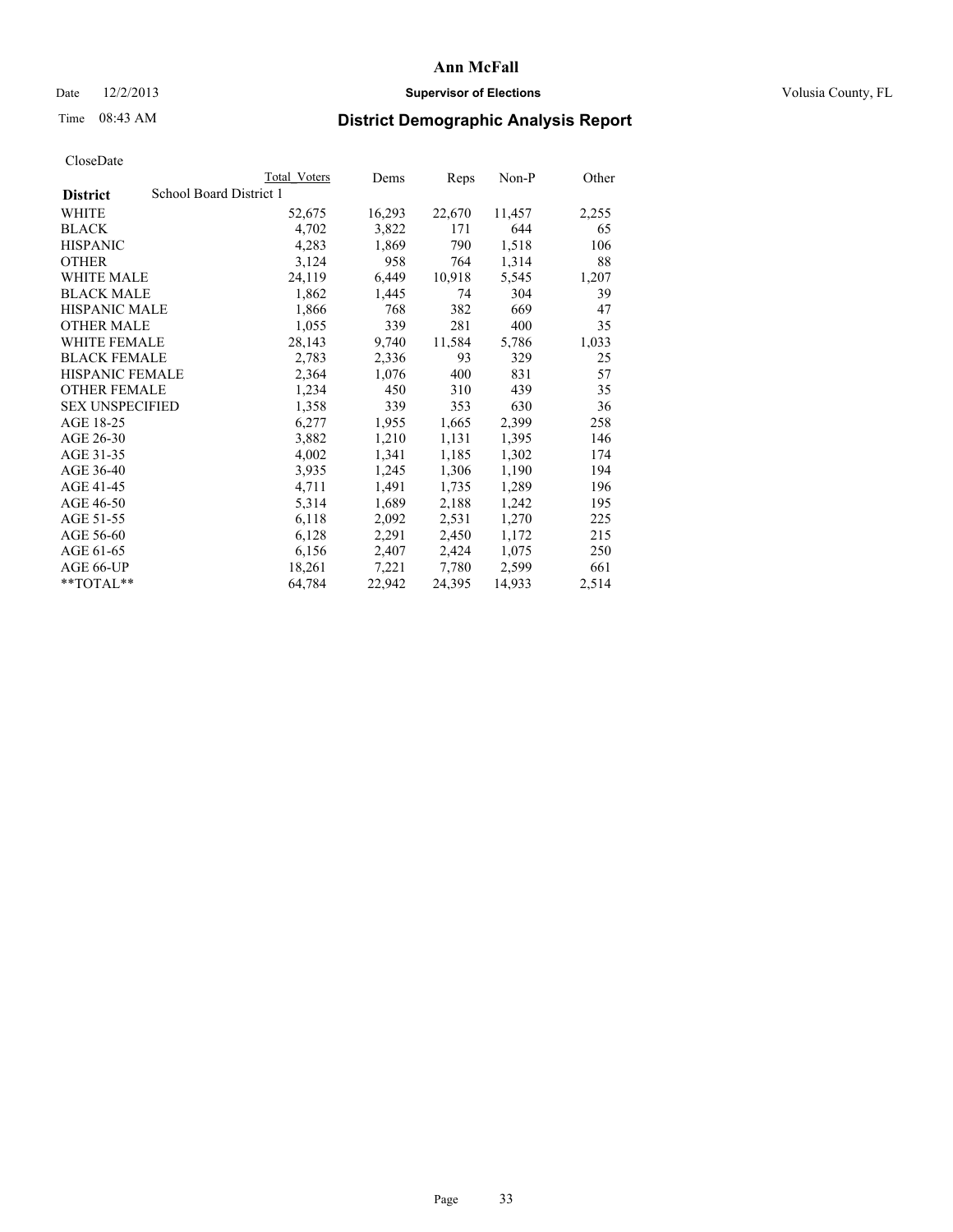# Ann McFall

Date 12/2/2013 **Supervisor of Elections** Volusia County, FL

Time 08:43 AM

## District Demographic Analysis Report

CloseDate

| | Total Voters | Dems | Reps | Non-P | Other |
|---|---|---|---|---|---|
| **District** School Board District 1 | | | | | |
| WHITE | 52,675 | 16,293 | 22,670 | 11,457 | 2,255 |
| BLACK | 4,702 | 3,822 | 171 | 644 | 65 |
| HISPANIC | 4,283 | 1,869 | 790 | 1,518 | 106 |
| OTHER | 3,124 | 958 | 764 | 1,314 | 88 |
| WHITE MALE | 24,119 | 6,449 | 10,918 | 5,545 | 1,207 |
| BLACK MALE | 1,862 | 1,445 | 74 | 304 | 39 |
| HISPANIC MALE | 1,866 | 768 | 382 | 669 | 47 |
| OTHER MALE | 1,055 | 339 | 281 | 400 | 35 |
| WHITE FEMALE | 28,143 | 9,740 | 11,584 | 5,786 | 1,033 |
| BLACK FEMALE | 2,783 | 2,336 | 93 | 329 | 25 |
| HISPANIC FEMALE | 2,364 | 1,076 | 400 | 831 | 57 |
| OTHER FEMALE | 1,234 | 450 | 310 | 439 | 35 |
| SEX UNSPECIFIED | 1,358 | 339 | 353 | 630 | 36 |
| AGE 18-25 | 6,277 | 1,955 | 1,665 | 2,399 | 258 |
| AGE 26-30 | 3,882 | 1,210 | 1,131 | 1,395 | 146 |
| AGE 31-35 | 4,002 | 1,341 | 1,185 | 1,302 | 174 |
| AGE 36-40 | 3,935 | 1,245 | 1,306 | 1,190 | 194 |
| AGE 41-45 | 4,711 | 1,491 | 1,735 | 1,289 | 196 |
| AGE 46-50 | 5,314 | 1,689 | 2,188 | 1,242 | 195 |
| AGE 51-55 | 6,118 | 2,092 | 2,531 | 1,270 | 225 |
| AGE 56-60 | 6,128 | 2,291 | 2,450 | 1,172 | 215 |
| AGE 61-65 | 6,156 | 2,407 | 2,424 | 1,075 | 250 |
| AGE 66-UP | 18,261 | 7,221 | 7,780 | 2,599 | 661 |
| **TOTAL** | 64,784 | 22,942 | 24,395 | 14,933 | 2,514 |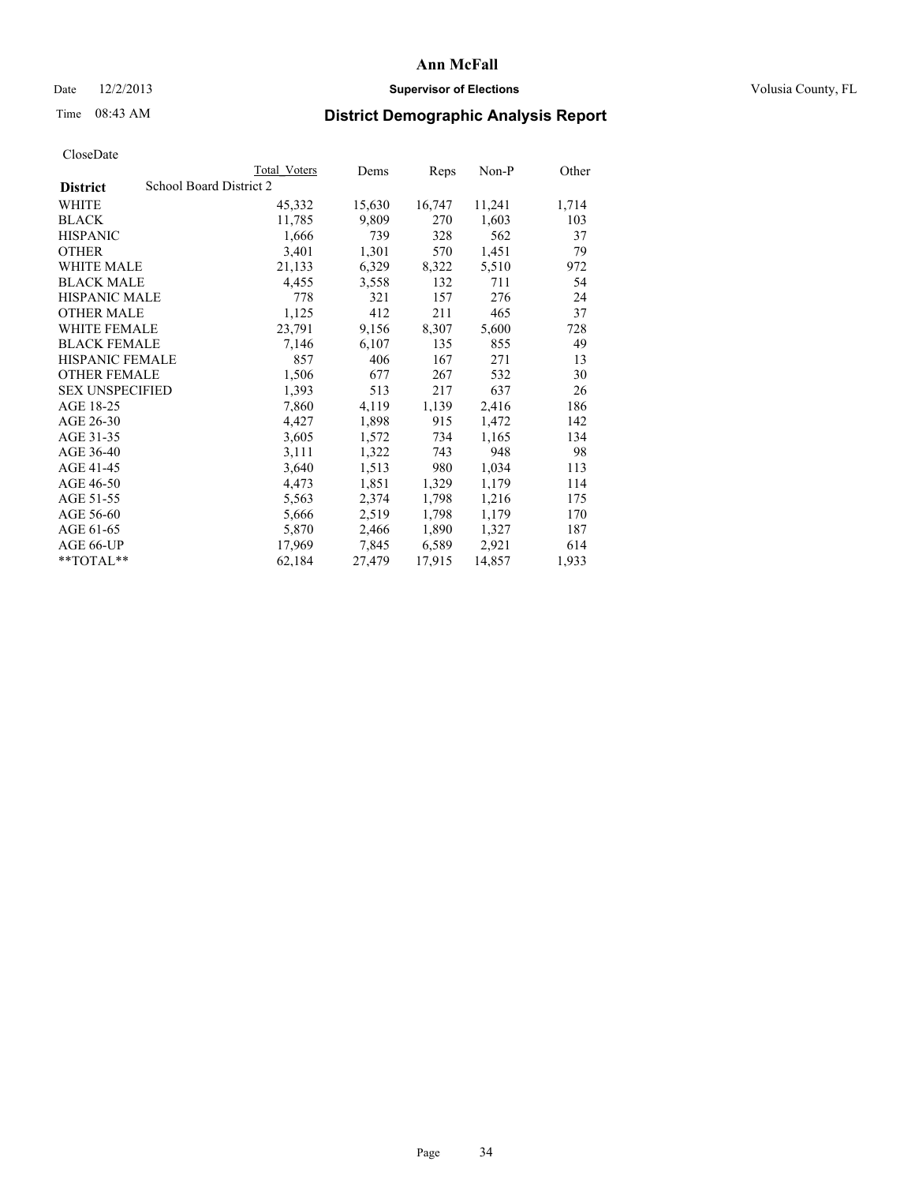# Ann McFall

Date 12/2/2013 **Supervisor of Elections** Volusia County, FL

Time 08:43 AM **District Demographic Analysis Report**

CloseDate

| **District** | School Board District 2 | Total Voters | Dems | Reps | Non-P | Other |
|---|---|---|---|---|---|---|
| WHITE | | 45,332 | 15,630 | 16,747 | 11,241 | 1,714 |
| BLACK | | 11,785 | 9,809 | 270 | 1,603 | 103 |
| HISPANIC | | 1,666 | 739 | 328 | 562 | 37 |
| OTHER | | 3,401 | 1,301 | 570 | 1,451 | 79 |
| WHITE MALE | | 21,133 | 6,329 | 8,322 | 5,510 | 972 |
| BLACK MALE | | 4,455 | 3,558 | 132 | 711 | 54 |
| HISPANIC MALE | | 778 | 321 | 157 | 276 | 24 |
| OTHER MALE | | 1,125 | 412 | 211 | 465 | 37 |
| WHITE FEMALE | | 23,791 | 9,156 | 8,307 | 5,600 | 728 |
| BLACK FEMALE | | 7,146 | 6,107 | 135 | 855 | 49 |
| HISPANIC FEMALE | | 857 | 406 | 167 | 271 | 13 |
| OTHER FEMALE | | 1,506 | 677 | 267 | 532 | 30 |
| SEX UNSPECIFIED | | 1,393 | 513 | 217 | 637 | 26 |
| AGE 18-25 | | 7,860 | 4,119 | 1,139 | 2,416 | 186 |
| AGE 26-30 | | 4,427 | 1,898 | 915 | 1,472 | 142 |
| AGE 31-35 | | 3,605 | 1,572 | 734 | 1,165 | 134 |
| AGE 36-40 | | 3,111 | 1,322 | 743 | 948 | 98 |
| AGE 41-45 | | 3,640 | 1,513 | 980 | 1,034 | 113 |
| AGE 46-50 | | 4,473 | 1,851 | 1,329 | 1,179 | 114 |
| AGE 51-55 | | 5,563 | 2,374 | 1,798 | 1,216 | 175 |
| AGE 56-60 | | 5,666 | 2,519 | 1,798 | 1,179 | 170 |
| AGE 61-65 | | 5,870 | 2,466 | 1,890 | 1,327 | 187 |
| AGE 66-UP | | 17,969 | 7,845 | 6,589 | 2,921 | 614 |
| **TOTAL** | | 62,184 | 27,479 | 17,915 | 14,857 | 1,933 |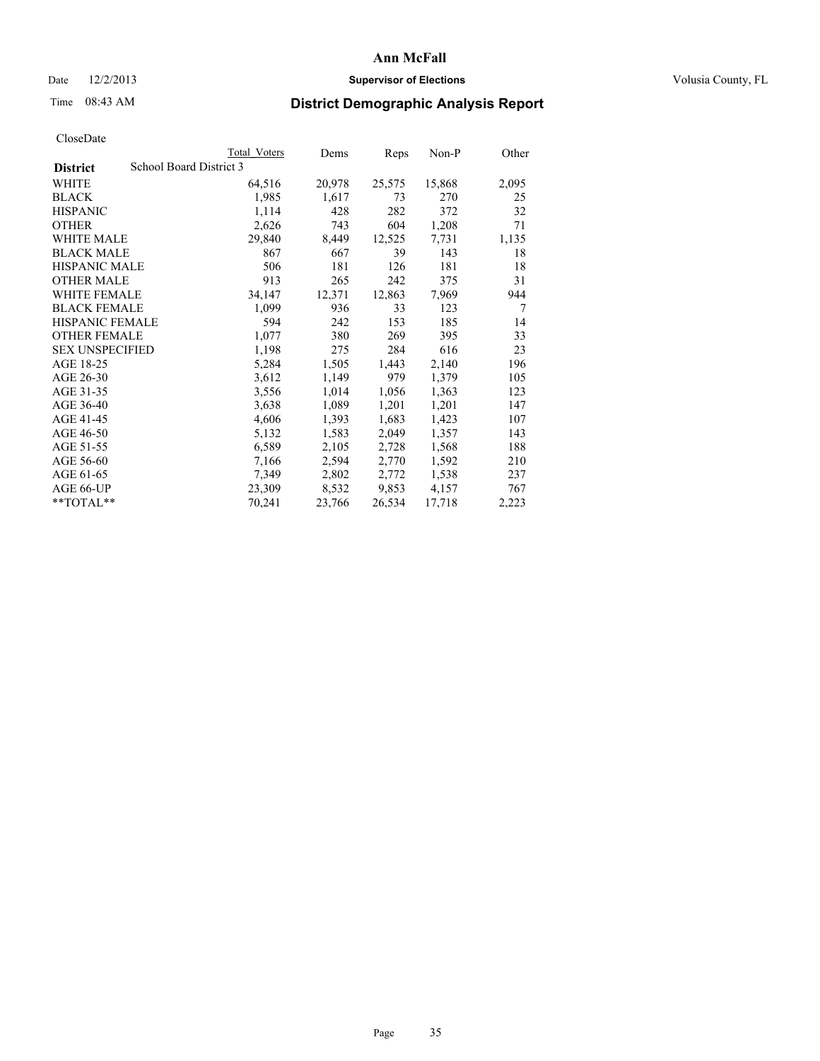**Ann McFall**

Date 12/2/2013 **Supervisor of Elections** Volusia County, FL

Time 08:43 AM **District Demographic Analysis Report**

CloseDate

| **District** School Board District 3 | Total Voters | Dems | Reps | Non-P | Other |
|---|---|---|---|---|---|
| WHITE | 64,516 | 20,978 | 25,575 | 15,868 | 2,095 |
| BLACK | 1,985 | 1,617 | 73 | 270 | 25 |
| HISPANIC | 1,114 | 428 | 282 | 372 | 32 |
| OTHER | 2,626 | 743 | 604 | 1,208 | 71 |
| WHITE MALE | 29,840 | 8,449 | 12,525 | 7,731 | 1,135 |
| BLACK MALE | 867 | 667 | 39 | 143 | 18 |
| HISPANIC MALE | 506 | 181 | 126 | 181 | 18 |
| OTHER MALE | 913 | 265 | 242 | 375 | 31 |
| WHITE FEMALE | 34,147 | 12,371 | 12,863 | 7,969 | 944 |
| BLACK FEMALE | 1,099 | 936 | 33 | 123 | 7 |
| HISPANIC FEMALE | 594 | 242 | 153 | 185 | 14 |
| OTHER FEMALE | 1,077 | 380 | 269 | 395 | 33 |
| SEX UNSPECIFIED | 1,198 | 275 | 284 | 616 | 23 |
| AGE 18-25 | 5,284 | 1,505 | 1,443 | 2,140 | 196 |
| AGE 26-30 | 3,612 | 1,149 | 979 | 1,379 | 105 |
| AGE 31-35 | 3,556 | 1,014 | 1,056 | 1,363 | 123 |
| AGE 36-40 | 3,638 | 1,089 | 1,201 | 1,201 | 147 |
| AGE 41-45 | 4,606 | 1,393 | 1,683 | 1,423 | 107 |
| AGE 46-50 | 5,132 | 1,583 | 2,049 | 1,357 | 143 |
| AGE 51-55 | 6,589 | 2,105 | 2,728 | 1,568 | 188 |
| AGE 56-60 | 7,166 | 2,594 | 2,770 | 1,592 | 210 |
| AGE 61-65 | 7,349 | 2,802 | 2,772 | 1,538 | 237 |
| AGE 66-UP | 23,309 | 8,532 | 9,853 | 4,157 | 767 |
| **TOTAL** | 70,241 | 23,766 | 26,534 | 17,718 | 2,223 |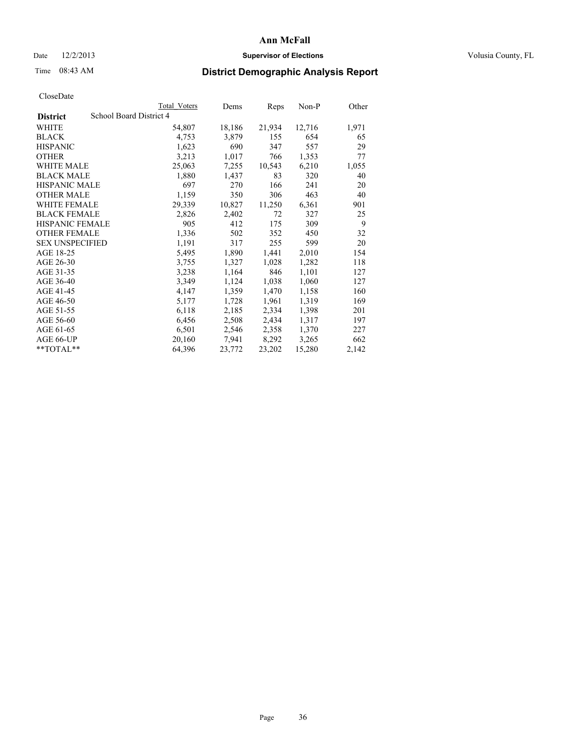# Ann McFall

Date 12/2/2013 **Supervisor of Elections** Volusia County, FL

Time 08:43 AM

## District Demographic Analysis Report

CloseDate

| District | Total Voters | Dems | Reps | Non-P | Other |
|---|---|---|---|---|---|
| School Board District 4 | | | | | |
| WHITE | 54,807 | 18,186 | 21,934 | 12,716 | 1,971 |
| BLACK | 4,753 | 3,879 | 155 | 654 | 65 |
| HISPANIC | 1,623 | 690 | 347 | 557 | 29 |
| OTHER | 3,213 | 1,017 | 766 | 1,353 | 77 |
| WHITE MALE | 25,063 | 7,255 | 10,543 | 6,210 | 1,055 |
| BLACK MALE | 1,880 | 1,437 | 83 | 320 | 40 |
| HISPANIC MALE | 697 | 270 | 166 | 241 | 20 |
| OTHER MALE | 1,159 | 350 | 306 | 463 | 40 |
| WHITE FEMALE | 29,339 | 10,827 | 11,250 | 6,361 | 901 |
| BLACK FEMALE | 2,826 | 2,402 | 72 | 327 | 25 |
| HISPANIC FEMALE | 905 | 412 | 175 | 309 | 9 |
| OTHER FEMALE | 1,336 | 502 | 352 | 450 | 32 |
| SEX UNSPECIFIED | 1,191 | 317 | 255 | 599 | 20 |
| AGE 18-25 | 5,495 | 1,890 | 1,441 | 2,010 | 154 |
| AGE 26-30 | 3,755 | 1,327 | 1,028 | 1,282 | 118 |
| AGE 31-35 | 3,238 | 1,164 | 846 | 1,101 | 127 |
| AGE 36-40 | 3,349 | 1,124 | 1,038 | 1,060 | 127 |
| AGE 41-45 | 4,147 | 1,359 | 1,470 | 1,158 | 160 |
| AGE 46-50 | 5,177 | 1,728 | 1,961 | 1,319 | 169 |
| AGE 51-55 | 6,118 | 2,185 | 2,334 | 1,398 | 201 |
| AGE 56-60 | 6,456 | 2,508 | 2,434 | 1,317 | 197 |
| AGE 61-65 | 6,501 | 2,546 | 2,358 | 1,370 | 227 |
| AGE 66-UP | 20,160 | 7,941 | 8,292 | 3,265 | 662 |
| **TOTAL** | 64,396 | 23,772 | 23,202 | 15,280 | 2,142 |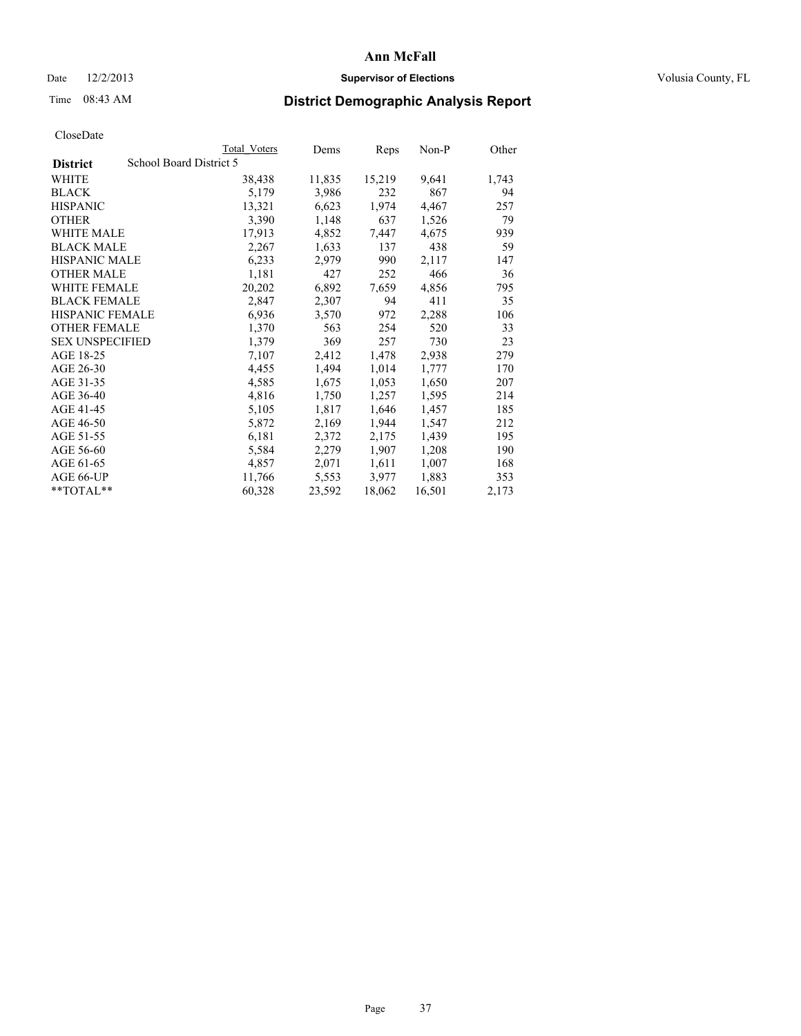# Ann McFall

Date 12/2/2013 **Supervisor of Elections** Volusia County, FL

Time 08:43 AM

## District Demographic Analysis Report

CloseDate

| **District** | School Board District 5 | Total Voters | Dems | Reps | Non-P | Other |
|---|---|---|---|---|---|---|
| WHITE | | 38,438 | 11,835 | 15,219 | 9,641 | 1,743 |
| BLACK | | 5,179 | 3,986 | 232 | 867 | 94 |
| HISPANIC | | 13,321 | 6,623 | 1,974 | 4,467 | 257 |
| OTHER | | 3,390 | 1,148 | 637 | 1,526 | 79 |
| WHITE MALE | | 17,913 | 4,852 | 7,447 | 4,675 | 939 |
| BLACK MALE | | 2,267 | 1,633 | 137 | 438 | 59 |
| HISPANIC MALE | | 6,233 | 2,979 | 990 | 2,117 | 147 |
| OTHER MALE | | 1,181 | 427 | 252 | 466 | 36 |
| WHITE FEMALE | | 20,202 | 6,892 | 7,659 | 4,856 | 795 |
| BLACK FEMALE | | 2,847 | 2,307 | 94 | 411 | 35 |
| HISPANIC FEMALE | | 6,936 | 3,570 | 972 | 2,288 | 106 |
| OTHER FEMALE | | 1,370 | 563 | 254 | 520 | 33 |
| SEX UNSPECIFIED | | 1,379 | 369 | 257 | 730 | 23 |
| AGE 18-25 | | 7,107 | 2,412 | 1,478 | 2,938 | 279 |
| AGE 26-30 | | 4,455 | 1,494 | 1,014 | 1,777 | 170 |
| AGE 31-35 | | 4,585 | 1,675 | 1,053 | 1,650 | 207 |
| AGE 36-40 | | 4,816 | 1,750 | 1,257 | 1,595 | 214 |
| AGE 41-45 | | 5,105 | 1,817 | 1,646 | 1,457 | 185 |
| AGE 46-50 | | 5,872 | 2,169 | 1,944 | 1,547 | 212 |
| AGE 51-55 | | 6,181 | 2,372 | 2,175 | 1,439 | 195 |
| AGE 56-60 | | 5,584 | 2,279 | 1,907 | 1,208 | 190 |
| AGE 61-65 | | 4,857 | 2,071 | 1,611 | 1,007 | 168 |
| AGE 66-UP | | 11,766 | 5,553 | 3,977 | 1,883 | 353 |
| **TOTAL** | | 60,328 | 23,592 | 18,062 | 16,501 | 2,173 |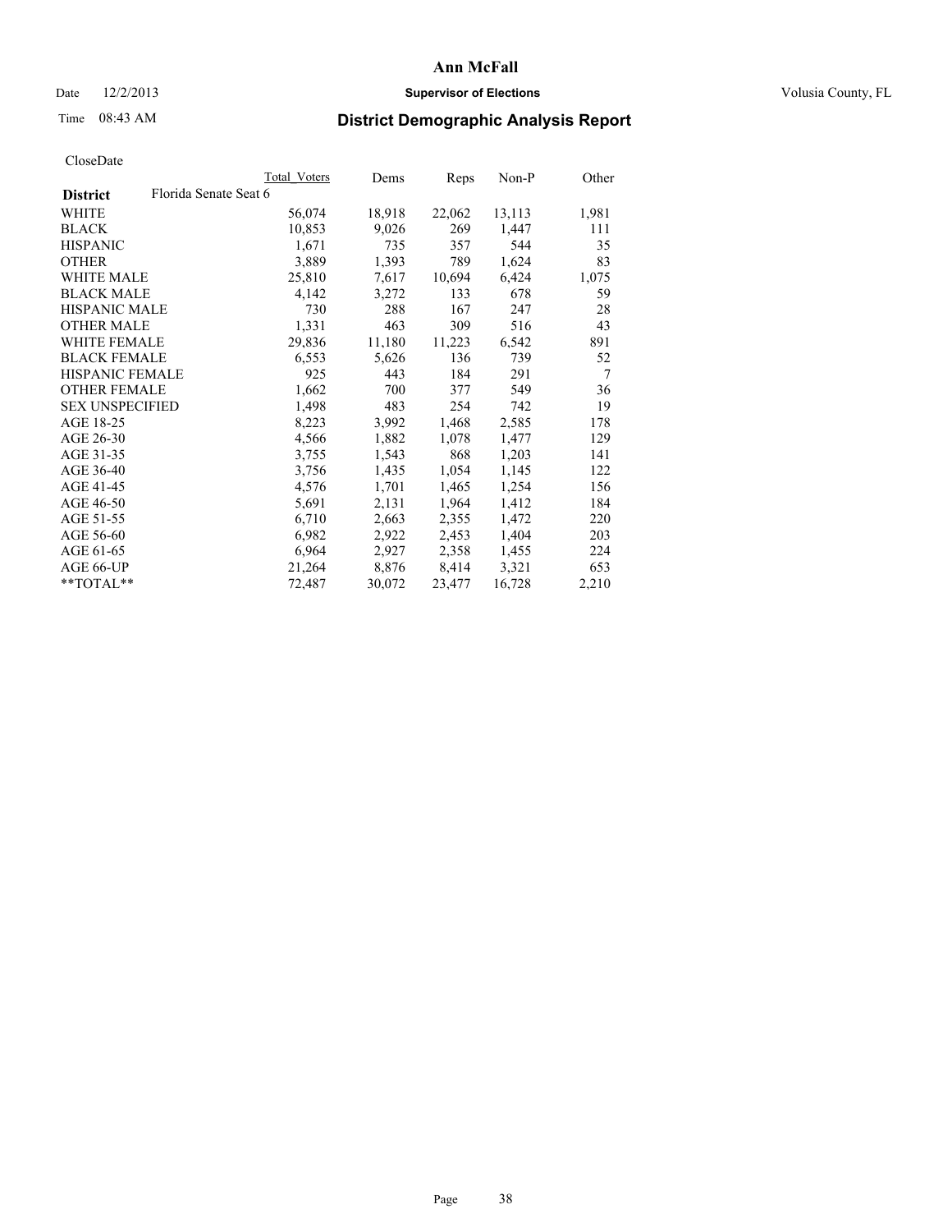# Ann McFall

Date 12/2/2013 **Supervisor of Elections** Volusia County, FL

Time 08:43 AM

## District Demographic Analysis Report

CloseDate

| | Total Voters | Dems | Reps | Non-P | Other |
|---|---|---|---|---|---|
| **District** Florida Senate Seat 6 | | | | | |
| WHITE | 56,074 | 18,918 | 22,062 | 13,113 | 1,981 |
| BLACK | 10,853 | 9,026 | 269 | 1,447 | 111 |
| HISPANIC | 1,671 | 735 | 357 | 544 | 35 |
| OTHER | 3,889 | 1,393 | 789 | 1,624 | 83 |
| WHITE MALE | 25,810 | 7,617 | 10,694 | 6,424 | 1,075 |
| BLACK MALE | 4,142 | 3,272 | 133 | 678 | 59 |
| HISPANIC MALE | 730 | 288 | 167 | 247 | 28 |
| OTHER MALE | 1,331 | 463 | 309 | 516 | 43 |
| WHITE FEMALE | 29,836 | 11,180 | 11,223 | 6,542 | 891 |
| BLACK FEMALE | 6,553 | 5,626 | 136 | 739 | 52 |
| HISPANIC FEMALE | 925 | 443 | 184 | 291 | 7 |
| OTHER FEMALE | 1,662 | 700 | 377 | 549 | 36 |
| SEX UNSPECIFIED | 1,498 | 483 | 254 | 742 | 19 |
| AGE 18-25 | 8,223 | 3,992 | 1,468 | 2,585 | 178 |
| AGE 26-30 | 4,566 | 1,882 | 1,078 | 1,477 | 129 |
| AGE 31-35 | 3,755 | 1,543 | 868 | 1,203 | 141 |
| AGE 36-40 | 3,756 | 1,435 | 1,054 | 1,145 | 122 |
| AGE 41-45 | 4,576 | 1,701 | 1,465 | 1,254 | 156 |
| AGE 46-50 | 5,691 | 2,131 | 1,964 | 1,412 | 184 |
| AGE 51-55 | 6,710 | 2,663 | 2,355 | 1,472 | 220 |
| AGE 56-60 | 6,982 | 2,922 | 2,453 | 1,404 | 203 |
| AGE 61-65 | 6,964 | 2,927 | 2,358 | 1,455 | 224 |
| AGE 66-UP | 21,264 | 8,876 | 8,414 | 3,321 | 653 |
| **TOTAL** | 72,487 | 30,072 | 23,477 | 16,728 | 2,210 |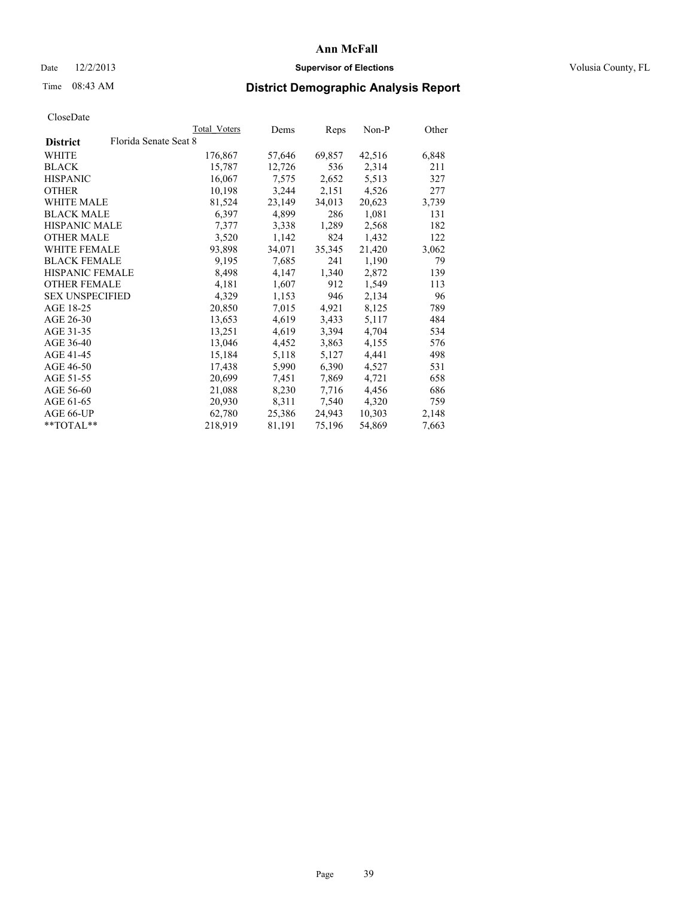**Ann McFall**

Date 12/2/2013 **Supervisor of Elections** Volusia County, FL

Time 08:43 AM

## District Demographic Analysis Report

CloseDate

| **District** | Total Voters | Dems | Reps | Non-P | Other |
|---|---|---|---|---|---|
| Florida Senate Seat 8 | | | | | |
| WHITE | 176,867 | 57,646 | 69,857 | 42,516 | 6,848 |
| BLACK | 15,787 | 12,726 | 536 | 2,314 | 211 |
| HISPANIC | 16,067 | 7,575 | 2,652 | 5,513 | 327 |
| OTHER | 10,198 | 3,244 | 2,151 | 4,526 | 277 |
| WHITE MALE | 81,524 | 23,149 | 34,013 | 20,623 | 3,739 |
| BLACK MALE | 6,397 | 4,899 | 286 | 1,081 | 131 |
| HISPANIC MALE | 7,377 | 3,338 | 1,289 | 2,568 | 182 |
| OTHER MALE | 3,520 | 1,142 | 824 | 1,432 | 122 |
| WHITE FEMALE | 93,898 | 34,071 | 35,345 | 21,420 | 3,062 |
| BLACK FEMALE | 9,195 | 7,685 | 241 | 1,190 | 79 |
| HISPANIC FEMALE | 8,498 | 4,147 | 1,340 | 2,872 | 139 |
| OTHER FEMALE | 4,181 | 1,607 | 912 | 1,549 | 113 |
| SEX UNSPECIFIED | 4,329 | 1,153 | 946 | 2,134 | 96 |
| AGE 18-25 | 20,850 | 7,015 | 4,921 | 8,125 | 789 |
| AGE 26-30 | 13,653 | 4,619 | 3,433 | 5,117 | 484 |
| AGE 31-35 | 13,251 | 4,619 | 3,394 | 4,704 | 534 |
| AGE 36-40 | 13,046 | 4,452 | 3,863 | 4,155 | 576 |
| AGE 41-45 | 15,184 | 5,118 | 5,127 | 4,441 | 498 |
| AGE 46-50 | 17,438 | 5,990 | 6,390 | 4,527 | 531 |
| AGE 51-55 | 20,699 | 7,451 | 7,869 | 4,721 | 658 |
| AGE 56-60 | 21,088 | 8,230 | 7,716 | 4,456 | 686 |
| AGE 61-65 | 20,930 | 8,311 | 7,540 | 4,320 | 759 |
| AGE 66-UP | 62,780 | 25,386 | 24,943 | 10,303 | 2,148 |
| **TOTAL** | 218,919 | 81,191 | 75,196 | 54,869 | 7,663 |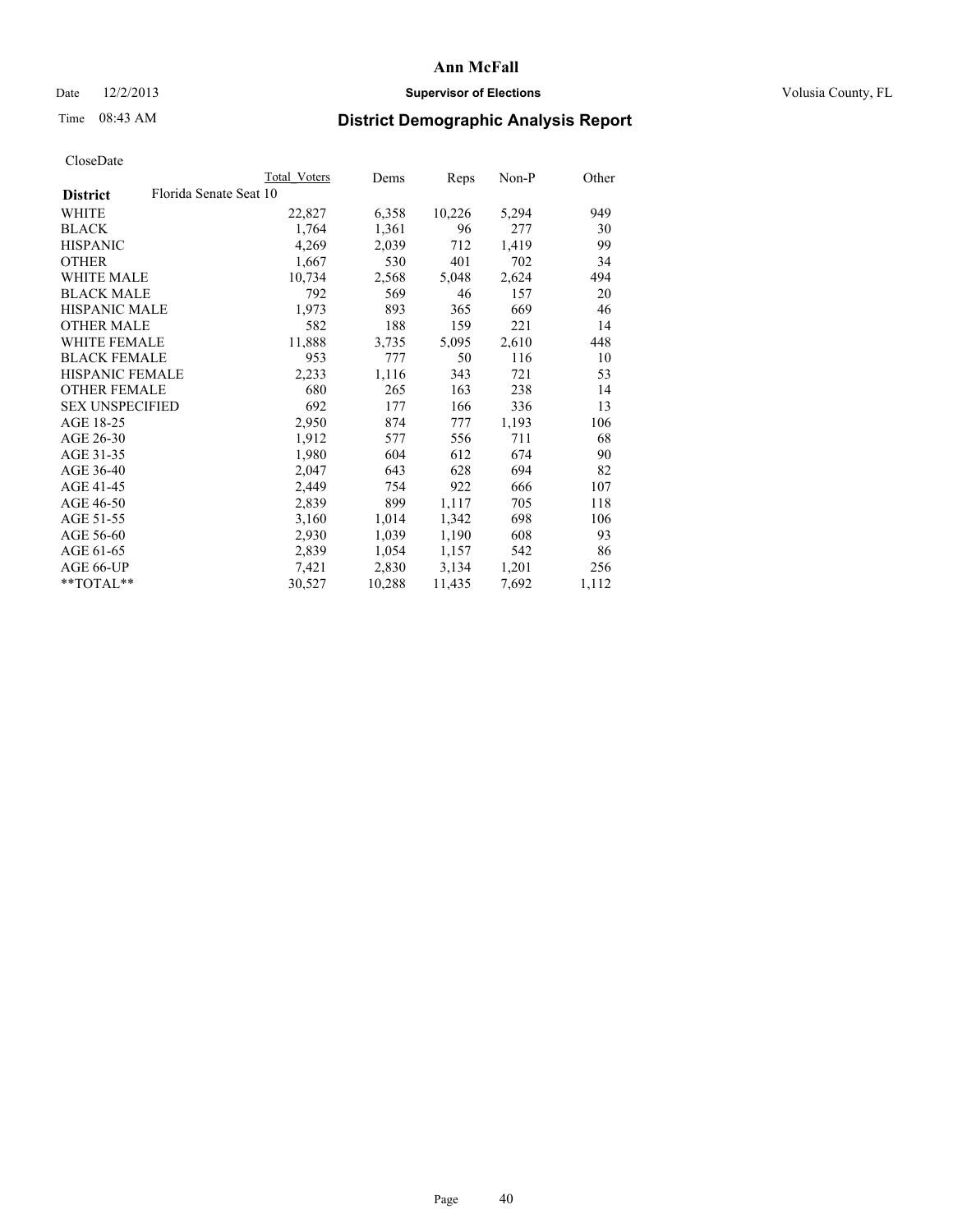# Ann McFall

Date 12/2/2013 **Supervisor of Elections** Volusia County, FL

Time 08:43 AM

## District Demographic Analysis Report

CloseDate

| District | Florida Senate Seat 10 | Total Voters | Dems | Reps | Non-P | Other |
|---|---|---|---|---|---|---|
| WHITE | | 22,827 | 6,358 | 10,226 | 5,294 | 949 |
| BLACK | | 1,764 | 1,361 | 96 | 277 | 30 |
| HISPANIC | | 4,269 | 2,039 | 712 | 1,419 | 99 |
| OTHER | | 1,667 | 530 | 401 | 702 | 34 |
| WHITE MALE | | 10,734 | 2,568 | 5,048 | 2,624 | 494 |
| BLACK MALE | | 792 | 569 | 46 | 157 | 20 |
| HISPANIC MALE | | 1,973 | 893 | 365 | 669 | 46 |
| OTHER MALE | | 582 | 188 | 159 | 221 | 14 |
| WHITE FEMALE | | 11,888 | 3,735 | 5,095 | 2,610 | 448 |
| BLACK FEMALE | | 953 | 777 | 50 | 116 | 10 |
| HISPANIC FEMALE | | 2,233 | 1,116 | 343 | 721 | 53 |
| OTHER FEMALE | | 680 | 265 | 163 | 238 | 14 |
| SEX UNSPECIFIED | | 692 | 177 | 166 | 336 | 13 |
| AGE 18-25 | | 2,950 | 874 | 777 | 1,193 | 106 |
| AGE 26-30 | | 1,912 | 577 | 556 | 711 | 68 |
| AGE 31-35 | | 1,980 | 604 | 612 | 674 | 90 |
| AGE 36-40 | | 2,047 | 643 | 628 | 694 | 82 |
| AGE 41-45 | | 2,449 | 754 | 922 | 666 | 107 |
| AGE 46-50 | | 2,839 | 899 | 1,117 | 705 | 118 |
| AGE 51-55 | | 3,160 | 1,014 | 1,342 | 698 | 106 |
| AGE 56-60 | | 2,930 | 1,039 | 1,190 | 608 | 93 |
| AGE 61-65 | | 2,839 | 1,054 | 1,157 | 542 | 86 |
| AGE 66-UP | | 7,421 | 2,830 | 3,134 | 1,201 | 256 |
| **TOTAL** | | 30,527 | 10,288 | 11,435 | 7,692 | 1,112 |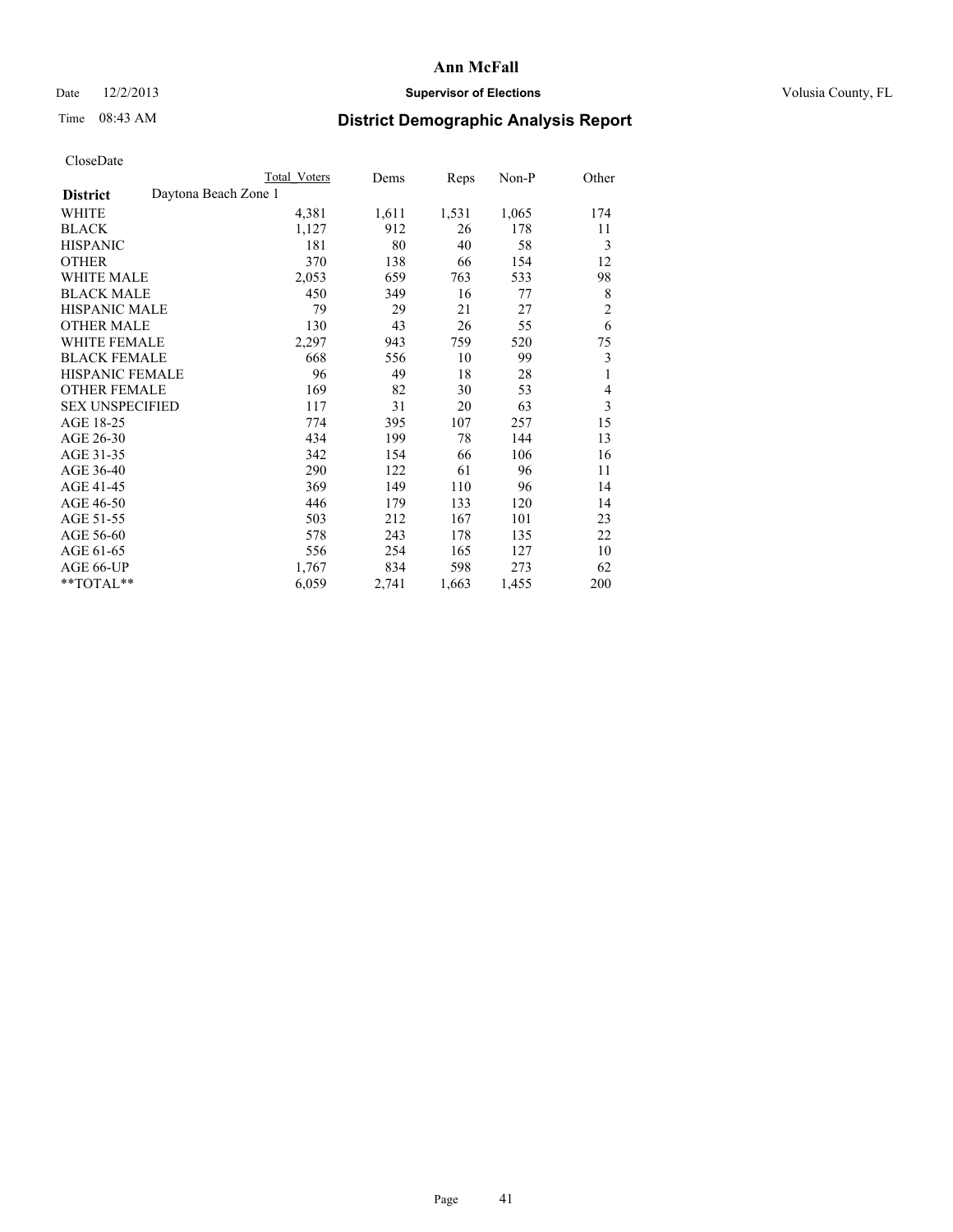**Ann McFall**

Date 12/2/2013 **Supervisor of Elections** Volusia County, FL

Time 08:43 AM **District Demographic Analysis Report**

CloseDate

| | Total Voters | Dems | Reps | Non-P | Other |
|---|---|---|---|---|---|
| **District** Daytona Beach Zone 1 | | | | | |
| WHITE | 4,381 | 1,611 | 1,531 | 1,065 | 174 |
| BLACK | 1,127 | 912 | 26 | 178 | 11 |
| HISPANIC | 181 | 80 | 40 | 58 | 3 |
| OTHER | 370 | 138 | 66 | 154 | 12 |
| WHITE MALE | 2,053 | 659 | 763 | 533 | 98 |
| BLACK MALE | 450 | 349 | 16 | 77 | 8 |
| HISPANIC MALE | 79 | 29 | 21 | 27 | 2 |
| OTHER MALE | 130 | 43 | 26 | 55 | 6 |
| WHITE FEMALE | 2,297 | 943 | 759 | 520 | 75 |
| BLACK FEMALE | 668 | 556 | 10 | 99 | 3 |
| HISPANIC FEMALE | 96 | 49 | 18 | 28 | 1 |
| OTHER FEMALE | 169 | 82 | 30 | 53 | 4 |
| SEX UNSPECIFIED | 117 | 31 | 20 | 63 | 3 |
| AGE 18-25 | 774 | 395 | 107 | 257 | 15 |
| AGE 26-30 | 434 | 199 | 78 | 144 | 13 |
| AGE 31-35 | 342 | 154 | 66 | 106 | 16 |
| AGE 36-40 | 290 | 122 | 61 | 96 | 11 |
| AGE 41-45 | 369 | 149 | 110 | 96 | 14 |
| AGE 46-50 | 446 | 179 | 133 | 120 | 14 |
| AGE 51-55 | 503 | 212 | 167 | 101 | 23 |
| AGE 56-60 | 578 | 243 | 178 | 135 | 22 |
| AGE 61-65 | 556 | 254 | 165 | 127 | 10 |
| AGE 66-UP | 1,767 | 834 | 598 | 273 | 62 |
| **TOTAL** | 6,059 | 2,741 | 1,663 | 1,455 | 200 |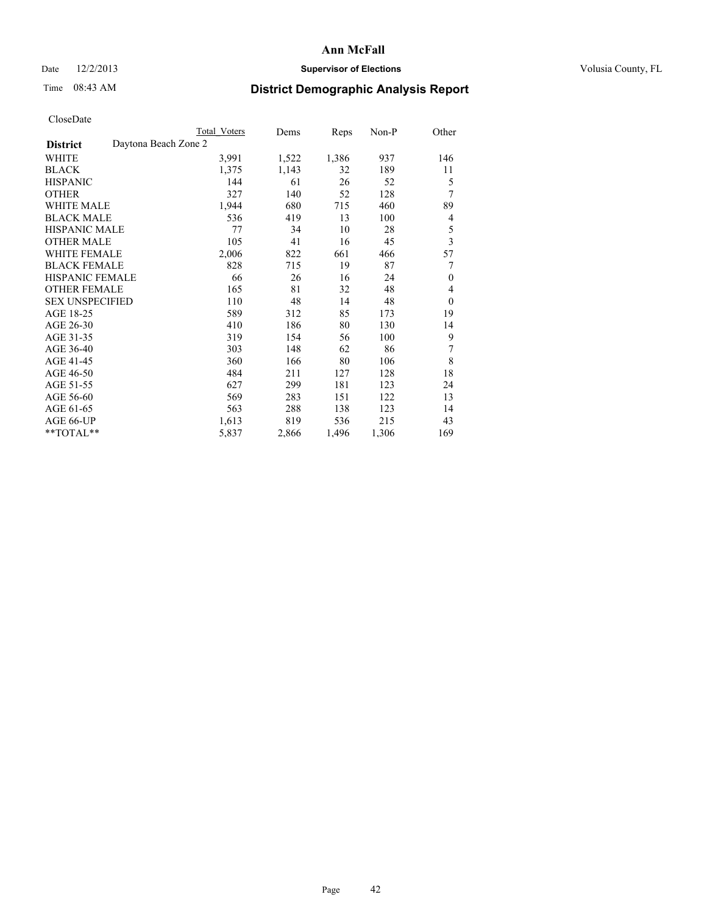**Ann McFall**

Date 12/2/2013 **Supervisor of Elections** Volusia County, FL

Time 08:43 AM

## District Demographic Analysis Report

CloseDate

| | Total Voters | Dems | Reps | Non-P | Other |
|---|---|---|---|---|---|
| **District** Daytona Beach Zone 2 | | | | | |
| WHITE | 3,991 | 1,522 | 1,386 | 937 | 146 |
| BLACK | 1,375 | 1,143 | 32 | 189 | 11 |
| HISPANIC | 144 | 61 | 26 | 52 | 5 |
| OTHER | 327 | 140 | 52 | 128 | 7 |
| WHITE MALE | 1,944 | 680 | 715 | 460 | 89 |
| BLACK MALE | 536 | 419 | 13 | 100 | 4 |
| HISPANIC MALE | 77 | 34 | 10 | 28 | 5 |
| OTHER MALE | 105 | 41 | 16 | 45 | 3 |
| WHITE FEMALE | 2,006 | 822 | 661 | 466 | 57 |
| BLACK FEMALE | 828 | 715 | 19 | 87 | 7 |
| HISPANIC FEMALE | 66 | 26 | 16 | 24 | 0 |
| OTHER FEMALE | 165 | 81 | 32 | 48 | 4 |
| SEX UNSPECIFIED | 110 | 48 | 14 | 48 | 0 |
| AGE 18-25 | 589 | 312 | 85 | 173 | 19 |
| AGE 26-30 | 410 | 186 | 80 | 130 | 14 |
| AGE 31-35 | 319 | 154 | 56 | 100 | 9 |
| AGE 36-40 | 303 | 148 | 62 | 86 | 7 |
| AGE 41-45 | 360 | 166 | 80 | 106 | 8 |
| AGE 46-50 | 484 | 211 | 127 | 128 | 18 |
| AGE 51-55 | 627 | 299 | 181 | 123 | 24 |
| AGE 56-60 | 569 | 283 | 151 | 122 | 13 |
| AGE 61-65 | 563 | 288 | 138 | 123 | 14 |
| AGE 66-UP | 1,613 | 819 | 536 | 215 | 43 |
| **TOTAL** | 5,837 | 2,866 | 1,496 | 1,306 | 169 |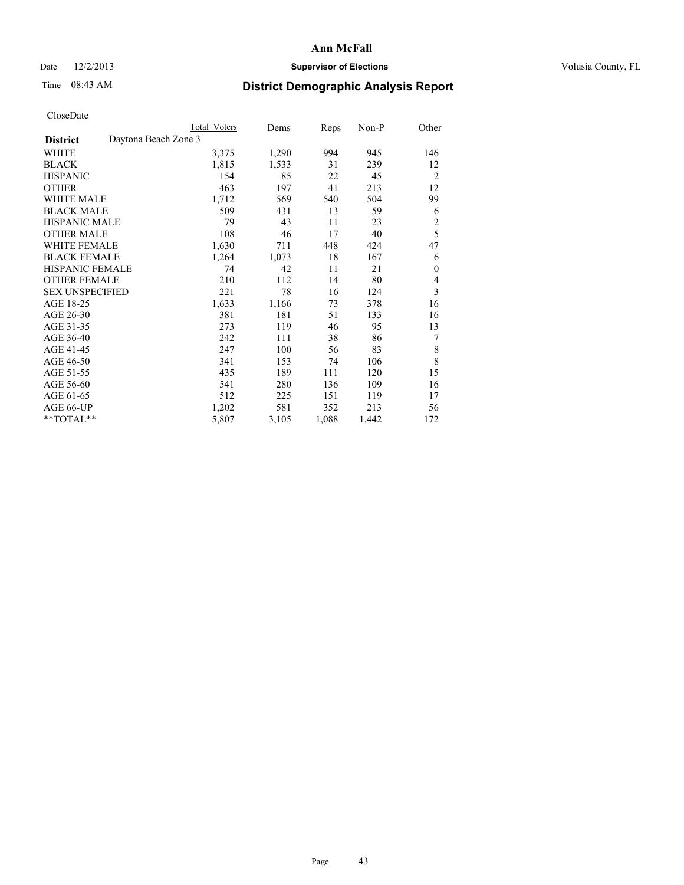# Ann McFall

Date 12/2/2013 **Supervisor of Elections** Volusia County, FL

Time 08:43 AM

## District Demographic Analysis Report

CloseDate

| | Total Voters | Dems | Reps | Non-P | Other |
|---|---|---|---|---|---|
| **District** Daytona Beach Zone 3 | | | | | |
| WHITE | 3,375 | 1,290 | 994 | 945 | 146 |
| BLACK | 1,815 | 1,533 | 31 | 239 | 12 |
| HISPANIC | 154 | 85 | 22 | 45 | 2 |
| OTHER | 463 | 197 | 41 | 213 | 12 |
| WHITE MALE | 1,712 | 569 | 540 | 504 | 99 |
| BLACK MALE | 509 | 431 | 13 | 59 | 6 |
| HISPANIC MALE | 79 | 43 | 11 | 23 | 2 |
| OTHER MALE | 108 | 46 | 17 | 40 | 5 |
| WHITE FEMALE | 1,630 | 711 | 448 | 424 | 47 |
| BLACK FEMALE | 1,264 | 1,073 | 18 | 167 | 6 |
| HISPANIC FEMALE | 74 | 42 | 11 | 21 | 0 |
| OTHER FEMALE | 210 | 112 | 14 | 80 | 4 |
| SEX UNSPECIFIED | 221 | 78 | 16 | 124 | 3 |
| AGE 18-25 | 1,633 | 1,166 | 73 | 378 | 16 |
| AGE 26-30 | 381 | 181 | 51 | 133 | 16 |
| AGE 31-35 | 273 | 119 | 46 | 95 | 13 |
| AGE 36-40 | 242 | 111 | 38 | 86 | 7 |
| AGE 41-45 | 247 | 100 | 56 | 83 | 8 |
| AGE 46-50 | 341 | 153 | 74 | 106 | 8 |
| AGE 51-55 | 435 | 189 | 111 | 120 | 15 |
| AGE 56-60 | 541 | 280 | 136 | 109 | 16 |
| AGE 61-65 | 512 | 225 | 151 | 119 | 17 |
| AGE 66-UP | 1,202 | 581 | 352 | 213 | 56 |
| **TOTAL** | 5,807 | 3,105 | 1,088 | 1,442 | 172 |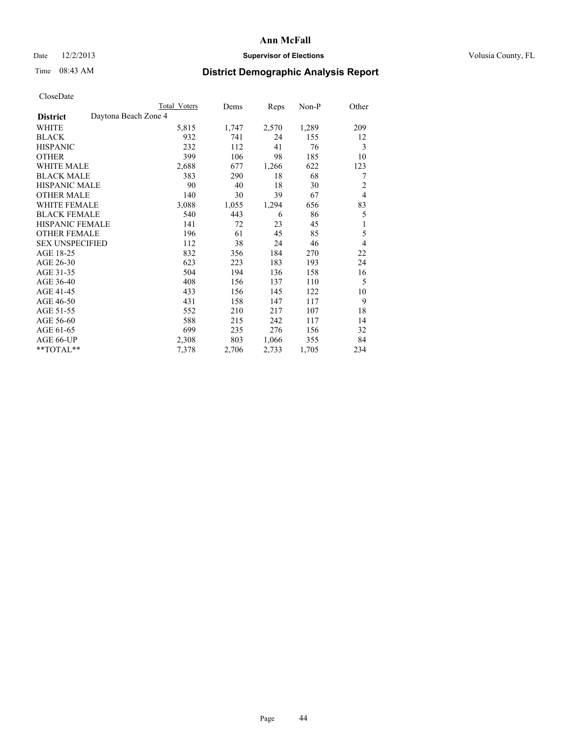# Ann McFall

Date 12/2/2013 **Supervisor of Elections** Volusia County, FL

Time 08:43 AM

## District Demographic Analysis Report

CloseDate

| District: Daytona Beach Zone 4 | Total Voters | Dems | Reps | Non-P | Other |
|---|---|---|---|---|---|
| WHITE | 5,815 | 1,747 | 2,570 | 1,289 | 209 |
| BLACK | 932 | 741 | 24 | 155 | 12 |
| HISPANIC | 232 | 112 | 41 | 76 | 3 |
| OTHER | 399 | 106 | 98 | 185 | 10 |
| WHITE MALE | 2,688 | 677 | 1,266 | 622 | 123 |
| BLACK MALE | 383 | 290 | 18 | 68 | 7 |
| HISPANIC MALE | 90 | 40 | 18 | 30 | 2 |
| OTHER MALE | 140 | 30 | 39 | 67 | 4 |
| WHITE FEMALE | 3,088 | 1,055 | 1,294 | 656 | 83 |
| BLACK FEMALE | 540 | 443 | 6 | 86 | 5 |
| HISPANIC FEMALE | 141 | 72 | 23 | 45 | 1 |
| OTHER FEMALE | 196 | 61 | 45 | 85 | 5 |
| SEX UNSPECIFIED | 112 | 38 | 24 | 46 | 4 |
| AGE 18-25 | 832 | 356 | 184 | 270 | 22 |
| AGE 26-30 | 623 | 223 | 183 | 193 | 24 |
| AGE 31-35 | 504 | 194 | 136 | 158 | 16 |
| AGE 36-40 | 408 | 156 | 137 | 110 | 5 |
| AGE 41-45 | 433 | 156 | 145 | 122 | 10 |
| AGE 46-50 | 431 | 158 | 147 | 117 | 9 |
| AGE 51-55 | 552 | 210 | 217 | 107 | 18 |
| AGE 56-60 | 588 | 215 | 242 | 117 | 14 |
| AGE 61-65 | 699 | 235 | 276 | 156 | 32 |
| AGE 66-UP | 2,308 | 803 | 1,066 | 355 | 84 |
| **TOTAL** | 7,378 | 2,706 | 2,733 | 1,705 | 234 |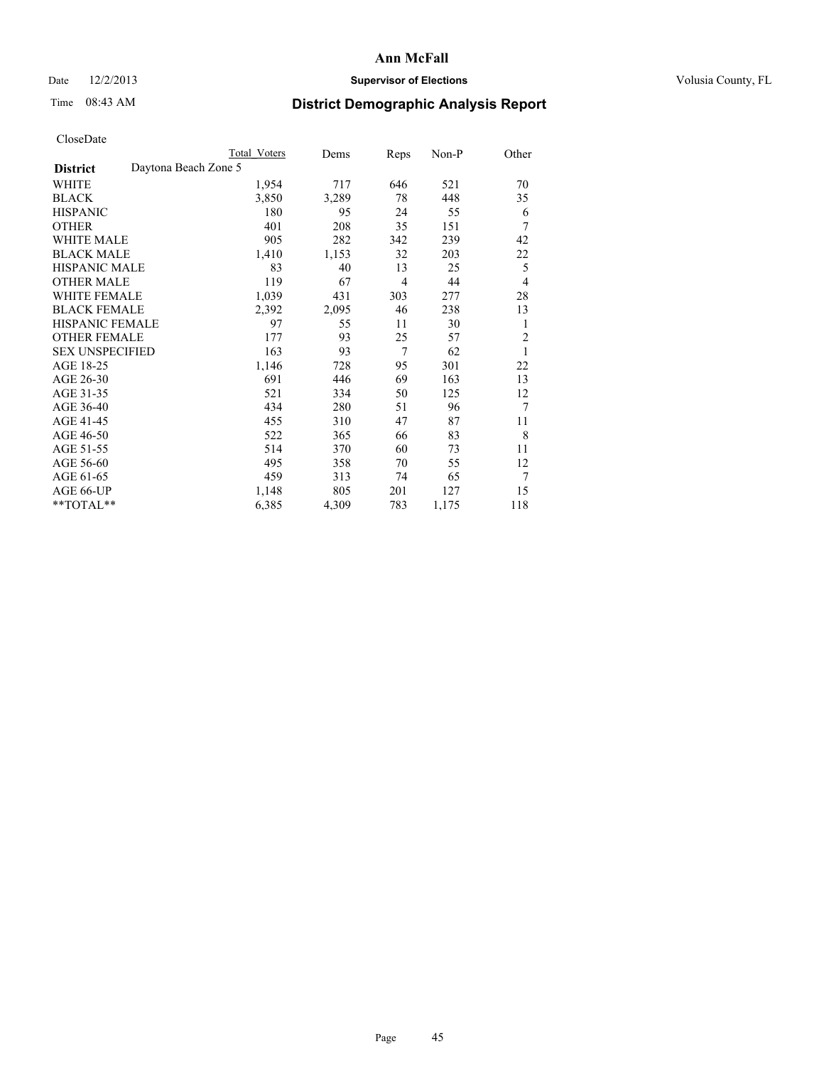# Ann McFall

Date 12/2/2013 **Supervisor of Elections** Volusia County, FL

Time 08:43 AM

## District Demographic Analysis Report

CloseDate

| **District** | Daytona Beach Zone 5 | Total Voters | Dems | Reps | Non-P | Other |
|---|---|---|---|---|---|---|
| WHITE | | 1,954 | 717 | 646 | 521 | 70 |
| BLACK | | 3,850 | 3,289 | 78 | 448 | 35 |
| HISPANIC | | 180 | 95 | 24 | 55 | 6 |
| OTHER | | 401 | 208 | 35 | 151 | 7 |
| WHITE MALE | | 905 | 282 | 342 | 239 | 42 |
| BLACK MALE | | 1,410 | 1,153 | 32 | 203 | 22 |
| HISPANIC MALE | | 83 | 40 | 13 | 25 | 5 |
| OTHER MALE | | 119 | 67 | 4 | 44 | 4 |
| WHITE FEMALE | | 1,039 | 431 | 303 | 277 | 28 |
| BLACK FEMALE | | 2,392 | 2,095 | 46 | 238 | 13 |
| HISPANIC FEMALE | | 97 | 55 | 11 | 30 | 1 |
| OTHER FEMALE | | 177 | 93 | 25 | 57 | 2 |
| SEX UNSPECIFIED | | 163 | 93 | 7 | 62 | 1 |
| AGE 18-25 | | 1,146 | 728 | 95 | 301 | 22 |
| AGE 26-30 | | 691 | 446 | 69 | 163 | 13 |
| AGE 31-35 | | 521 | 334 | 50 | 125 | 12 |
| AGE 36-40 | | 434 | 280 | 51 | 96 | 7 |
| AGE 41-45 | | 455 | 310 | 47 | 87 | 11 |
| AGE 46-50 | | 522 | 365 | 66 | 83 | 8 |
| AGE 51-55 | | 514 | 370 | 60 | 73 | 11 |
| AGE 56-60 | | 495 | 358 | 70 | 55 | 12 |
| AGE 61-65 | | 459 | 313 | 74 | 65 | 7 |
| AGE 66-UP | | 1,148 | 805 | 201 | 127 | 15 |
| **TOTAL** | | 6,385 | 4,309 | 783 | 1,175 | 118 |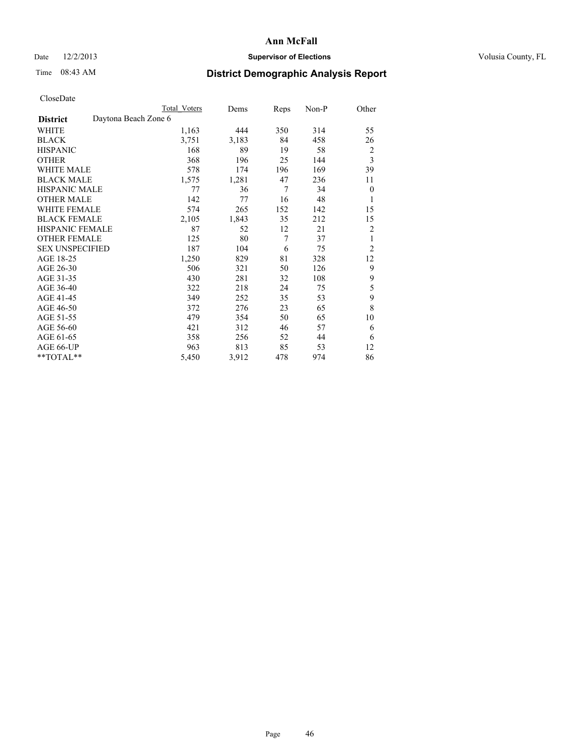**Ann McFall**

Date 12/2/2013 **Supervisor of Elections** Volusia County, FL

Time 08:43 AM

# District Demographic Analysis Report

CloseDate

| **District** | Daytona Beach Zone 6 | Total Voters | Dems | Reps | Non-P | Other |
|---|---|---|---|---|---|---|
| WHITE | | 1,163 | 444 | 350 | 314 | 55 |
| BLACK | | 3,751 | 3,183 | 84 | 458 | 26 |
| HISPANIC | | 168 | 89 | 19 | 58 | 2 |
| OTHER | | 368 | 196 | 25 | 144 | 3 |
| WHITE MALE | | 578 | 174 | 196 | 169 | 39 |
| BLACK MALE | | 1,575 | 1,281 | 47 | 236 | 11 |
| HISPANIC MALE | | 77 | 36 | 7 | 34 | 0 |
| OTHER MALE | | 142 | 77 | 16 | 48 | 1 |
| WHITE FEMALE | | 574 | 265 | 152 | 142 | 15 |
| BLACK FEMALE | | 2,105 | 1,843 | 35 | 212 | 15 |
| HISPANIC FEMALE | | 87 | 52 | 12 | 21 | 2 |
| OTHER FEMALE | | 125 | 80 | 7 | 37 | 1 |
| SEX UNSPECIFIED | | 187 | 104 | 6 | 75 | 2 |
| AGE 18-25 | | 1,250 | 829 | 81 | 328 | 12 |
| AGE 26-30 | | 506 | 321 | 50 | 126 | 9 |
| AGE 31-35 | | 430 | 281 | 32 | 108 | 9 |
| AGE 36-40 | | 322 | 218 | 24 | 75 | 5 |
| AGE 41-45 | | 349 | 252 | 35 | 53 | 9 |
| AGE 46-50 | | 372 | 276 | 23 | 65 | 8 |
| AGE 51-55 | | 479 | 354 | 50 | 65 | 10 |
| AGE 56-60 | | 421 | 312 | 46 | 57 | 6 |
| AGE 61-65 | | 358 | 256 | 52 | 44 | 6 |
| AGE 66-UP | | 963 | 813 | 85 | 53 | 12 |
| **TOTAL** | | 5,450 | 3,912 | 478 | 974 | 86 |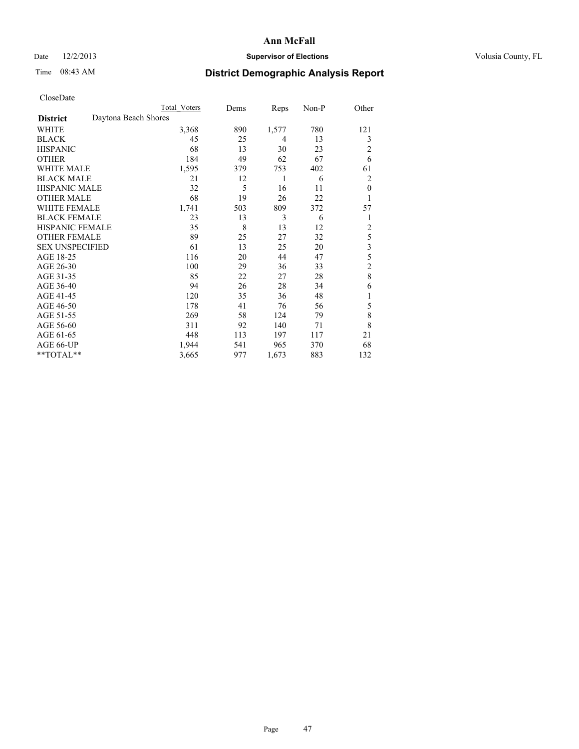# Ann McFall

Date 12/2/2013 **Supervisor of Elections** Volusia County, FL

Time 08:43 AM

## District Demographic Analysis Report

CloseDate

| | Total Voters | Dems | Reps | Non-P | Other |
|---|---|---|---|---|---|
| **District** Daytona Beach Shores | | | | | |
| WHITE | 3,368 | 890 | 1,577 | 780 | 121 |
| BLACK | 45 | 25 | 4 | 13 | 3 |
| HISPANIC | 68 | 13 | 30 | 23 | 2 |
| OTHER | 184 | 49 | 62 | 67 | 6 |
| WHITE MALE | 1,595 | 379 | 753 | 402 | 61 |
| BLACK MALE | 21 | 12 | 1 | 6 | 2 |
| HISPANIC MALE | 32 | 5 | 16 | 11 | 0 |
| OTHER MALE | 68 | 19 | 26 | 22 | 1 |
| WHITE FEMALE | 1,741 | 503 | 809 | 372 | 57 |
| BLACK FEMALE | 23 | 13 | 3 | 6 | 1 |
| HISPANIC FEMALE | 35 | 8 | 13 | 12 | 2 |
| OTHER FEMALE | 89 | 25 | 27 | 32 | 5 |
| SEX UNSPECIFIED | 61 | 13 | 25 | 20 | 3 |
| AGE 18-25 | 116 | 20 | 44 | 47 | 5 |
| AGE 26-30 | 100 | 29 | 36 | 33 | 2 |
| AGE 31-35 | 85 | 22 | 27 | 28 | 8 |
| AGE 36-40 | 94 | 26 | 28 | 34 | 6 |
| AGE 41-45 | 120 | 35 | 36 | 48 | 1 |
| AGE 46-50 | 178 | 41 | 76 | 56 | 5 |
| AGE 51-55 | 269 | 58 | 124 | 79 | 8 |
| AGE 56-60 | 311 | 92 | 140 | 71 | 8 |
| AGE 61-65 | 448 | 113 | 197 | 117 | 21 |
| AGE 66-UP | 1,944 | 541 | 965 | 370 | 68 |
| **TOTAL** | 3,665 | 977 | 1,673 | 883 | 132 |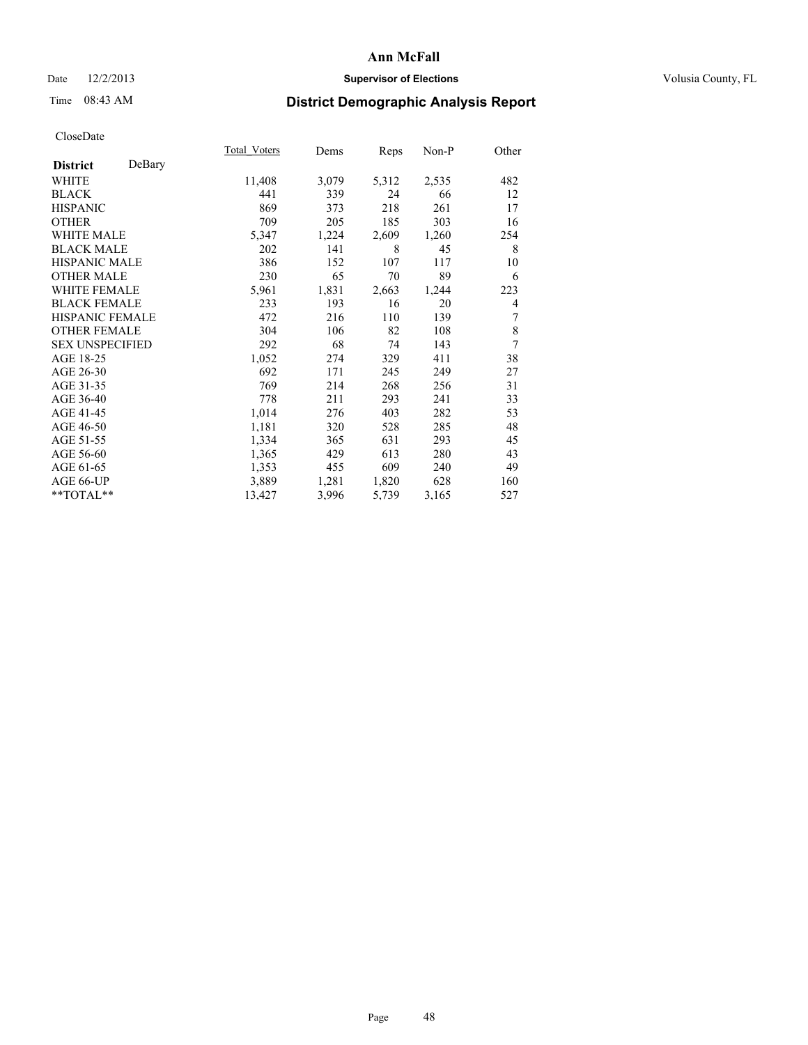# Ann McFall

Date 12/2/2013 **Supervisor of Elections** Volusia County, FL

Time 08:43 AM

## District Demographic Analysis Report

CloseDate

| **District** DeBary | Total_Voters | Dems | Reps | Non-P | Other |
|---|---|---|---|---|---|
| WHITE | 11,408 | 3,079 | 5,312 | 2,535 | 482 |
| BLACK | 441 | 339 | 24 | 66 | 12 |
| HISPANIC | 869 | 373 | 218 | 261 | 17 |
| OTHER | 709 | 205 | 185 | 303 | 16 |
| WHITE MALE | 5,347 | 1,224 | 2,609 | 1,260 | 254 |
| BLACK MALE | 202 | 141 | 8 | 45 | 8 |
| HISPANIC MALE | 386 | 152 | 107 | 117 | 10 |
| OTHER MALE | 230 | 65 | 70 | 89 | 6 |
| WHITE FEMALE | 5,961 | 1,831 | 2,663 | 1,244 | 223 |
| BLACK FEMALE | 233 | 193 | 16 | 20 | 4 |
| HISPANIC FEMALE | 472 | 216 | 110 | 139 | 7 |
| OTHER FEMALE | 304 | 106 | 82 | 108 | 8 |
| SEX UNSPECIFIED | 292 | 68 | 74 | 143 | 7 |
| AGE 18-25 | 1,052 | 274 | 329 | 411 | 38 |
| AGE 26-30 | 692 | 171 | 245 | 249 | 27 |
| AGE 31-35 | 769 | 214 | 268 | 256 | 31 |
| AGE 36-40 | 778 | 211 | 293 | 241 | 33 |
| AGE 41-45 | 1,014 | 276 | 403 | 282 | 53 |
| AGE 46-50 | 1,181 | 320 | 528 | 285 | 48 |
| AGE 51-55 | 1,334 | 365 | 631 | 293 | 45 |
| AGE 56-60 | 1,365 | 429 | 613 | 280 | 43 |
| AGE 61-65 | 1,353 | 455 | 609 | 240 | 49 |
| AGE 66-UP | 3,889 | 1,281 | 1,820 | 628 | 160 |
| **TOTAL** | 13,427 | 3,996 | 5,739 | 3,165 | 527 |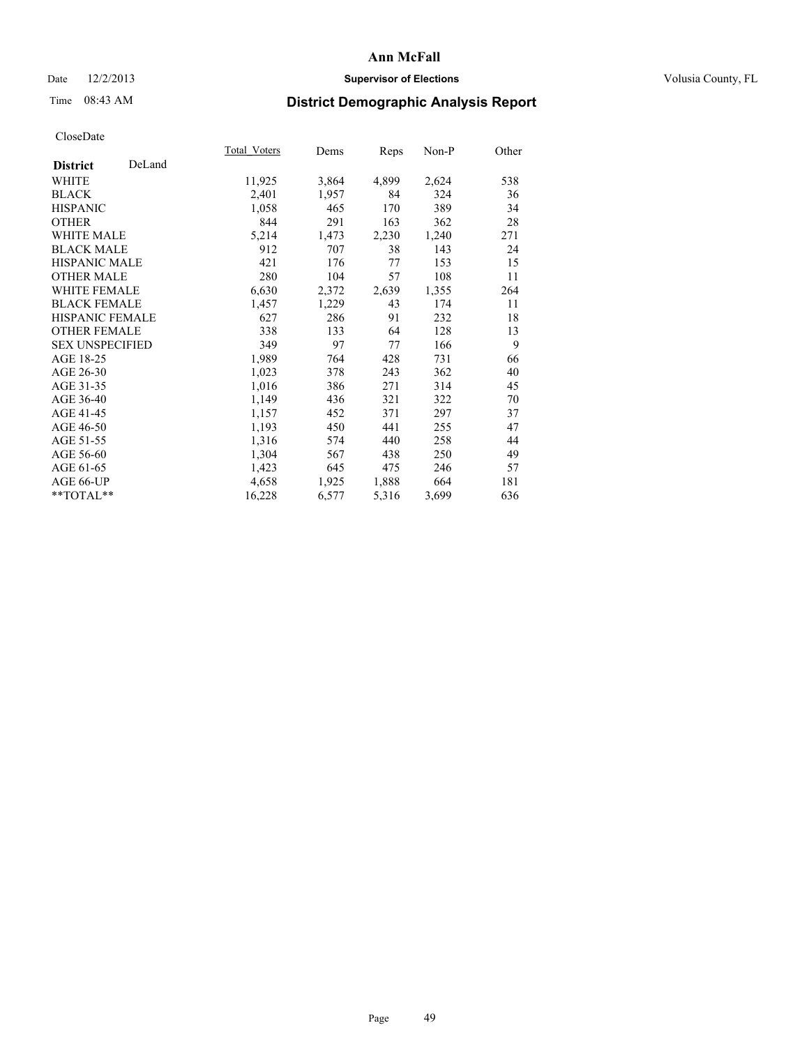# Ann McFall

Date 12/2/2013 **Supervisor of Elections** Volusia County, FL

Time 08:43 AM **District Demographic Analysis Report**

CloseDate

| **District** DeLand | Total_Voters | Dems | Reps | Non-P | Other |
|---|---|---|---|---|---|
| WHITE | 11,925 | 3,864 | 4,899 | 2,624 | 538 |
| BLACK | 2,401 | 1,957 | 84 | 324 | 36 |
| HISPANIC | 1,058 | 465 | 170 | 389 | 34 |
| OTHER | 844 | 291 | 163 | 362 | 28 |
| WHITE MALE | 5,214 | 1,473 | 2,230 | 1,240 | 271 |
| BLACK MALE | 912 | 707 | 38 | 143 | 24 |
| HISPANIC MALE | 421 | 176 | 77 | 153 | 15 |
| OTHER MALE | 280 | 104 | 57 | 108 | 11 |
| WHITE FEMALE | 6,630 | 2,372 | 2,639 | 1,355 | 264 |
| BLACK FEMALE | 1,457 | 1,229 | 43 | 174 | 11 |
| HISPANIC FEMALE | 627 | 286 | 91 | 232 | 18 |
| OTHER FEMALE | 338 | 133 | 64 | 128 | 13 |
| SEX UNSPECIFIED | 349 | 97 | 77 | 166 | 9 |
| AGE 18-25 | 1,989 | 764 | 428 | 731 | 66 |
| AGE 26-30 | 1,023 | 378 | 243 | 362 | 40 |
| AGE 31-35 | 1,016 | 386 | 271 | 314 | 45 |
| AGE 36-40 | 1,149 | 436 | 321 | 322 | 70 |
| AGE 41-45 | 1,157 | 452 | 371 | 297 | 37 |
| AGE 46-50 | 1,193 | 450 | 441 | 255 | 47 |
| AGE 51-55 | 1,316 | 574 | 440 | 258 | 44 |
| AGE 56-60 | 1,304 | 567 | 438 | 250 | 49 |
| AGE 61-65 | 1,423 | 645 | 475 | 246 | 57 |
| AGE 66-UP | 4,658 | 1,925 | 1,888 | 664 | 181 |
| **TOTAL** | 16,228 | 6,577 | 5,316 | 3,699 | 636 |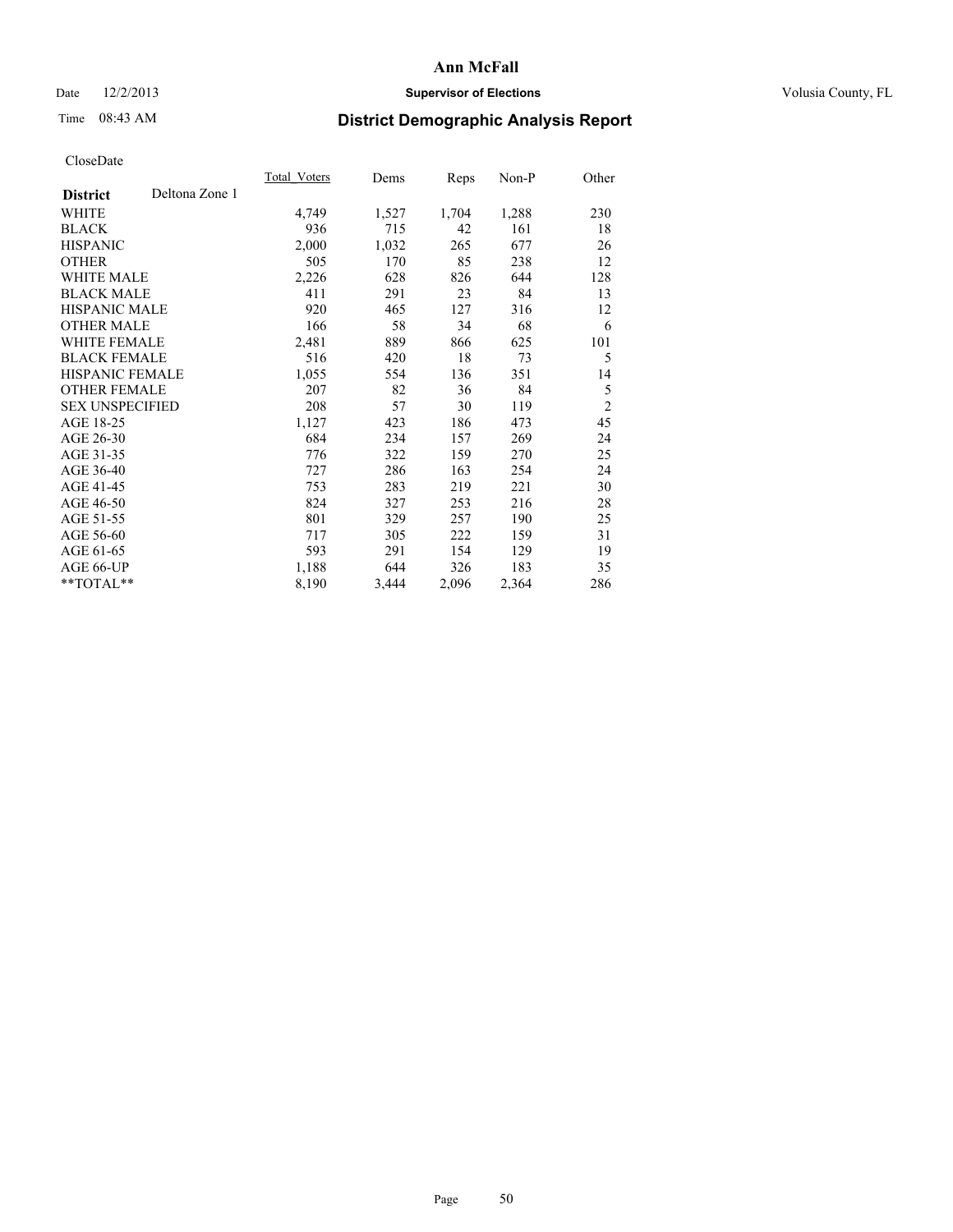**Ann McFall**

Date 12/2/2013 **Supervisor of Elections** Volusia County, FL

Time 08:43 AM

# District Demographic Analysis Report

CloseDate

| **District** Deltona Zone 1 | Total_Voters | Dems | Reps | Non-P | Other |
|---|---|---|---|---|---|
| WHITE | 4,749 | 1,527 | 1,704 | 1,288 | 230 |
| BLACK | 936 | 715 | 42 | 161 | 18 |
| HISPANIC | 2,000 | 1,032 | 265 | 677 | 26 |
| OTHER | 505 | 170 | 85 | 238 | 12 |
| WHITE MALE | 2,226 | 628 | 826 | 644 | 128 |
| BLACK MALE | 411 | 291 | 23 | 84 | 13 |
| HISPANIC MALE | 920 | 465 | 127 | 316 | 12 |
| OTHER MALE | 166 | 58 | 34 | 68 | 6 |
| WHITE FEMALE | 2,481 | 889 | 866 | 625 | 101 |
| BLACK FEMALE | 516 | 420 | 18 | 73 | 5 |
| HISPANIC FEMALE | 1,055 | 554 | 136 | 351 | 14 |
| OTHER FEMALE | 207 | 82 | 36 | 84 | 5 |
| SEX UNSPECIFIED | 208 | 57 | 30 | 119 | 2 |
| AGE 18-25 | 1,127 | 423 | 186 | 473 | 45 |
| AGE 26-30 | 684 | 234 | 157 | 269 | 24 |
| AGE 31-35 | 776 | 322 | 159 | 270 | 25 |
| AGE 36-40 | 727 | 286 | 163 | 254 | 24 |
| AGE 41-45 | 753 | 283 | 219 | 221 | 30 |
| AGE 46-50 | 824 | 327 | 253 | 216 | 28 |
| AGE 51-55 | 801 | 329 | 257 | 190 | 25 |
| AGE 56-60 | 717 | 305 | 222 | 159 | 31 |
| AGE 61-65 | 593 | 291 | 154 | 129 | 19 |
| AGE 66-UP | 1,188 | 644 | 326 | 183 | 35 |
| **TOTAL** | 8,190 | 3,444 | 2,096 | 2,364 | 286 |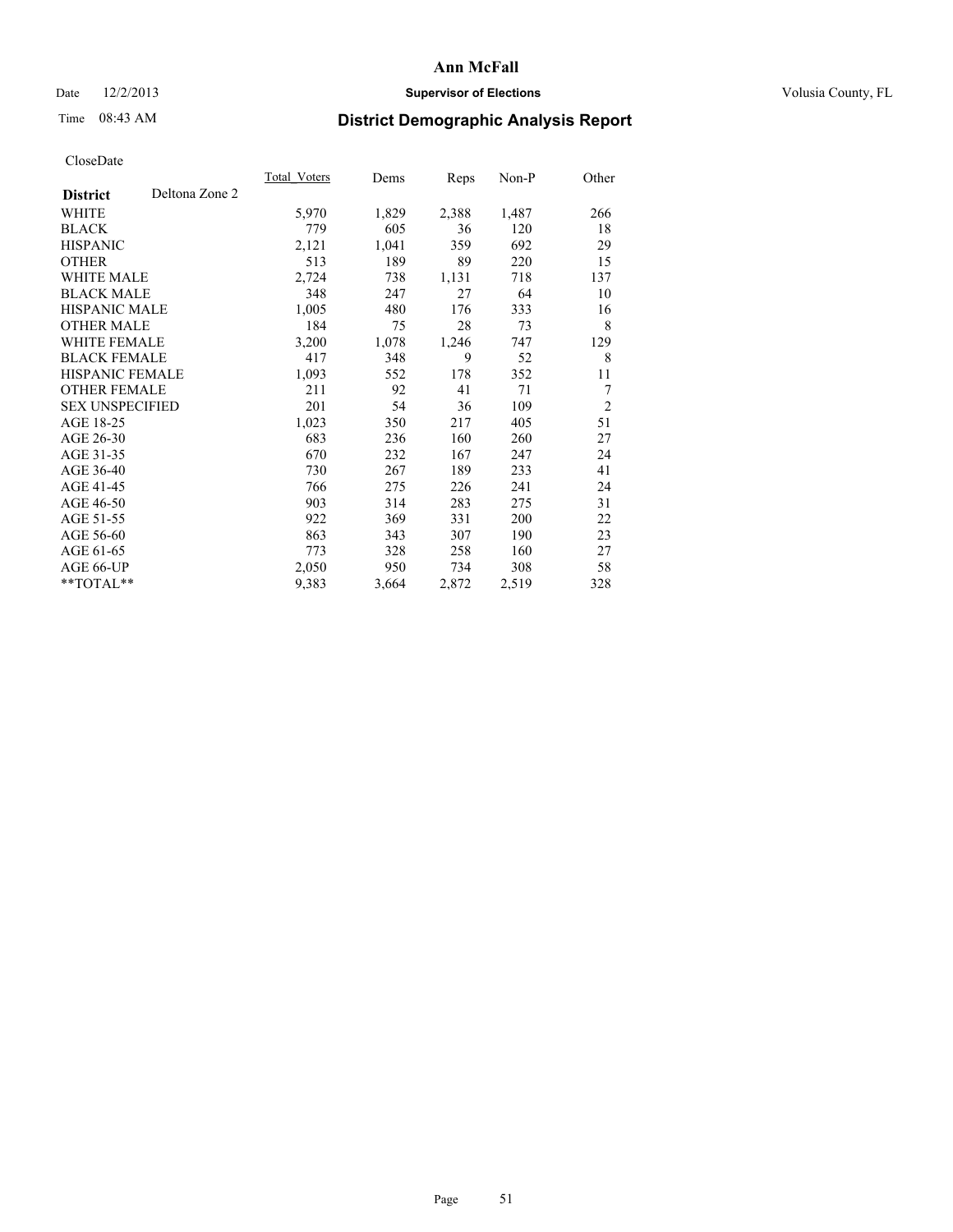**Ann McFall**

Date 12/2/2013 **Supervisor of Elections** Volusia County, FL

Time 08:43 AM

## District Demographic Analysis Report

CloseDate

| | Total_Voters | Dems | Reps | Non-P | Other |
|---|---|---|---|---|---|
| **District** Deltona Zone 2 | | | | | |
| WHITE | 5,970 | 1,829 | 2,388 | 1,487 | 266 |
| BLACK | 779 | 605 | 36 | 120 | 18 |
| HISPANIC | 2,121 | 1,041 | 359 | 692 | 29 |
| OTHER | 513 | 189 | 89 | 220 | 15 |
| WHITE MALE | 2,724 | 738 | 1,131 | 718 | 137 |
| BLACK MALE | 348 | 247 | 27 | 64 | 10 |
| HISPANIC MALE | 1,005 | 480 | 176 | 333 | 16 |
| OTHER MALE | 184 | 75 | 28 | 73 | 8 |
| WHITE FEMALE | 3,200 | 1,078 | 1,246 | 747 | 129 |
| BLACK FEMALE | 417 | 348 | 9 | 52 | 8 |
| HISPANIC FEMALE | 1,093 | 552 | 178 | 352 | 11 |
| OTHER FEMALE | 211 | 92 | 41 | 71 | 7 |
| SEX UNSPECIFIED | 201 | 54 | 36 | 109 | 2 |
| AGE 18-25 | 1,023 | 350 | 217 | 405 | 51 |
| AGE 26-30 | 683 | 236 | 160 | 260 | 27 |
| AGE 31-35 | 670 | 232 | 167 | 247 | 24 |
| AGE 36-40 | 730 | 267 | 189 | 233 | 41 |
| AGE 41-45 | 766 | 275 | 226 | 241 | 24 |
| AGE 46-50 | 903 | 314 | 283 | 275 | 31 |
| AGE 51-55 | 922 | 369 | 331 | 200 | 22 |
| AGE 56-60 | 863 | 343 | 307 | 190 | 23 |
| AGE 61-65 | 773 | 328 | 258 | 160 | 27 |
| AGE 66-UP | 2,050 | 950 | 734 | 308 | 58 |
| **TOTAL** | 9,383 | 3,664 | 2,872 | 2,519 | 328 |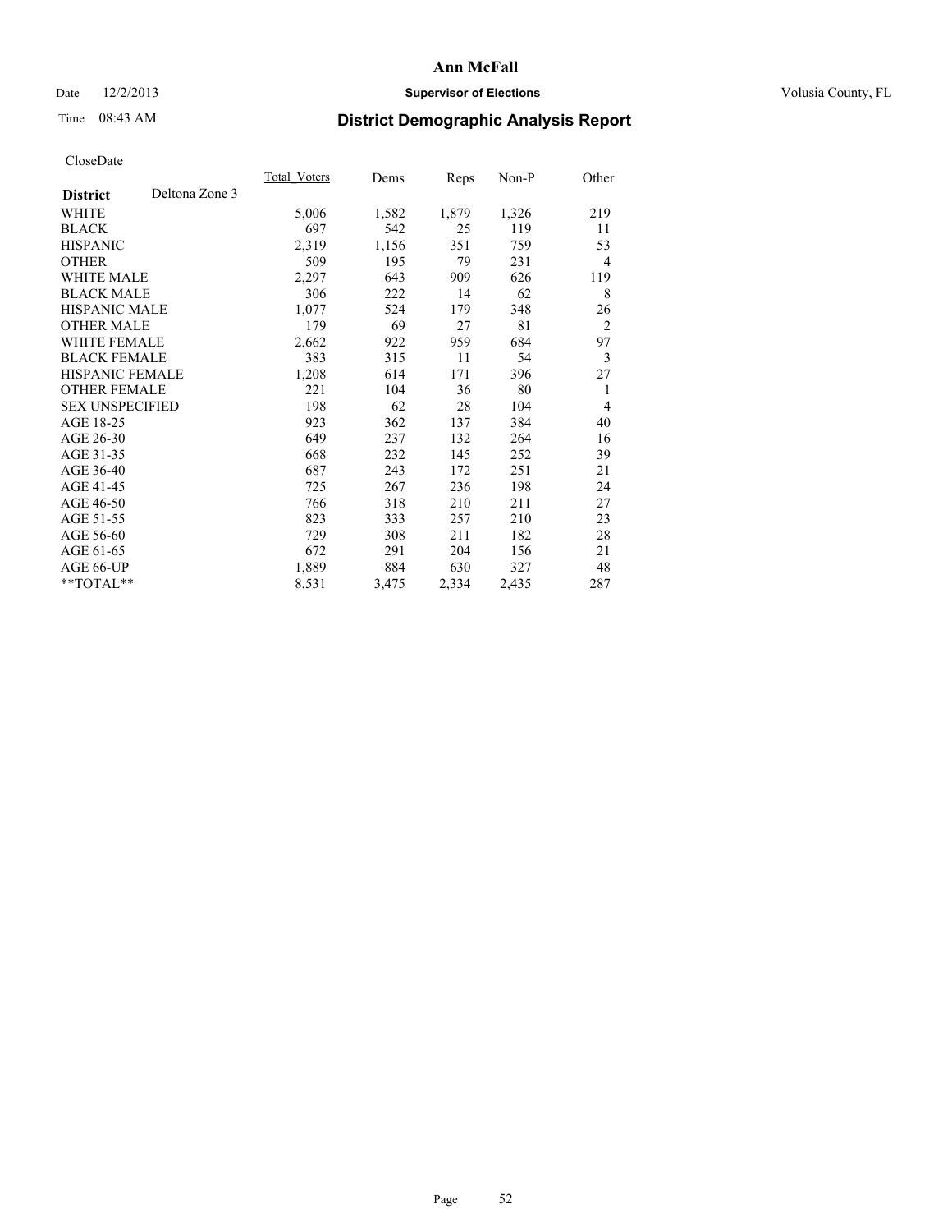# Ann McFall

Date 12/2/2013 | **Supervisor of Elections** | Volusia County, FL

Time 08:43 AM | **District Demographic Analysis Report**

CloseDate

| **District** Deltona Zone 3 | Total_Voters | Dems | Reps | Non-P | Other |
|---|---|---|---|---|---|
| WHITE | 5,006 | 1,582 | 1,879 | 1,326 | 219 |
| BLACK | 697 | 542 | 25 | 119 | 11 |
| HISPANIC | 2,319 | 1,156 | 351 | 759 | 53 |
| OTHER | 509 | 195 | 79 | 231 | 4 |
| WHITE MALE | 2,297 | 643 | 909 | 626 | 119 |
| BLACK MALE | 306 | 222 | 14 | 62 | 8 |
| HISPANIC MALE | 1,077 | 524 | 179 | 348 | 26 |
| OTHER MALE | 179 | 69 | 27 | 81 | 2 |
| WHITE FEMALE | 2,662 | 922 | 959 | 684 | 97 |
| BLACK FEMALE | 383 | 315 | 11 | 54 | 3 |
| HISPANIC FEMALE | 1,208 | 614 | 171 | 396 | 27 |
| OTHER FEMALE | 221 | 104 | 36 | 80 | 1 |
| SEX UNSPECIFIED | 198 | 62 | 28 | 104 | 4 |
| AGE 18-25 | 923 | 362 | 137 | 384 | 40 |
| AGE 26-30 | 649 | 237 | 132 | 264 | 16 |
| AGE 31-35 | 668 | 232 | 145 | 252 | 39 |
| AGE 36-40 | 687 | 243 | 172 | 251 | 21 |
| AGE 41-45 | 725 | 267 | 236 | 198 | 24 |
| AGE 46-50 | 766 | 318 | 210 | 211 | 27 |
| AGE 51-55 | 823 | 333 | 257 | 210 | 23 |
| AGE 56-60 | 729 | 308 | 211 | 182 | 28 |
| AGE 61-65 | 672 | 291 | 204 | 156 | 21 |
| AGE 66-UP | 1,889 | 884 | 630 | 327 | 48 |
| **TOTAL** | 8,531 | 3,475 | 2,334 | 2,435 | 287 |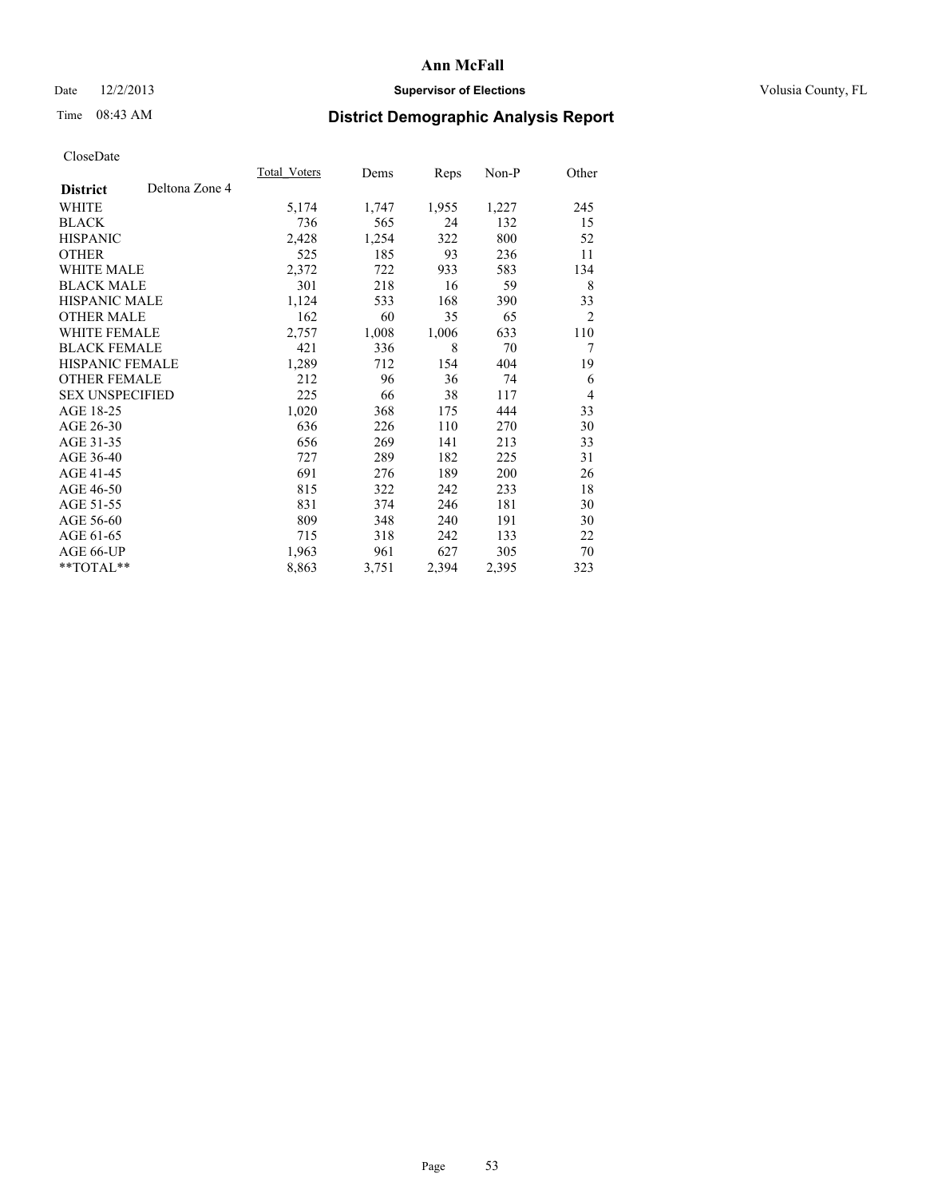**Ann McFall**

Date 12/2/2013 **Supervisor of Elections** Volusia County, FL

Time 08:43 AM

## District Demographic Analysis Report

CloseDate

| District | Deltona Zone 4 | Total_Voters | Dems | Reps | Non-P | Other |
|---|---|---|---|---|---|---|
| WHITE | | 5,174 | 1,747 | 1,955 | 1,227 | 245 |
| BLACK | | 736 | 565 | 24 | 132 | 15 |
| HISPANIC | | 2,428 | 1,254 | 322 | 800 | 52 |
| OTHER | | 525 | 185 | 93 | 236 | 11 |
| WHITE MALE | | 2,372 | 722 | 933 | 583 | 134 |
| BLACK MALE | | 301 | 218 | 16 | 59 | 8 |
| HISPANIC MALE | | 1,124 | 533 | 168 | 390 | 33 |
| OTHER MALE | | 162 | 60 | 35 | 65 | 2 |
| WHITE FEMALE | | 2,757 | 1,008 | 1,006 | 633 | 110 |
| BLACK FEMALE | | 421 | 336 | 8 | 70 | 7 |
| HISPANIC FEMALE | | 1,289 | 712 | 154 | 404 | 19 |
| OTHER FEMALE | | 212 | 96 | 36 | 74 | 6 |
| SEX UNSPECIFIED | | 225 | 66 | 38 | 117 | 4 |
| AGE 18-25 | | 1,020 | 368 | 175 | 444 | 33 |
| AGE 26-30 | | 636 | 226 | 110 | 270 | 30 |
| AGE 31-35 | | 656 | 269 | 141 | 213 | 33 |
| AGE 36-40 | | 727 | 289 | 182 | 225 | 31 |
| AGE 41-45 | | 691 | 276 | 189 | 200 | 26 |
| AGE 46-50 | | 815 | 322 | 242 | 233 | 18 |
| AGE 51-55 | | 831 | 374 | 246 | 181 | 30 |
| AGE 56-60 | | 809 | 348 | 240 | 191 | 30 |
| AGE 61-65 | | 715 | 318 | 242 | 133 | 22 |
| AGE 66-UP | | 1,963 | 961 | 627 | 305 | 70 |
| **TOTAL** | | 8,863 | 3,751 | 2,394 | 2,395 | 323 |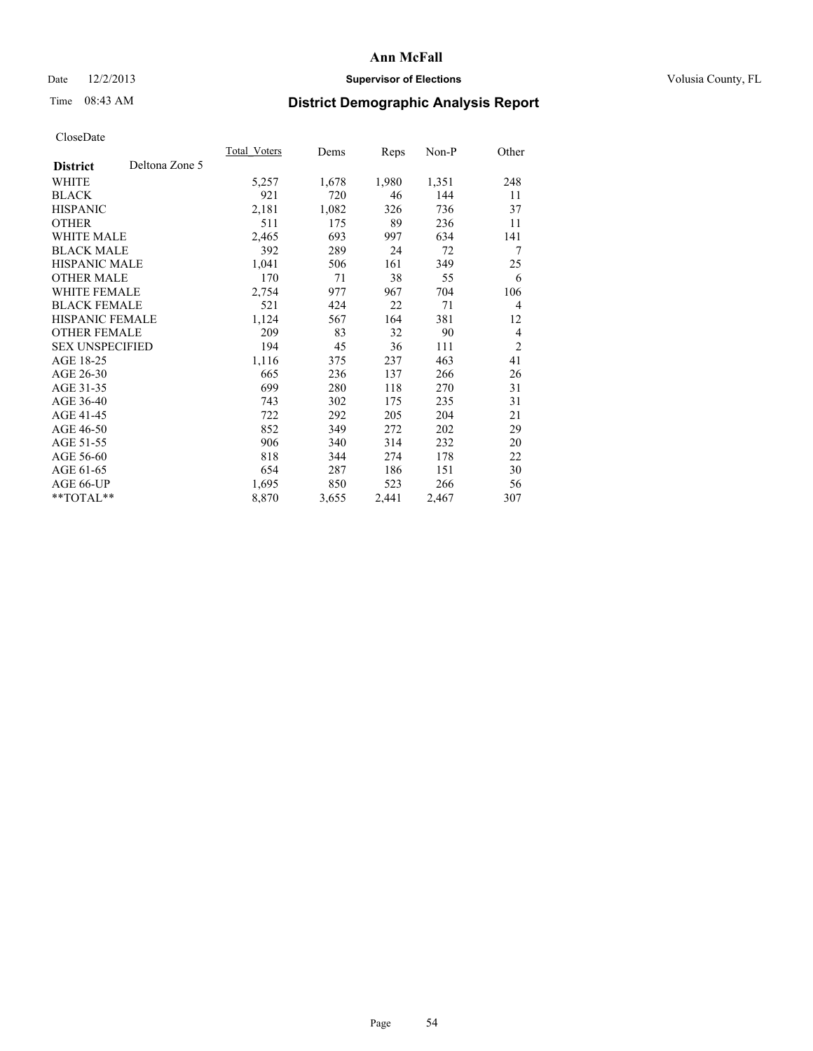# Ann McFall

Date 12/2/2013 **Supervisor of Elections** Volusia County, FL

Time 08:43 AM **District Demographic Analysis Report**

CloseDate

| **District** Deltona Zone 5 | Total_Voters | Dems | Reps | Non-P | Other |
|---|---|---|---|---|---|
| WHITE | 5,257 | 1,678 | 1,980 | 1,351 | 248 |
| BLACK | 921 | 720 | 46 | 144 | 11 |
| HISPANIC | 2,181 | 1,082 | 326 | 736 | 37 |
| OTHER | 511 | 175 | 89 | 236 | 11 |
| WHITE MALE | 2,465 | 693 | 997 | 634 | 141 |
| BLACK MALE | 392 | 289 | 24 | 72 | 7 |
| HISPANIC MALE | 1,041 | 506 | 161 | 349 | 25 |
| OTHER MALE | 170 | 71 | 38 | 55 | 6 |
| WHITE FEMALE | 2,754 | 977 | 967 | 704 | 106 |
| BLACK FEMALE | 521 | 424 | 22 | 71 | 4 |
| HISPANIC FEMALE | 1,124 | 567 | 164 | 381 | 12 |
| OTHER FEMALE | 209 | 83 | 32 | 90 | 4 |
| SEX UNSPECIFIED | 194 | 45 | 36 | 111 | 2 |
| AGE 18-25 | 1,116 | 375 | 237 | 463 | 41 |
| AGE 26-30 | 665 | 236 | 137 | 266 | 26 |
| AGE 31-35 | 699 | 280 | 118 | 270 | 31 |
| AGE 36-40 | 743 | 302 | 175 | 235 | 31 |
| AGE 41-45 | 722 | 292 | 205 | 204 | 21 |
| AGE 46-50 | 852 | 349 | 272 | 202 | 29 |
| AGE 51-55 | 906 | 340 | 314 | 232 | 20 |
| AGE 56-60 | 818 | 344 | 274 | 178 | 22 |
| AGE 61-65 | 654 | 287 | 186 | 151 | 30 |
| AGE 66-UP | 1,695 | 850 | 523 | 266 | 56 |
| **TOTAL** | 8,870 | 3,655 | 2,441 | 2,467 | 307 |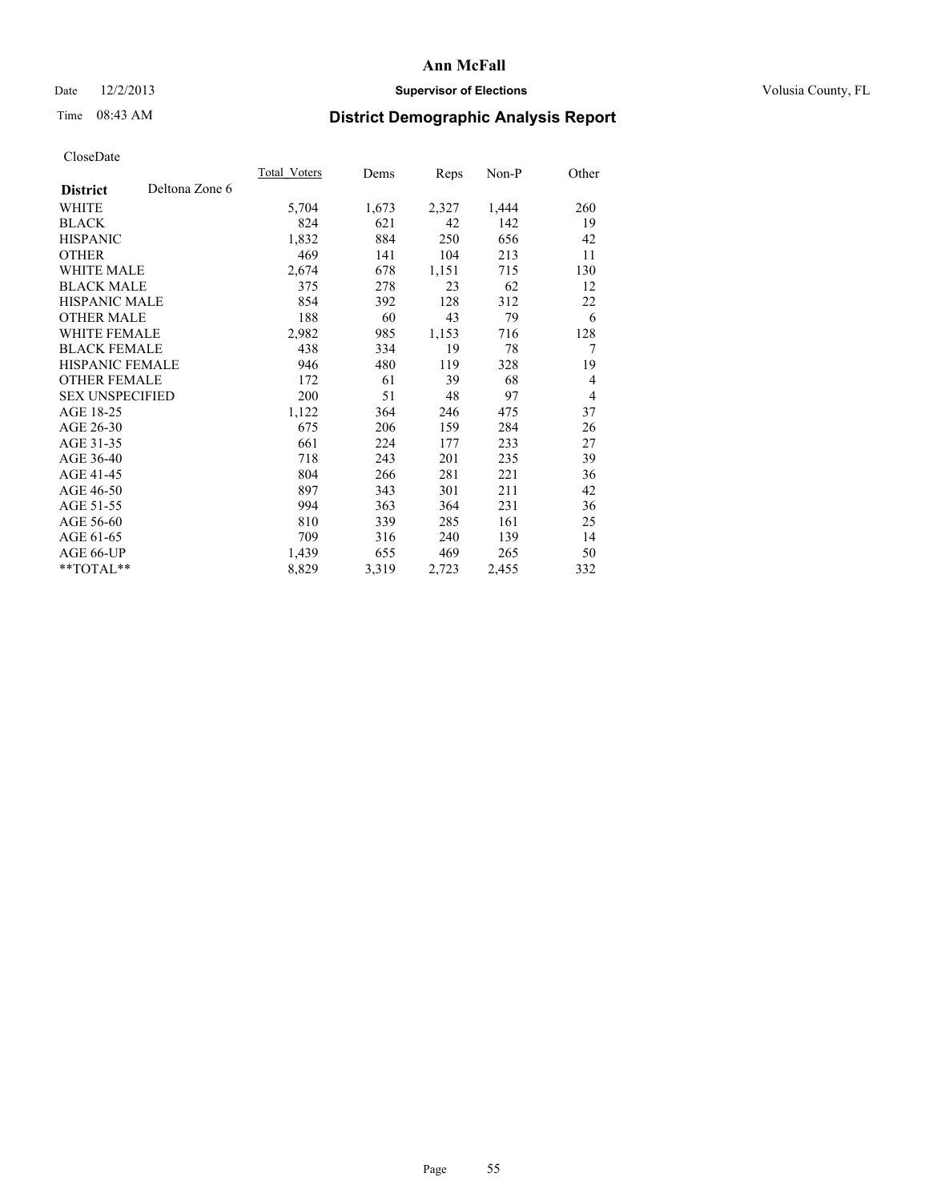# Ann McFall

Date 12/2/2013 **Supervisor of Elections** Volusia County, FL

Time 08:43 AM **District Demographic Analysis Report**

CloseDate

| **District** Deltona Zone 6 | Total_Voters | Dems | Reps | Non-P | Other |
|---|---|---|---|---|---|
| WHITE | 5,704 | 1,673 | 2,327 | 1,444 | 260 |
| BLACK | 824 | 621 | 42 | 142 | 19 |
| HISPANIC | 1,832 | 884 | 250 | 656 | 42 |
| OTHER | 469 | 141 | 104 | 213 | 11 |
| WHITE MALE | 2,674 | 678 | 1,151 | 715 | 130 |
| BLACK MALE | 375 | 278 | 23 | 62 | 12 |
| HISPANIC MALE | 854 | 392 | 128 | 312 | 22 |
| OTHER MALE | 188 | 60 | 43 | 79 | 6 |
| WHITE FEMALE | 2,982 | 985 | 1,153 | 716 | 128 |
| BLACK FEMALE | 438 | 334 | 19 | 78 | 7 |
| HISPANIC FEMALE | 946 | 480 | 119 | 328 | 19 |
| OTHER FEMALE | 172 | 61 | 39 | 68 | 4 |
| SEX UNSPECIFIED | 200 | 51 | 48 | 97 | 4 |
| AGE 18-25 | 1,122 | 364 | 246 | 475 | 37 |
| AGE 26-30 | 675 | 206 | 159 | 284 | 26 |
| AGE 31-35 | 661 | 224 | 177 | 233 | 27 |
| AGE 36-40 | 718 | 243 | 201 | 235 | 39 |
| AGE 41-45 | 804 | 266 | 281 | 221 | 36 |
| AGE 46-50 | 897 | 343 | 301 | 211 | 42 |
| AGE 51-55 | 994 | 363 | 364 | 231 | 36 |
| AGE 56-60 | 810 | 339 | 285 | 161 | 25 |
| AGE 61-65 | 709 | 316 | 240 | 139 | 14 |
| AGE 66-UP | 1,439 | 655 | 469 | 265 | 50 |
| **TOTAL** | 8,829 | 3,319 | 2,723 | 2,455 | 332 |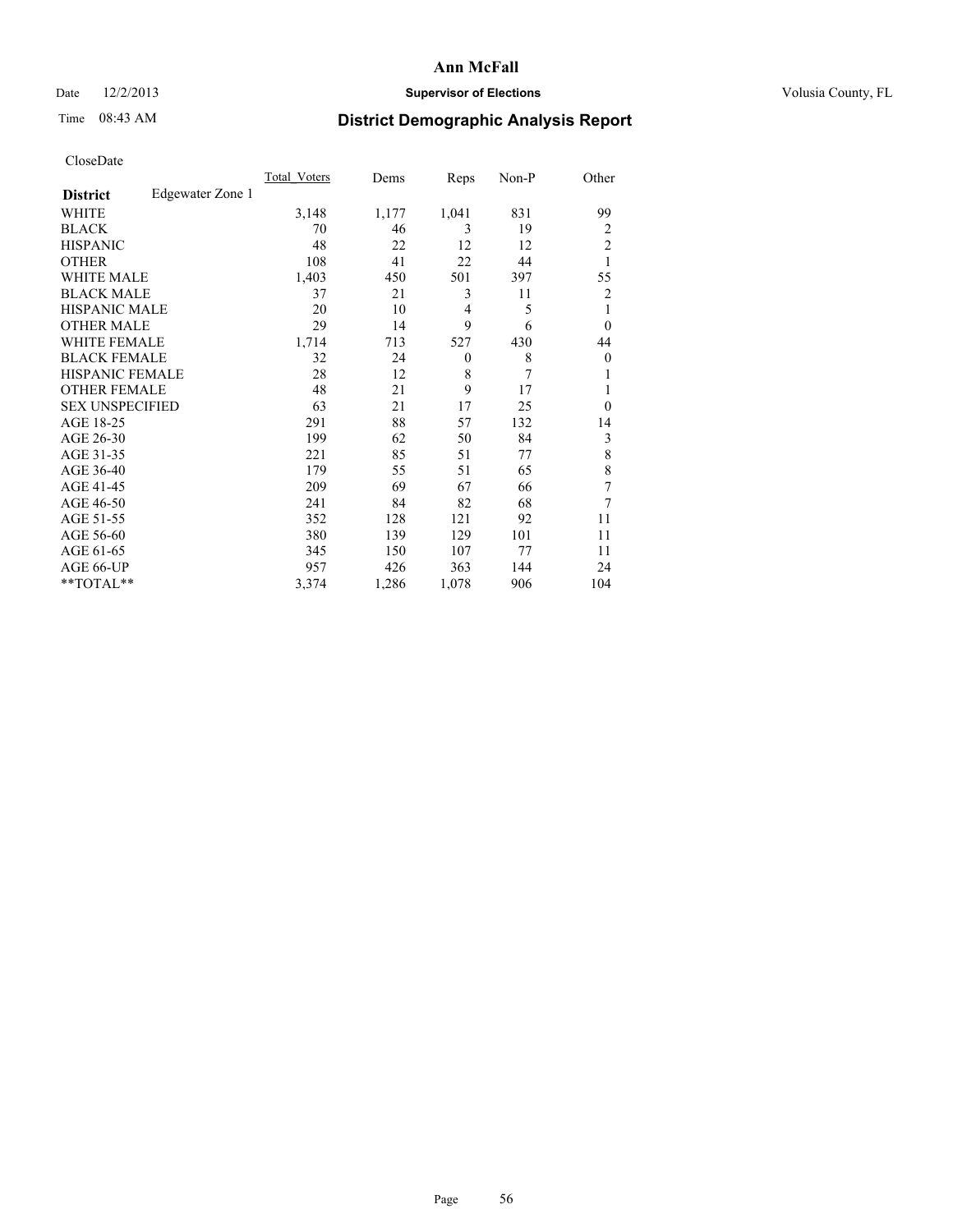CloseDate

| | Total_Voters | Dems | Reps | Non-P | Other |
|---|---|---|---|---|---|
| **District** Edgewater Zone 1 | | | | | |
| WHITE | 3,148 | 1,177 | 1,041 | 831 | 99 |
| BLACK | 70 | 46 | 3 | 19 | 2 |
| HISPANIC | 48 | 22 | 12 | 12 | 2 |
| OTHER | 108 | 41 | 22 | 44 | 1 |
| WHITE MALE | 1,403 | 450 | 501 | 397 | 55 |
| BLACK MALE | 37 | 21 | 3 | 11 | 2 |
| HISPANIC MALE | 20 | 10 | 4 | 5 | 1 |
| OTHER MALE | 29 | 14 | 9 | 6 | 0 |
| WHITE FEMALE | 1,714 | 713 | 527 | 430 | 44 |
| BLACK FEMALE | 32 | 24 | 0 | 8 | 0 |
| HISPANIC FEMALE | 28 | 12 | 8 | 7 | 1 |
| OTHER FEMALE | 48 | 21 | 9 | 17 | 1 |
| SEX UNSPECIFIED | 63 | 21 | 17 | 25 | 0 |
| AGE 18-25 | 291 | 88 | 57 | 132 | 14 |
| AGE 26-30 | 199 | 62 | 50 | 84 | 3 |
| AGE 31-35 | 221 | 85 | 51 | 77 | 8 |
| AGE 36-40 | 179 | 55 | 51 | 65 | 8 |
| AGE 41-45 | 209 | 69 | 67 | 66 | 7 |
| AGE 46-50 | 241 | 84 | 82 | 68 | 7 |
| AGE 51-55 | 352 | 128 | 121 | 92 | 11 |
| AGE 56-60 | 380 | 139 | 129 | 101 | 11 |
| AGE 61-65 | 345 | 150 | 107 | 77 | 11 |
| AGE 66-UP | 957 | 426 | 363 | 144 | 24 |
| **TOTAL** | 3,374 | 1,286 | 1,078 | 906 | 104 |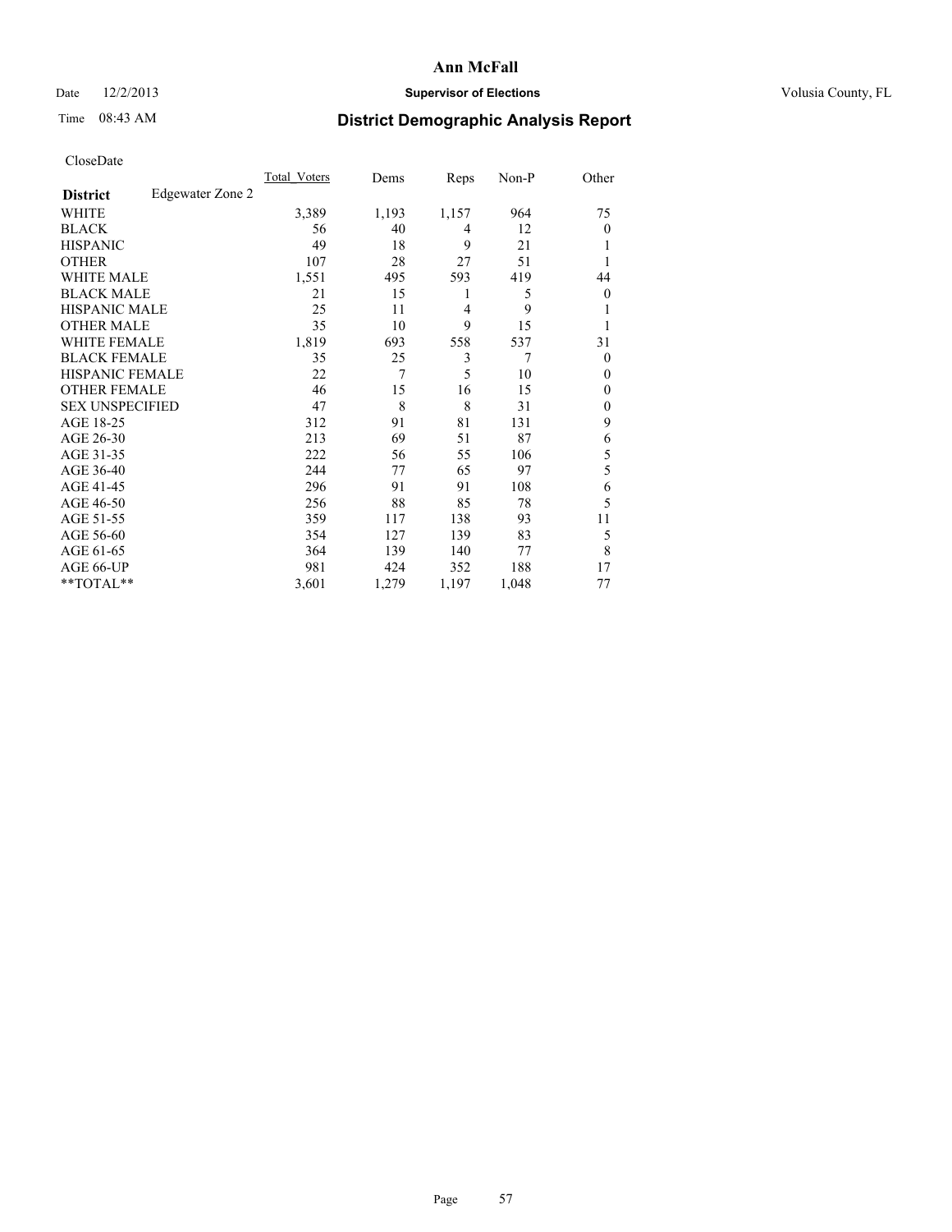# Ann McFall

Date 12/2/2013 **Supervisor of Elections** Volusia County, FL

Time 08:43 AM

## District Demographic Analysis Report

CloseDate

| | Total_Voters | Dems | Reps | Non-P | Other |
|---|---|---|---|---|---|
| **District** Edgewater Zone 2 | | | | | |
| WHITE | 3,389 | 1,193 | 1,157 | 964 | 75 |
| BLACK | 56 | 40 | 4 | 12 | 0 |
| HISPANIC | 49 | 18 | 9 | 21 | 1 |
| OTHER | 107 | 28 | 27 | 51 | 1 |
| WHITE MALE | 1,551 | 495 | 593 | 419 | 44 |
| BLACK MALE | 21 | 15 | 1 | 5 | 0 |
| HISPANIC MALE | 25 | 11 | 4 | 9 | 1 |
| OTHER MALE | 35 | 10 | 9 | 15 | 1 |
| WHITE FEMALE | 1,819 | 693 | 558 | 537 | 31 |
| BLACK FEMALE | 35 | 25 | 3 | 7 | 0 |
| HISPANIC FEMALE | 22 | 7 | 5 | 10 | 0 |
| OTHER FEMALE | 46 | 15 | 16 | 15 | 0 |
| SEX UNSPECIFIED | 47 | 8 | 8 | 31 | 0 |
| AGE 18-25 | 312 | 91 | 81 | 131 | 9 |
| AGE 26-30 | 213 | 69 | 51 | 87 | 6 |
| AGE 31-35 | 222 | 56 | 55 | 106 | 5 |
| AGE 36-40 | 244 | 77 | 65 | 97 | 5 |
| AGE 41-45 | 296 | 91 | 91 | 108 | 6 |
| AGE 46-50 | 256 | 88 | 85 | 78 | 5 |
| AGE 51-55 | 359 | 117 | 138 | 93 | 11 |
| AGE 56-60 | 354 | 127 | 139 | 83 | 5 |
| AGE 61-65 | 364 | 139 | 140 | 77 | 8 |
| AGE 66-UP | 981 | 424 | 352 | 188 | 17 |
| **TOTAL** | 3,601 | 1,279 | 1,197 | 1,048 | 77 |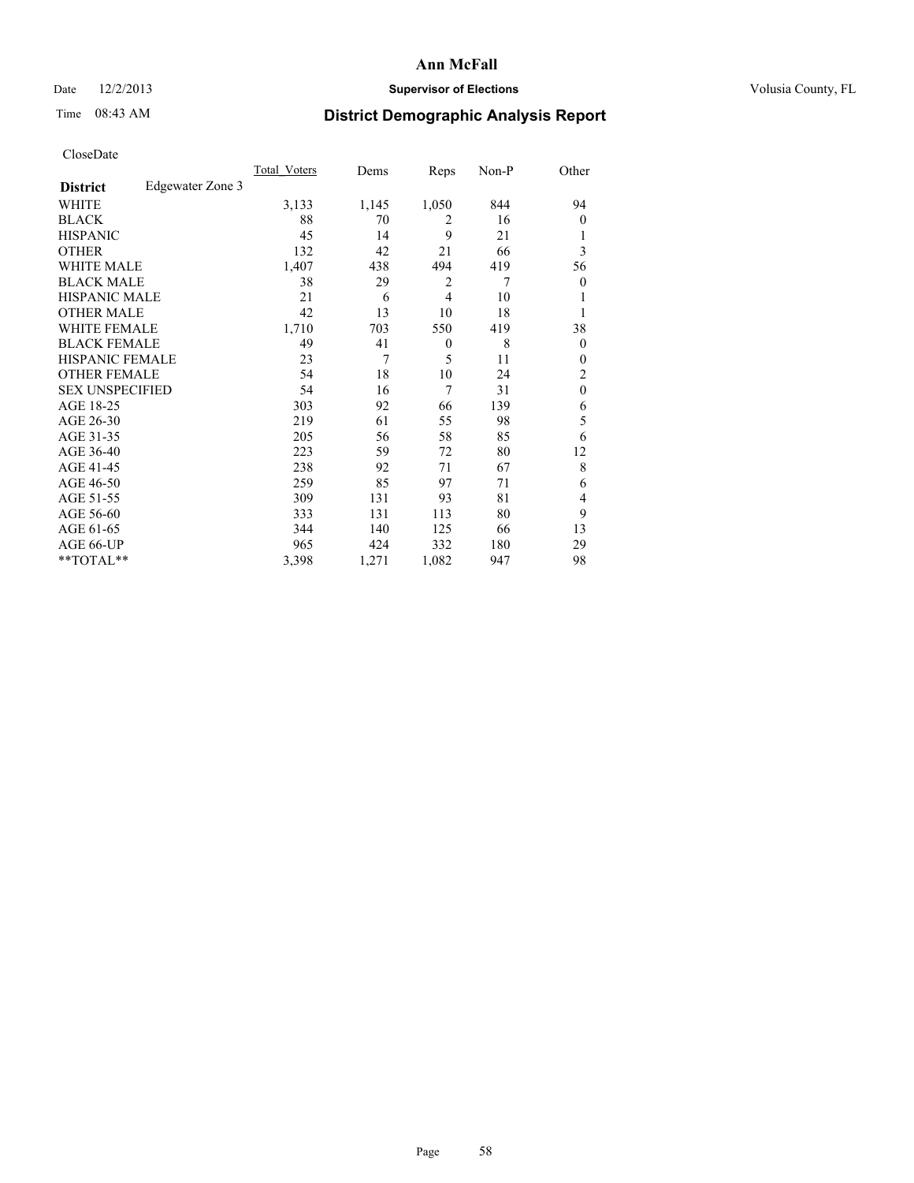# Ann McFall

Date 12/2/2013 **Supervisor of Elections** Volusia County, FL

Time 08:43 AM

## District Demographic Analysis Report

CloseDate

| | Total_Voters | Dems | Reps | Non-P | Other |
|---|---|---|---|---|---|
| **District** Edgewater Zone 3 | | | | | |
| WHITE | 3,133 | 1,145 | 1,050 | 844 | 94 |
| BLACK | 88 | 70 | 2 | 16 | 0 |
| HISPANIC | 45 | 14 | 9 | 21 | 1 |
| OTHER | 132 | 42 | 21 | 66 | 3 |
| WHITE MALE | 1,407 | 438 | 494 | 419 | 56 |
| BLACK MALE | 38 | 29 | 2 | 7 | 0 |
| HISPANIC MALE | 21 | 6 | 4 | 10 | 1 |
| OTHER MALE | 42 | 13 | 10 | 18 | 1 |
| WHITE FEMALE | 1,710 | 703 | 550 | 419 | 38 |
| BLACK FEMALE | 49 | 41 | 0 | 8 | 0 |
| HISPANIC FEMALE | 23 | 7 | 5 | 11 | 0 |
| OTHER FEMALE | 54 | 18 | 10 | 24 | 2 |
| SEX UNSPECIFIED | 54 | 16 | 7 | 31 | 0 |
| AGE 18-25 | 303 | 92 | 66 | 139 | 6 |
| AGE 26-30 | 219 | 61 | 55 | 98 | 5 |
| AGE 31-35 | 205 | 56 | 58 | 85 | 6 |
| AGE 36-40 | 223 | 59 | 72 | 80 | 12 |
| AGE 41-45 | 238 | 92 | 71 | 67 | 8 |
| AGE 46-50 | 259 | 85 | 97 | 71 | 6 |
| AGE 51-55 | 309 | 131 | 93 | 81 | 4 |
| AGE 56-60 | 333 | 131 | 113 | 80 | 9 |
| AGE 61-65 | 344 | 140 | 125 | 66 | 13 |
| AGE 66-UP | 965 | 424 | 332 | 180 | 29 |
| **TOTAL** | 3,398 | 1,271 | 1,082 | 947 | 98 |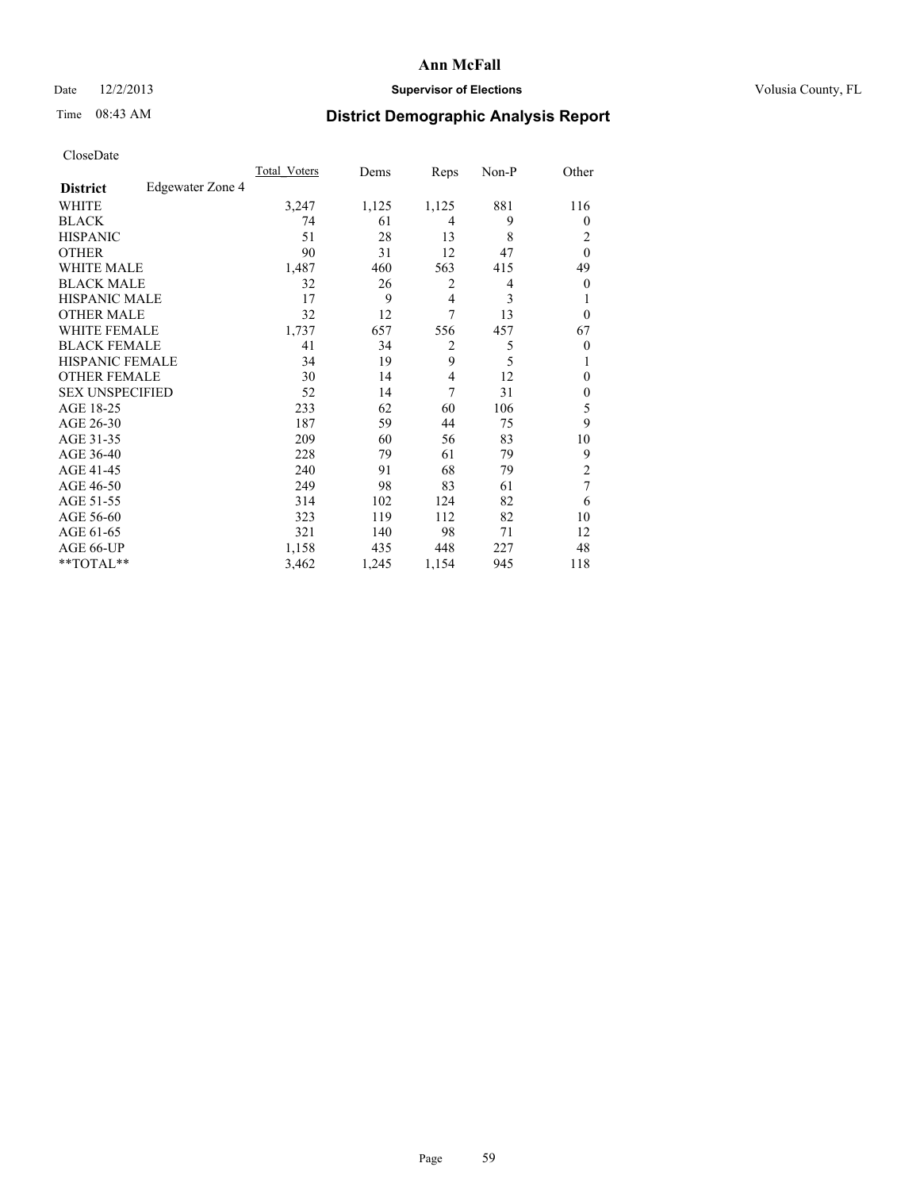# Ann McFall

Date 12/2/2013 **Supervisor of Elections** Volusia County, FL

Time 08:43 AM **District Demographic Analysis Report**

CloseDate

| **District** Edgewater Zone 4 | Total_Voters | Dems | Reps | Non-P | Other |
|---|---|---|---|---|---|
| WHITE | 3,247 | 1,125 | 1,125 | 881 | 116 |
| BLACK | 74 | 61 | 4 | 9 | 0 |
| HISPANIC | 51 | 28 | 13 | 8 | 2 |
| OTHER | 90 | 31 | 12 | 47 | 0 |
| WHITE MALE | 1,487 | 460 | 563 | 415 | 49 |
| BLACK MALE | 32 | 26 | 2 | 4 | 0 |
| HISPANIC MALE | 17 | 9 | 4 | 3 | 1 |
| OTHER MALE | 32 | 12 | 7 | 13 | 0 |
| WHITE FEMALE | 1,737 | 657 | 556 | 457 | 67 |
| BLACK FEMALE | 41 | 34 | 2 | 5 | 0 |
| HISPANIC FEMALE | 34 | 19 | 9 | 5 | 1 |
| OTHER FEMALE | 30 | 14 | 4 | 12 | 0 |
| SEX UNSPECIFIED | 52 | 14 | 7 | 31 | 0 |
| AGE 18-25 | 233 | 62 | 60 | 106 | 5 |
| AGE 26-30 | 187 | 59 | 44 | 75 | 9 |
| AGE 31-35 | 209 | 60 | 56 | 83 | 10 |
| AGE 36-40 | 228 | 79 | 61 | 79 | 9 |
| AGE 41-45 | 240 | 91 | 68 | 79 | 2 |
| AGE 46-50 | 249 | 98 | 83 | 61 | 7 |
| AGE 51-55 | 314 | 102 | 124 | 82 | 6 |
| AGE 56-60 | 323 | 119 | 112 | 82 | 10 |
| AGE 61-65 | 321 | 140 | 98 | 71 | 12 |
| AGE 66-UP | 1,158 | 435 | 448 | 227 | 48 |
| **TOTAL** | 3,462 | 1,245 | 1,154 | 945 | 118 |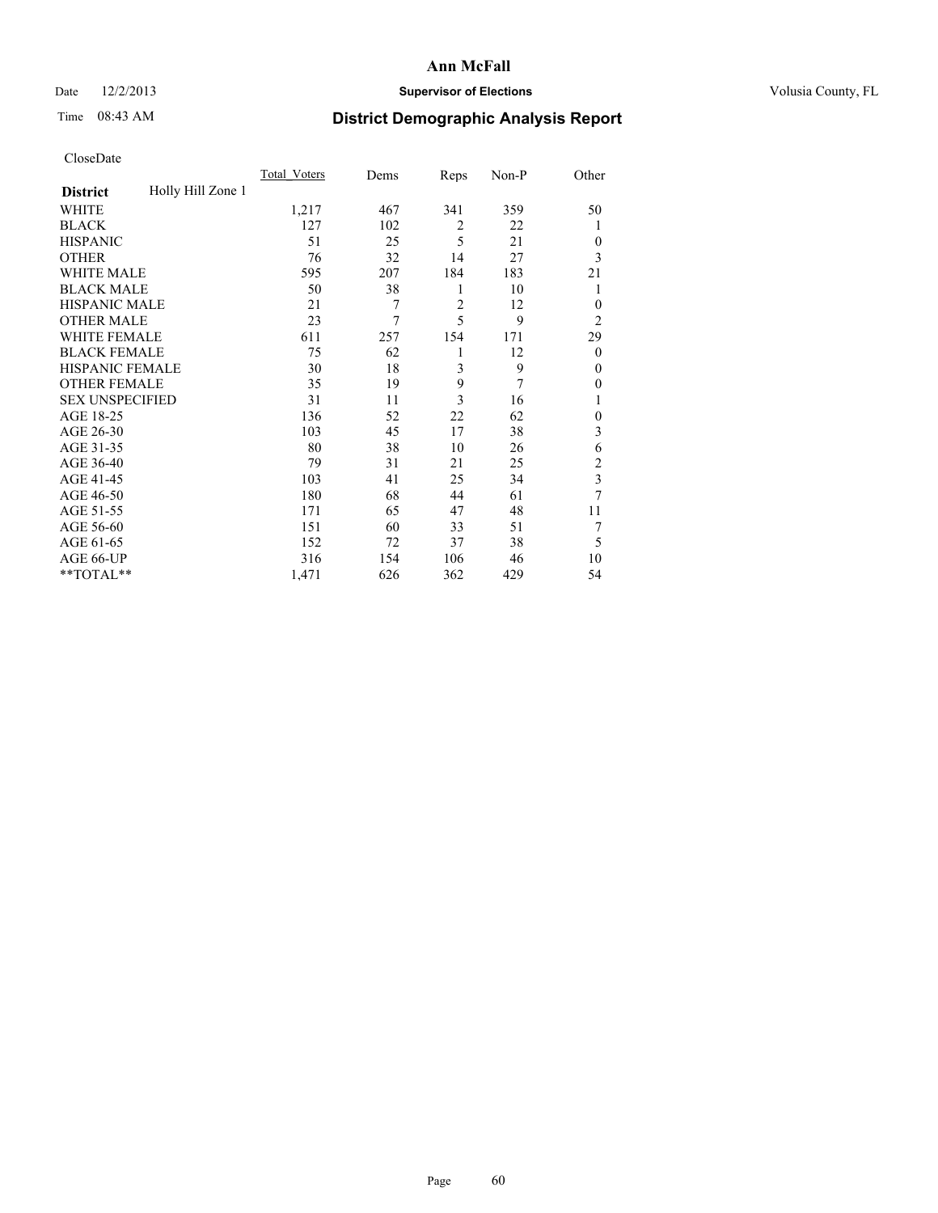# Ann McFall

Date 12/2/2013 **Supervisor of Elections** Volusia County, FL

Time 08:43 AM

## District Demographic Analysis Report

CloseDate

| District | Holly Hill Zone 1 | Total_Voters | Dems | Reps | Non-P | Other |
|---|---|---|---|---|---|---|
| WHITE | | 1,217 | 467 | 341 | 359 | 50 |
| BLACK | | 127 | 102 | 2 | 22 | 1 |
| HISPANIC | | 51 | 25 | 5 | 21 | 0 |
| OTHER | | 76 | 32 | 14 | 27 | 3 |
| WHITE MALE | | 595 | 207 | 184 | 183 | 21 |
| BLACK MALE | | 50 | 38 | 1 | 10 | 1 |
| HISPANIC MALE | | 21 | 7 | 2 | 12 | 0 |
| OTHER MALE | | 23 | 7 | 5 | 9 | 2 |
| WHITE FEMALE | | 611 | 257 | 154 | 171 | 29 |
| BLACK FEMALE | | 75 | 62 | 1 | 12 | 0 |
| HISPANIC FEMALE | | 30 | 18 | 3 | 9 | 0 |
| OTHER FEMALE | | 35 | 19 | 9 | 7 | 0 |
| SEX UNSPECIFIED | | 31 | 11 | 3 | 16 | 1 |
| AGE 18-25 | | 136 | 52 | 22 | 62 | 0 |
| AGE 26-30 | | 103 | 45 | 17 | 38 | 3 |
| AGE 31-35 | | 80 | 38 | 10 | 26 | 6 |
| AGE 36-40 | | 79 | 31 | 21 | 25 | 2 |
| AGE 41-45 | | 103 | 41 | 25 | 34 | 3 |
| AGE 46-50 | | 180 | 68 | 44 | 61 | 7 |
| AGE 51-55 | | 171 | 65 | 47 | 48 | 11 |
| AGE 56-60 | | 151 | 60 | 33 | 51 | 7 |
| AGE 61-65 | | 152 | 72 | 37 | 38 | 5 |
| AGE 66-UP | | 316 | 154 | 106 | 46 | 10 |
| **TOTAL** | | 1,471 | 626 | 362 | 429 | 54 |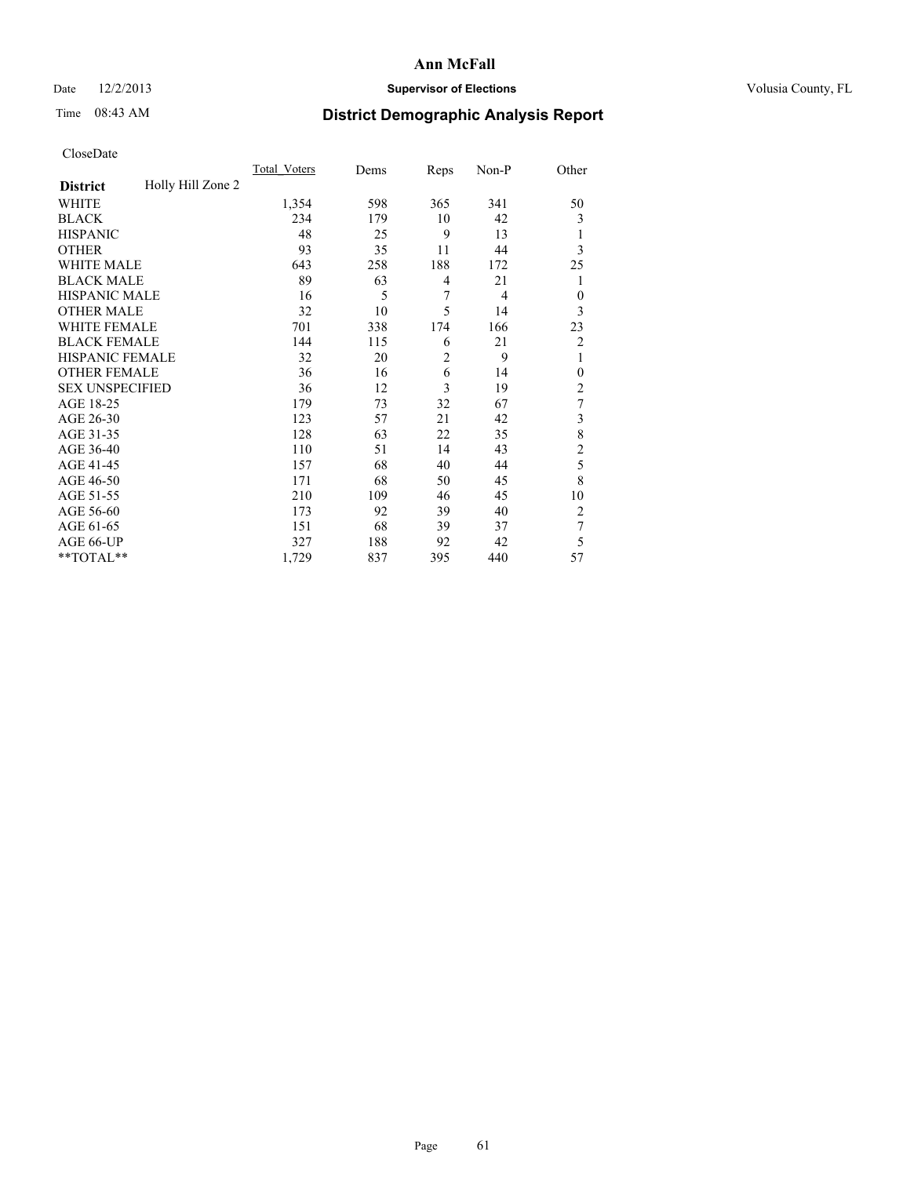**Ann McFall**

Date 12/2/2013 **Supervisor of Elections** Volusia County, FL

Time 08:43 AM

## District Demographic Analysis Report

CloseDate

| **District** Holly Hill Zone 2 | Total_Voters | Dems | Reps | Non-P | Other |
|---|---|---|---|---|---|
| WHITE | 1,354 | 598 | 365 | 341 | 50 |
| BLACK | 234 | 179 | 10 | 42 | 3 |
| HISPANIC | 48 | 25 | 9 | 13 | 1 |
| OTHER | 93 | 35 | 11 | 44 | 3 |
| WHITE MALE | 643 | 258 | 188 | 172 | 25 |
| BLACK MALE | 89 | 63 | 4 | 21 | 1 |
| HISPANIC MALE | 16 | 5 | 7 | 4 | 0 |
| OTHER MALE | 32 | 10 | 5 | 14 | 3 |
| WHITE FEMALE | 701 | 338 | 174 | 166 | 23 |
| BLACK FEMALE | 144 | 115 | 6 | 21 | 2 |
| HISPANIC FEMALE | 32 | 20 | 2 | 9 | 1 |
| OTHER FEMALE | 36 | 16 | 6 | 14 | 0 |
| SEX UNSPECIFIED | 36 | 12 | 3 | 19 | 2 |
| AGE 18-25 | 179 | 73 | 32 | 67 | 7 |
| AGE 26-30 | 123 | 57 | 21 | 42 | 3 |
| AGE 31-35 | 128 | 63 | 22 | 35 | 8 |
| AGE 36-40 | 110 | 51 | 14 | 43 | 2 |
| AGE 41-45 | 157 | 68 | 40 | 44 | 5 |
| AGE 46-50 | 171 | 68 | 50 | 45 | 8 |
| AGE 51-55 | 210 | 109 | 46 | 45 | 10 |
| AGE 56-60 | 173 | 92 | 39 | 40 | 2 |
| AGE 61-65 | 151 | 68 | 39 | 37 | 7 |
| AGE 66-UP | 327 | 188 | 92 | 42 | 5 |
| **TOTAL** | 1,729 | 837 | 395 | 440 | 57 |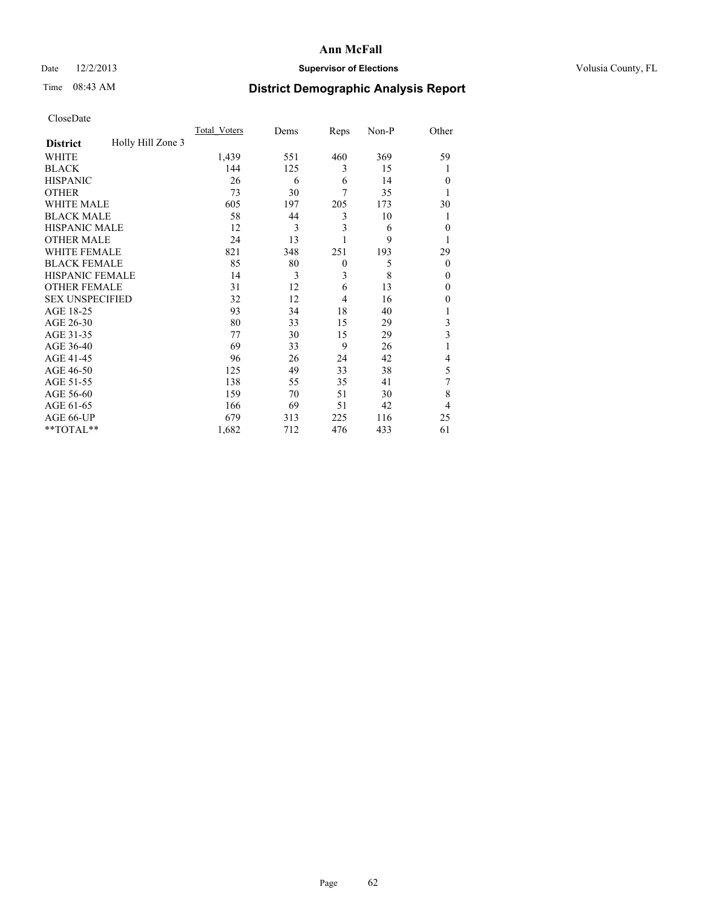# Ann McFall

Date 12/2/2013 **Supervisor of Elections** Volusia County, FL

Time 08:43 AM **District Demographic Analysis Report**

CloseDate

| **District** Holly Hill Zone 3 | Total_Voters | Dems | Reps | Non-P | Other |
|---|---|---|---|---|---|
| WHITE | 1,439 | 551 | 460 | 369 | 59 |
| BLACK | 144 | 125 | 3 | 15 | 1 |
| HISPANIC | 26 | 6 | 6 | 14 | 0 |
| OTHER | 73 | 30 | 7 | 35 | 1 |
| WHITE MALE | 605 | 197 | 205 | 173 | 30 |
| BLACK MALE | 58 | 44 | 3 | 10 | 1 |
| HISPANIC MALE | 12 | 3 | 3 | 6 | 0 |
| OTHER MALE | 24 | 13 | 1 | 9 | 1 |
| WHITE FEMALE | 821 | 348 | 251 | 193 | 29 |
| BLACK FEMALE | 85 | 80 | 0 | 5 | 0 |
| HISPANIC FEMALE | 14 | 3 | 3 | 8 | 0 |
| OTHER FEMALE | 31 | 12 | 6 | 13 | 0 |
| SEX UNSPECIFIED | 32 | 12 | 4 | 16 | 0 |
| AGE 18-25 | 93 | 34 | 18 | 40 | 1 |
| AGE 26-30 | 80 | 33 | 15 | 29 | 3 |
| AGE 31-35 | 77 | 30 | 15 | 29 | 3 |
| AGE 36-40 | 69 | 33 | 9 | 26 | 1 |
| AGE 41-45 | 96 | 26 | 24 | 42 | 4 |
| AGE 46-50 | 125 | 49 | 33 | 38 | 5 |
| AGE 51-55 | 138 | 55 | 35 | 41 | 7 |
| AGE 56-60 | 159 | 70 | 51 | 30 | 8 |
| AGE 61-65 | 166 | 69 | 51 | 42 | 4 |
| AGE 66-UP | 679 | 313 | 225 | 116 | 25 |
| **TOTAL** | 1,682 | 712 | 476 | 433 | 61 |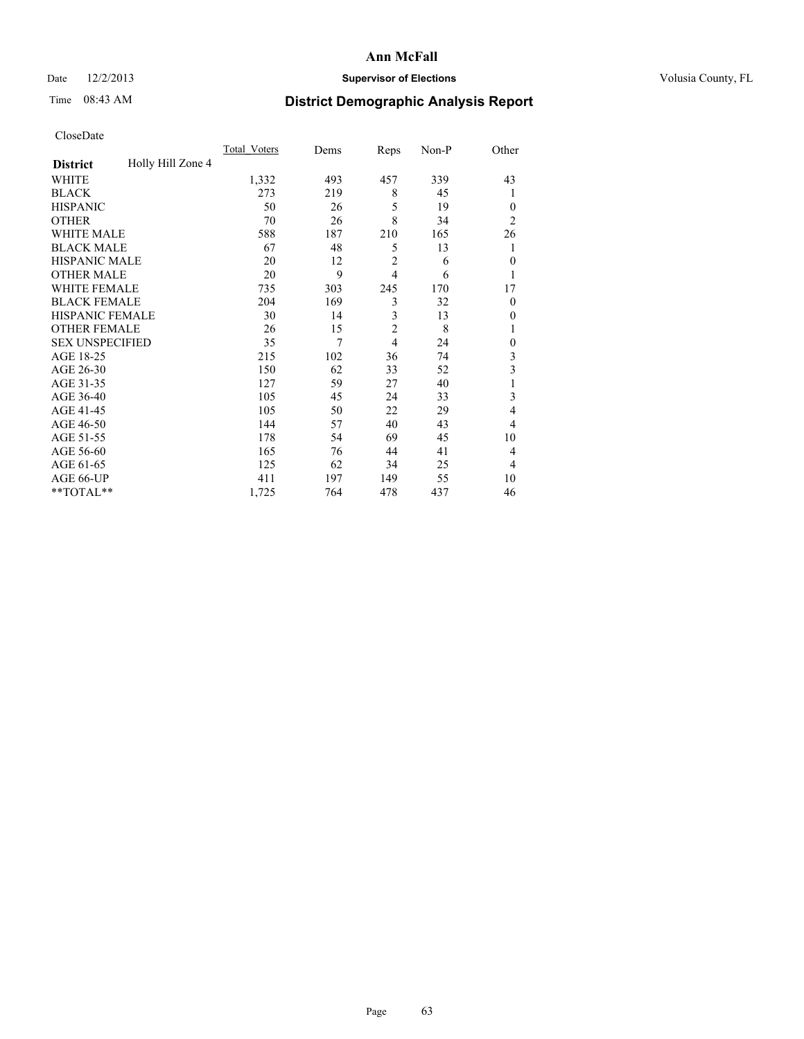# Ann McFall

Date 12/2/2013 **Supervisor of Elections** Volusia County, FL

Time 08:43 AM

## District Demographic Analysis Report

CloseDate

| **District** Holly Hill Zone 4 | Total_Voters | Dems | Reps | Non-P | Other |
|---|---|---|---|---|---|
| WHITE | 1,332 | 493 | 457 | 339 | 43 |
| BLACK | 273 | 219 | 8 | 45 | 1 |
| HISPANIC | 50 | 26 | 5 | 19 | 0 |
| OTHER | 70 | 26 | 8 | 34 | 2 |
| WHITE MALE | 588 | 187 | 210 | 165 | 26 |
| BLACK MALE | 67 | 48 | 5 | 13 | 1 |
| HISPANIC MALE | 20 | 12 | 2 | 6 | 0 |
| OTHER MALE | 20 | 9 | 4 | 6 | 1 |
| WHITE FEMALE | 735 | 303 | 245 | 170 | 17 |
| BLACK FEMALE | 204 | 169 | 3 | 32 | 0 |
| HISPANIC FEMALE | 30 | 14 | 3 | 13 | 0 |
| OTHER FEMALE | 26 | 15 | 2 | 8 | 1 |
| SEX UNSPECIFIED | 35 | 7 | 4 | 24 | 0 |
| AGE 18-25 | 215 | 102 | 36 | 74 | 3 |
| AGE 26-30 | 150 | 62 | 33 | 52 | 3 |
| AGE 31-35 | 127 | 59 | 27 | 40 | 1 |
| AGE 36-40 | 105 | 45 | 24 | 33 | 3 |
| AGE 41-45 | 105 | 50 | 22 | 29 | 4 |
| AGE 46-50 | 144 | 57 | 40 | 43 | 4 |
| AGE 51-55 | 178 | 54 | 69 | 45 | 10 |
| AGE 56-60 | 165 | 76 | 44 | 41 | 4 |
| AGE 61-65 | 125 | 62 | 34 | 25 | 4 |
| AGE 66-UP | 411 | 197 | 149 | 55 | 10 |
| **TOTAL** | 1,725 | 764 | 478 | 437 | 46 |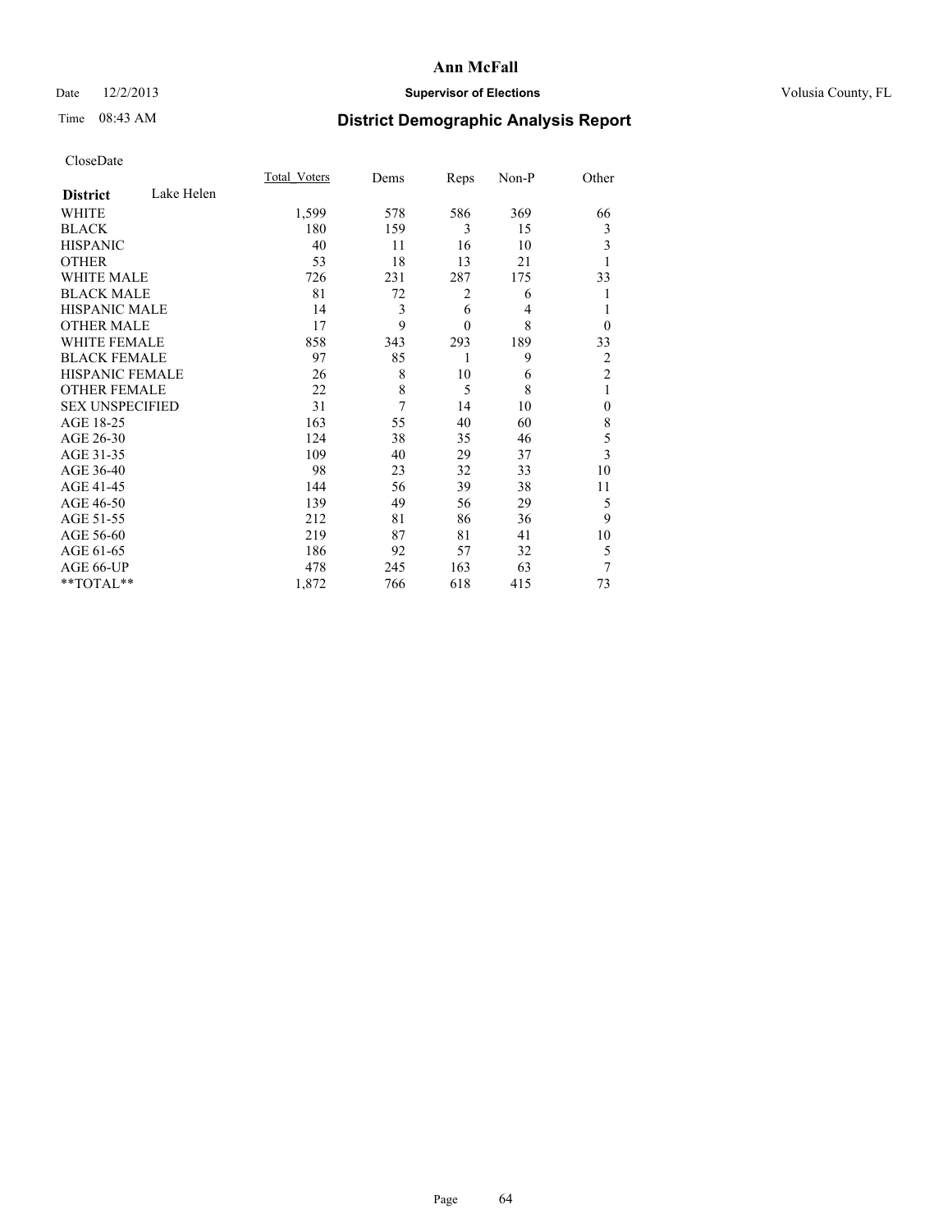# Ann McFall

Date 12/2/2013 **Supervisor of Elections** Volusia County, FL

Time 08:43 AM **District Demographic Analysis Report**

CloseDate

| **District** Lake Helen | Total_Voters | Dems | Reps | Non-P | Other |
|---|---|---|---|---|---|
| WHITE | 1,599 | 578 | 586 | 369 | 66 |
| BLACK | 180 | 159 | 3 | 15 | 3 |
| HISPANIC | 40 | 11 | 16 | 10 | 3 |
| OTHER | 53 | 18 | 13 | 21 | 1 |
| WHITE MALE | 726 | 231 | 287 | 175 | 33 |
| BLACK MALE | 81 | 72 | 2 | 6 | 1 |
| HISPANIC MALE | 14 | 3 | 6 | 4 | 1 |
| OTHER MALE | 17 | 9 | 0 | 8 | 0 |
| WHITE FEMALE | 858 | 343 | 293 | 189 | 33 |
| BLACK FEMALE | 97 | 85 | 1 | 9 | 2 |
| HISPANIC FEMALE | 26 | 8 | 10 | 6 | 2 |
| OTHER FEMALE | 22 | 8 | 5 | 8 | 1 |
| SEX UNSPECIFIED | 31 | 7 | 14 | 10 | 0 |
| AGE 18-25 | 163 | 55 | 40 | 60 | 8 |
| AGE 26-30 | 124 | 38 | 35 | 46 | 5 |
| AGE 31-35 | 109 | 40 | 29 | 37 | 3 |
| AGE 36-40 | 98 | 23 | 32 | 33 | 10 |
| AGE 41-45 | 144 | 56 | 39 | 38 | 11 |
| AGE 46-50 | 139 | 49 | 56 | 29 | 5 |
| AGE 51-55 | 212 | 81 | 86 | 36 | 9 |
| AGE 56-60 | 219 | 87 | 81 | 41 | 10 |
| AGE 61-65 | 186 | 92 | 57 | 32 | 5 |
| AGE 66-UP | 478 | 245 | 163 | 63 | 7 |
| **TOTAL** | 1,872 | 766 | 618 | 415 | 73 |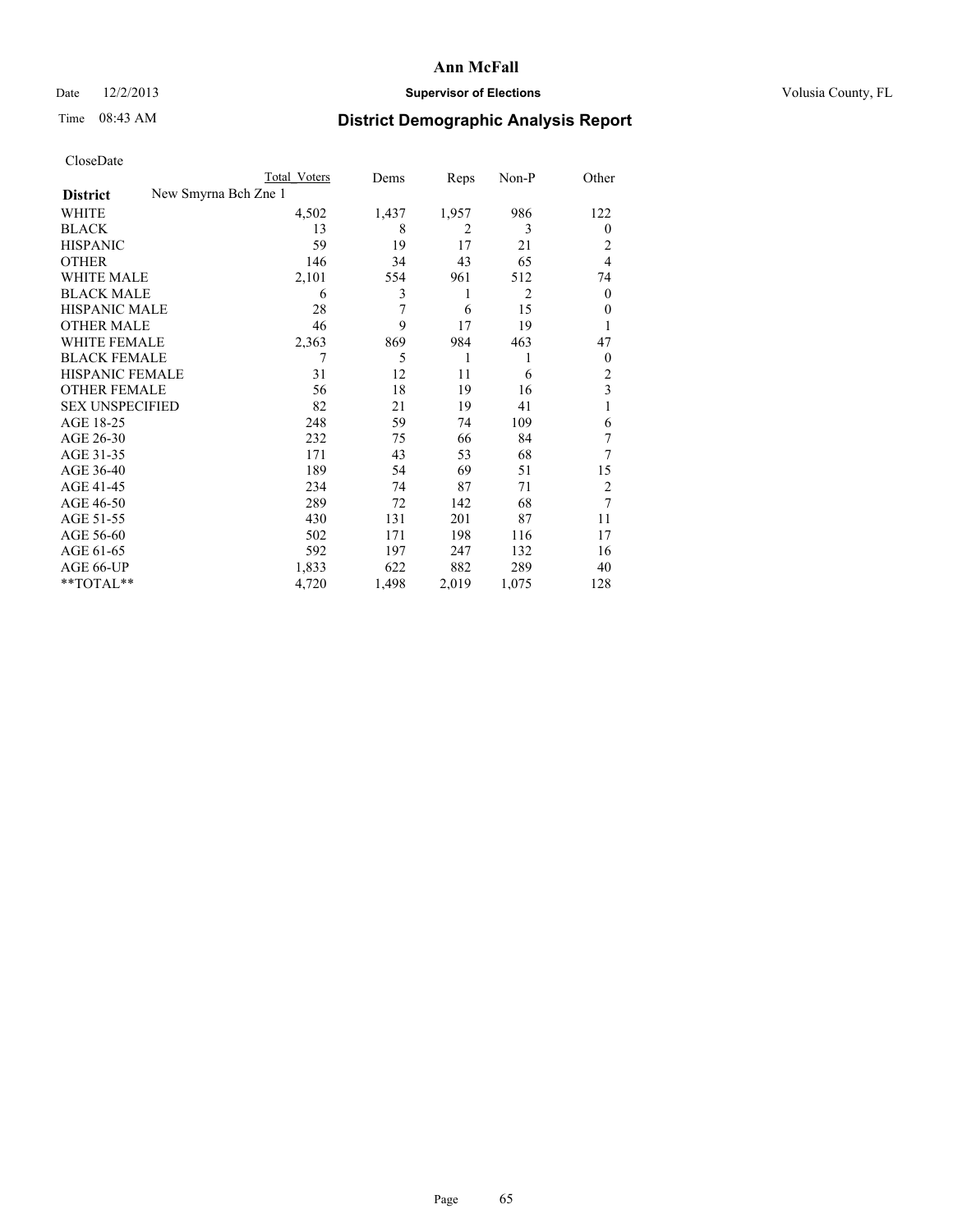# Ann McFall

Date 12/2/2013 **Supervisor of Elections** Volusia County, FL

Time 08:43 AM **District Demographic Analysis Report**

CloseDate

| | Total Voters | Dems | Reps | Non-P | Other |
|---|---|---|---|---|---|
| **District** New Smyrna Bch Zne 1 | | | | | |
| WHITE | 4,502 | 1,437 | 1,957 | 986 | 122 |
| BLACK | 13 | 8 | 2 | 3 | 0 |
| HISPANIC | 59 | 19 | 17 | 21 | 2 |
| OTHER | 146 | 34 | 43 | 65 | 4 |
| WHITE MALE | 2,101 | 554 | 961 | 512 | 74 |
| BLACK MALE | 6 | 3 | 1 | 2 | 0 |
| HISPANIC MALE | 28 | 7 | 6 | 15 | 0 |
| OTHER MALE | 46 | 9 | 17 | 19 | 1 |
| WHITE FEMALE | 2,363 | 869 | 984 | 463 | 47 |
| BLACK FEMALE | 7 | 5 | 1 | 1 | 0 |
| HISPANIC FEMALE | 31 | 12 | 11 | 6 | 2 |
| OTHER FEMALE | 56 | 18 | 19 | 16 | 3 |
| SEX UNSPECIFIED | 82 | 21 | 19 | 41 | 1 |
| AGE 18-25 | 248 | 59 | 74 | 109 | 6 |
| AGE 26-30 | 232 | 75 | 66 | 84 | 7 |
| AGE 31-35 | 171 | 43 | 53 | 68 | 7 |
| AGE 36-40 | 189 | 54 | 69 | 51 | 15 |
| AGE 41-45 | 234 | 74 | 87 | 71 | 2 |
| AGE 46-50 | 289 | 72 | 142 | 68 | 7 |
| AGE 51-55 | 430 | 131 | 201 | 87 | 11 |
| AGE 56-60 | 502 | 171 | 198 | 116 | 17 |
| AGE 61-65 | 592 | 197 | 247 | 132 | 16 |
| AGE 66-UP | 1,833 | 622 | 882 | 289 | 40 |
| **TOTAL** | 4,720 | 1,498 | 2,019 | 1,075 | 128 |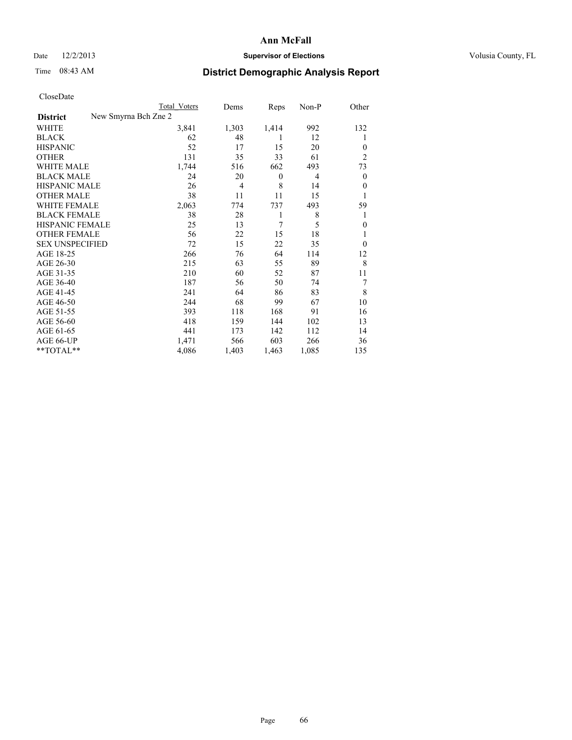# Ann McFall

Date 12/2/2013 **Supervisor of Elections** Volusia County, FL

Time 08:43 AM

## District Demographic Analysis Report

CloseDate

| | Total Voters | Dems | Reps | Non-P | Other |
|---|---|---|---|---|---|
| **District** New Smyrna Bch Zne 2 | | | | | |
| WHITE | 3,841 | 1,303 | 1,414 | 992 | 132 |
| BLACK | 62 | 48 | 1 | 12 | 1 |
| HISPANIC | 52 | 17 | 15 | 20 | 0 |
| OTHER | 131 | 35 | 33 | 61 | 2 |
| WHITE MALE | 1,744 | 516 | 662 | 493 | 73 |
| BLACK MALE | 24 | 20 | 0 | 4 | 0 |
| HISPANIC MALE | 26 | 4 | 8 | 14 | 0 |
| OTHER MALE | 38 | 11 | 11 | 15 | 1 |
| WHITE FEMALE | 2,063 | 774 | 737 | 493 | 59 |
| BLACK FEMALE | 38 | 28 | 1 | 8 | 1 |
| HISPANIC FEMALE | 25 | 13 | 7 | 5 | 0 |
| OTHER FEMALE | 56 | 22 | 15 | 18 | 1 |
| SEX UNSPECIFIED | 72 | 15 | 22 | 35 | 0 |
| AGE 18-25 | 266 | 76 | 64 | 114 | 12 |
| AGE 26-30 | 215 | 63 | 55 | 89 | 8 |
| AGE 31-35 | 210 | 60 | 52 | 87 | 11 |
| AGE 36-40 | 187 | 56 | 50 | 74 | 7 |
| AGE 41-45 | 241 | 64 | 86 | 83 | 8 |
| AGE 46-50 | 244 | 68 | 99 | 67 | 10 |
| AGE 51-55 | 393 | 118 | 168 | 91 | 16 |
| AGE 56-60 | 418 | 159 | 144 | 102 | 13 |
| AGE 61-65 | 441 | 173 | 142 | 112 | 14 |
| AGE 66-UP | 1,471 | 566 | 603 | 266 | 36 |
| **TOTAL** | 4,086 | 1,403 | 1,463 | 1,085 | 135 |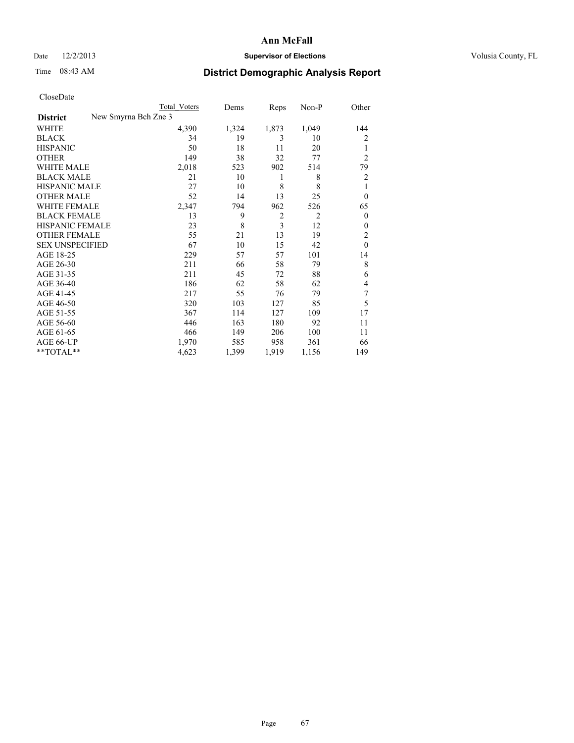# Ann McFall

Date 12/2/2013 **Supervisor of Elections** Volusia County, FL

Time 08:43 AM **District Demographic Analysis Report**

CloseDate

| | Total Voters | Dems | Reps | Non-P | Other |
|---|---|---|---|---|---|
| **District** New Smyrna Bch Zne 3 | | | | | |
| WHITE | 4,390 | 1,324 | 1,873 | 1,049 | 144 |
| BLACK | 34 | 19 | 3 | 10 | 2 |
| HISPANIC | 50 | 18 | 11 | 20 | 1 |
| OTHER | 149 | 38 | 32 | 77 | 2 |
| WHITE MALE | 2,018 | 523 | 902 | 514 | 79 |
| BLACK MALE | 21 | 10 | 1 | 8 | 2 |
| HISPANIC MALE | 27 | 10 | 8 | 8 | 1 |
| OTHER MALE | 52 | 14 | 13 | 25 | 0 |
| WHITE FEMALE | 2,347 | 794 | 962 | 526 | 65 |
| BLACK FEMALE | 13 | 9 | 2 | 2 | 0 |
| HISPANIC FEMALE | 23 | 8 | 3 | 12 | 0 |
| OTHER FEMALE | 55 | 21 | 13 | 19 | 2 |
| SEX UNSPECIFIED | 67 | 10 | 15 | 42 | 0 |
| AGE 18-25 | 229 | 57 | 57 | 101 | 14 |
| AGE 26-30 | 211 | 66 | 58 | 79 | 8 |
| AGE 31-35 | 211 | 45 | 72 | 88 | 6 |
| AGE 36-40 | 186 | 62 | 58 | 62 | 4 |
| AGE 41-45 | 217 | 55 | 76 | 79 | 7 |
| AGE 46-50 | 320 | 103 | 127 | 85 | 5 |
| AGE 51-55 | 367 | 114 | 127 | 109 | 17 |
| AGE 56-60 | 446 | 163 | 180 | 92 | 11 |
| AGE 61-65 | 466 | 149 | 206 | 100 | 11 |
| AGE 66-UP | 1,970 | 585 | 958 | 361 | 66 |
| **TOTAL** | 4,623 | 1,399 | 1,919 | 1,156 | 149 |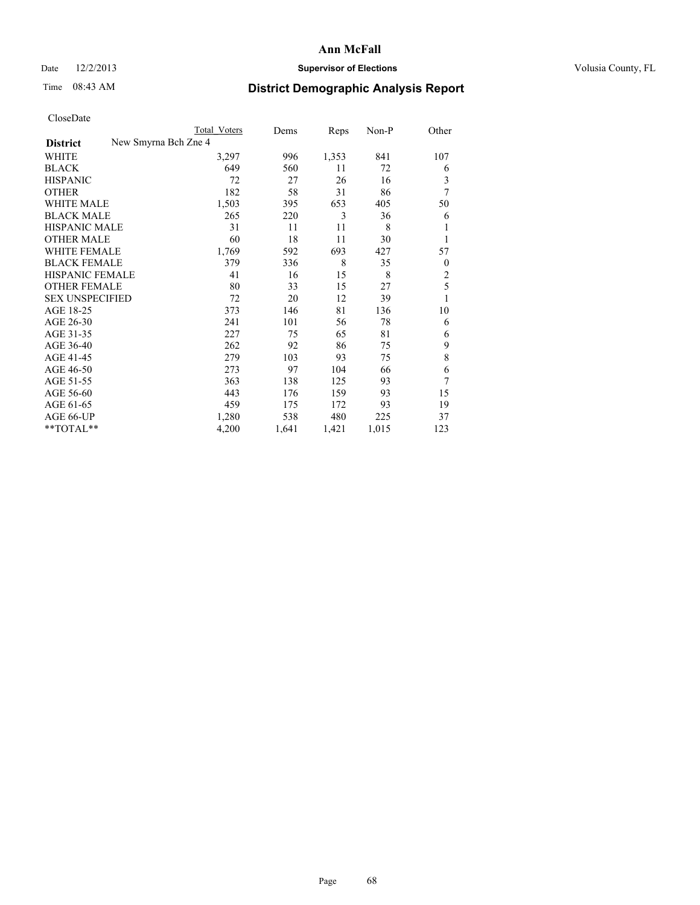# Ann McFall

Date 12/2/2013 **Supervisor of Elections** Volusia County, FL

Time 08:43 AM **District Demographic Analysis Report**

CloseDate

| | Total Voters | Dems | Reps | Non-P | Other |
|---|---|---|---|---|---|
| **District** New Smyrna Bch Zne 4 | | | | | |
| WHITE | 3,297 | 996 | 1,353 | 841 | 107 |
| BLACK | 649 | 560 | 11 | 72 | 6 |
| HISPANIC | 72 | 27 | 26 | 16 | 3 |
| OTHER | 182 | 58 | 31 | 86 | 7 |
| WHITE MALE | 1,503 | 395 | 653 | 405 | 50 |
| BLACK MALE | 265 | 220 | 3 | 36 | 6 |
| HISPANIC MALE | 31 | 11 | 11 | 8 | 1 |
| OTHER MALE | 60 | 18 | 11 | 30 | 1 |
| WHITE FEMALE | 1,769 | 592 | 693 | 427 | 57 |
| BLACK FEMALE | 379 | 336 | 8 | 35 | 0 |
| HISPANIC FEMALE | 41 | 16 | 15 | 8 | 2 |
| OTHER FEMALE | 80 | 33 | 15 | 27 | 5 |
| SEX UNSPECIFIED | 72 | 20 | 12 | 39 | 1 |
| AGE 18-25 | 373 | 146 | 81 | 136 | 10 |
| AGE 26-30 | 241 | 101 | 56 | 78 | 6 |
| AGE 31-35 | 227 | 75 | 65 | 81 | 6 |
| AGE 36-40 | 262 | 92 | 86 | 75 | 9 |
| AGE 41-45 | 279 | 103 | 93 | 75 | 8 |
| AGE 46-50 | 273 | 97 | 104 | 66 | 6 |
| AGE 51-55 | 363 | 138 | 125 | 93 | 7 |
| AGE 56-60 | 443 | 176 | 159 | 93 | 15 |
| AGE 61-65 | 459 | 175 | 172 | 93 | 19 |
| AGE 66-UP | 1,280 | 538 | 480 | 225 | 37 |
| **TOTAL** | 4,200 | 1,641 | 1,421 | 1,015 | 123 |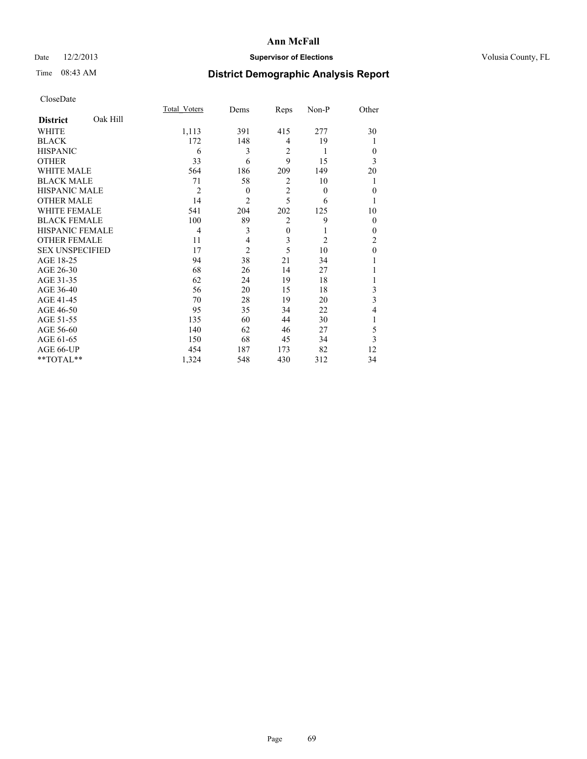# Ann McFall

Date 12/2/2013 **Supervisor of Elections** Volusia County, FL

Time 08:43 AM

## District Demographic Analysis Report

CloseDate

| District Oak Hill | Total_Voters | Dems | Reps | Non-P | Other |
|---|---|---|---|---|---|
| WHITE | 1,113 | 391 | 415 | 277 | 30 |
| BLACK | 172 | 148 | 4 | 19 | 1 |
| HISPANIC | 6 | 3 | 2 | 1 | 0 |
| OTHER | 33 | 6 | 9 | 15 | 3 |
| WHITE MALE | 564 | 186 | 209 | 149 | 20 |
| BLACK MALE | 71 | 58 | 2 | 10 | 1 |
| HISPANIC MALE | 2 | 0 | 2 | 0 | 0 |
| OTHER MALE | 14 | 2 | 5 | 6 | 1 |
| WHITE FEMALE | 541 | 204 | 202 | 125 | 10 |
| BLACK FEMALE | 100 | 89 | 2 | 9 | 0 |
| HISPANIC FEMALE | 4 | 3 | 0 | 1 | 0 |
| OTHER FEMALE | 11 | 4 | 3 | 2 | 2 |
| SEX UNSPECIFIED | 17 | 2 | 5 | 10 | 0 |
| AGE 18-25 | 94 | 38 | 21 | 34 | 1 |
| AGE 26-30 | 68 | 26 | 14 | 27 | 1 |
| AGE 31-35 | 62 | 24 | 19 | 18 | 1 |
| AGE 36-40 | 56 | 20 | 15 | 18 | 3 |
| AGE 41-45 | 70 | 28 | 19 | 20 | 3 |
| AGE 46-50 | 95 | 35 | 34 | 22 | 4 |
| AGE 51-55 | 135 | 60 | 44 | 30 | 1 |
| AGE 56-60 | 140 | 62 | 46 | 27 | 5 |
| AGE 61-65 | 150 | 68 | 45 | 34 | 3 |
| AGE 66-UP | 454 | 187 | 173 | 82 | 12 |
| **TOTAL** | 1,324 | 548 | 430 | 312 | 34 |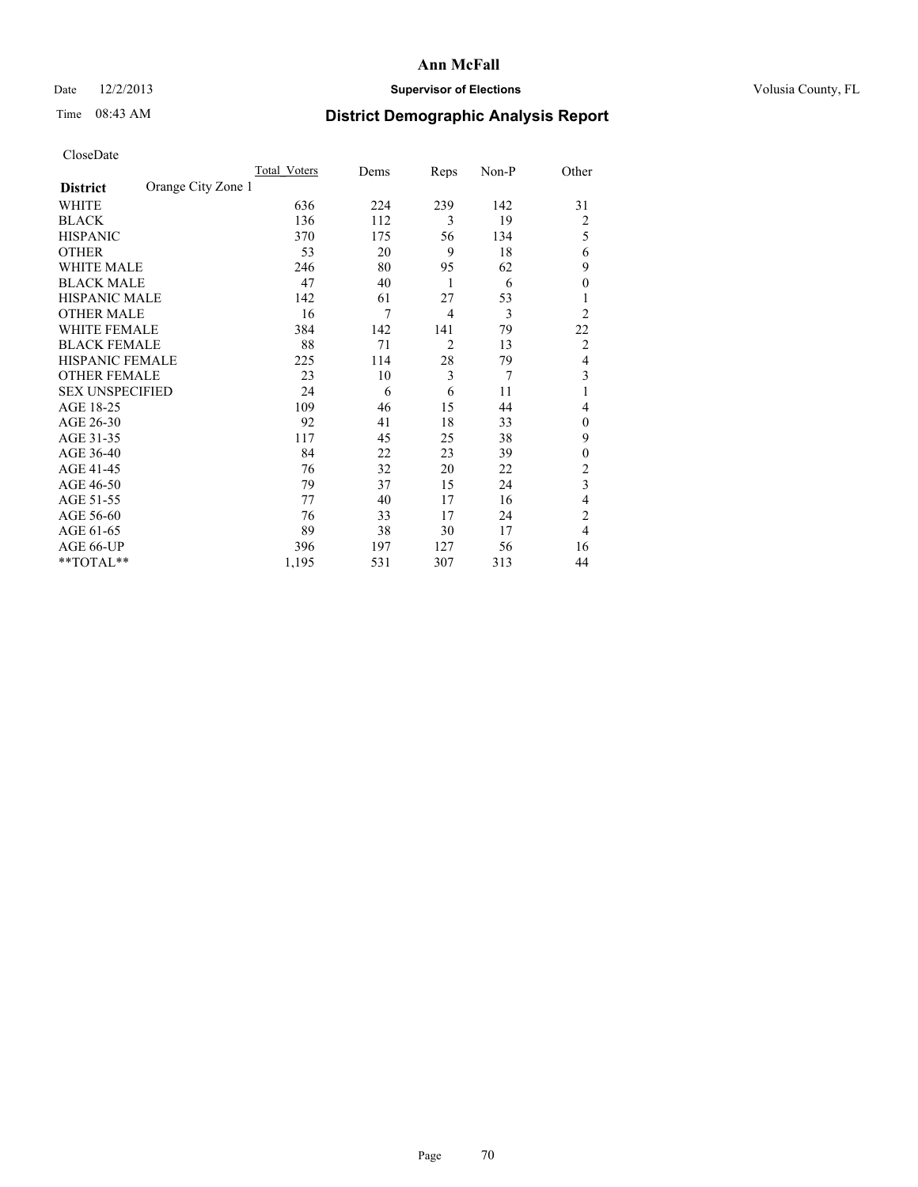# Ann McFall

Date 12/2/2013 **Supervisor of Elections** Volusia County, FL

Time 08:43 AM

## District Demographic Analysis Report

CloseDate

| District | Total_Voters | Dems | Reps | Non-P | Other |
|---|---|---|---|---|---|
| **Orange City Zone 1** | | | | | |
| WHITE | 636 | 224 | 239 | 142 | 31 |
| BLACK | 136 | 112 | 3 | 19 | 2 |
| HISPANIC | 370 | 175 | 56 | 134 | 5 |
| OTHER | 53 | 20 | 9 | 18 | 6 |
| WHITE MALE | 246 | 80 | 95 | 62 | 9 |
| BLACK MALE | 47 | 40 | 1 | 6 | 0 |
| HISPANIC MALE | 142 | 61 | 27 | 53 | 1 |
| OTHER MALE | 16 | 7 | 4 | 3 | 2 |
| WHITE FEMALE | 384 | 142 | 141 | 79 | 22 |
| BLACK FEMALE | 88 | 71 | 2 | 13 | 2 |
| HISPANIC FEMALE | 225 | 114 | 28 | 79 | 4 |
| OTHER FEMALE | 23 | 10 | 3 | 7 | 3 |
| SEX UNSPECIFIED | 24 | 6 | 6 | 11 | 1 |
| AGE 18-25 | 109 | 46 | 15 | 44 | 4 |
| AGE 26-30 | 92 | 41 | 18 | 33 | 0 |
| AGE 31-35 | 117 | 45 | 25 | 38 | 9 |
| AGE 36-40 | 84 | 22 | 23 | 39 | 0 |
| AGE 41-45 | 76 | 32 | 20 | 22 | 2 |
| AGE 46-50 | 79 | 37 | 15 | 24 | 3 |
| AGE 51-55 | 77 | 40 | 17 | 16 | 4 |
| AGE 56-60 | 76 | 33 | 17 | 24 | 2 |
| AGE 61-65 | 89 | 38 | 30 | 17 | 4 |
| AGE 66-UP | 396 | 197 | 127 | 56 | 16 |
| **TOTAL** | 1,195 | 531 | 307 | 313 | 44 |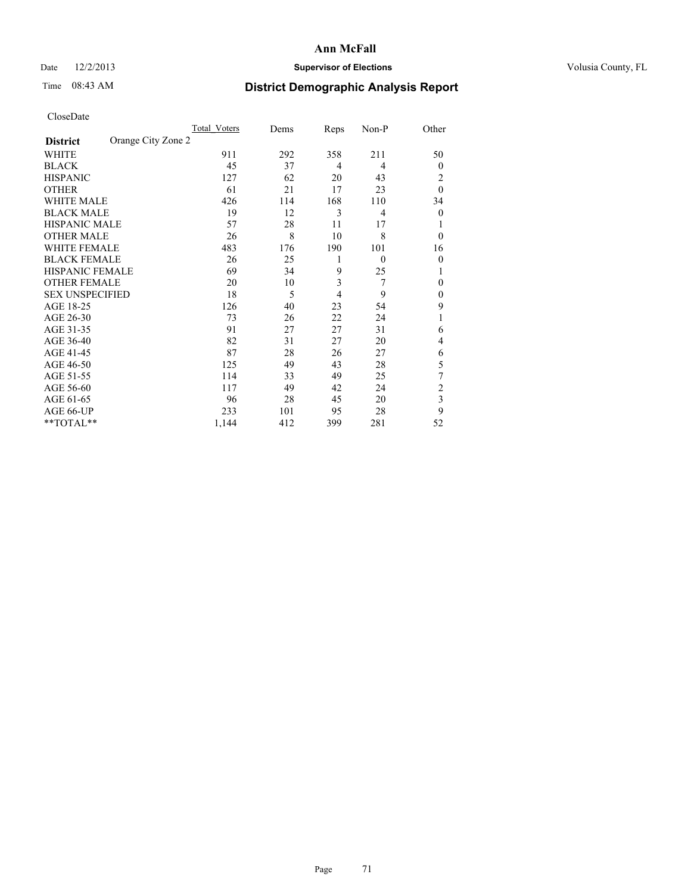**Ann McFall**

Date 12/2/2013 **Supervisor of Elections** Volusia County, FL

Time 08:43 AM

## District Demographic Analysis Report

CloseDate

| **District** Orange City Zone 2 | Total Voters | Dems | Reps | Non-P | Other |
|---|---|---|---|---|---|
| WHITE | 911 | 292 | 358 | 211 | 50 |
| BLACK | 45 | 37 | 4 | 4 | 0 |
| HISPANIC | 127 | 62 | 20 | 43 | 2 |
| OTHER | 61 | 21 | 17 | 23 | 0 |
| WHITE MALE | 426 | 114 | 168 | 110 | 34 |
| BLACK MALE | 19 | 12 | 3 | 4 | 0 |
| HISPANIC MALE | 57 | 28 | 11 | 17 | 1 |
| OTHER MALE | 26 | 8 | 10 | 8 | 0 |
| WHITE FEMALE | 483 | 176 | 190 | 101 | 16 |
| BLACK FEMALE | 26 | 25 | 1 | 0 | 0 |
| HISPANIC FEMALE | 69 | 34 | 9 | 25 | 1 |
| OTHER FEMALE | 20 | 10 | 3 | 7 | 0 |
| SEX UNSPECIFIED | 18 | 5 | 4 | 9 | 0 |
| AGE 18-25 | 126 | 40 | 23 | 54 | 9 |
| AGE 26-30 | 73 | 26 | 22 | 24 | 1 |
| AGE 31-35 | 91 | 27 | 27 | 31 | 6 |
| AGE 36-40 | 82 | 31 | 27 | 20 | 4 |
| AGE 41-45 | 87 | 28 | 26 | 27 | 6 |
| AGE 46-50 | 125 | 49 | 43 | 28 | 5 |
| AGE 51-55 | 114 | 33 | 49 | 25 | 7 |
| AGE 56-60 | 117 | 49 | 42 | 24 | 2 |
| AGE 61-65 | 96 | 28 | 45 | 20 | 3 |
| AGE 66-UP | 233 | 101 | 95 | 28 | 9 |
| **TOTAL** | 1,144 | 412 | 399 | 281 | 52 |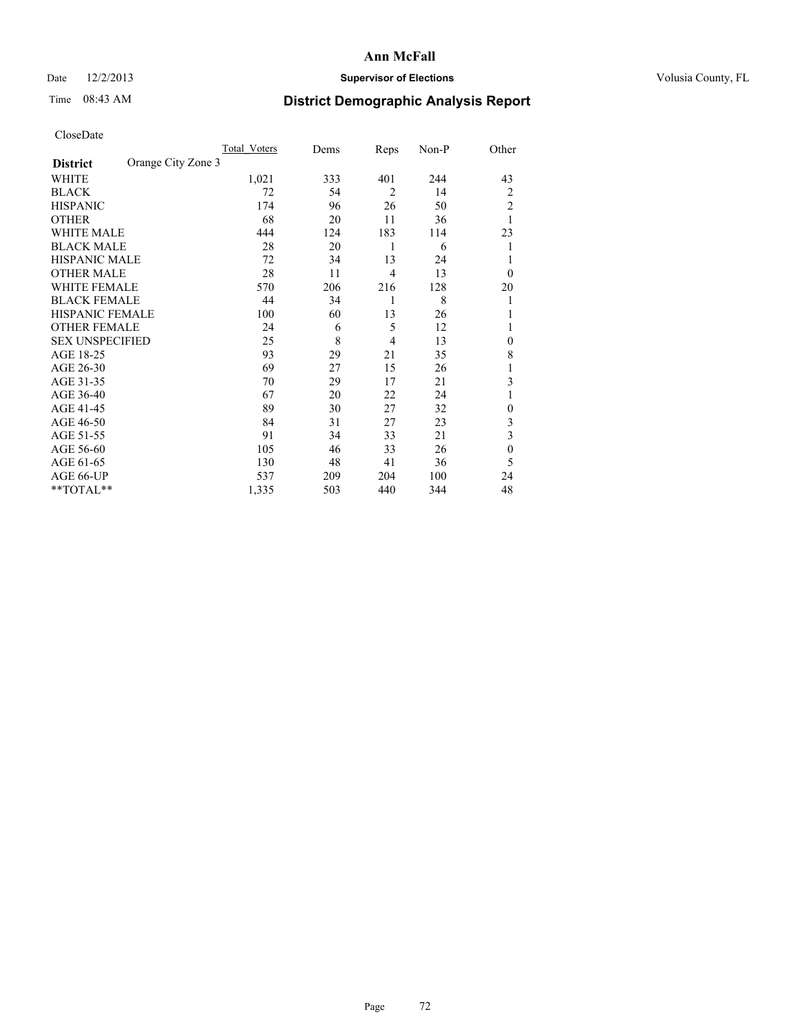# Ann McFall

Date 12/2/2013 **Supervisor of Elections** Volusia County, FL

Time 08:43 AM **District Demographic Analysis Report**

CloseDate

| **District** Orange City Zone 3 | Total_Voters | Dems | Reps | Non-P | Other |
|---|---|---|---|---|---|
| WHITE | 1,021 | 333 | 401 | 244 | 43 |
| BLACK | 72 | 54 | 2 | 14 | 2 |
| HISPANIC | 174 | 96 | 26 | 50 | 2 |
| OTHER | 68 | 20 | 11 | 36 | 1 |
| WHITE MALE | 444 | 124 | 183 | 114 | 23 |
| BLACK MALE | 28 | 20 | 1 | 6 | 1 |
| HISPANIC MALE | 72 | 34 | 13 | 24 | 1 |
| OTHER MALE | 28 | 11 | 4 | 13 | 0 |
| WHITE FEMALE | 570 | 206 | 216 | 128 | 20 |
| BLACK FEMALE | 44 | 34 | 1 | 8 | 1 |
| HISPANIC FEMALE | 100 | 60 | 13 | 26 | 1 |
| OTHER FEMALE | 24 | 6 | 5 | 12 | 1 |
| SEX UNSPECIFIED | 25 | 8 | 4 | 13 | 0 |
| AGE 18-25 | 93 | 29 | 21 | 35 | 8 |
| AGE 26-30 | 69 | 27 | 15 | 26 | 1 |
| AGE 31-35 | 70 | 29 | 17 | 21 | 3 |
| AGE 36-40 | 67 | 20 | 22 | 24 | 1 |
| AGE 41-45 | 89 | 30 | 27 | 32 | 0 |
| AGE 46-50 | 84 | 31 | 27 | 23 | 3 |
| AGE 51-55 | 91 | 34 | 33 | 21 | 3 |
| AGE 56-60 | 105 | 46 | 33 | 26 | 0 |
| AGE 61-65 | 130 | 48 | 41 | 36 | 5 |
| AGE 66-UP | 537 | 209 | 204 | 100 | 24 |
| **TOTAL** | 1,335 | 503 | 440 | 344 | 48 |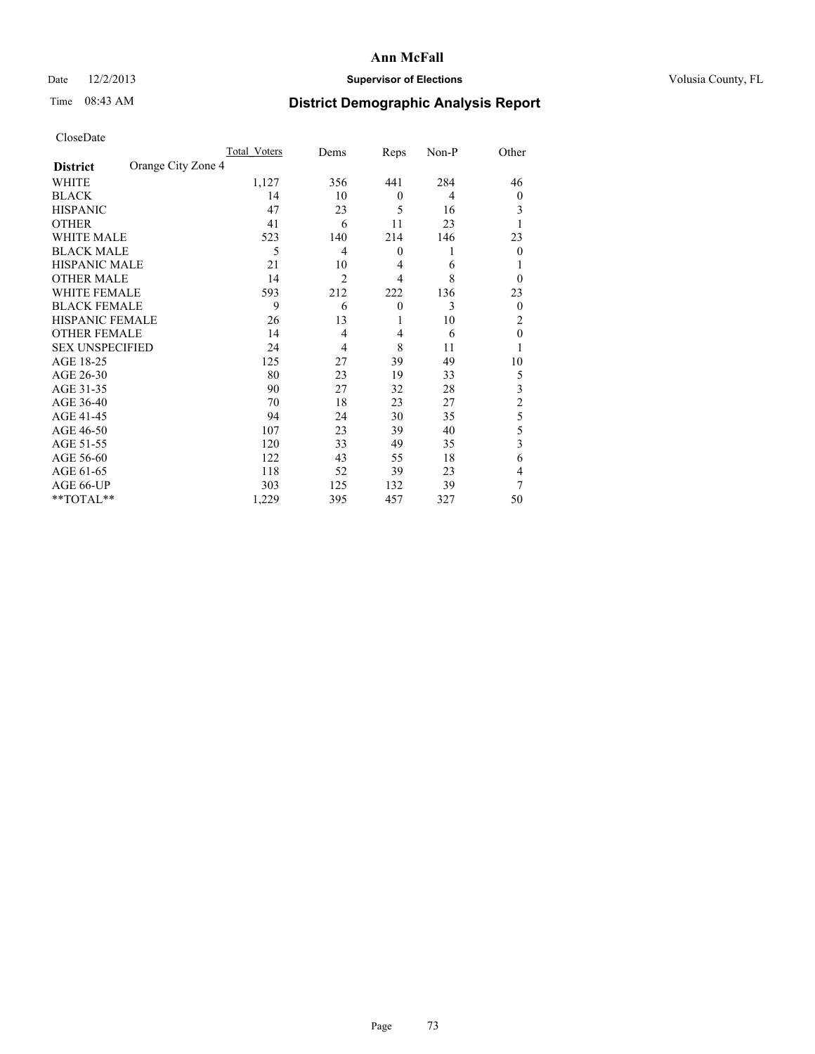# Ann McFall

Date 12/2/2013 **Supervisor of Elections** Volusia County, FL

Time 08:43 AM **District Demographic Analysis Report**

CloseDate

| **District** Orange City Zone 4 | Total Voters | Dems | Reps | Non-P | Other |
|---|---|---|---|---|---|
| WHITE | 1,127 | 356 | 441 | 284 | 46 |
| BLACK | 14 | 10 | 0 | 4 | 0 |
| HISPANIC | 47 | 23 | 5 | 16 | 3 |
| OTHER | 41 | 6 | 11 | 23 | 1 |
| WHITE MALE | 523 | 140 | 214 | 146 | 23 |
| BLACK MALE | 5 | 4 | 0 | 1 | 0 |
| HISPANIC MALE | 21 | 10 | 4 | 6 | 1 |
| OTHER MALE | 14 | 2 | 4 | 8 | 0 |
| WHITE FEMALE | 593 | 212 | 222 | 136 | 23 |
| BLACK FEMALE | 9 | 6 | 0 | 3 | 0 |
| HISPANIC FEMALE | 26 | 13 | 1 | 10 | 2 |
| OTHER FEMALE | 14 | 4 | 4 | 6 | 0 |
| SEX UNSPECIFIED | 24 | 4 | 8 | 11 | 1 |
| AGE 18-25 | 125 | 27 | 39 | 49 | 10 |
| AGE 26-30 | 80 | 23 | 19 | 33 | 5 |
| AGE 31-35 | 90 | 27 | 32 | 28 | 3 |
| AGE 36-40 | 70 | 18 | 23 | 27 | 2 |
| AGE 41-45 | 94 | 24 | 30 | 35 | 5 |
| AGE 46-50 | 107 | 23 | 39 | 40 | 5 |
| AGE 51-55 | 120 | 33 | 49 | 35 | 3 |
| AGE 56-60 | 122 | 43 | 55 | 18 | 6 |
| AGE 61-65 | 118 | 52 | 39 | 23 | 4 |
| AGE 66-UP | 303 | 125 | 132 | 39 | 7 |
| **TOTAL** | 1,229 | 395 | 457 | 327 | 50 |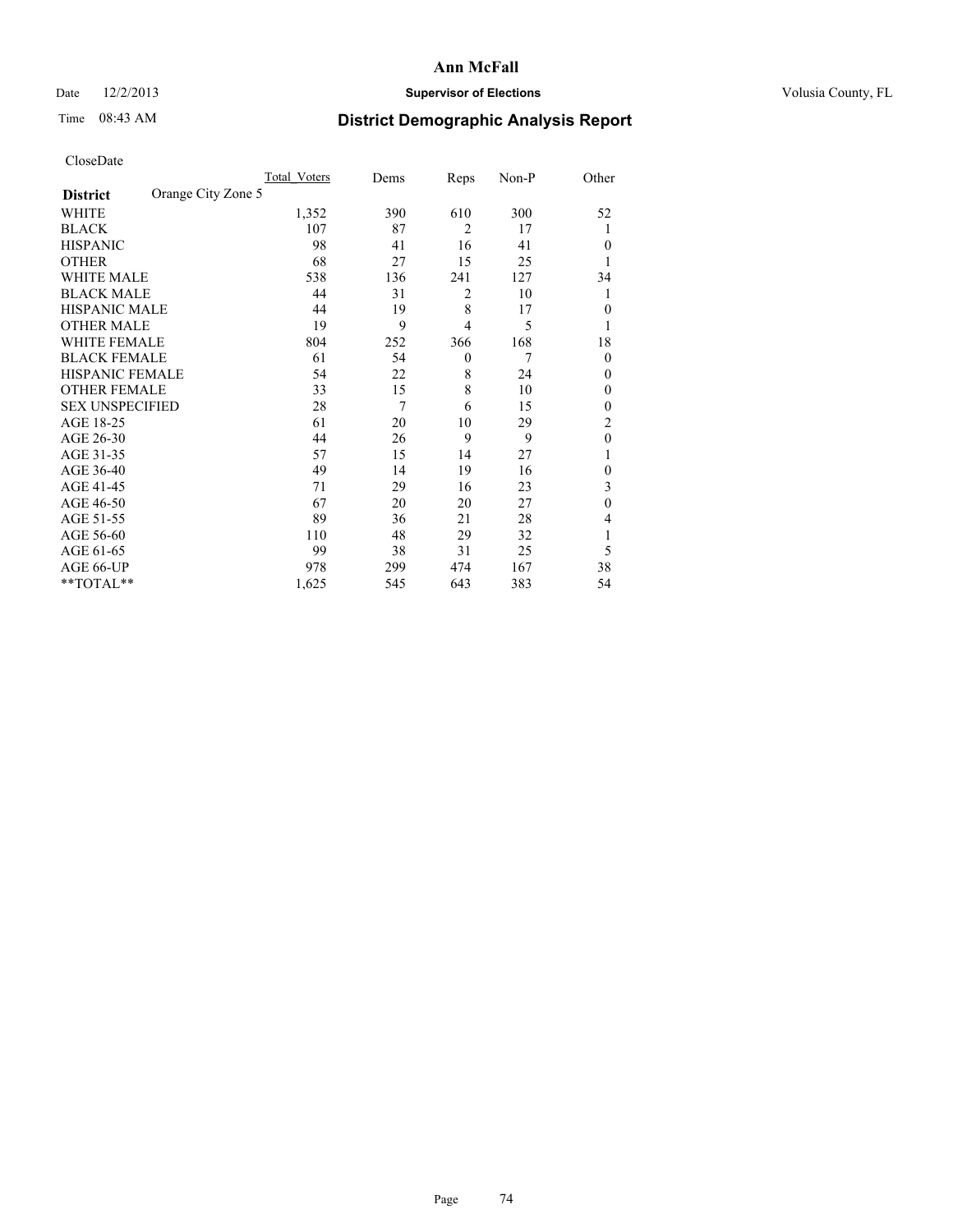# Ann McFall

Date 12/2/2013 **Supervisor of Elections** Volusia County, FL

Time 08:43 AM **District Demographic Analysis Report**

CloseDate

| **District** Orange City Zone 5 | Total_Voters | Dems | Reps | Non-P | Other |
|---|---|---|---|---|---|
| WHITE | 1,352 | 390 | 610 | 300 | 52 |
| BLACK | 107 | 87 | 2 | 17 | 1 |
| HISPANIC | 98 | 41 | 16 | 41 | 0 |
| OTHER | 68 | 27 | 15 | 25 | 1 |
| WHITE MALE | 538 | 136 | 241 | 127 | 34 |
| BLACK MALE | 44 | 31 | 2 | 10 | 1 |
| HISPANIC MALE | 44 | 19 | 8 | 17 | 0 |
| OTHER MALE | 19 | 9 | 4 | 5 | 1 |
| WHITE FEMALE | 804 | 252 | 366 | 168 | 18 |
| BLACK FEMALE | 61 | 54 | 0 | 7 | 0 |
| HISPANIC FEMALE | 54 | 22 | 8 | 24 | 0 |
| OTHER FEMALE | 33 | 15 | 8 | 10 | 0 |
| SEX UNSPECIFIED | 28 | 7 | 6 | 15 | 0 |
| AGE 18-25 | 61 | 20 | 10 | 29 | 2 |
| AGE 26-30 | 44 | 26 | 9 | 9 | 0 |
| AGE 31-35 | 57 | 15 | 14 | 27 | 1 |
| AGE 36-40 | 49 | 14 | 19 | 16 | 0 |
| AGE 41-45 | 71 | 29 | 16 | 23 | 3 |
| AGE 46-50 | 67 | 20 | 20 | 27 | 0 |
| AGE 51-55 | 89 | 36 | 21 | 28 | 4 |
| AGE 56-60 | 110 | 48 | 29 | 32 | 1 |
| AGE 61-65 | 99 | 38 | 31 | 25 | 5 |
| AGE 66-UP | 978 | 299 | 474 | 167 | 38 |
| **TOTAL** | 1,625 | 545 | 643 | 383 | 54 |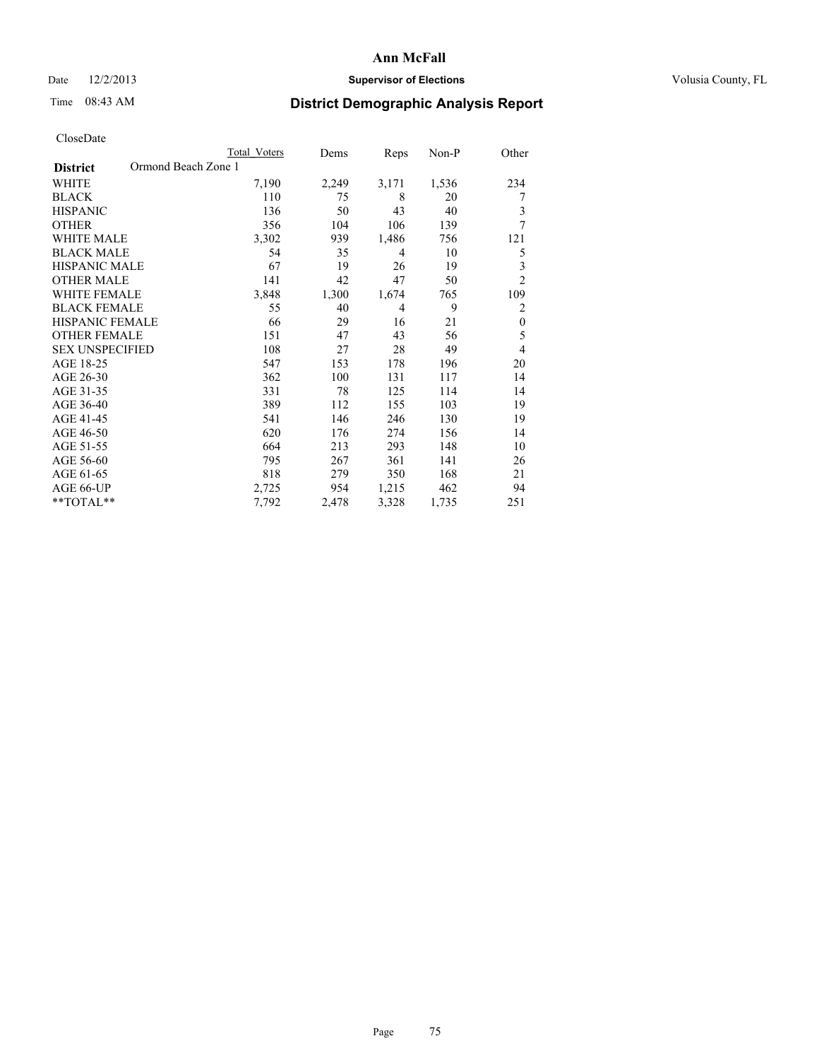# Ann McFall

Date 12/2/2013 **Supervisor of Elections** Volusia County, FL

Time 08:43 AM

## District Demographic Analysis Report

CloseDate

| | Total Voters | Dems | Reps | Non-P | Other |
|---|---|---|---|---|---|
| **District** Ormond Beach Zone 1 | | | | | |
| WHITE | 7,190 | 2,249 | 3,171 | 1,536 | 234 |
| BLACK | 110 | 75 | 8 | 20 | 7 |
| HISPANIC | 136 | 50 | 43 | 40 | 3 |
| OTHER | 356 | 104 | 106 | 139 | 7 |
| WHITE MALE | 3,302 | 939 | 1,486 | 756 | 121 |
| BLACK MALE | 54 | 35 | 4 | 10 | 5 |
| HISPANIC MALE | 67 | 19 | 26 | 19 | 3 |
| OTHER MALE | 141 | 42 | 47 | 50 | 2 |
| WHITE FEMALE | 3,848 | 1,300 | 1,674 | 765 | 109 |
| BLACK FEMALE | 55 | 40 | 4 | 9 | 2 |
| HISPANIC FEMALE | 66 | 29 | 16 | 21 | 0 |
| OTHER FEMALE | 151 | 47 | 43 | 56 | 5 |
| SEX UNSPECIFIED | 108 | 27 | 28 | 49 | 4 |
| AGE 18-25 | 547 | 153 | 178 | 196 | 20 |
| AGE 26-30 | 362 | 100 | 131 | 117 | 14 |
| AGE 31-35 | 331 | 78 | 125 | 114 | 14 |
| AGE 36-40 | 389 | 112 | 155 | 103 | 19 |
| AGE 41-45 | 541 | 146 | 246 | 130 | 19 |
| AGE 46-50 | 620 | 176 | 274 | 156 | 14 |
| AGE 51-55 | 664 | 213 | 293 | 148 | 10 |
| AGE 56-60 | 795 | 267 | 361 | 141 | 26 |
| AGE 61-65 | 818 | 279 | 350 | 168 | 21 |
| AGE 66-UP | 2,725 | 954 | 1,215 | 462 | 94 |
| **TOTAL** | 7,792 | 2,478 | 3,328 | 1,735 | 251 |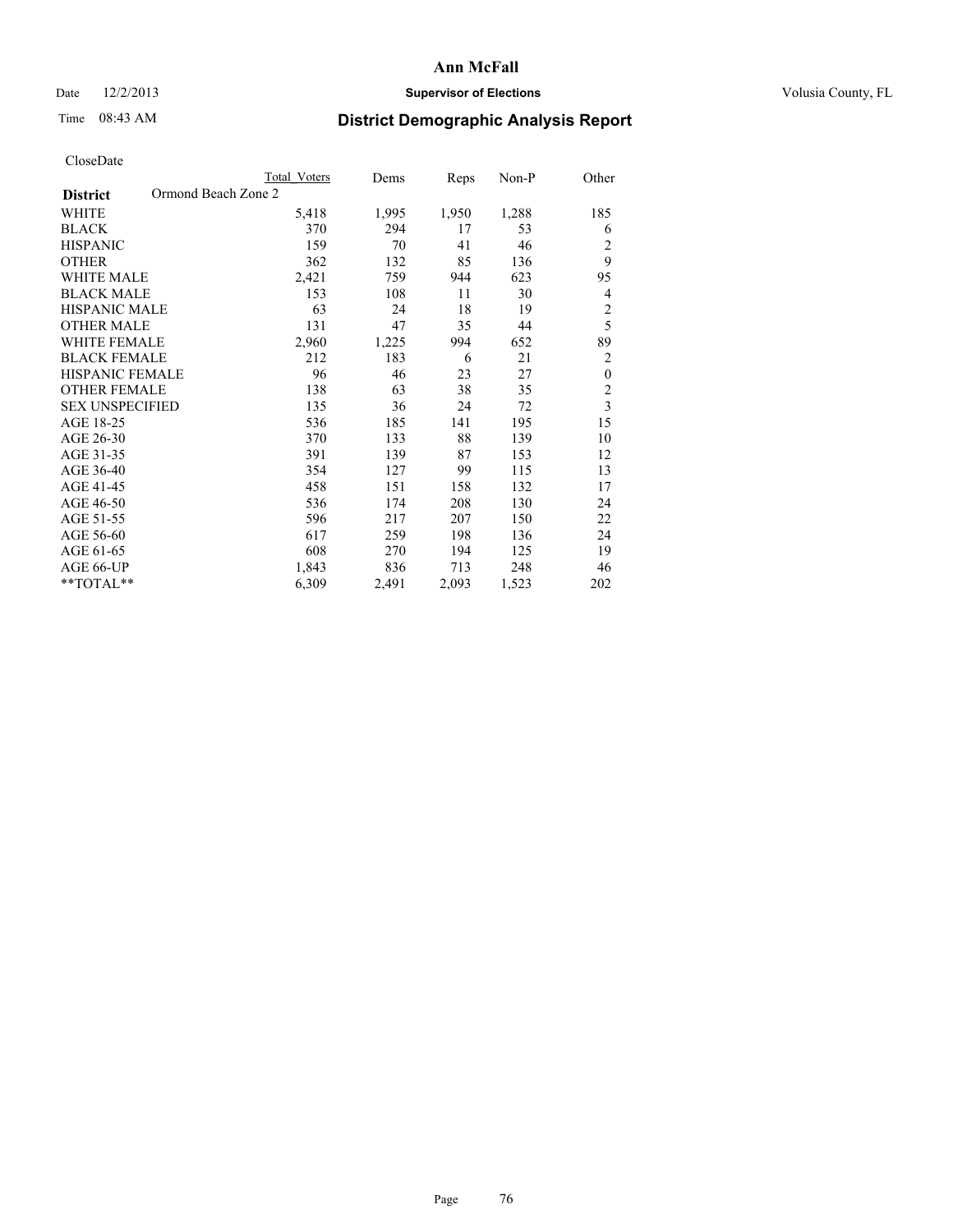Ann McFall

Date 12/2/2013 **Supervisor of Elections** Volusia County, FL

Time 08:43 AM

## District Demographic Analysis Report

CloseDate

| | Total Voters | Dems | Reps | Non-P | Other |
|---|---|---|---|---|---|
| **District** Ormond Beach Zone 2 | | | | | |
| WHITE | 5,418 | 1,995 | 1,950 | 1,288 | 185 |
| BLACK | 370 | 294 | 17 | 53 | 6 |
| HISPANIC | 159 | 70 | 41 | 46 | 2 |
| OTHER | 362 | 132 | 85 | 136 | 9 |
| WHITE MALE | 2,421 | 759 | 944 | 623 | 95 |
| BLACK MALE | 153 | 108 | 11 | 30 | 4 |
| HISPANIC MALE | 63 | 24 | 18 | 19 | 2 |
| OTHER MALE | 131 | 47 | 35 | 44 | 5 |
| WHITE FEMALE | 2,960 | 1,225 | 994 | 652 | 89 |
| BLACK FEMALE | 212 | 183 | 6 | 21 | 2 |
| HISPANIC FEMALE | 96 | 46 | 23 | 27 | 0 |
| OTHER FEMALE | 138 | 63 | 38 | 35 | 2 |
| SEX UNSPECIFIED | 135 | 36 | 24 | 72 | 3 |
| AGE 18-25 | 536 | 185 | 141 | 195 | 15 |
| AGE 26-30 | 370 | 133 | 88 | 139 | 10 |
| AGE 31-35 | 391 | 139 | 87 | 153 | 12 |
| AGE 36-40 | 354 | 127 | 99 | 115 | 13 |
| AGE 41-45 | 458 | 151 | 158 | 132 | 17 |
| AGE 46-50 | 536 | 174 | 208 | 130 | 24 |
| AGE 51-55 | 596 | 217 | 207 | 150 | 22 |
| AGE 56-60 | 617 | 259 | 198 | 136 | 24 |
| AGE 61-65 | 608 | 270 | 194 | 125 | 19 |
| AGE 66-UP | 1,843 | 836 | 713 | 248 | 46 |
| **TOTAL** | 6,309 | 2,491 | 2,093 | 1,523 | 202 |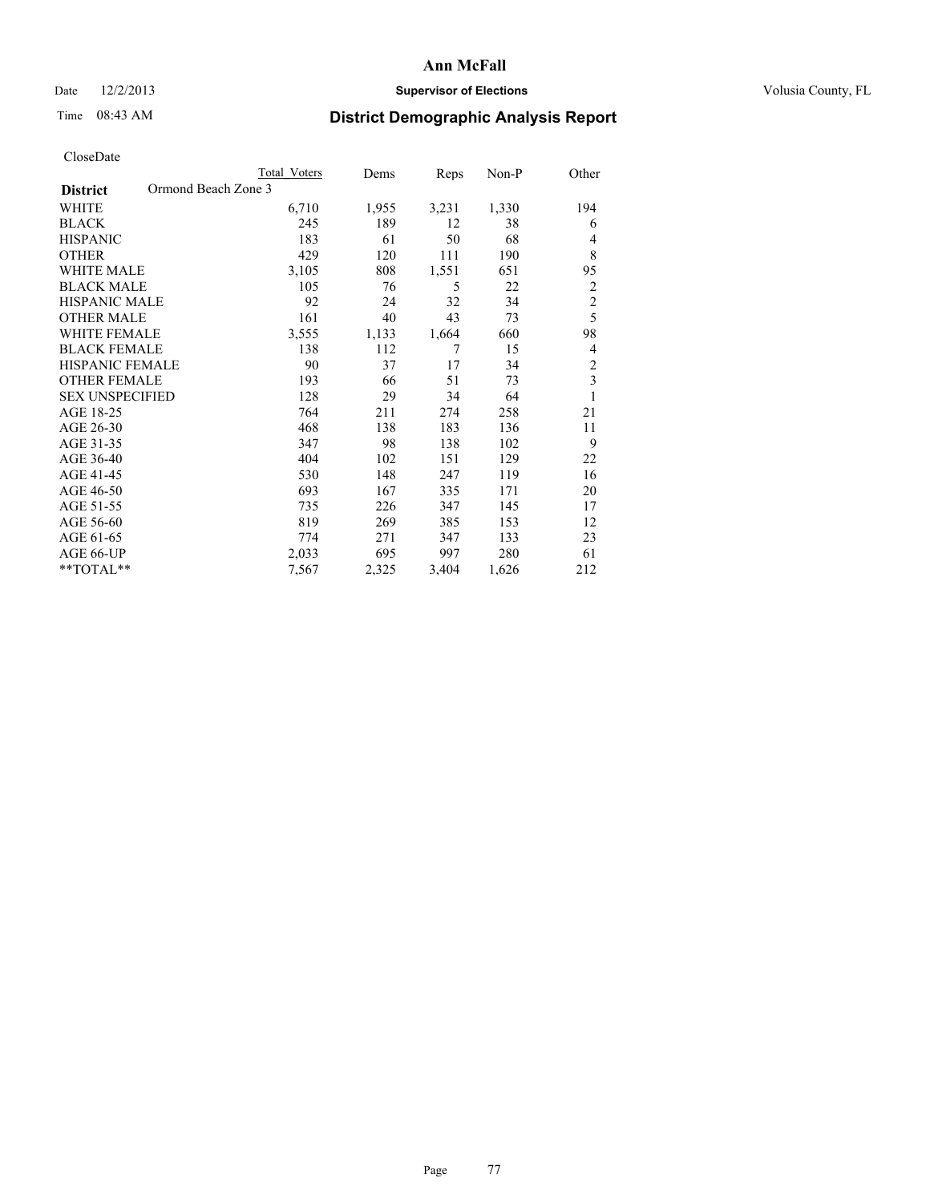# Ann McFall

Date 12/2/2013 **Supervisor of Elections** Volusia County, FL

Time 08:43 AM

## District Demographic Analysis Report

CloseDate

| | Total Voters | Dems | Reps | Non-P | Other |
|---|---|---|---|---|---|
| **District** Ormond Beach Zone 3 | | | | | |
| WHITE | 6,710 | 1,955 | 3,231 | 1,330 | 194 |
| BLACK | 245 | 189 | 12 | 38 | 6 |
| HISPANIC | 183 | 61 | 50 | 68 | 4 |
| OTHER | 429 | 120 | 111 | 190 | 8 |
| WHITE MALE | 3,105 | 808 | 1,551 | 651 | 95 |
| BLACK MALE | 105 | 76 | 5 | 22 | 2 |
| HISPANIC MALE | 92 | 24 | 32 | 34 | 2 |
| OTHER MALE | 161 | 40 | 43 | 73 | 5 |
| WHITE FEMALE | 3,555 | 1,133 | 1,664 | 660 | 98 |
| BLACK FEMALE | 138 | 112 | 7 | 15 | 4 |
| HISPANIC FEMALE | 90 | 37 | 17 | 34 | 2 |
| OTHER FEMALE | 193 | 66 | 51 | 73 | 3 |
| SEX UNSPECIFIED | 128 | 29 | 34 | 64 | 1 |
| AGE 18-25 | 764 | 211 | 274 | 258 | 21 |
| AGE 26-30 | 468 | 138 | 183 | 136 | 11 |
| AGE 31-35 | 347 | 98 | 138 | 102 | 9 |
| AGE 36-40 | 404 | 102 | 151 | 129 | 22 |
| AGE 41-45 | 530 | 148 | 247 | 119 | 16 |
| AGE 46-50 | 693 | 167 | 335 | 171 | 20 |
| AGE 51-55 | 735 | 226 | 347 | 145 | 17 |
| AGE 56-60 | 819 | 269 | 385 | 153 | 12 |
| AGE 61-65 | 774 | 271 | 347 | 133 | 23 |
| AGE 66-UP | 2,033 | 695 | 997 | 280 | 61 |
| **TOTAL** | 7,567 | 2,325 | 3,404 | 1,626 | 212 |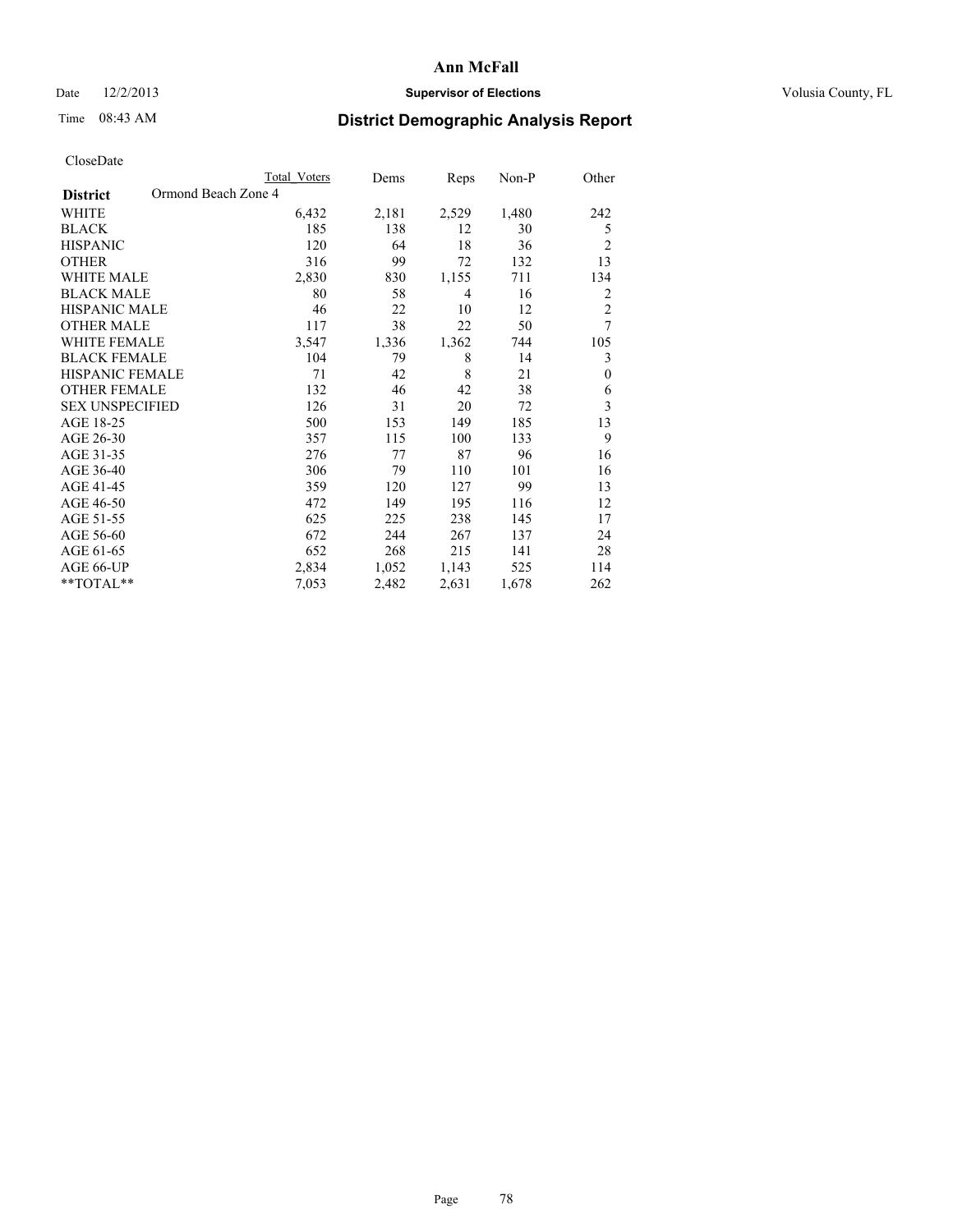# Ann McFall

Date 12/2/2013 **Supervisor of Elections** Volusia County, FL

Time 08:43 AM

## District Demographic Analysis Report

CloseDate

| | Total Voters | Dems | Reps | Non-P | Other |
|---|---|---|---|---|---|
| **District** Ormond Beach Zone 4 | | | | | |
| WHITE | 6,432 | 2,181 | 2,529 | 1,480 | 242 |
| BLACK | 185 | 138 | 12 | 30 | 5 |
| HISPANIC | 120 | 64 | 18 | 36 | 2 |
| OTHER | 316 | 99 | 72 | 132 | 13 |
| WHITE MALE | 2,830 | 830 | 1,155 | 711 | 134 |
| BLACK MALE | 80 | 58 | 4 | 16 | 2 |
| HISPANIC MALE | 46 | 22 | 10 | 12 | 2 |
| OTHER MALE | 117 | 38 | 22 | 50 | 7 |
| WHITE FEMALE | 3,547 | 1,336 | 1,362 | 744 | 105 |
| BLACK FEMALE | 104 | 79 | 8 | 14 | 3 |
| HISPANIC FEMALE | 71 | 42 | 8 | 21 | 0 |
| OTHER FEMALE | 132 | 46 | 42 | 38 | 6 |
| SEX UNSPECIFIED | 126 | 31 | 20 | 72 | 3 |
| AGE 18-25 | 500 | 153 | 149 | 185 | 13 |
| AGE 26-30 | 357 | 115 | 100 | 133 | 9 |
| AGE 31-35 | 276 | 77 | 87 | 96 | 16 |
| AGE 36-40 | 306 | 79 | 110 | 101 | 16 |
| AGE 41-45 | 359 | 120 | 127 | 99 | 13 |
| AGE 46-50 | 472 | 149 | 195 | 116 | 12 |
| AGE 51-55 | 625 | 225 | 238 | 145 | 17 |
| AGE 56-60 | 672 | 244 | 267 | 137 | 24 |
| AGE 61-65 | 652 | 268 | 215 | 141 | 28 |
| AGE 66-UP | 2,834 | 1,052 | 1,143 | 525 | 114 |
| **TOTAL** | 7,053 | 2,482 | 2,631 | 1,678 | 262 |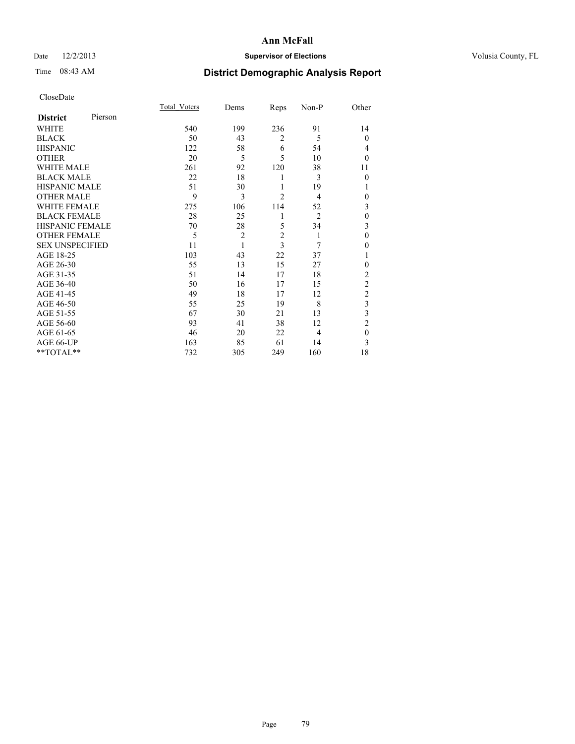**Ann McFall**

Date 12/2/2013 **Supervisor of Elections** Volusia County, FL

Time 08:43 AM

## District Demographic Analysis Report

CloseDate

| **District** Pierson | Total_Voters | Dems | Reps | Non-P | Other |
|---|---|---|---|---|---|
| WHITE | 540 | 199 | 236 | 91 | 14 |
| BLACK | 50 | 43 | 2 | 5 | 0 |
| HISPANIC | 122 | 58 | 6 | 54 | 4 |
| OTHER | 20 | 5 | 5 | 10 | 0 |
| WHITE MALE | 261 | 92 | 120 | 38 | 11 |
| BLACK MALE | 22 | 18 | 1 | 3 | 0 |
| HISPANIC MALE | 51 | 30 | 1 | 19 | 1 |
| OTHER MALE | 9 | 3 | 2 | 4 | 0 |
| WHITE FEMALE | 275 | 106 | 114 | 52 | 3 |
| BLACK FEMALE | 28 | 25 | 1 | 2 | 0 |
| HISPANIC FEMALE | 70 | 28 | 5 | 34 | 3 |
| OTHER FEMALE | 5 | 2 | 2 | 1 | 0 |
| SEX UNSPECIFIED | 11 | 1 | 3 | 7 | 0 |
| AGE 18-25 | 103 | 43 | 22 | 37 | 1 |
| AGE 26-30 | 55 | 13 | 15 | 27 | 0 |
| AGE 31-35 | 51 | 14 | 17 | 18 | 2 |
| AGE 36-40 | 50 | 16 | 17 | 15 | 2 |
| AGE 41-45 | 49 | 18 | 17 | 12 | 2 |
| AGE 46-50 | 55 | 25 | 19 | 8 | 3 |
| AGE 51-55 | 67 | 30 | 21 | 13 | 3 |
| AGE 56-60 | 93 | 41 | 38 | 12 | 2 |
| AGE 61-65 | 46 | 20 | 22 | 4 | 0 |
| AGE 66-UP | 163 | 85 | 61 | 14 | 3 |
| **TOTAL** | 732 | 305 | 249 | 160 | 18 |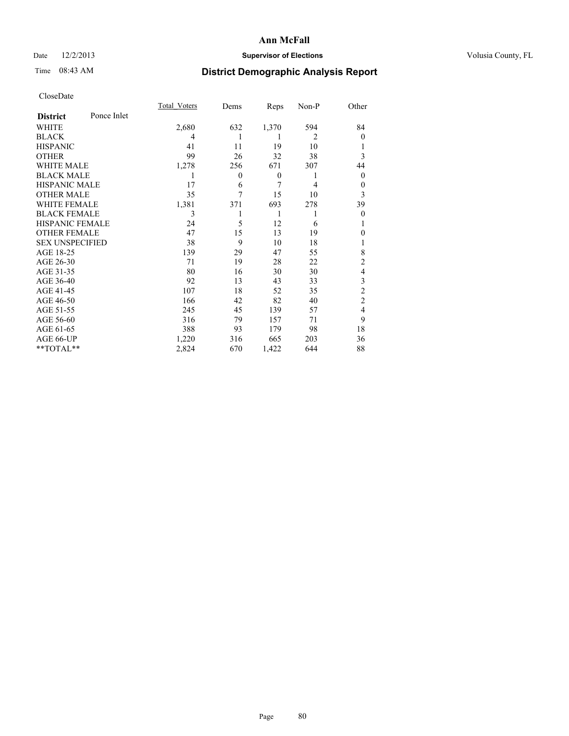# Ann McFall

Date 12/2/2013 **Supervisor of Elections** Volusia County, FL

Time 08:43 AM

## District Demographic Analysis Report

CloseDate

| **District** Ponce Inlet | Total_Voters | Dems | Reps | Non-P | Other |
|---|---|---|---|---|---|
| WHITE | 2,680 | 632 | 1,370 | 594 | 84 |
| BLACK | 4 | 1 | 1 | 2 | 0 |
| HISPANIC | 41 | 11 | 19 | 10 | 1 |
| OTHER | 99 | 26 | 32 | 38 | 3 |
| WHITE MALE | 1,278 | 256 | 671 | 307 | 44 |
| BLACK MALE | 1 | 0 | 0 | 1 | 0 |
| HISPANIC MALE | 17 | 6 | 7 | 4 | 0 |
| OTHER MALE | 35 | 7 | 15 | 10 | 3 |
| WHITE FEMALE | 1,381 | 371 | 693 | 278 | 39 |
| BLACK FEMALE | 3 | 1 | 1 | 1 | 0 |
| HISPANIC FEMALE | 24 | 5 | 12 | 6 | 1 |
| OTHER FEMALE | 47 | 15 | 13 | 19 | 0 |
| SEX UNSPECIFIED | 38 | 9 | 10 | 18 | 1 |
| AGE 18-25 | 139 | 29 | 47 | 55 | 8 |
| AGE 26-30 | 71 | 19 | 28 | 22 | 2 |
| AGE 31-35 | 80 | 16 | 30 | 30 | 4 |
| AGE 36-40 | 92 | 13 | 43 | 33 | 3 |
| AGE 41-45 | 107 | 18 | 52 | 35 | 2 |
| AGE 46-50 | 166 | 42 | 82 | 40 | 2 |
| AGE 51-55 | 245 | 45 | 139 | 57 | 4 |
| AGE 56-60 | 316 | 79 | 157 | 71 | 9 |
| AGE 61-65 | 388 | 93 | 179 | 98 | 18 |
| AGE 66-UP | 1,220 | 316 | 665 | 203 | 36 |
| **TOTAL** | 2,824 | 670 | 1,422 | 644 | 88 |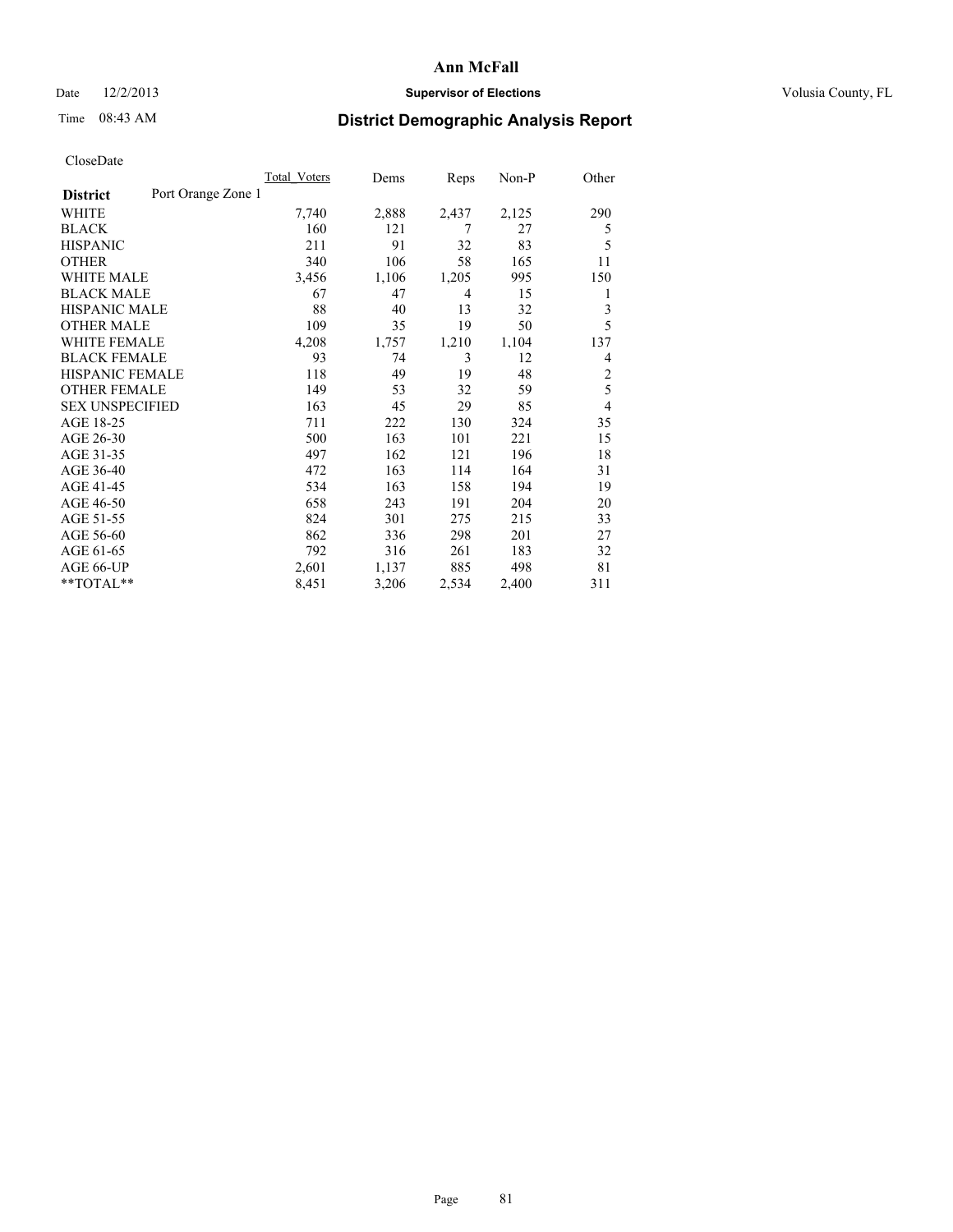# Ann McFall

Date 12/2/2013 **Supervisor of Elections** Volusia County, FL

Time 08:43 AM

## District Demographic Analysis Report

CloseDate

| **District** Port Orange Zone 1 | Total_Voters | Dems | Reps | Non-P | Other |
|---|---|---|---|---|---|
| WHITE | 7,740 | 2,888 | 2,437 | 2,125 | 290 |
| BLACK | 160 | 121 | 7 | 27 | 5 |
| HISPANIC | 211 | 91 | 32 | 83 | 5 |
| OTHER | 340 | 106 | 58 | 165 | 11 |
| WHITE MALE | 3,456 | 1,106 | 1,205 | 995 | 150 |
| BLACK MALE | 67 | 47 | 4 | 15 | 1 |
| HISPANIC MALE | 88 | 40 | 13 | 32 | 3 |
| OTHER MALE | 109 | 35 | 19 | 50 | 5 |
| WHITE FEMALE | 4,208 | 1,757 | 1,210 | 1,104 | 137 |
| BLACK FEMALE | 93 | 74 | 3 | 12 | 4 |
| HISPANIC FEMALE | 118 | 49 | 19 | 48 | 2 |
| OTHER FEMALE | 149 | 53 | 32 | 59 | 5 |
| SEX UNSPECIFIED | 163 | 45 | 29 | 85 | 4 |
| AGE 18-25 | 711 | 222 | 130 | 324 | 35 |
| AGE 26-30 | 500 | 163 | 101 | 221 | 15 |
| AGE 31-35 | 497 | 162 | 121 | 196 | 18 |
| AGE 36-40 | 472 | 163 | 114 | 164 | 31 |
| AGE 41-45 | 534 | 163 | 158 | 194 | 19 |
| AGE 46-50 | 658 | 243 | 191 | 204 | 20 |
| AGE 51-55 | 824 | 301 | 275 | 215 | 33 |
| AGE 56-60 | 862 | 336 | 298 | 201 | 27 |
| AGE 61-65 | 792 | 316 | 261 | 183 | 32 |
| AGE 66-UP | 2,601 | 1,137 | 885 | 498 | 81 |
| **TOTAL** | 8,451 | 3,206 | 2,534 | 2,400 | 311 |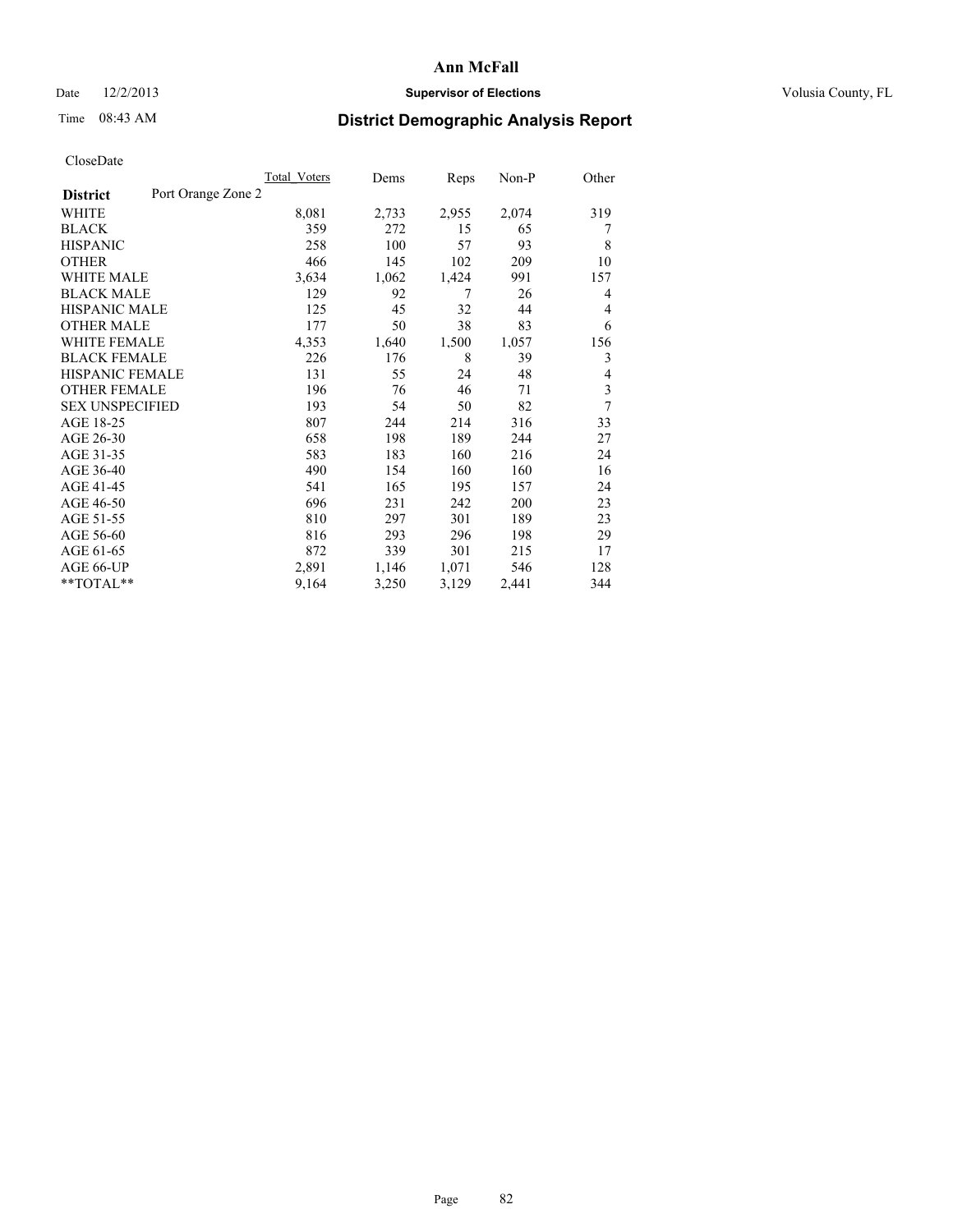# Ann McFall

Date 12/2/2013 **Supervisor of Elections** Volusia County, FL

Time 08:43 AM **District Demographic Analysis Report**

CloseDate

| **District** Port Orange Zone 2 | Total Voters | Dems | Reps | Non-P | Other |
|---|---|---|---|---|---|
| WHITE | 8,081 | 2,733 | 2,955 | 2,074 | 319 |
| BLACK | 359 | 272 | 15 | 65 | 7 |
| HISPANIC | 258 | 100 | 57 | 93 | 8 |
| OTHER | 466 | 145 | 102 | 209 | 10 |
| WHITE MALE | 3,634 | 1,062 | 1,424 | 991 | 157 |
| BLACK MALE | 129 | 92 | 7 | 26 | 4 |
| HISPANIC MALE | 125 | 45 | 32 | 44 | 4 |
| OTHER MALE | 177 | 50 | 38 | 83 | 6 |
| WHITE FEMALE | 4,353 | 1,640 | 1,500 | 1,057 | 156 |
| BLACK FEMALE | 226 | 176 | 8 | 39 | 3 |
| HISPANIC FEMALE | 131 | 55 | 24 | 48 | 4 |
| OTHER FEMALE | 196 | 76 | 46 | 71 | 3 |
| SEX UNSPECIFIED | 193 | 54 | 50 | 82 | 7 |
| AGE 18-25 | 807 | 244 | 214 | 316 | 33 |
| AGE 26-30 | 658 | 198 | 189 | 244 | 27 |
| AGE 31-35 | 583 | 183 | 160 | 216 | 24 |
| AGE 36-40 | 490 | 154 | 160 | 160 | 16 |
| AGE 41-45 | 541 | 165 | 195 | 157 | 24 |
| AGE 46-50 | 696 | 231 | 242 | 200 | 23 |
| AGE 51-55 | 810 | 297 | 301 | 189 | 23 |
| AGE 56-60 | 816 | 293 | 296 | 198 | 29 |
| AGE 61-65 | 872 | 339 | 301 | 215 | 17 |
| AGE 66-UP | 2,891 | 1,146 | 1,071 | 546 | 128 |
| **TOTAL** | 9,164 | 3,250 | 3,129 | 2,441 | 344 |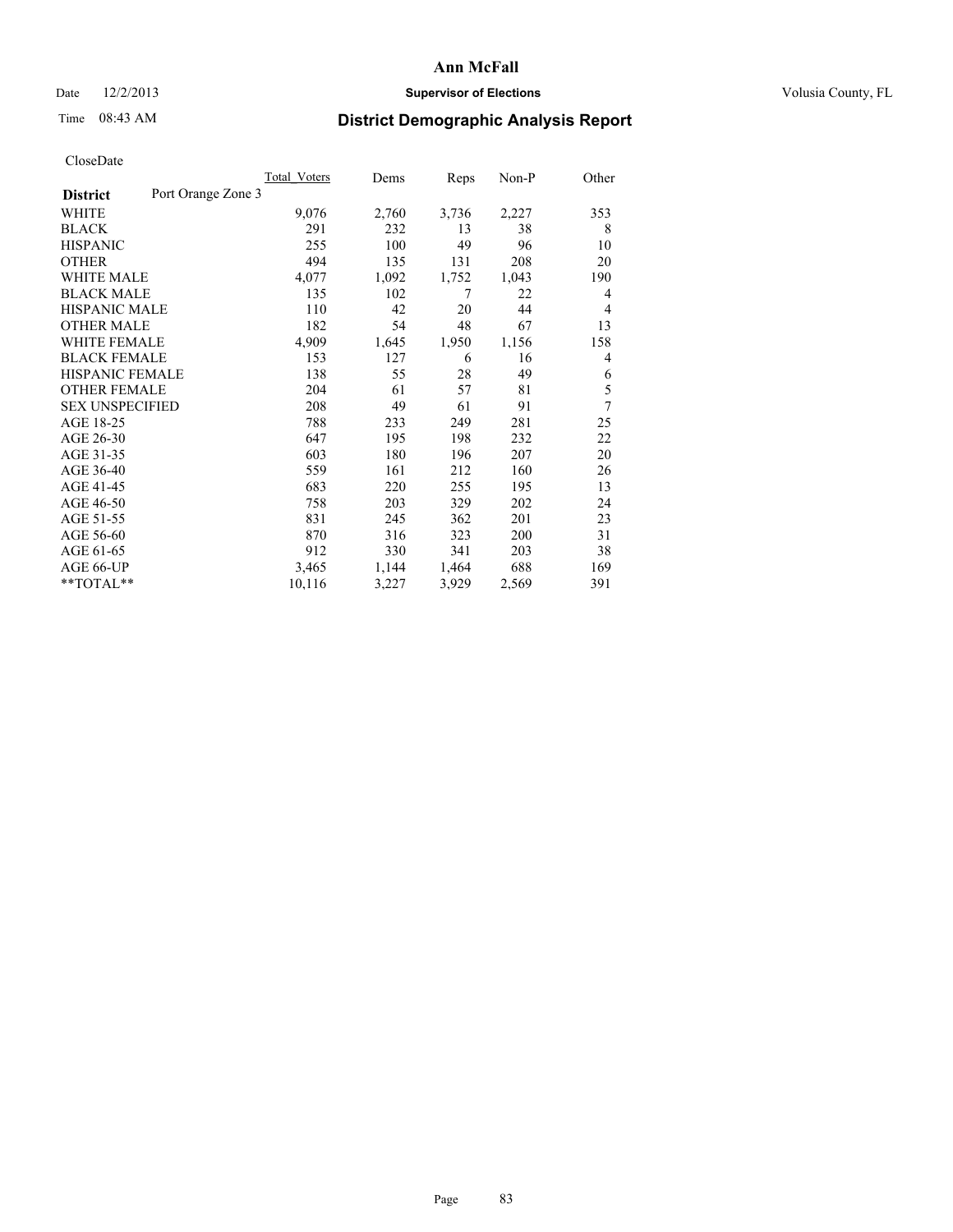CloseDate

| District | Port Orange Zone 3 | Total_Voters | Dems | Reps | Non-P | Other |
|---|---|---|---|---|---|---|
| WHITE | | 9,076 | 2,760 | 3,736 | 2,227 | 353 |
| BLACK | | 291 | 232 | 13 | 38 | 8 |
| HISPANIC | | 255 | 100 | 49 | 96 | 10 |
| OTHER | | 494 | 135 | 131 | 208 | 20 |
| WHITE MALE | | 4,077 | 1,092 | 1,752 | 1,043 | 190 |
| BLACK MALE | | 135 | 102 | 7 | 22 | 4 |
| HISPANIC MALE | | 110 | 42 | 20 | 44 | 4 |
| OTHER MALE | | 182 | 54 | 48 | 67 | 13 |
| WHITE FEMALE | | 4,909 | 1,645 | 1,950 | 1,156 | 158 |
| BLACK FEMALE | | 153 | 127 | 6 | 16 | 4 |
| HISPANIC FEMALE | | 138 | 55 | 28 | 49 | 6 |
| OTHER FEMALE | | 204 | 61 | 57 | 81 | 5 |
| SEX UNSPECIFIED | | 208 | 49 | 61 | 91 | 7 |
| AGE 18-25 | | 788 | 233 | 249 | 281 | 25 |
| AGE 26-30 | | 647 | 195 | 198 | 232 | 22 |
| AGE 31-35 | | 603 | 180 | 196 | 207 | 20 |
| AGE 36-40 | | 559 | 161 | 212 | 160 | 26 |
| AGE 41-45 | | 683 | 220 | 255 | 195 | 13 |
| AGE 46-50 | | 758 | 203 | 329 | 202 | 24 |
| AGE 51-55 | | 831 | 245 | 362 | 201 | 23 |
| AGE 56-60 | | 870 | 316 | 323 | 200 | 31 |
| AGE 61-65 | | 912 | 330 | 341 | 203 | 38 |
| AGE 66-UP | | 3,465 | 1,144 | 1,464 | 688 | 169 |
| **TOTAL** | | 10,116 | 3,227 | 3,929 | 2,569 | 391 |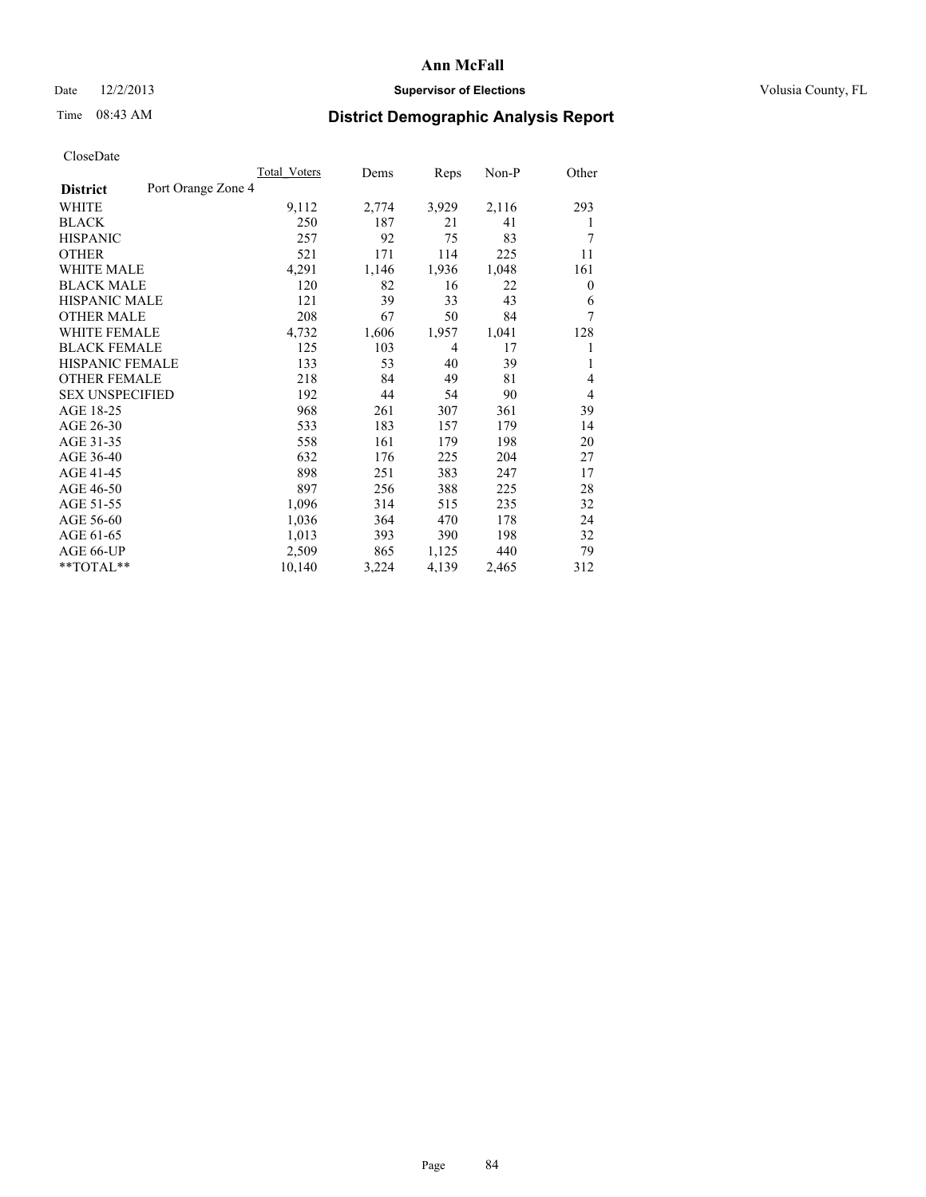# Ann McFall

Date 12/2/2013 **Supervisor of Elections** Volusia County, FL

Time 08:43 AM **District Demographic Analysis Report**

CloseDate

| **District** Port Orange Zone 4 | Total_Voters | Dems | Reps | Non-P | Other |
|---|---|---|---|---|---|
| WHITE | 9,112 | 2,774 | 3,929 | 2,116 | 293 |
| BLACK | 250 | 187 | 21 | 41 | 1 |
| HISPANIC | 257 | 92 | 75 | 83 | 7 |
| OTHER | 521 | 171 | 114 | 225 | 11 |
| WHITE MALE | 4,291 | 1,146 | 1,936 | 1,048 | 161 |
| BLACK MALE | 120 | 82 | 16 | 22 | 0 |
| HISPANIC MALE | 121 | 39 | 33 | 43 | 6 |
| OTHER MALE | 208 | 67 | 50 | 84 | 7 |
| WHITE FEMALE | 4,732 | 1,606 | 1,957 | 1,041 | 128 |
| BLACK FEMALE | 125 | 103 | 4 | 17 | 1 |
| HISPANIC FEMALE | 133 | 53 | 40 | 39 | 1 |
| OTHER FEMALE | 218 | 84 | 49 | 81 | 4 |
| SEX UNSPECIFIED | 192 | 44 | 54 | 90 | 4 |
| AGE 18-25 | 968 | 261 | 307 | 361 | 39 |
| AGE 26-30 | 533 | 183 | 157 | 179 | 14 |
| AGE 31-35 | 558 | 161 | 179 | 198 | 20 |
| AGE 36-40 | 632 | 176 | 225 | 204 | 27 |
| AGE 41-45 | 898 | 251 | 383 | 247 | 17 |
| AGE 46-50 | 897 | 256 | 388 | 225 | 28 |
| AGE 51-55 | 1,096 | 314 | 515 | 235 | 32 |
| AGE 56-60 | 1,036 | 364 | 470 | 178 | 24 |
| AGE 61-65 | 1,013 | 393 | 390 | 198 | 32 |
| AGE 66-UP | 2,509 | 865 | 1,125 | 440 | 79 |
| **TOTAL** | 10,140 | 3,224 | 4,139 | 2,465 | 312 |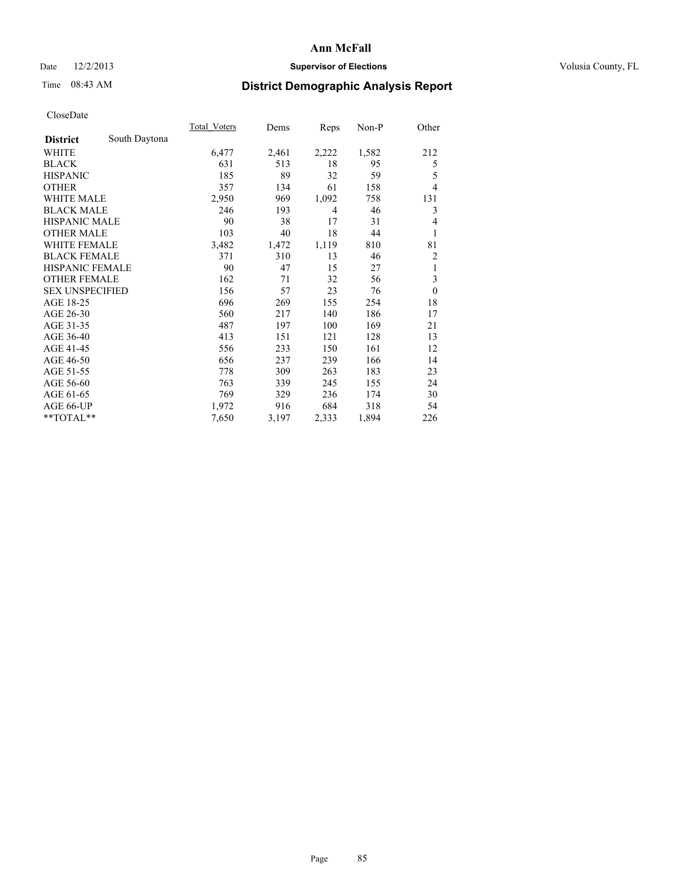# Ann McFall

Date 12/2/2013 **Supervisor of Elections** Volusia County, FL

Time 08:43 AM

## District Demographic Analysis Report

CloseDate

| **District** South Daytona | Total Voters | Dems | Reps | Non-P | Other |
|---|---|---|---|---|---|
| WHITE | 6,477 | 2,461 | 2,222 | 1,582 | 212 |
| BLACK | 631 | 513 | 18 | 95 | 5 |
| HISPANIC | 185 | 89 | 32 | 59 | 5 |
| OTHER | 357 | 134 | 61 | 158 | 4 |
| WHITE MALE | 2,950 | 969 | 1,092 | 758 | 131 |
| BLACK MALE | 246 | 193 | 4 | 46 | 3 |
| HISPANIC MALE | 90 | 38 | 17 | 31 | 4 |
| OTHER MALE | 103 | 40 | 18 | 44 | 1 |
| WHITE FEMALE | 3,482 | 1,472 | 1,119 | 810 | 81 |
| BLACK FEMALE | 371 | 310 | 13 | 46 | 2 |
| HISPANIC FEMALE | 90 | 47 | 15 | 27 | 1 |
| OTHER FEMALE | 162 | 71 | 32 | 56 | 3 |
| SEX UNSPECIFIED | 156 | 57 | 23 | 76 | 0 |
| AGE 18-25 | 696 | 269 | 155 | 254 | 18 |
| AGE 26-30 | 560 | 217 | 140 | 186 | 17 |
| AGE 31-35 | 487 | 197 | 100 | 169 | 21 |
| AGE 36-40 | 413 | 151 | 121 | 128 | 13 |
| AGE 41-45 | 556 | 233 | 150 | 161 | 12 |
| AGE 46-50 | 656 | 237 | 239 | 166 | 14 |
| AGE 51-55 | 778 | 309 | 263 | 183 | 23 |
| AGE 56-60 | 763 | 339 | 245 | 155 | 24 |
| AGE 61-65 | 769 | 329 | 236 | 174 | 30 |
| AGE 66-UP | 1,972 | 916 | 684 | 318 | 54 |
| **TOTAL** | 7,650 | 3,197 | 2,333 | 1,894 | 226 |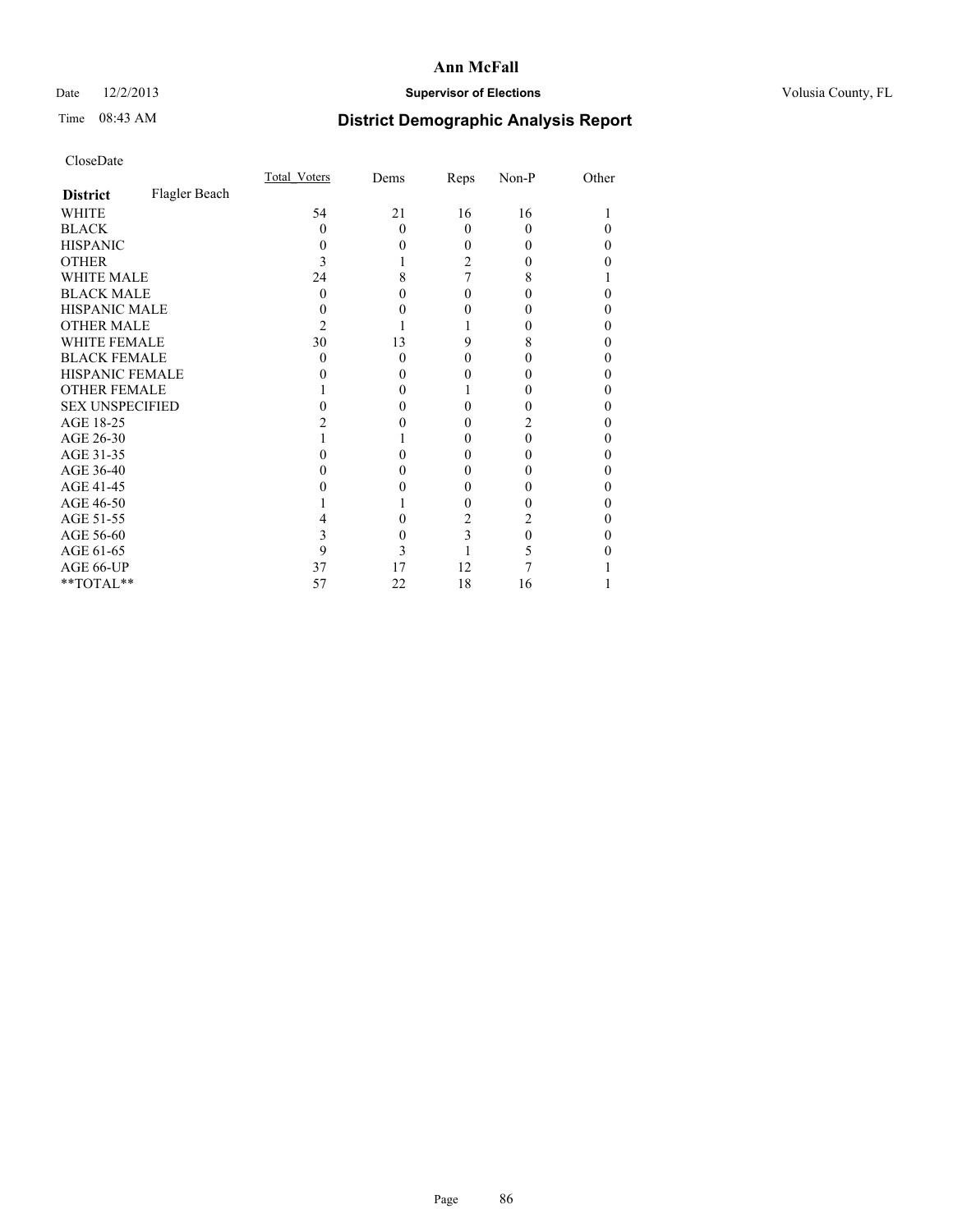**Ann McFall**

Date 12/2/2013 **Supervisor of Elections** Volusia County, FL

Time 08:43 AM **District Demographic Analysis Report**

CloseDate

| **District** Flagler Beach | Total_Voters | Dems | Reps | Non-P | Other |
|---|---|---|---|---|---|
| WHITE | 54 | 21 | 16 | 16 | 1 |
| BLACK | 0 | 0 | 0 | 0 | 0 |
| HISPANIC | 0 | 0 | 0 | 0 | 0 |
| OTHER | 3 | 1 | 2 | 0 | 0 |
| WHITE MALE | 24 | 8 | 7 | 8 | 1 |
| BLACK MALE | 0 | 0 | 0 | 0 | 0 |
| HISPANIC MALE | 0 | 0 | 0 | 0 | 0 |
| OTHER MALE | 2 | 1 | 1 | 0 | 0 |
| WHITE FEMALE | 30 | 13 | 9 | 8 | 0 |
| BLACK FEMALE | 0 | 0 | 0 | 0 | 0 |
| HISPANIC FEMALE | 0 | 0 | 0 | 0 | 0 |
| OTHER FEMALE | 1 | 0 | 1 | 0 | 0 |
| SEX UNSPECIFIED | 0 | 0 | 0 | 0 | 0 |
| AGE 18-25 | 2 | 0 | 0 | 2 | 0 |
| AGE 26-30 | 1 | 1 | 0 | 0 | 0 |
| AGE 31-35 | 0 | 0 | 0 | 0 | 0 |
| AGE 36-40 | 0 | 0 | 0 | 0 | 0 |
| AGE 41-45 | 0 | 0 | 0 | 0 | 0 |
| AGE 46-50 | 1 | 1 | 0 | 0 | 0 |
| AGE 51-55 | 4 | 0 | 2 | 2 | 0 |
| AGE 56-60 | 3 | 0 | 3 | 0 | 0 |
| AGE 61-65 | 9 | 3 | 1 | 5 | 0 |
| AGE 66-UP | 37 | 17 | 12 | 7 | 1 |
| **TOTAL** | 57 | 22 | 18 | 16 | 1 |